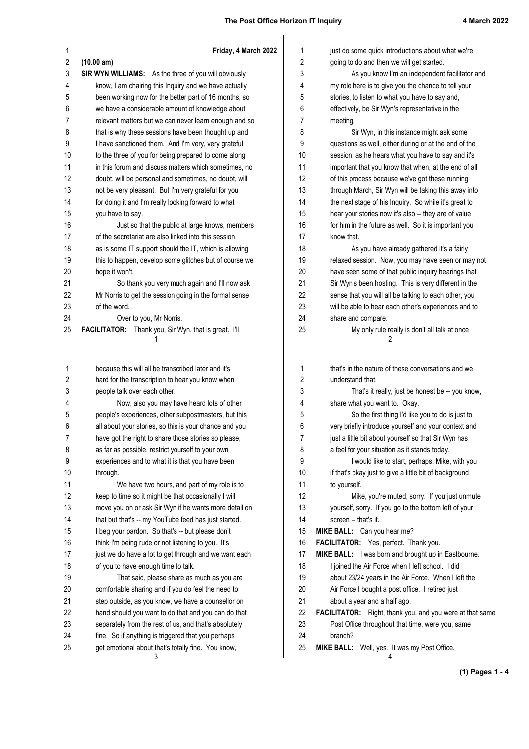Friday, 4 March 2022

(10.00 am)

**SIR WYN WILLIAMS:** As the three of you will obviously know, I am chairing this Inquiry and we have actually been working now for the better part of 16 months, so we have a considerable amount of knowledge about relevant matters but we can never learn enough and so that is why these sessions have been thought up and I have sanctioned them. And I'm very, very grateful to the three of you for being prepared to come along in this forum and discuss matters which sometimes, no doubt, will be personal and sometimes, no doubt, will not be very pleasant. But I'm very grateful for you for doing it and I'm really looking forward to what you have to say.

Just so that the public at large knows, members of the secretariat are also linked into this session as is some IT support should the IT, which is allowing this to happen, develop some glitches but of course we hope it won't.

So thank you very much again and I'll now ask Mr Norris to get the session going in the formal sense of the word.

Over to you, Mr Norris.

**FACILITATOR:** Thank you, Sir Wyn, that is great. I'll just do some quick introductions about what we're going to do and then we will get started.

As you know I'm an independent facilitator and my role here is to give you the chance to tell your stories, to listen to what you have to say and, effectively, be Sir Wyn's representative in the meeting.

Sir Wyn, in this instance might ask some questions as well, either during or at the end of the session, as he hears what you have to say and it's important that you know that, when, at the end of all of this process because we've got these running through March, Sir Wyn will be taking this away into the next stage of his Inquiry. So while it's great to hear your stories now it's also -- they are of value for him in the future as well. So it is important you know that.

As you have already gathered it's a fairly relaxed session. Now, you may have seen or may not have seen some of that public inquiry hearings that Sir Wyn's been hosting. This is very different in the sense that you will all be talking to each other, you will be able to hear each other's experiences and to share and compare.

My only rule really is don't all talk at once because this will all be transcribed later and it's hard for the transcription to hear you know when people talk over each other.

Now, also you may have heard lots of other people's experiences, other subpostmasters, but this all about your stories, so this is your chance and you have got the right to share those stories so please, as far as possible, restrict yourself to your own experiences and to what it is that you have been through.

We have two hours, and part of my role is to keep to time so it might be that occasionally I will move you on or ask Sir Wyn if he wants more detail on that but that's -- my YouTube feed has just started. I beg your pardon. So that's -- but please don't think I'm being rude or not listening to you. It's just we do have a lot to get through and we want each of you to have enough time to talk.

That said, please share as much as you are comfortable sharing and if you do feel the need to step outside, as you know, we have a counsellor on hand should you want to do that and you can do that separately from the rest of us, and that's absolutely fine. So if anything is triggered that you perhaps get emotional about that's totally fine. You know, that's in the nature of these conversations and we understand that.

That's it really, just be honest be -- you know, share what you want to. Okay.

So the first thing I'd like you to do is just to very briefly introduce yourself and your context and just a little bit about yourself so that Sir Wyn has a feel for your situation as it stands today.

I would like to start, perhaps, Mike, with you if that's okay just to give a little bit of background to yourself.

Mike, you're muted, sorry. If you just unmute yourself, sorry. If you go to the bottom left of your screen -- that's it.

**MIKE BALL:** Can you hear me?

**FACILITATOR:** Yes, perfect. Thank you.

**MIKE BALL:** I was born and brought up in Eastbourne. I joined the Air Force when I left school. I did about 23/24 years in the Air Force. When I left the Air Force I bought a post office. I retired just about a year and a half ago.

**FACILITATOR:** Right, thank you, and you were at that same Post Office throughout that time, were you, same branch?

**MIKE BALL:** Well, yes. It was my Post Office.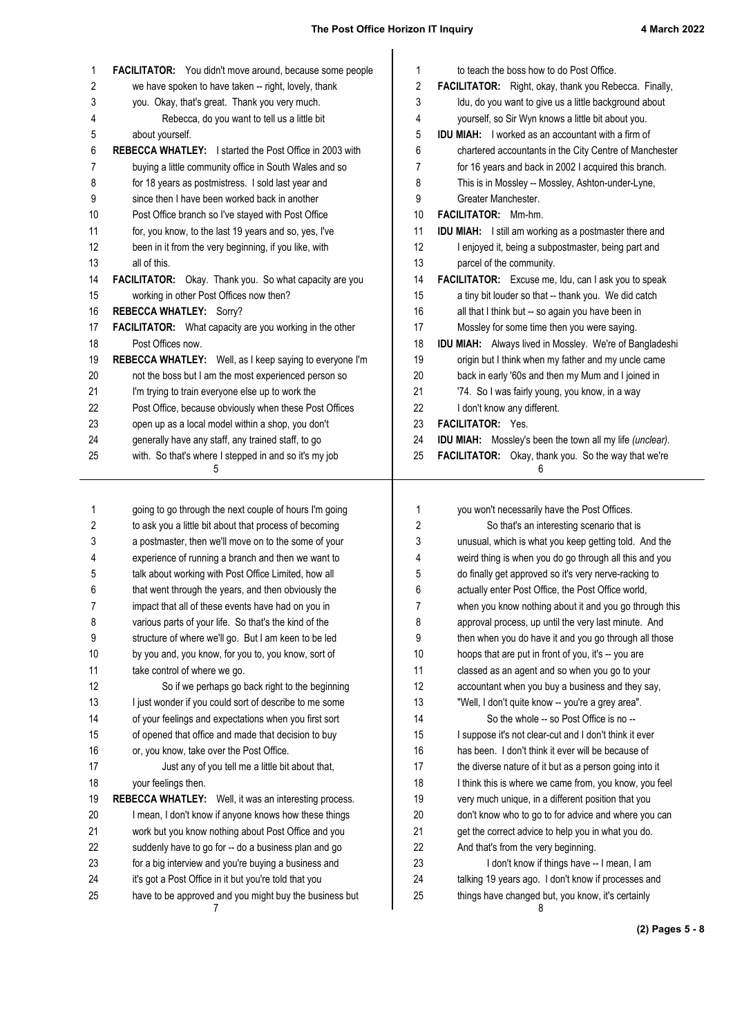**FACILITATOR:** You didn't move around, because some people we have spoken to have taken -- right, lovely, thank you. Okay, that's great. Thank you very much.

Rebecca, do you want to tell us a little bit about yourself.

**REBECCA WHATLEY:** I started the Post Office in 2003 with buying a little community office in South Wales and so for 18 years as postmistress. I sold last year and since then I have been worked back in another Post Office branch so I've stayed with Post Office for, you know, to the last 19 years and so, yes, I've been in it from the very beginning, if you like, with all of this.

**FACILITATOR:** Okay. Thank you. So what capacity are you working in other Post Offices now then?

**REBECCA WHATLEY:** Sorry?

**FACILITATOR:** What capacity are you working in the other Post Offices now.

**REBECCA WHATLEY:** Well, as I keep saying to everyone I'm not the boss but I am the most experienced person so I'm trying to train everyone else up to work the Post Office, because obviously when these Post Offices open up as a local model within a shop, you don't generally have any staff, any trained staff, to go with. So that's where I stepped in and so it's my job to teach the boss how to do Post Office.

**FACILITATOR:** Right, okay, thank you Rebecca. Finally, Idu, do you want to give us a little background about yourself, so Sir Wyn knows a little bit about you.

**IDU MIAH:** I worked as an accountant with a firm of chartered accountants in the City Centre of Manchester for 16 years and back in 2002 I acquired this branch. This is in Mossley -- Mossley, Ashton-under-Lyne, Greater Manchester.

**FACILITATOR:** Mm-hm.

**IDU MIAH:** I still am working as a postmaster there and I enjoyed it, being a subpostmaster, being part and parcel of the community.

**FACILITATOR:** Excuse me, Idu, can I ask you to speak a tiny bit louder so that -- thank you. We did catch all that I think but -- so again you have been in Mossley for some time then you were saying.

**IDU MIAH:** Always lived in Mossley. We're of Bangladeshi origin but I think when my father and my uncle came back in early '60s and then my Mum and I joined in '74. So I was fairly young, you know, in a way I don't know any different.

**FACILITATOR:** Yes.

**IDU MIAH:** Mossley's been the town all my life *(unclear)*.

**FACILITATOR:** Okay, thank you. So the way that we're going to go through the next couple of hours I'm going to ask you a little bit about that process of becoming a postmaster, then we'll move on to the some of your experience of running a branch and then we want to talk about working with Post Office Limited, how all that went through the years, and then obviously the impact that all of these events have had on you in various parts of your life. So that's the kind of the structure of where we'll go. But I am keen to be led by you and, you know, for you to, you know, sort of take control of where we go.

So if we perhaps go back right to the beginning I just wonder if you could sort of describe to me some of your feelings and expectations when you first sort of opened that office and made that decision to buy or, you know, take over the Post Office.

Just any of you tell me a little bit about that, your feelings then.

**REBECCA WHATLEY:** Well, it was an interesting process. I mean, I don't know if anyone knows how these things work but you know nothing about Post Office and you suddenly have to go for -- do a business plan and go for a big interview and you're buying a business and it's got a Post Office in it but you're told that you have to be approved and you might buy the business but you won't necessarily have the Post Offices.

So that's an interesting scenario that is unusual, which is what you keep getting told. And the weird thing is when you do go through all this and you do finally get approved so it's very nerve-racking to actually enter Post Office, the Post Office world, when you know nothing about it and you go through this approval process, up until the very last minute. And then when you do have it and you go through all those hoops that are put in front of you, it's -- you are classed as an agent and so when you go to your accountant when you buy a business and they say, "Well, I don't quite know -- you're a grey area".

So the whole -- so Post Office is no -- I suppose it's not clear-cut and I don't think it ever has been. I don't think it ever will be because of the diverse nature of it but as a person going into it I think this is where we came from, you know, you feel very much unique, in a different position that you don't know who to go to for advice and where you can get the correct advice to help you in what you do. And that's from the very beginning.

I don't know if things have -- I mean, I am talking 19 years ago. I don't know if processes and things have changed but, you know, it's certainly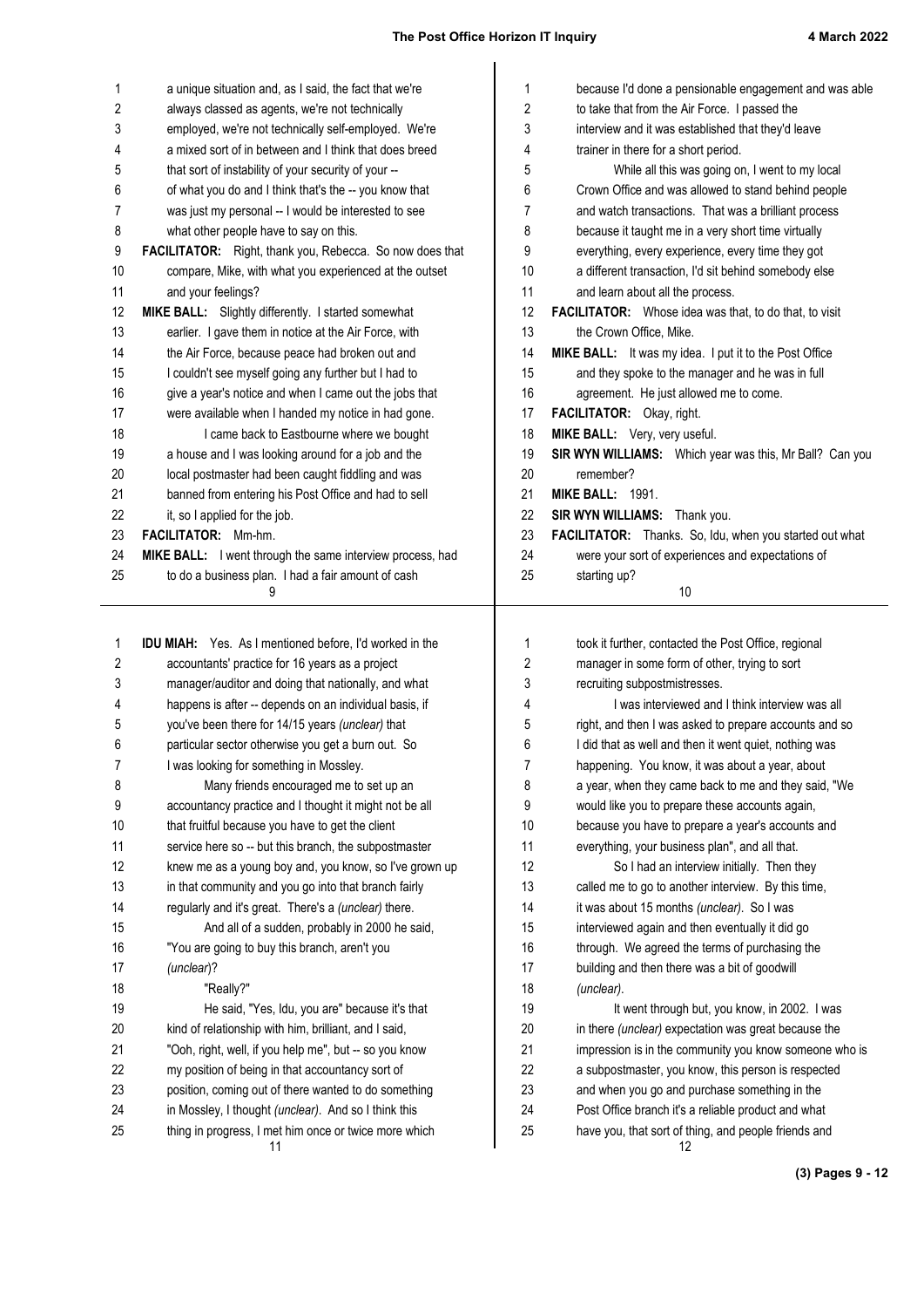a unique situation and, as I said, the fact that we're always classed as agents, we're not technically employed, we're not technically self-employed. We're a mixed sort of in between and I think that does breed that sort of instability of your security of your -- of what you do and I think that's the -- you know that was just my personal -- I would be interested to see what other people have to say on this.

**FACILITATOR:** Right, thank you, Rebecca. So now does that compare, Mike, with what you experienced at the outset and your feelings?

**MIKE BALL:** Slightly differently. I started somewhat earlier. I gave them in notice at the Air Force, with the Air Force, because peace had broken out and I couldn't see myself going any further but I had to give a year's notice and when I came out the jobs that were available when I handed my notice in had gone.

I came back to Eastbourne where we bought a house and I was looking around for a job and the local postmaster had been caught fiddling and was banned from entering his Post Office and had to sell it, so I applied for the job.

**FACILITATOR:** Mm-hm.

**MIKE BALL:** I went through the same interview process, had to do a business plan. I had a fair amount of cash because I'd done a pensionable engagement and was able to take that from the Air Force. I passed the interview and it was established that they'd leave trainer in there for a short period.

While all this was going on, I went to my local Crown Office and was allowed to stand behind people and watch transactions. That was a brilliant process because it taught me in a very short time virtually everything, every experience, every time they got a different transaction, I'd sit behind somebody else and learn about all the process.

**FACILITATOR:** Whose idea was that, to do that, to visit the Crown Office, Mike.

**MIKE BALL:** It was my idea. I put it to the Post Office and they spoke to the manager and he was in full agreement. He just allowed me to come.

**FACILITATOR:** Okay, right.

**MIKE BALL:** Very, very useful.

**SIR WYN WILLIAMS:** Which year was this, Mr Ball? Can you remember?

**MIKE BALL:** 1991.

**SIR WYN WILLIAMS:** Thank you.

**FACILITATOR:** Thanks. So, Idu, when you started out what were your sort of experiences and expectations of starting up?

**IDU MIAH:** Yes. As I mentioned before, I'd worked in the accountants' practice for 16 years as a project manager/auditor and doing that nationally, and what happens is after -- depends on an individual basis, if you've been there for 14/15 years *(unclear)* that particular sector otherwise you get a burn out. So I was looking for something in Mossley.

Many friends encouraged me to set up an accountancy practice and I thought it might not be all that fruitful because you have to get the client service here so -- but this branch, the subpostmaster knew me as a young boy and, you know, so I've grown up in that community and you go into that branch fairly regularly and it's great. There's a *(unclear)* there.

And all of a sudden, probably in 2000 he said, "You are going to buy this branch, aren't you *(unclear)*?

"Really?"

He said, "Yes, Idu, you are" because it's that kind of relationship with him, brilliant, and I said, "Ooh, right, well, if you help me", but -- so you know my position of being in that accountancy sort of position, coming out of there wanted to do something in Mossley, I thought *(unclear)*. And so I think this thing in progress, I met him once or twice more which took it further, contacted the Post Office, regional manager in some form of other, trying to sort recruiting subpostmistresses.

I was interviewed and I think interview was all right, and then I was asked to prepare accounts and so I did that as well and then it went quiet, nothing was happening. You know, it was about a year, about a year, when they came back to me and they said, "We would like you to prepare these accounts again, because you have to prepare a year's accounts and everything, your business plan", and all that.

So I had an interview initially. Then they called me to go to another interview. By this time, it was about 15 months *(unclear)*. So I was interviewed again and then eventually it did go through. We agreed the terms of purchasing the building and then there was a bit of goodwill *(unclear)*.

It went through but, you know, in 2002. I was in there *(unclear)* expectation was great because the impression is in the community you know someone who is a subpostmaster, you know, this person is respected and when you go and purchase something in the Post Office branch it's a reliable product and what have you, that sort of thing, and people friends and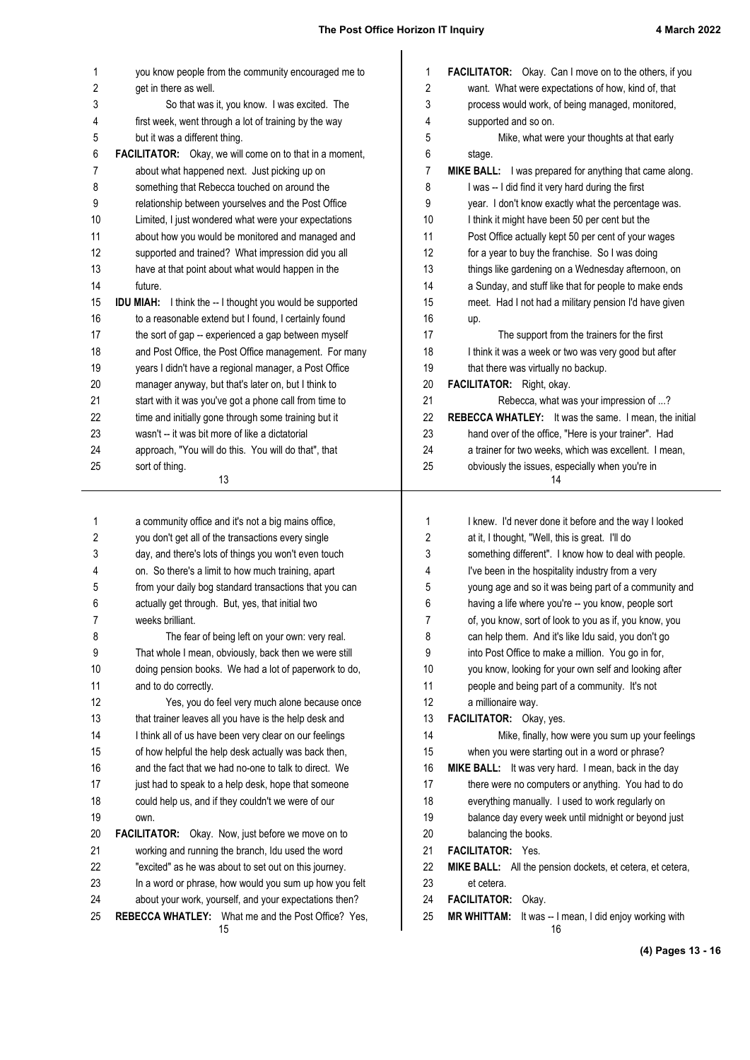you know people from the community encouraged me to get in there as well.

So that was it, you know. I was excited. The first week, went through a lot of training by the way but it was a different thing.

**FACILITATOR:** Okay, we will come on to that in a moment, about what happened next. Just picking up on something that Rebecca touched on around the relationship between yourselves and the Post Office Limited, I just wondered what were your expectations about how you would be monitored and managed and supported and trained? What impression did you all have at that point about what would happen in the future.

**IDU MIAH:** I think the -- I thought you would be supported to a reasonable extend but I found, I certainly found the sort of gap -- experienced a gap between myself and Post Office, the Post Office management. For many years I didn't have a regional manager, a Post Office manager anyway, but that's later on, but I think to start with it was you've got a phone call from time to time and initially gone through some training but it wasn't -- it was bit more of like a dictatorial approach, "You will do this. You will do that", that sort of thing.

**FACILITATOR:** Okay. Can I move on to the others, if you want. What were expectations of how, kind of, that process would work, of being managed, monitored, supported and so on.

Mike, what were your thoughts at that early stage.

**MIKE BALL:** I was prepared for anything that came along. I was -- I did find it very hard during the first year. I don't know exactly what the percentage was. I think it might have been 50 per cent but the Post Office actually kept 50 per cent of your wages for a year to buy the franchise. So I was doing things like gardening on a Wednesday afternoon, on a Sunday, and stuff like that for people to make ends meet. Had I not had a military pension I'd have given up.

The support from the trainers for the first I think it was a week or two was very good but after that there was virtually no backup.

**FACILITATOR:** Right, okay.

Rebecca, what was your impression of ...?

**REBECCA WHATLEY:** It was the same. I mean, the initial hand over of the office, "Here is your trainer". Had a trainer for two weeks, which was excellent. I mean, obviously the issues, especially when you're in a community office and it's not a big mains office, you don't get all of the transactions every single day, and there's lots of things you won't even touch on. So there's a limit to how much training, apart from your daily bog standard transactions that you can actually get through. But, yes, that initial two weeks brilliant.

The fear of being left on your own: very real. That whole I mean, obviously, back then we were still doing pension books. We had a lot of paperwork to do, and to do correctly.

Yes, you do feel very much alone because once that trainer leaves all you have is the help desk and I think all of us have been very clear on our feelings of how helpful the help desk actually was back then, and the fact that we had no-one to talk to direct. We just had to speak to a help desk, hope that someone could help us, and if they couldn't we were of our own.

**FACILITATOR:** Okay. Now, just before we move on to working and running the branch, Idu used the word "excited" as he was about to set out on this journey. In a word or phrase, how would you sum up how you felt about your work, yourself, and your expectations then?

**REBECCA WHATLEY:** What me and the Post Office? Yes, I knew. I'd never done it before and the way I looked at it, I thought, "Well, this is great. I'll do something different". I know how to deal with people. I've been in the hospitality industry from a very young age and so it was being part of a community and having a life where you're -- you know, people sort of, you know, sort of look to you as if, you know, you can help them. And it's like Idu said, you don't go into Post Office to make a million. You go in for, you know, looking for your own self and looking after people and being part of a community. It's not a millionaire way.

**FACILITATOR:** Okay, yes.

Mike, finally, how were you sum up your feelings when you were starting out in a word or phrase?

**MIKE BALL:** It was very hard. I mean, back in the day there were no computers or anything. You had to do everything manually. I used to work regularly on balance day every week until midnight or beyond just balancing the books.

**FACILITATOR:** Yes.

**MIKE BALL:** All the pension dockets, et cetera, et cetera, et cetera.

**FACILITATOR:** Okay.

**MR WHITTAM:** It was -- I mean, I did enjoy working with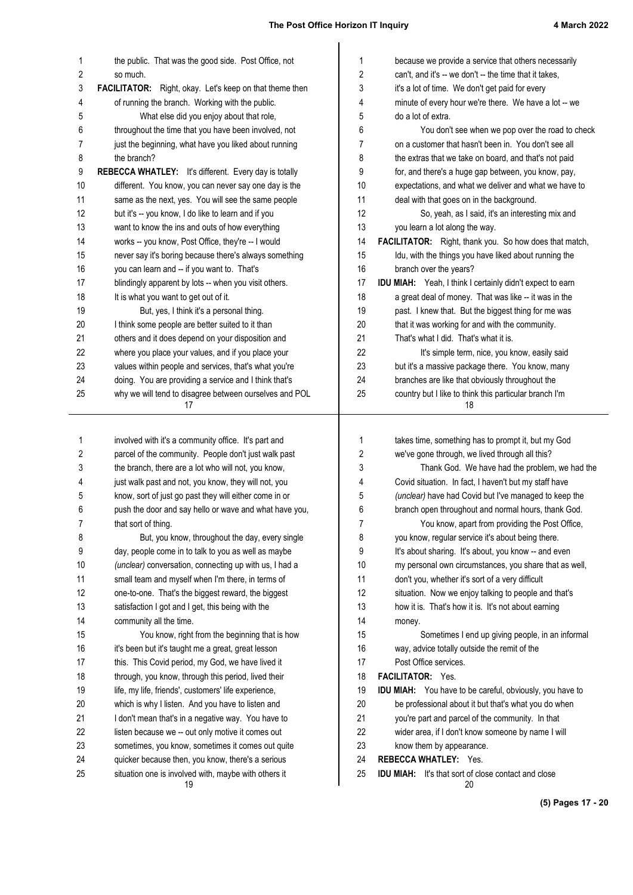the public. That was the good side. Post Office, not so much.

**FACILITATOR:** Right, okay. Let's keep on that theme then of running the branch. Working with the public.

What else did you enjoy about that role, throughout the time that you have been involved, not just the beginning, what have you liked about running the branch?

**REBECCA WHATLEY:** It's different. Every day is totally different. You know, you can never say one day is the same as the next, yes. You will see the same people but it's -- you know, I do like to learn and if you want to know the ins and outs of how everything works -- you know, Post Office, they're -- I would never say it's boring because there's always something you can learn and -- if you want to. That's blindingly apparent by lots -- when you visit others. It is what you want to get out of it.

But, yes, I think it's a personal thing. I think some people are better suited to it than others and it does depend on your disposition and where you place your values, and if you place your values within people and services, that's what you're doing. You are providing a service and I think that's why we will tend to disagree between ourselves and POL because we provide a service that others necessarily can't, and it's -- we don't -- the time that it takes, it's a lot of time. We don't get paid for every minute of every hour we're there. We have a lot -- we do a lot of extra.

You don't see when we pop over the road to check on a customer that hasn't been in. You don't see all the extras that we take on board, and that's not paid for, and there's a huge gap between, you know, pay, expectations, and what we deliver and what we have to deal with that goes on in the background.

So, yeah, as I said, it's an interesting mix and you learn a lot along the way.

**FACILITATOR:** Right, thank you. So how does that match, Idu, with the things you have liked about running the branch over the years?

**IDU MIAH:** Yeah, I think I certainly didn't expect to earn a great deal of money. That was like -- it was in the past. I knew that. But the biggest thing for me was that it was working for and with the community. That's what I did. That's what it is.

It's simple term, nice, you know, easily said but it's a massive package there. You know, many branches are like that obviously throughout the country but I like to think this particular branch I'm involved with it's a community office. It's part and parcel of the community. People don't just walk past the branch, there are a lot who will not, you know, just walk past and not, you know, they will not, you know, sort of just go past they will either come in or push the door and say hello or wave and what have you, that sort of thing.

But, you know, throughout the day, every single day, people come in to talk to you as well as maybe *(unclear)* conversation, connecting up with us, I had a small team and myself when I'm there, in terms of one-to-one. That's the biggest reward, the biggest satisfaction I got and I get, this being with the community all the time.

You know, right from the beginning that is how it's been but it's taught me a great, great lesson this. This Covid period, my God, we have lived it through, you know, through this period, lived their life, my life, friends', customers' life experience, which is why I listen. And you have to listen and I don't mean that's in a negative way. You have to listen because we -- out only motive it comes out sometimes, you know, sometimes it comes out quite quicker because then, you know, there's a serious situation one is involved with, maybe with others it takes time, something has to prompt it, but my God we've gone through, we lived through all this?

Thank God. We have had the problem, we had the Covid situation. In fact, I haven't but my staff have *(unclear)* have had Covid but I've managed to keep the branch open throughout and normal hours, thank God.

You know, apart from providing the Post Office, you know, regular service it's about being there. It's about sharing. It's about, you know -- and even my personal own circumstances, you share that as well, don't you, whether it's sort of a very difficult situation. Now we enjoy talking to people and that's how it is. That's how it is. It's not about earning money.

Sometimes I end up giving people, in an informal way, advice totally outside the remit of the Post Office services.

**FACILITATOR:** Yes.

**IDU MIAH:** You have to be careful, obviously, you have to be professional about it but that's what you do when you're part and parcel of the community. In that wider area, if I don't know someone by name I will know them by appearance.

**REBECCA WHATLEY:** Yes.

**IDU MIAH:** It's that sort of close contact and close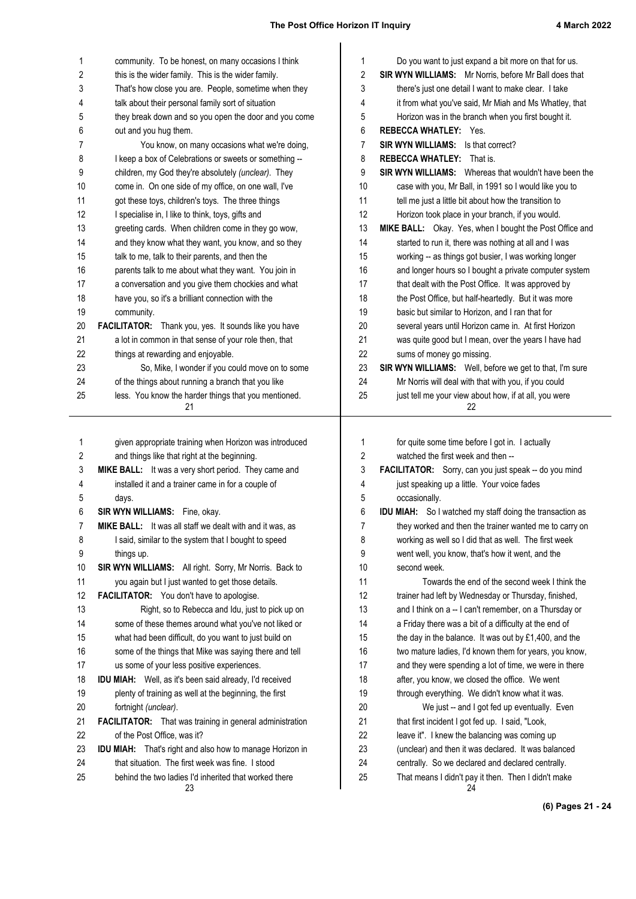community. To be honest, on many occasions I think this is the wider family. This is the wider family. That's how close you are. People, sometime when they talk about their personal family sort of situation they break down and so you open the door and you come out and you hug them.

You know, on many occasions what we're doing, I keep a box of Celebrations or sweets or something -- children, my God they're absolutely *(unclear)*. They come in. On one side of my office, on one wall, I've got these toys, children's toys. The three things I specialise in, I like to think, toys, gifts and greeting cards. When children come in they go wow, and they know what they want, you know, and so they talk to me, talk to their parents, and then the parents talk to me about what they want. You join in a conversation and you give them chockies and what have you, so it's a brilliant connection with the community.

**FACILITATOR:** Thank you, yes. It sounds like you have a lot in common in that sense of your role then, that things at rewarding and enjoyable.

So, Mike, I wonder if you could move on to some of the things about running a branch that you like less. You know the harder things that you mentioned. Do you want to just expand a bit more on that for us.

**SIR WYN WILLIAMS:** Mr Norris, before Mr Ball does that there's just one detail I want to make clear. I take it from what you've said, Mr Miah and Ms Whatley, that Horizon was in the branch when you first bought it.

**REBECCA WHATLEY:** Yes.

**SIR WYN WILLIAMS:** Is that correct?

**REBECCA WHATLEY:** That is.

**SIR WYN WILLIAMS:** Whereas that wouldn't have been the case with you, Mr Ball, in 1991 so I would like you to tell me just a little bit about how the transition to Horizon took place in your branch, if you would.

**MIKE BALL:** Okay. Yes, when I bought the Post Office and started to run it, there was nothing at all and I was working -- as things got busier, I was working longer and longer hours so I bought a private computer system that dealt with the Post Office. It was approved by the Post Office, but half-heartedly. But it was more basic but similar to Horizon, and I ran that for several years until Horizon came in. At first Horizon was quite good but I mean, over the years I have had sums of money go missing.

**SIR WYN WILLIAMS:** Well, before we get to that, I'm sure Mr Norris will deal with that with you, if you could just tell me your view about how, if at all, you were given appropriate training when Horizon was introduced and things like that right at the beginning.

**MIKE BALL:** It was a very short period. They came and installed it and a trainer came in for a couple of days.

**SIR WYN WILLIAMS:** Fine, okay.

**MIKE BALL:** It was all staff we dealt with and it was, as I said, similar to the system that I bought to speed things up.

**SIR WYN WILLIAMS:** All right. Sorry, Mr Norris. Back to you again but I just wanted to get those details.

**FACILITATOR:** You don't have to apologise.

Right, so to Rebecca and Idu, just to pick up on some of these themes around what you've not liked or what had been difficult, do you want to just build on some of the things that Mike was saying there and tell us some of your less positive experiences.

**IDU MIAH:** Well, as it's been said already, I'd received plenty of training as well at the beginning, the first fortnight *(unclear)*.

**FACILITATOR:** That was training in general administration of the Post Office, was it?

**IDU MIAH:** That's right and also how to manage Horizon in that situation. The first week was fine. I stood behind the two ladies I'd inherited that worked there for quite some time before I got in. I actually watched the first week and then --

**FACILITATOR:** Sorry, can you just speak -- do you mind just speaking up a little. Your voice fades occasionally.

**IDU MIAH:** So I watched my staff doing the transaction as they worked and then the trainer wanted me to carry on working as well so I did that as well. The first week went well, you know, that's how it went, and the second week.

Towards the end of the second week I think the trainer had left by Wednesday or Thursday, finished, and I think on a -- I can't remember, on a Thursday or a Friday there was a bit of a difficulty at the end of the day in the balance. It was out by £1,400, and the two mature ladies, I'd known them for years, you know, and they were spending a lot of time, we were in there after, you know, we closed the office. We went through everything. We didn't know what it was.

We just -- and I got fed up eventually. Even that first incident I got fed up. I said, "Look, leave it". I knew the balancing was coming up (unclear) and then it was declared. It was balanced centrally. So we declared and declared centrally. That means I didn't pay it then. Then I didn't make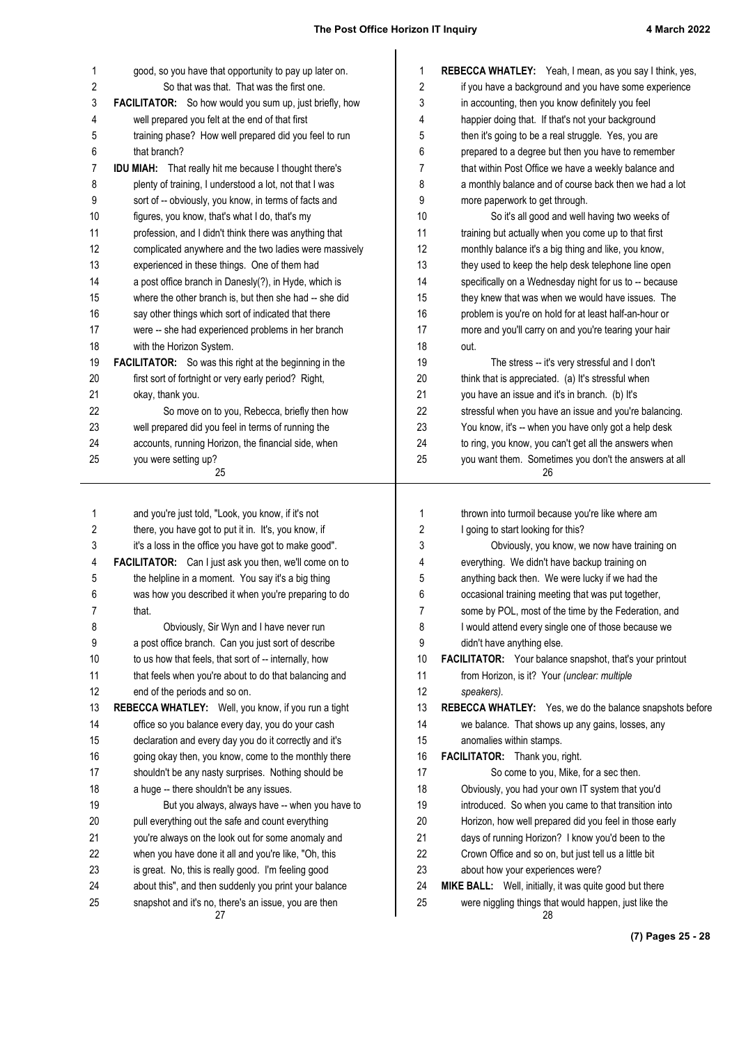good, so you have that opportunity to pay up later on.

So that was that. That was the first one.

**FACILITATOR:** So how would you sum up, just briefly, how well prepared you felt at the end of that first training phase? How well prepared did you feel to run that branch?

**IDU MIAH:** That really hit me because I thought there's plenty of training, I understood a lot, not that I was sort of -- obviously, you know, in terms of facts and figures, you know, that's what I do, that's my profession, and I didn't think there was anything that complicated anywhere and the two ladies were massively experienced in these things. One of them had a post office branch in Danesly(?), in Hyde, which is where the other branch is, but then she had -- she did say other things which sort of indicated that there were -- she had experienced problems in her branch with the Horizon System.

**FACILITATOR:** So was this right at the beginning in the first sort of fortnight or very early period? Right, okay, thank you.

So move on to you, Rebecca, briefly then how well prepared did you feel in terms of running the accounts, running Horizon, the financial side, when you were setting up?

**REBECCA WHATLEY:** Yeah, I mean, as you say I think, yes, if you have a background and you have some experience in accounting, then you know definitely you feel happier doing that. If that's not your background then it's going to be a real struggle. Yes, you are prepared to a degree but then you have to remember that within Post Office we have a weekly balance and a monthly balance and of course back then we had a lot more paperwork to get through.

So it's all good and well having two weeks of training but actually when you come up to that first monthly balance it's a big thing and like, you know, they used to keep the help desk telephone line open specifically on a Wednesday night for us to -- because they knew that was when we would have issues. The problem is you're on hold for at least half-an-hour or more and you'll carry on and you're tearing your hair out.

The stress -- it's very stressful and I don't think that is appreciated. (a) It's stressful when you have an issue and it's in branch. (b) It's stressful when you have an issue and you're balancing. You know, it's -- when you have only got a help desk to ring, you know, you can't get all the answers when you want them. Sometimes you don't the answers at all and you're just told, "Look, you know, if it's not there, you have got to put it in. It's, you know, if it's a loss in the office you have got to make good".

**FACILITATOR:** Can I just ask you then, we'll come on to the helpline in a moment. You say it's a big thing was how you described it when you're preparing to do that.

Obviously, Sir Wyn and I have never run a post office branch. Can you just sort of describe to us how that feels, that sort of -- internally, how that feels when you're about to do that balancing and end of the periods and so on.

**REBECCA WHATLEY:** Well, you know, if you run a tight office so you balance every day, you do your cash declaration and every day you do it correctly and it's going okay then, you know, come to the monthly there shouldn't be any nasty surprises. Nothing should be a huge -- there shouldn't be any issues.

But you always, always have -- when you have to pull everything out the safe and count everything you're always on the look out for some anomaly and when you have done it all and you're like, "Oh, this is great. No, this is really good. I'm feeling good about this", and then suddenly you print your balance snapshot and it's no, there's an issue, you are then thrown into turmoil because you're like where am I going to start looking for this?

Obviously, you know, we now have training on everything. We didn't have backup training on anything back then. We were lucky if we had the occasional training meeting that was put together, some by POL, most of the time by the Federation, and I would attend every single one of those because we didn't have anything else.

**FACILITATOR:** Your balance snapshot, that's your printout from Horizon, is it? Your *(unclear: multiple speakers)*.

**REBECCA WHATLEY:** Yes, we do the balance snapshots before we balance. That shows up any gains, losses, any anomalies within stamps.

**FACILITATOR:** Thank you, right.

So come to you, Mike, for a sec then. Obviously, you had your own IT system that you'd introduced. So when you came to that transition into Horizon, how well prepared did you feel in those early days of running Horizon? I know you'd been to the Crown Office and so on, but just tell us a little bit about how your experiences were?

**MIKE BALL:** Well, initially, it was quite good but there were niggling things that would happen, just like the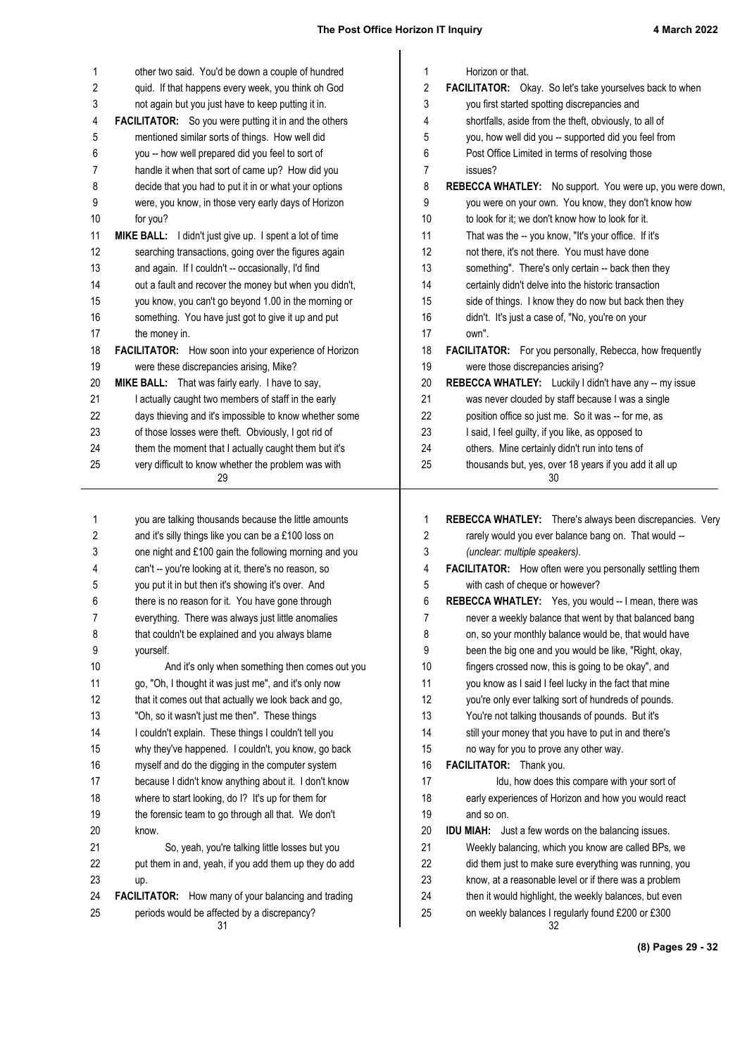other two said. You'd be down a couple of hundred quid. If that happens every week, you think oh God not again but you just have to keep putting it in.

**FACILITATOR:** So you were putting it in and the others mentioned similar sorts of things. How well did you -- how well prepared did you feel to sort of handle it when that sort of came up? How did you decide that you had to put it in or what your options were, you know, in those very early days of Horizon for you?

**MIKE BALL:** I didn't just give up. I spent a lot of time searching transactions, going over the figures again and again. If I couldn't -- occasionally, I'd find out a fault and recover the money but when you didn't, you know, you can't go beyond 1.00 in the morning or something. You have just got to give it up and put the money in.

**FACILITATOR:** How soon into your experience of Horizon were these discrepancies arising, Mike?

**MIKE BALL:** That was fairly early. I have to say, I actually caught two members of staff in the early days thieving and it's impossible to know whether some of those losses were theft. Obviously, I got rid of them the moment that I actually caught them but it's very difficult to know whether the problem was with Horizon or that.

**FACILITATOR:** Okay. So let's take yourselves back to when you first started spotting discrepancies and shortfalls, aside from the theft, obviously, to all of you, how well did you -- supported did you feel from Post Office Limited in terms of resolving those issues?

**REBECCA WHATLEY:** No support. You were up, you were down, you were on your own. You know, they don't know how to look for it; we don't know how to look for it. That was the -- you know, "It's your office. If it's not there, it's not there. You must have done something". There's only certain -- back then they certainly didn't delve into the historic transaction side of things. I know they do now but back then they didn't. It's just a case of, "No, you're on your own".

**FACILITATOR:** For you personally, Rebecca, how frequently were those discrepancies arising?

**REBECCA WHATLEY:** Luckily I didn't have any -- my issue was never clouded by staff because I was a single position office so just me. So it was -- for me, as I said, I feel guilty, if you like, as opposed to others. Mine certainly didn't run into tens of thousands but, yes, over 18 years if you add it all up you are talking thousands because the little amounts and it's silly things like you can be a £100 loss on one night and £100 gain the following morning and you can't -- you're looking at it, there's no reason, so you put it in but then it's showing it's over. And there is no reason for it. You have gone through everything. There was always just little anomalies that couldn't be explained and you always blame yourself.

And it's only when something then comes out you go, "Oh, I thought it was just me", and it's only now that it comes out that actually we look back and go, "Oh, so it wasn't just me then". These things I couldn't explain. These things I couldn't tell you why they've happened. I couldn't, you know, go back myself and do the digging in the computer system because I didn't know anything about it. I don't know where to start looking, do I? It's up for them for the forensic team to go through all that. We don't know.

So, yeah, you're talking little losses but you put them in and, yeah, if you add them up they do add up.

**FACILITATOR:** How many of your balancing and trading periods would be affected by a discrepancy?

**REBECCA WHATLEY:** There's always been discrepancies. Very rarely would you ever balance bang on. That would -- *(unclear: multiple speakers)*.

**FACILITATOR:** How often were you personally settling them with cash of cheque or however?

**REBECCA WHATLEY:** Yes, you would -- I mean, there was never a weekly balance that went by that balanced bang on, so your monthly balance would be, that would have been the big one and you would be like, "Right, okay, fingers crossed now, this is going to be okay", and you know as I said I feel lucky in the fact that mine you're only ever talking sort of hundreds of pounds. You're not talking thousands of pounds. But it's still your money that you have to put in and there's no way for you to prove any other way.

**FACILITATOR:** Thank you.

Idu, how does this compare with your sort of early experiences of Horizon and how you would react and so on.

**IDU MIAH:** Just a few words on the balancing issues. Weekly balancing, which you know are called BPs, we did them just to make sure everything was running, you know, at a reasonable level or if there was a problem then it would highlight, the weekly balances, but even on weekly balances I regularly found £200 or £300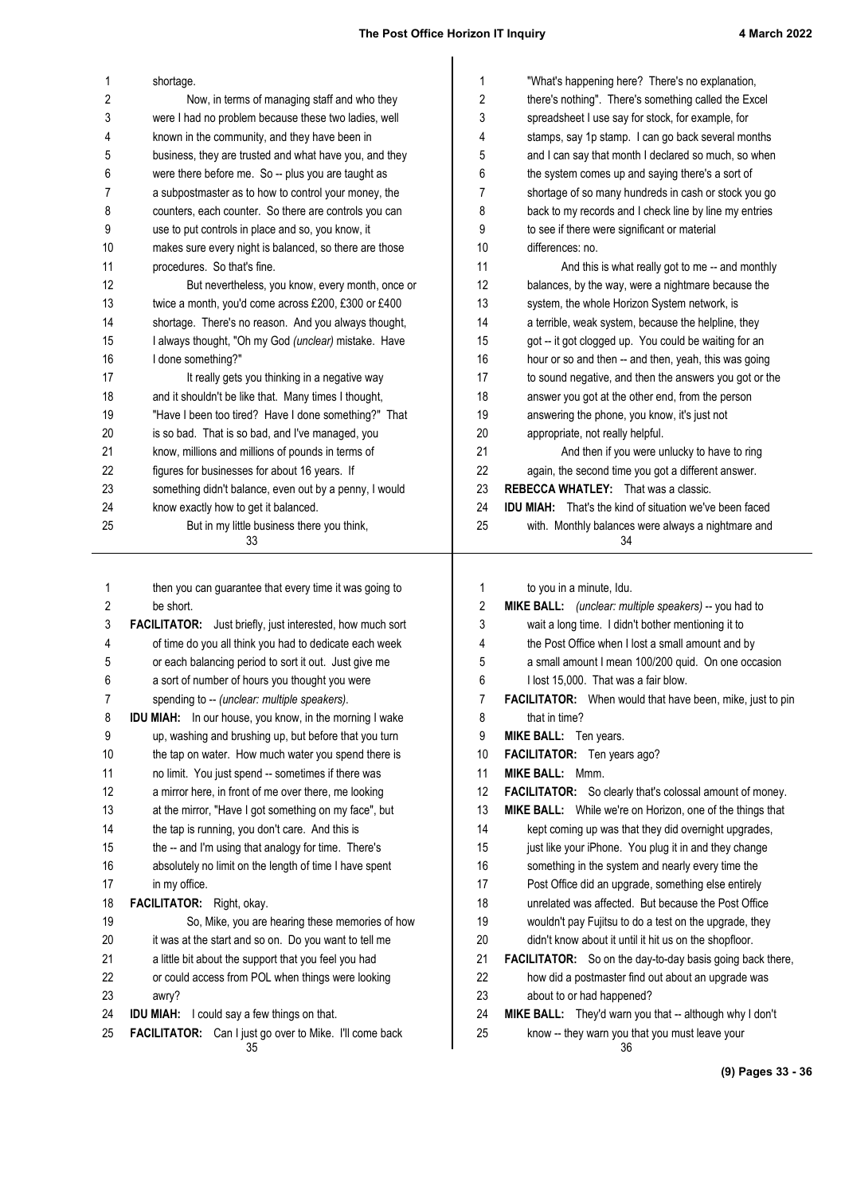shortage.

Now, in terms of managing staff and who they were I had no problem because these two ladies, well known in the community, and they have been in business, they are trusted and what have you, and they were there before me. So -- plus you are taught as a subpostmaster as to how to control your money, the counters, each counter. So there are controls you can use to put controls in place and so, you know, it makes sure every night is balanced, so there are those procedures. So that's fine.

But nevertheless, you know, every month, once or twice a month, you'd come across £200, £300 or £400 shortage. There's no reason. And you always thought, I always thought, "Oh my God *(unclear)* mistake. Have I done something?"

It really gets you thinking in a negative way and it shouldn't be like that. Many times I thought, "Have I been too tired? Have I done something?" That is so bad. That is so bad, and I've managed, you know, millions and millions of pounds in terms of figures for businesses for about 16 years. If something didn't balance, even out by a penny, I would know exactly how to get it balanced.

But in my little business there you think, "What's happening here? There's no explanation, there's nothing". There's something called the Excel spreadsheet I use say for stock, for example, for stamps, say 1p stamp. I can go back several months and I can say that month I declared so much, so when the system comes up and saying there's a sort of shortage of so many hundreds in cash or stock you go back to my records and I check line by line my entries to see if there were significant or material differences: no.

And this is what really got to me -- and monthly balances, by the way, were a nightmare because the system, the whole Horizon System network, is a terrible, weak system, because the helpline, they got -- it got clogged up. You could be waiting for an hour or so and then -- and then, yeah, this was going to sound negative, and then the answers you got or the answer you got at the other end, from the person answering the phone, you know, it's just not appropriate, not really helpful.

And then if you were unlucky to have to ring again, the second time you got a different answer.

**REBECCA WHATLEY:** That was a classic.

**IDU MIAH:** That's the kind of situation we've been faced with. Monthly balances were always a nightmare and then you can guarantee that every time it was going to be short.

**FACILITATOR:** Just briefly, just interested, how much sort of time do you all think you had to dedicate each week or each balancing period to sort it out. Just give me a sort of number of hours you thought you were spending to -- *(unclear: multiple speakers)*.

**IDU MIAH:** In our house, you know, in the morning I wake up, washing and brushing up, but before that you turn the tap on water. How much water you spend there is no limit. You just spend -- sometimes if there was a mirror here, in front of me over there, me looking at the mirror, "Have I got something on my face", but the tap is running, you don't care. And this is the -- and I'm using that analogy for time. There's absolutely no limit on the length of time I have spent in my office.

**FACILITATOR:** Right, okay.

So, Mike, you are hearing these memories of how it was at the start and so on. Do you want to tell me a little bit about the support that you feel you had or could access from POL when things were looking awry?

**IDU MIAH:** I could say a few things on that.

**FACILITATOR:** Can I just go over to Mike. I'll come back to you in a minute, Idu.

**MIKE BALL:** *(unclear: multiple speakers)* -- you had to wait a long time. I didn't bother mentioning it to the Post Office when I lost a small amount and by a small amount I mean 100/200 quid. On one occasion I lost 15,000. That was a fair blow.

**FACILITATOR:** When would that have been, mike, just to pin that in time?

**MIKE BALL:** Ten years.

**FACILITATOR:** Ten years ago?

**MIKE BALL:** Mmm.

**FACILITATOR:** So clearly that's colossal amount of money.

**MIKE BALL:** While we're on Horizon, one of the things that kept coming up was that they did overnight upgrades, just like your iPhone. You plug it in and they change something in the system and nearly every time the Post Office did an upgrade, something else entirely unrelated was affected. But because the Post Office wouldn't pay Fujitsu to do a test on the upgrade, they didn't know about it until it hit us on the shopfloor.

**FACILITATOR:** So on the day-to-day basis going back there, how did a postmaster find out about an upgrade was about to or had happened?

**MIKE BALL:** They'd warn you that -- although why I don't know -- they warn you that you must leave your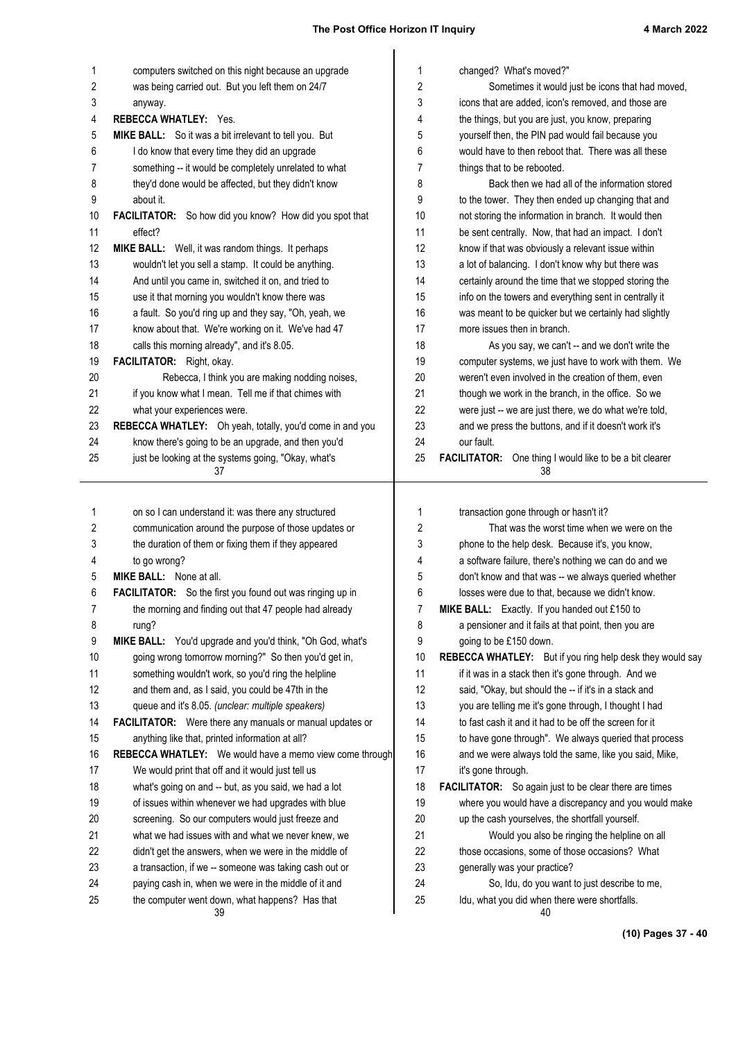computers switched on this night because an upgrade was being carried out. But you left them on 24/7 anyway.

**REBECCA WHATLEY:** Yes.

**MIKE BALL:** So it was a bit irrelevant to tell you. But I do know that every time they did an upgrade something -- it would be completely unrelated to what they'd done would be affected, but they didn't know about it.

**FACILITATOR:** So how did you know? How did you spot that effect?

**MIKE BALL:** Well, it was random things. It perhaps wouldn't let you sell a stamp. It could be anything. And until you came in, switched it on, and tried to use it that morning you wouldn't know there was a fault. So you'd ring up and they say, "Oh, yeah, we know about that. We're working on it. We've had 47 calls this morning already", and it's 8.05.

**FACILITATOR:** Right, okay.

Rebecca, I think you are making nodding noises, if you know what I mean. Tell me if that chimes with what your experiences were.

**REBECCA WHATLEY:** Oh yeah, totally, you'd come in and you know there's going to be an upgrade, and then you'd just be looking at the systems going, "Okay, what's changed? What's moved?"

Sometimes it would just be icons that had moved, icons that are added, icon's removed, and those are the things, but you are just, you know, preparing yourself then, the PIN pad would fail because you would have to then reboot that. There was all these things that to be rebooted.

Back then we had all of the information stored to the tower. They then ended up changing that and not storing the information in branch. It would then be sent centrally. Now, that had an impact. I don't know if that was obviously a relevant issue within a lot of balancing. I don't know why but there was certainly around the time that we stopped storing the info on the towers and everything sent in centrally it was meant to be quicker but we certainly had slightly more issues then in branch.

As you say, we can't -- and we don't write the computer systems, we just have to work with them. We weren't even involved in the creation of them, even though we work in the branch, in the office. So we were just -- we are just there, we do what we're told, and we press the buttons, and if it doesn't work it's our fault.

**FACILITATOR:** One thing I would like to be a bit clearer on so I can understand it: was there any structured communication around the purpose of those updates or the duration of them or fixing them if they appeared to go wrong?

**MIKE BALL:** None at all.

**FACILITATOR:** So the first you found out was ringing up in the morning and finding out that 47 people had already rung?

**MIKE BALL:** You'd upgrade and you'd think, "Oh God, what's going wrong tomorrow morning?" So then you'd get in, something wouldn't work, so you'd ring the helpline and them and, as I said, you could be 47th in the queue and it's 8.05. *(unclear: multiple speakers)*

**FACILITATOR:** Were there any manuals or manual updates or anything like that, printed information at all?

**REBECCA WHATLEY:** We would have a memo view come through. We would print that off and it would just tell us what's going on and -- but, as you said, we had a lot of issues within whenever we had upgrades with blue screening. So our computers would just freeze and what we had issues with and what we never knew, we didn't get the answers, when we were in the middle of a transaction, if we -- someone was taking cash out or paying cash in, when we were in the middle of it and the computer went down, what happens? Has that transaction gone through or hasn't it?

That was the worst time when we were on the phone to the help desk. Because it's, you know, a software failure, there's nothing we can do and we don't know and that was -- we always queried whether losses were due to that, because we didn't know.

**MIKE BALL:** Exactly. If you handed out £150 to a pensioner and it fails at that point, then you are going to be £150 down.

**REBECCA WHATLEY:** But if you ring help desk they would say if it was in a stack then it's gone through. And we said, "Okay, but should the -- if it's in a stack and you are telling me it's gone through, I thought I had to fast cash it and it had to be off the screen for it to have gone through". We always queried that process and we were always told the same, like you said, Mike, it's gone through.

**FACILITATOR:** So again just to be clear there are times where you would have a discrepancy and you would make up the cash yourselves, the shortfall yourself.

Would you also be ringing the helpline on all those occasions, some of those occasions? What generally was your practice?

So, Idu, do you want to just describe to me, Idu, what you did when there were shortfalls.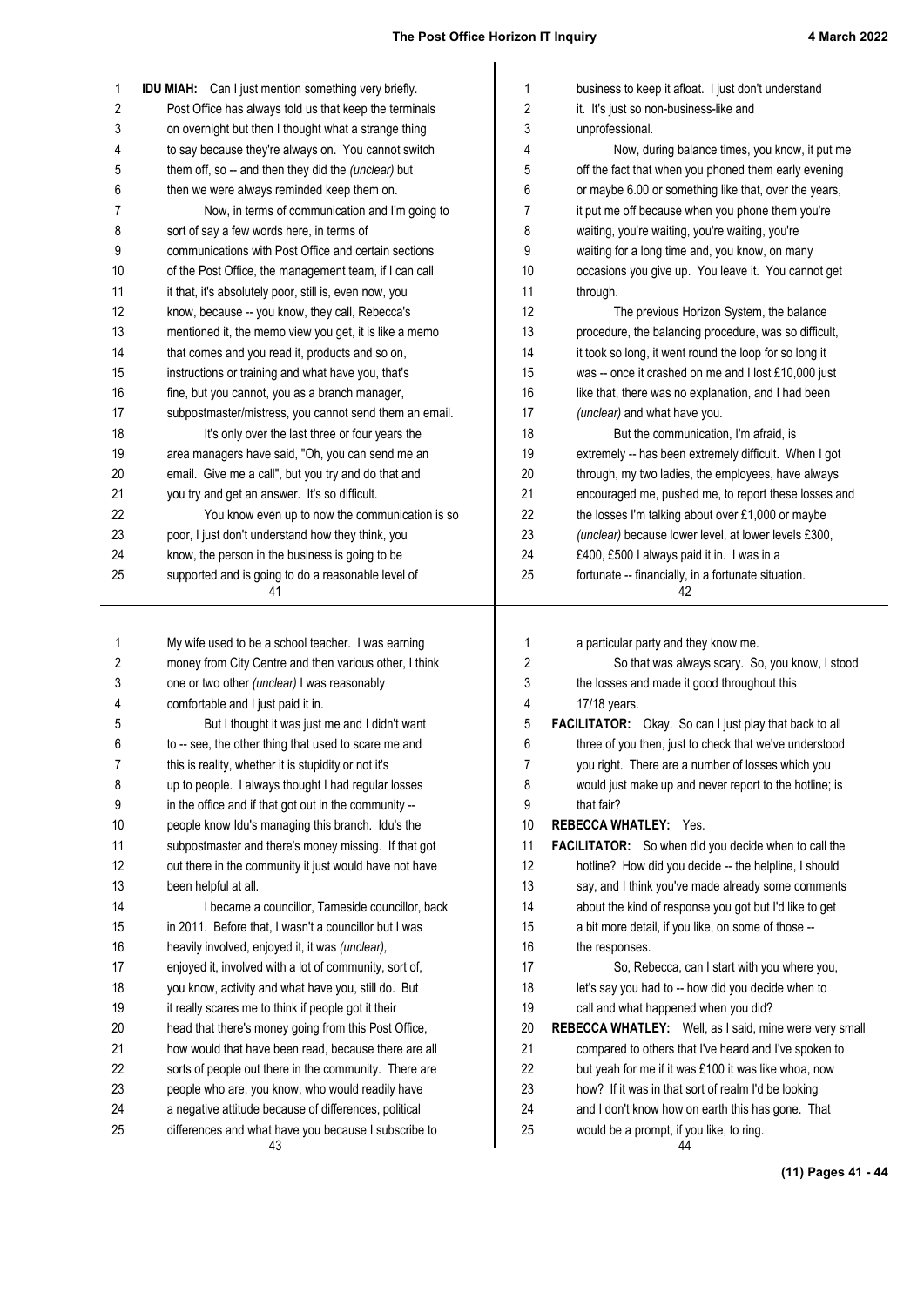**IDU MIAH:** Can I just mention something very briefly. Post Office has always told us that keep the terminals on overnight but then I thought what a strange thing to say because they're always on. You cannot switch them off, so -- and then they did the *(unclear)* but then we were always reminded keep them on.

Now, in terms of communication and I'm going to sort of say a few words here, in terms of communications with Post Office and certain sections of the Post Office, the management team, if I can call it that, it's absolutely poor, still is, even now, you know, because -- you know, they call, Rebecca's mentioned it, the memo view you get, it is like a memo that comes and you read it, products and so on, instructions or training and what have you, that's fine, but you cannot, you as a branch manager, subpostmaster/mistress, you cannot send them an email.

It's only over the last three or four years the area managers have said, "Oh, you can send me an email. Give me a call", but you try and do that and you try and get an answer. It's so difficult.

You know even up to now the communication is so poor, I just don't understand how they think, you know, the person in the business is going to be supported and is going to do a reasonable level of business to keep it afloat. I just don't understand it. It's just so non-business-like and unprofessional.

Now, during balance times, you know, it put me off the fact that when you phoned them early evening or maybe 6.00 or something like that, over the years, it put me off because when you phone them you're waiting, you're waiting, you're waiting, you're waiting for a long time and, you know, on many occasions you give up. You leave it. You cannot get through.

The previous Horizon System, the balance procedure, the balancing procedure, was so difficult, it took so long, it went round the loop for so long it was -- once it crashed on me and I lost £10,000 just like that, there was no explanation, and I had been *(unclear)* and what have you.

But the communication, I'm afraid, is extremely -- has been extremely difficult. When I got through, my two ladies, the employees, have always encouraged me, pushed me, to report these losses and the losses I'm talking about over £1,000 or maybe *(unclear)* because lower level, at lower levels £300, £400, £500 I always paid it in. I was in a fortunate -- financially, in a fortunate situation.

My wife used to be a school teacher. I was earning money from City Centre and then various other, I think one or two other *(unclear)* I was reasonably comfortable and I just paid it in.

But I thought it was just me and I didn't want to -- see, the other thing that used to scare me and this is reality, whether it is stupidity or not it's up to people. I always thought I had regular losses in the office and if that got out in the community -- people know Idu's managing this branch. Idu's the subpostmaster and there's money missing. If that got out there in the community it just would have not have been helpful at all.

I became a councillor, Tameside councillor, back in 2011. Before that, I wasn't a councillor but I was heavily involved, enjoyed it, it was *(unclear),* enjoyed it, involved with a lot of community, sort of, you know, activity and what have you, still do. But it really scares me to think if people got it their head that there's money going from this Post Office, how would that have been read, because there are all sorts of people out there in the community. There are people who are, you know, who would readily have a negative attitude because of differences, political differences and what have you because I subscribe to a particular party and they know me.

So that was always scary. So, you know, I stood the losses and made it good throughout this 17/18 years.

**FACILITATOR:** Okay. So can I just play that back to all three of you then, just to check that we've understood you right. There are a number of losses which you would just make up and never report to the hotline; is that fair?

**REBECCA WHATLEY:** Yes.

**FACILITATOR:** So when did you decide when to call the hotline? How did you decide -- the helpline, I should say, and I think you've made already some comments about the kind of response you got but I'd like to get a bit more detail, if you like, on some of those -- the responses.

So, Rebecca, can I start with you where you, let's say you had to -- how did you decide when to call and what happened when you did?

**REBECCA WHATLEY:** Well, as I said, mine were very small compared to others that I've heard and I've spoken to but yeah for me if it was £100 it was like whoa, now how? If it was in that sort of realm I'd be looking and I don't know how on earth this has gone. That would be a prompt, if you like, to ring.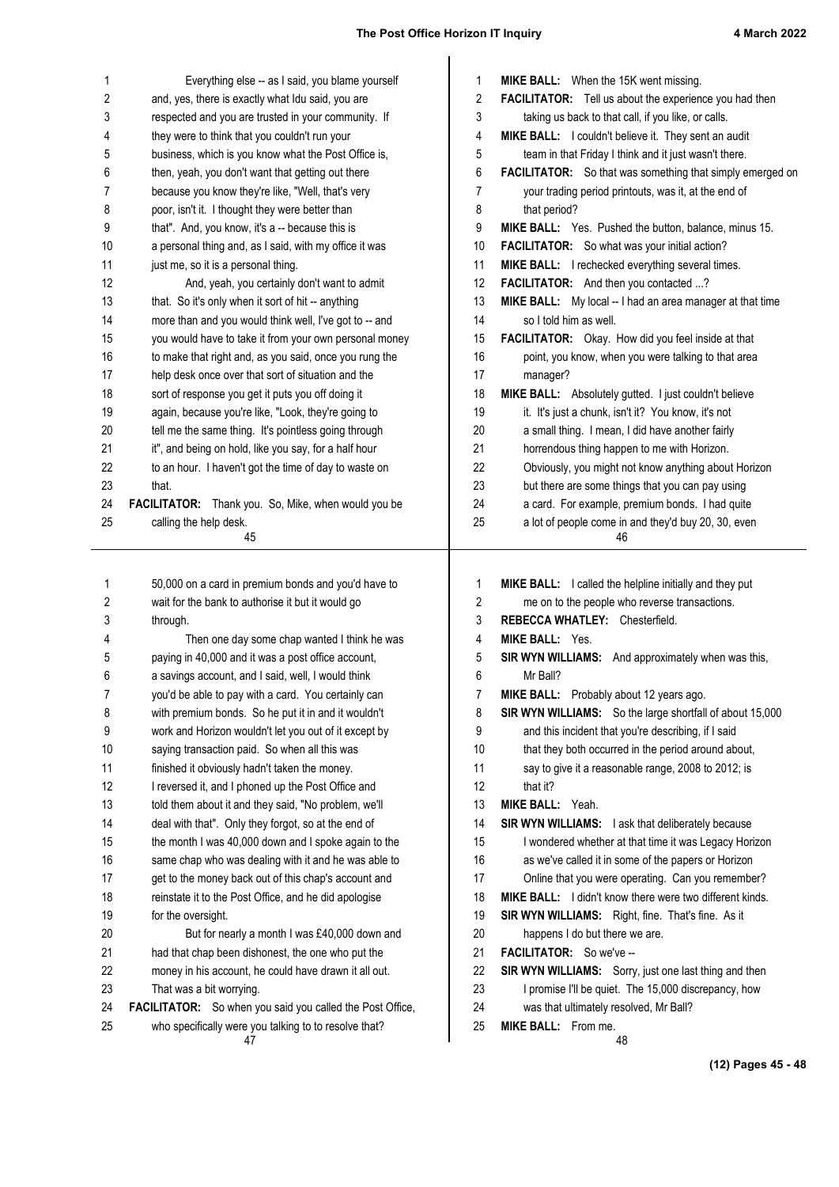Everything else -- as I said, you blame yourself and, yes, there is exactly what Idu said, you are respected and you are trusted in your community. If they were to think that you couldn't run your business, which is you know what the Post Office is, then, yeah, you don't want that getting out there because you know they're like, "Well, that's very poor, isn't it. I thought they were better than that". And, you know, it's a -- because this is a personal thing and, as I said, with my office it was just me, so it is a personal thing.

And, yeah, you certainly don't want to admit that. So it's only when it sort of hit -- anything more than and you would think well, I've got to -- and you would have to take it from your own personal money to make that right and, as you said, once you rung the help desk once over that sort of situation and the sort of response you get it puts you off doing it again, because you're like, "Look, they're going to tell me the same thing. It's pointless going through it", and being on hold, like you say, for a half hour to an hour. I haven't got the time of day to waste on that.

**FACILITATOR:** Thank you. So, Mike, when would you be calling the help desk.

**MIKE BALL:** When the 15K went missing.

**FACILITATOR:** Tell us about the experience you had then taking us back to that call, if you like, or calls.

**MIKE BALL:** I couldn't believe it. They sent an audit team in that Friday I think and it just wasn't there.

**FACILITATOR:** So that was something that simply emerged on your trading period printouts, was it, at the end of that period?

**MIKE BALL:** Yes. Pushed the button, balance, minus 15.

**FACILITATOR:** So what was your initial action?

**MIKE BALL:** I rechecked everything several times.

**FACILITATOR:** And then you contacted ...?

**MIKE BALL:** My local -- I had an area manager at that time so I told him as well.

**FACILITATOR:** Okay. How did you feel inside at that point, you know, when you were talking to that area manager?

**MIKE BALL:** Absolutely gutted. I just couldn't believe it. It's just a chunk, isn't it? You know, it's not a small thing. I mean, I did have another fairly horrendous thing happen to me with Horizon. Obviously, you might not know anything about Horizon but there are some things that you can pay using a card. For example, premium bonds. I had quite a lot of people come in and they'd buy 20, 30, even 50,000 on a card in premium bonds and you'd have to wait for the bank to authorise it but it would go through.

Then one day some chap wanted I think he was paying in 40,000 and it was a post office account, a savings account, and I said, well, I would think you'd be able to pay with a card. You certainly can with premium bonds. So he put it in and it wouldn't work and Horizon wouldn't let you out of it except by saying transaction paid. So when all this was finished it obviously hadn't taken the money. I reversed it, and I phoned up the Post Office and told them about it and they said, "No problem, we'll deal with that". Only they forgot, so at the end of the month I was 40,000 down and I spoke again to the same chap who was dealing with it and he was able to get to the money back out of this chap's account and reinstate it to the Post Office, and he did apologise for the oversight.

But for nearly a month I was £40,000 down and had that chap been dishonest, the one who put the money in his account, he could have drawn it all out. That was a bit worrying.

**FACILITATOR:** So when you said you called the Post Office, who specifically were you talking to to resolve that?

**MIKE BALL:** I called the helpline initially and they put me on to the people who reverse transactions.

**REBECCA WHATLEY:** Chesterfield.

**MIKE BALL:** Yes.

**SIR WYN WILLIAMS:** And approximately when was this, Mr Ball?

**MIKE BALL:** Probably about 12 years ago.

**SIR WYN WILLIAMS:** So the large shortfall of about 15,000 and this incident that you're describing, if I said that they both occurred in the period around about, say to give it a reasonable range, 2008 to 2012; is that it?

**MIKE BALL:** Yeah.

**SIR WYN WILLIAMS:** I ask that deliberately because I wondered whether at that time it was Legacy Horizon as we've called it in some of the papers or Horizon Online that you were operating. Can you remember?

**MIKE BALL:** I didn't know there were two different kinds.

**SIR WYN WILLIAMS:** Right, fine. That's fine. As it happens I do but there we are.

**FACILITATOR:** So we've --

**SIR WYN WILLIAMS:** Sorry, just one last thing and then I promise I'll be quiet. The 15,000 discrepancy, how was that ultimately resolved, Mr Ball?

**MIKE BALL:** From me.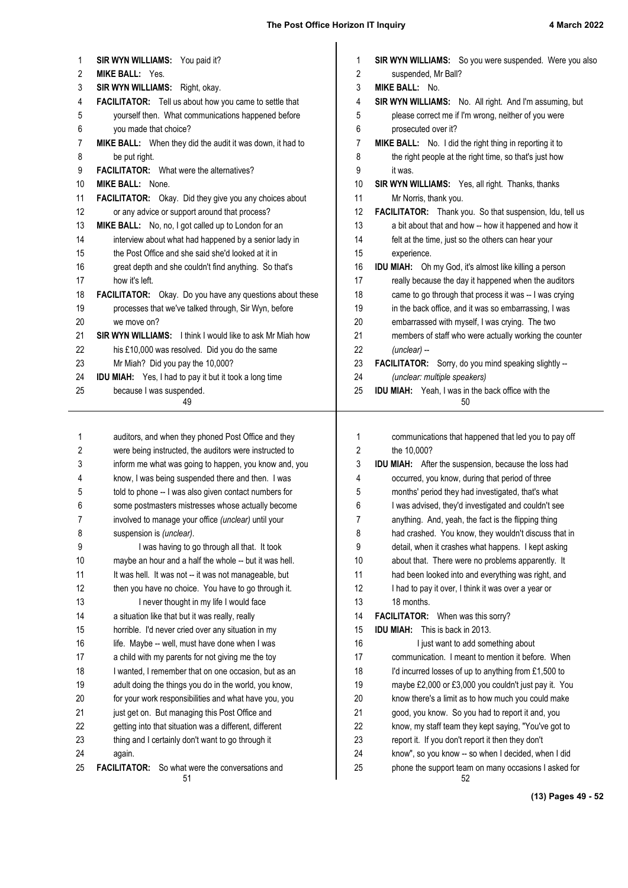**SIR WYN WILLIAMS:** You paid it?

**MIKE BALL:** Yes.

**SIR WYN WILLIAMS:** Right, okay.

**FACILITATOR:** Tell us about how you came to settle that yourself then. What communications happened before you made that choice?

**MIKE BALL:** When they did the audit it was down, it had to be put right.

**FACILITATOR:** What were the alternatives?

**MIKE BALL:** None.

**FACILITATOR:** Okay. Did they give you any choices about or any advice or support around that process?

**MIKE BALL:** No, no, I got called up to London for an interview about what had happened by a senior lady in the Post Office and she said she'd looked at it in great depth and she couldn't find anything. So that's how it's left.

**FACILITATOR:** Okay. Do you have any questions about these processes that we've talked through, Sir Wyn, before we move on?

**SIR WYN WILLIAMS:** I think I would like to ask Mr Miah how his £10,000 was resolved. Did you do the same Mr Miah? Did you pay the 10,000?

**IDU MIAH:** Yes, I had to pay it but it took a long time because I was suspended.

**SIR WYN WILLIAMS:** So you were suspended. Were you also suspended, Mr Ball?

**MIKE BALL:** No.

**SIR WYN WILLIAMS:** No. All right. And I'm assuming, but please correct me if I'm wrong, neither of you were prosecuted over it?

**MIKE BALL:** No. I did the right thing in reporting it to the right people at the right time, so that's just how it was.

**SIR WYN WILLIAMS:** Yes, all right. Thanks, thanks Mr Norris, thank you.

**FACILITATOR:** Thank you. So that suspension, Idu, tell us a bit about that and how -- how it happened and how it felt at the time, just so the others can hear your experience.

**IDU MIAH:** Oh my God, it's almost like killing a person really because the day it happened when the auditors came to go through that process it was -- I was crying in the back office, and it was so embarrassing, I was embarrassed with myself, I was crying. The two members of staff who were actually working the counter *(unclear)* --

**FACILITATOR:** Sorry, do you mind speaking slightly -- *(unclear: multiple speakers)*

**IDU MIAH:** Yeah, I was in the back office with the auditors, and when they phoned Post Office and they were being instructed, the auditors were instructed to inform me what was going to happen, you know and, you know, I was being suspended there and then. I was told to phone -- I was also given contact numbers for some postmasters mistresses whose actually become involved to manage your office *(unclear)* until your suspension is *(unclear)*.

I was having to go through all that. It took maybe an hour and a half the whole -- but it was hell. It was hell. It was not -- it was not manageable, but then you have no choice. You have to go through it.

I never thought in my life I would face a situation like that but it was really, really horrible. I'd never cried over any situation in my life. Maybe -- well, must have done when I was a child with my parents for not giving me the toy I wanted, I remember that on one occasion, but as an adult doing the things you do in the world, you know, for your work responsibilities and what have you, you just get on. But managing this Post Office and getting into that situation was a different, different thing and I certainly don't want to go through it again.

**FACILITATOR:** So what were the conversations and communications that happened that led you to pay off the 10,000?

**IDU MIAH:** After the suspension, because the loss had occurred, you know, during that period of three months' period they had investigated, that's what I was advised, they'd investigated and couldn't see anything. And, yeah, the fact is the flipping thing had crashed. You know, they wouldn't discuss that in detail, when it crashes what happens. I kept asking about that. There were no problems apparently. It had been looked into and everything was right, and I had to pay it over, I think it was over a year or 18 months.

**FACILITATOR:** When was this sorry?

**IDU MIAH:** This is back in 2013.

I just want to add something about communication. I meant to mention it before. When I'd incurred losses of up to anything from £1,500 to maybe £2,000 or £3,000 you couldn't just pay it. You know there's a limit as to how much you could make good, you know. So you had to report it and, you know, my staff team they kept saying, "You've got to report it. If you don't report it then they don't know", so you know -- so when I decided, when I did phone the support team on many occasions I asked for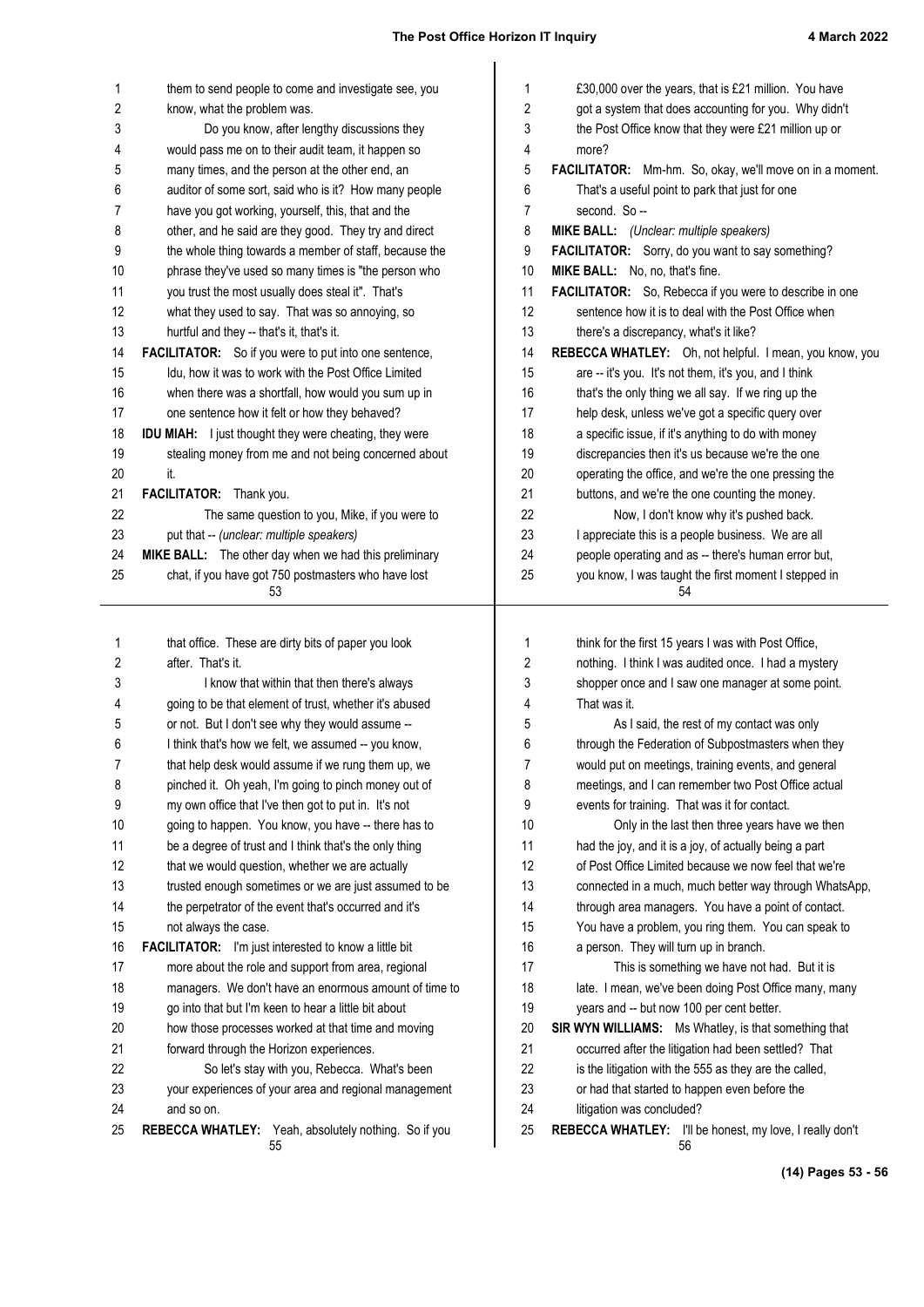them to send people to come and investigate see, you know, what the problem was.

Do you know, after lengthy discussions they would pass me on to their audit team, it happen so many times, and the person at the other end, an auditor of some sort, said who is it? How many people have you got working, yourself, this, that and the other, and he said are they good. They try and direct the whole thing towards a member of staff, because the phrase they've used so many times is "the person who you trust the most usually does steal it". That's what they used to say. That was so annoying, so hurtful and they -- that's it, that's it.

**FACILITATOR:** So if you were to put into one sentence, Idu, how it was to work with the Post Office Limited when there was a shortfall, how would you sum up in one sentence how it felt or how they behaved?

**IDU MIAH:** I just thought they were cheating, they were stealing money from me and not being concerned about it.

**FACILITATOR:** Thank you.

The same question to you, Mike, if you were to put that -- *(unclear: multiple speakers)*

**MIKE BALL:** The other day when we had this preliminary chat, if you have got 750 postmasters who have lost £30,000 over the years, that is £21 million. You have got a system that does accounting for you. Why didn't the Post Office know that they were £21 million up or more?

**FACILITATOR:** Mm-hm. So, okay, we'll move on in a moment. That's a useful point to park that just for one second. So --

**MIKE BALL:** *(Unclear: multiple speakers)*

**FACILITATOR:** Sorry, do you want to say something?

**MIKE BALL:** No, no, that's fine.

**FACILITATOR:** So, Rebecca if you were to describe in one sentence how it is to deal with the Post Office when there's a discrepancy, what's it like?

**REBECCA WHATLEY:** Oh, not helpful. I mean, you know, you are -- it's you. It's not them, it's you, and I think that's the only thing we all say. If we ring up the help desk, unless we've got a specific query over a specific issue, if it's anything to do with money discrepancies then it's us because we're the one operating the office, and we're the one pressing the buttons, and we're the one counting the money.

Now, I don't know why it's pushed back. I appreciate this is a people business. We are all people operating and as -- there's human error but, you know, I was taught the first moment I stepped in that office. These are dirty bits of paper you look after. That's it.

I know that within that then there's always going to be that element of trust, whether it's abused or not. But I don't see why they would assume -- I think that's how we felt, we assumed -- you know, that help desk would assume if we rung them up, we pinched it. Oh yeah, I'm going to pinch money out of my own office that I've then got to put in. It's not going to happen. You know, you have -- there has to be a degree of trust and I think that's the only thing that we would question, whether we are actually trusted enough sometimes or we are just assumed to be the perpetrator of the event that's occurred and it's not always the case.

**FACILITATOR:** I'm just interested to know a little bit more about the role and support from area, regional managers. We don't have an enormous amount of time to go into that but I'm keen to hear a little bit about how those processes worked at that time and moving forward through the Horizon experiences.

So let's stay with you, Rebecca. What's been your experiences of your area and regional management and so on.

**REBECCA WHATLEY:** Yeah, absolutely nothing. So if you think for the first 15 years I was with Post Office, nothing. I think I was audited once. I had a mystery shopper once and I saw one manager at some point. That was it.

As I said, the rest of my contact was only through the Federation of Subpostmasters when they would put on meetings, training events, and general meetings, and I can remember two Post Office actual events for training. That was it for contact.

Only in the last then three years have we then had the joy, and it is a joy, of actually being a part of Post Office Limited because we now feel that we're connected in a much, much better way through WhatsApp, through area managers. You have a point of contact. You have a problem, you ring them. You can speak to a person. They will turn up in branch.

This is something we have not had. But it is late. I mean, we've been doing Post Office many, many years and -- but now 100 per cent better.

**SIR WYN WILLIAMS:** Ms Whatley, is that something that occurred after the litigation had been settled? That is the litigation with the 555 as they are the called, or had that started to happen even before the litigation was concluded?

**REBECCA WHATLEY:** I'll be honest, my love, I really don't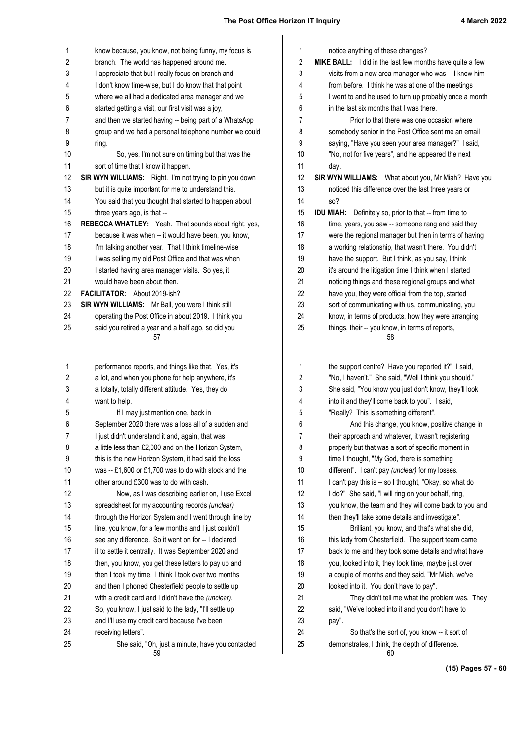know because, you know, not being funny, my focus is branch. The world has happened around me.

I appreciate that but I really focus on branch and I don't know time-wise, but I do know that that point where we all had a dedicated area manager and we started getting a visit, our first visit was a joy, and then we started having -- being part of a WhatsApp group and we had a personal telephone number we could ring.

So, yes, I'm not sure on timing but that was the sort of time that I know it happen.

**SIR WYN WILLIAMS:** Right. I'm not trying to pin you down but it is quite important for me to understand this. You said that you thought that started to happen about three years ago, is that --

**REBECCA WHATLEY:** Yeah. That sounds about right, yes, because it was when -- it would have been, you know, I'm talking another year. That I think timeline-wise I was selling my old Post Office and that was when I started having area manager visits. So yes, it would have been about then.

**FACILITATOR:** About 2019-ish?

**SIR WYN WILLIAMS:** Mr Ball, you were I think still operating the Post Office in about 2019. I think you said you retired a year and a half ago, so did you notice anything of these changes?

**MIKE BALL:** I did in the last few months have quite a few visits from a new area manager who was -- I knew him from before. I think he was at one of the meetings I went to and he used to turn up probably once a month in the last six months that I was there.

Prior to that there was one occasion where somebody senior in the Post Office sent me an email saying, "Have you seen your area manager?" I said, "No, not for five years", and he appeared the next day.

**SIR WYN WILLIAMS:** What about you, Mr Miah? Have you noticed this difference over the last three years or so?

**IDU MIAH:** Definitely so, prior to that -- from time to time, years, you saw -- someone rang and said they were the regional manager but then in terms of having a working relationship, that wasn't there. You didn't have the support. But I think, as you say, I think it's around the litigation time I think when I started noticing things and these regional groups and what have you, they were official from the top, started sort of communicating with us, communicating, you know, in terms of products, how they were arranging things, their -- you know, in terms of reports, performance reports, and things like that. Yes, it's a lot, and when you phone for help anywhere, it's a totally, totally different attitude. Yes, they do want to help.

If I may just mention one, back in September 2020 there was a loss all of a sudden and I just didn't understand it and, again, that was a little less than £2,000 and on the Horizon System, this is the new Horizon System, it had said the loss was -- £1,600 or £1,700 was to do with stock and the other around £300 was to do with cash.

Now, as I was describing earlier on, I use Excel spreadsheet for my accounting records *(unclear)* through the Horizon System and I went through line by line, you know, for a few months and I just couldn't see any difference. So it went on for -- I declared it to settle it centrally. It was September 2020 and then, you know, you get these letters to pay up and then I took my time. I think I took over two months and then I phoned Chesterfield people to settle up with a credit card and I didn't have the *(unclear)*. So, you know, I just said to the lady, "I'll settle up and I'll use my credit card because I've been receiving letters".

She said, "Oh, just a minute, have you contacted the support centre? Have you reported it?" I said, "No, I haven't." She said, "Well I think you should." She said, "You know you just don't know, they'll look into it and they'll come back to you". I said, "Really? This is something different".

And this change, you know, positive change in their approach and whatever, it wasn't registering properly but that was a sort of specific moment in time I thought, "My God, there is something different". I can't pay *(unclear)* for my losses. I can't pay this is -- so I thought, "Okay, so what do I do?" She said, "I will ring on your behalf, ring, you know, the team and they will come back to you and then they'll take some details and investigate".

Brilliant, you know, and that's what she did, this lady from Chesterfield. The support team came back to me and they took some details and what have you, looked into it, they took time, maybe just over a couple of months and they said, "Mr Miah, we've looked into it. You don't have to pay".

They didn't tell me what the problem was. They said, "We've looked into it and you don't have to pay".

So that's the sort of, you know -- it sort of demonstrates, I think, the depth of difference.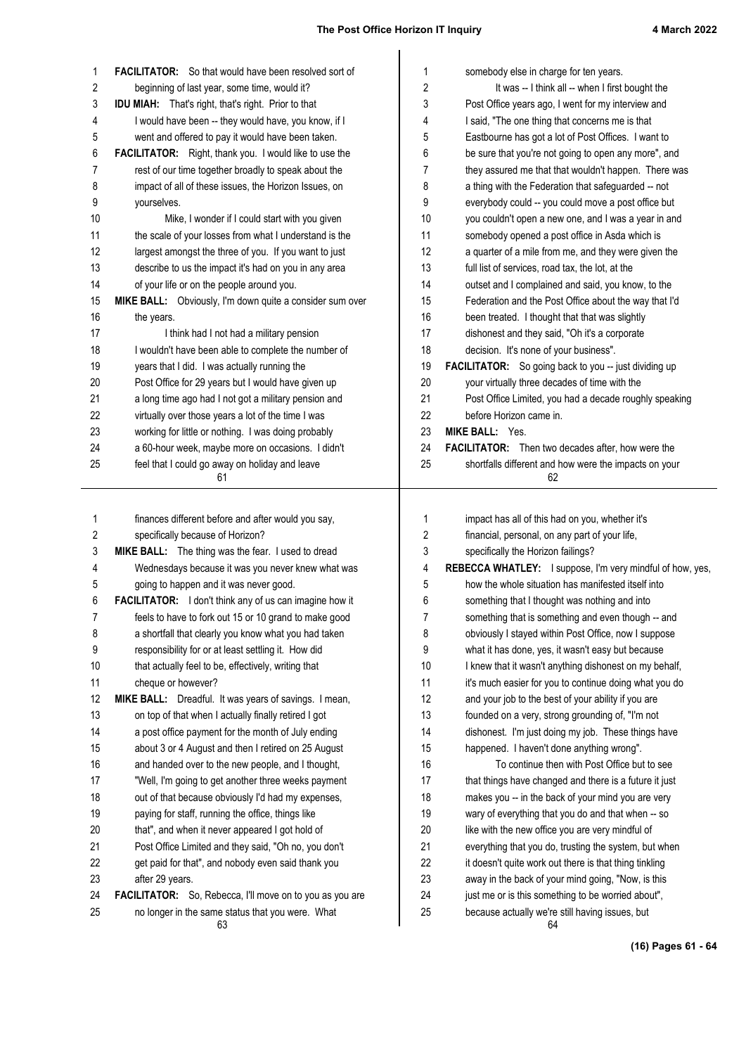**FACILITATOR:** So that would have been resolved sort of beginning of last year, some time, would it?

**IDU MIAH:** That's right, that's right. Prior to that I would have been -- they would have, you know, if I went and offered to pay it would have been taken.

**FACILITATOR:** Right, thank you. I would like to use the rest of our time together broadly to speak about the impact of all of these issues, the Horizon Issues, on yourselves.

Mike, I wonder if I could start with you given the scale of your losses from what I understand is the largest amongst the three of you. If you want to just describe to us the impact it's had on you in any area of your life or on the people around you.

**MIKE BALL:** Obviously, I'm down quite a consider sum over the years.

I think had I not had a military pension I wouldn't have been able to complete the number of years that I did. I was actually running the Post Office for 29 years but I would have given up a long time ago had I not got a military pension and virtually over those years a lot of the time I was working for little or nothing. I was doing probably a 60-hour week, maybe more on occasions. I didn't feel that I could go away on holiday and leave somebody else in charge for ten years.

It was -- I think all -- when I first bought the Post Office years ago, I went for my interview and I said, "The one thing that concerns me is that Eastbourne has got a lot of Post Offices. I want to be sure that you're not going to open any more", and they assured me that that wouldn't happen. There was a thing with the Federation that safeguarded -- not everybody could -- you could move a post office but you couldn't open a new one, and I was a year in and somebody opened a post office in Asda which is a quarter of a mile from me, and they were given the full list of services, road tax, the lot, at the outset and I complained and said, you know, to the Federation and the Post Office about the way that I'd been treated. I thought that that was slightly dishonest and they said, "Oh it's a corporate decision. It's none of your business".

**FACILITATOR:** So going back to you -- just dividing up your virtually three decades of time with the Post Office Limited, you had a decade roughly speaking before Horizon came in.

**MIKE BALL:** Yes.

**FACILITATOR:** Then two decades after, how were the shortfalls different and how were the impacts on your finances different before and after would you say, specifically because of Horizon?

**MIKE BALL:** The thing was the fear. I used to dread Wednesdays because it was you never knew what was going to happen and it was never good.

**FACILITATOR:** I don't think any of us can imagine how it feels to have to fork out 15 or 10 grand to make good a shortfall that clearly you know what you had taken responsibility for or at least settling it. How did that actually feel to be, effectively, writing that cheque or however?

**MIKE BALL:** Dreadful. It was years of savings. I mean, on top of that when I actually finally retired I got a post office payment for the month of July ending about 3 or 4 August and then I retired on 25 August and handed over to the new people, and I thought, "Well, I'm going to get another three weeks payment out of that because obviously I'd had my expenses, paying for staff, running the office, things like that", and when it never appeared I got hold of Post Office Limited and they said, "Oh no, you don't get paid for that", and nobody even said thank you after 29 years.

**FACILITATOR:** So, Rebecca, I'll move on to you as you are no longer in the same status that you were. What impact has all of this had on you, whether it's financial, personal, on any part of your life, specifically the Horizon failings?

**REBECCA WHATLEY:** I suppose, I'm very mindful of how, yes, how the whole situation has manifested itself into something that I thought was nothing and into something that is something and even though -- and obviously I stayed within Post Office, now I suppose what it has done, yes, it wasn't easy but because I knew that it wasn't anything dishonest on my behalf, it's much easier for you to continue doing what you do and your job to the best of your ability if you are founded on a very, strong grounding of, "I'm not dishonest. I'm just doing my job. These things have happened. I haven't done anything wrong".

To continue then with Post Office but to see that things have changed and there is a future it just makes you -- in the back of your mind you are very wary of everything that you do and that when -- so like with the new office you are very mindful of everything that you do, trusting the system, but when it doesn't quite work out there is that thing tinkling away in the back of your mind going, "Now, is this just me or is this something to be worried about", because actually we're still having issues, but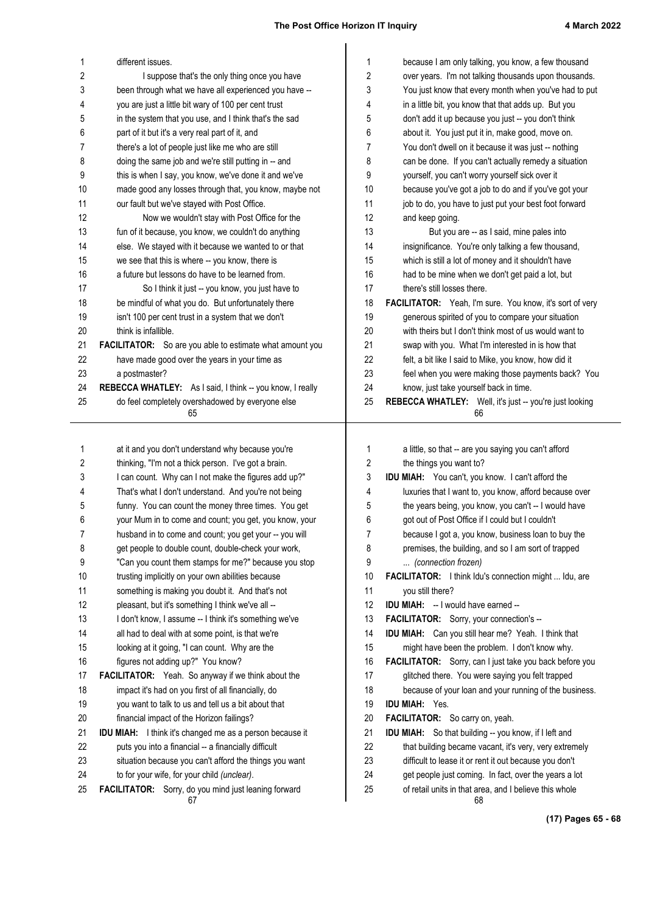different issues.

I suppose that's the only thing once you have been through what we have all experienced you have -- you are just a little bit wary of 100 per cent trust in the system that you use, and I think that's the sad part of it but it's a very real part of it, and there's a lot of people just like me who are still doing the same job and we're still putting in -- and this is when I say, you know, we've done it and we've made good any losses through that, you know, maybe not our fault but we've stayed with Post Office.

Now we wouldn't stay with Post Office for the fun of it because, you know, we couldn't do anything else. We stayed with it because we wanted to or that we see that this is where -- you know, there is a future but lessons do have to be learned from.

So I think it just -- you know, you just have to be mindful of what you do. But unfortunately there isn't 100 per cent trust in a system that we don't think is infallible.

**FACILITATOR:** So are you able to estimate what amount you have made good over the years in your time as a postmaster?

**REBECCA WHATLEY:** As I said, I think -- you know, I really do feel completely overshadowed by everyone else because I am only talking, you know, a few thousand over years. I'm not talking thousands upon thousands. You just know that every month when you've had to put in a little bit, you know that that adds up. But you don't add it up because you just -- you don't think about it. You just put it in, make good, move on. You don't dwell on it because it was just -- nothing can be done. If you can't actually remedy a situation yourself, you can't worry yourself sick over it because you've got a job to do and if you've got your job to do, you have to just put your best foot forward and keep going.

But you are -- as I said, mine pales into insignificance. You're only talking a few thousand, which is still a lot of money and it shouldn't have had to be mine when we don't get paid a lot, but there's still losses there.

**FACILITATOR:** Yeah, I'm sure. You know, it's sort of very generous spirited of you to compare your situation with theirs but I don't think most of us would want to swap with you. What I'm interested in is how that felt, a bit like I said to Mike, you know, how did it feel when you were making those payments back? You know, just take yourself back in time.

**REBECCA WHATLEY:** Well, it's just -- you're just looking at it and you don't understand why because you're thinking, "I'm not a thick person. I've got a brain. I can count. Why can I not make the figures add up?" That's what I don't understand. And you're not being funny. You can count the money three times. You get your Mum in to come and count; you get, you know, your husband in to come and count; you get your -- you will get people to double count, double-check your work, "Can you count them stamps for me?" because you stop trusting implicitly on your own abilities because something is making you doubt it. And that's not pleasant, but it's something I think we've all -- I don't know, I assume -- I think it's something we've all had to deal with at some point, is that we're looking at it going, "I can count. Why are the figures not adding up?" You know?

**FACILITATOR:** Yeah. So anyway if we think about the impact it's had on you first of all financially, do you want to talk to us and tell us a bit about that financial impact of the Horizon failings?

**IDU MIAH:** I think it's changed me as a person because it puts you into a financial -- a financially difficult situation because you can't afford the things you want to for your wife, for your child *(unclear)*.

**FACILITATOR:** Sorry, do you mind just leaning forward a little, so that -- are you saying you can't afford the things you want to?

**IDU MIAH:** You can't, you know. I can't afford the luxuries that I want to, you know, afford because over the years being, you know, you can't -- I would have got out of Post Office if I could but I couldn't because I got a, you know, business loan to buy the premises, the building, and so I am sort of trapped ... *(connection frozen)*

**FACILITATOR:** I think Idu's connection might ... Idu, are you still there?

**IDU MIAH:** -- I would have earned --

**FACILITATOR:** Sorry, your connection's --

**IDU MIAH:** Can you still hear me? Yeah. I think that might have been the problem. I don't know why.

**FACILITATOR:** Sorry, can I just take you back before you glitched there. You were saying you felt trapped because of your loan and your running of the business.

**IDU MIAH:** Yes.

**FACILITATOR:** So carry on, yeah.

**IDU MIAH:** So that building -- you know, if I left and that building became vacant, it's very, very extremely difficult to lease it or rent it out because you don't get people just coming. In fact, over the years a lot of retail units in that area, and I believe this whole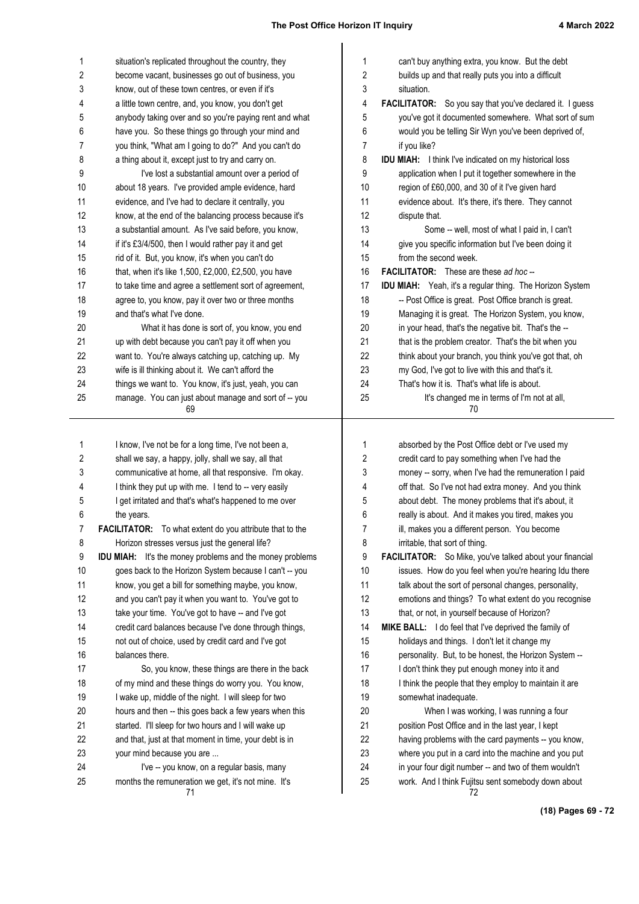situation's replicated throughout the country, they become vacant, businesses go out of business, you know, out of these town centres, or even if it's a little town centre, and, you know, you don't get anybody taking over and so you're paying rent and what have you. So these things go through your mind and you think, "What am I going to do?" And you can't do a thing about it, except just to try and carry on.

I've lost a substantial amount over a period of about 18 years. I've provided ample evidence, hard evidence, and I've had to declare it centrally, you know, at the end of the balancing process because it's a substantial amount. As I've said before, you know, if it's £3/4/500, then I would rather pay it and get rid of it. But, you know, it's when you can't do that, when it's like 1,500, £2,000, £2,500, you have to take time and agree a settlement sort of agreement, agree to, you know, pay it over two or three months and that's what I've done.

What it has done is sort of, you know, you end up with debt because you can't pay it off when you want to. You're always catching up, catching up. My wife is ill thinking about it. We can't afford the things we want to. You know, it's just, yeah, you can manage. You can just about manage and sort of -- you can't buy anything extra, you know. But the debt builds up and that really puts you into a difficult situation.

**FACILITATOR:** So you say that you've declared it. I guess you've got it documented somewhere. What sort of sum would you be telling Sir Wyn you've been deprived of, if you like?

**IDU MIAH:** I think I've indicated on my historical loss application when I put it together somewhere in the region of £60,000, and 30 of it I've given hard evidence about. It's there, it's there. They cannot dispute that.

Some -- well, most of what I paid in, I can't give you specific information but I've been doing it from the second week.

**FACILITATOR:** These are these *ad hoc* --

**IDU MIAH:** Yeah, it's a regular thing. The Horizon System -- Post Office is great. Post Office branch is great. Managing it is great. The Horizon System, you know, in your head, that's the negative bit. That's the -- that is the problem creator. That's the bit when you think about your branch, you think you've got that, oh my God, I've got to live with this and that's it. That's how it is. That's what life is about.

It's changed me in terms of I'm not at all, I know, I've not be for a long time, I've not been a, shall we say, a happy, jolly, shall we say, all that communicative at home, all that responsive. I'm okay. I think they put up with me. I tend to -- very easily I get irritated and that's what's happened to me over the years.

**FACILITATOR:** To what extent do you attribute that to the Horizon stresses versus just the general life?

**IDU MIAH:** It's the money problems and the money problems goes back to the Horizon System because I can't -- you know, you get a bill for something maybe, you know, and you can't pay it when you want to. You've got to take your time. You've got to have -- and I've got credit card balances because I've done through things, not out of choice, used by credit card and I've got balances there.

So, you know, these things are there in the back of my mind and these things do worry you. You know, I wake up, middle of the night. I will sleep for two hours and then -- this goes back a few years when this started. I'll sleep for two hours and I will wake up and that, just at that moment in time, your debt is in your mind because you are ...

I've -- you know, on a regular basis, many months the remuneration we get, it's not mine. It's absorbed by the Post Office debt or I've used my credit card to pay something when I've had the money -- sorry, when I've had the remuneration I paid off that. So I've not had extra money. And you think about debt. The money problems that it's about, it really is about. And it makes you tired, makes you ill, makes you a different person. You become irritable, that sort of thing.

**FACILITATOR:** So Mike, you've talked about your financial issues. How do you feel when you're hearing Idu there talk about the sort of personal changes, personality, emotions and things? To what extent do you recognise that, or not, in yourself because of Horizon?

**MIKE BALL:** I do feel that I've deprived the family of holidays and things. I don't let it change my personality. But, to be honest, the Horizon System -- I don't think they put enough money into it and I think the people that they employ to maintain it are somewhat inadequate.

When I was working, I was running a four position Post Office and in the last year, I kept having problems with the card payments -- you know, where you put in a card into the machine and you put in your four digit number -- and two of them wouldn't work. And I think Fujitsu sent somebody down about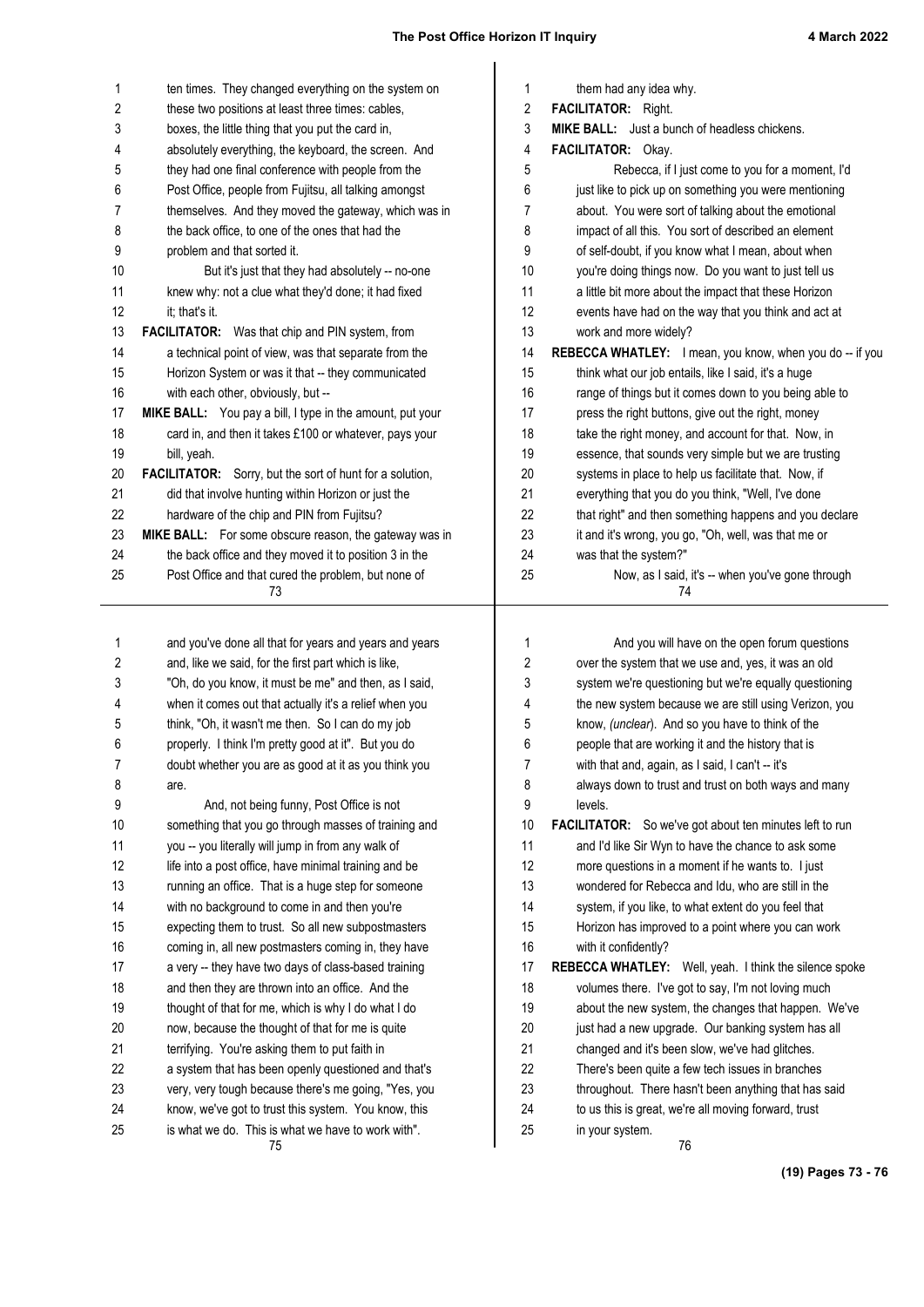ten times. They changed everything on the system on these two positions at least three times: cables, boxes, the little thing that you put the card in, absolutely everything, the keyboard, the screen. And they had one final conference with people from the Post Office, people from Fujitsu, all talking amongst themselves. And they moved the gateway, which was in the back office, to one of the ones that had the problem and that sorted it.

But it's just that they had absolutely -- no-one knew why: not a clue what they'd done; it had fixed it; that's it.

**FACILITATOR:** Was that chip and PIN system, from a technical point of view, was that separate from the Horizon System or was it that -- they communicated with each other, obviously, but --

**MIKE BALL:** You pay a bill, I type in the amount, put your card in, and then it takes £100 or whatever, pays your bill, yeah.

**FACILITATOR:** Sorry, but the sort of hunt for a solution, did that involve hunting within Horizon or just the hardware of the chip and PIN from Fujitsu?

**MIKE BALL:** For some obscure reason, the gateway was in the back office and they moved it to position 3 in the Post Office and that cured the problem, but none of them had any idea why.

**FACILITATOR:** Right.

**MIKE BALL:** Just a bunch of headless chickens.

**FACILITATOR:** Okay.

Rebecca, if I just come to you for a moment, I'd just like to pick up on something you were mentioning about. You were sort of talking about the emotional impact of all this. You sort of described an element of self-doubt, if you know what I mean, about when you're doing things now. Do you want to just tell us a little bit more about the impact that these Horizon events have had on the way that you think and act at work and more widely?

**REBECCA WHATLEY:** I mean, you know, when you do -- if you think what our job entails, like I said, it's a huge range of things but it comes down to you being able to press the right buttons, give out the right, money take the right money, and account for that. Now, in essence, that sounds very simple but we are trusting systems in place to help us facilitate that. Now, if everything that you do you think, "Well, I've done that right" and then something happens and you declare it and it's wrong, you go, "Oh, well, was that me or was that the system?"

Now, as I said, it's -- when you've gone through and you've done all that for years and years and years and, like we said, for the first part which is like, "Oh, do you know, it must be me" and then, as I said, when it comes out that actually it's a relief when you think, "Oh, it wasn't me then. So I can do my job properly. I think I'm pretty good at it". But you do doubt whether you are as good at it as you think you are.

And, not being funny, Post Office is not something that you go through masses of training and you -- you literally will jump in from any walk of life into a post office, have minimal training and be running an office. That is a huge step for someone with no background to come in and then you're expecting them to trust. So all new subpostmasters coming in, all new postmasters coming in, they have a very -- they have two days of class-based training and then they are thrown into an office. And the thought of that for me, which is why I do what I do now, because the thought of that for me is quite terrifying. You're asking them to put faith in a system that has been openly questioned and that's very, very tough because there's me going, "Yes, you know, we've got to trust this system. You know, this is what we do. This is what we have to work with".

And you will have on the open forum questions over the system that we use and, yes, it was an old system we're questioning but we're equally questioning the new system because we are still using Verizon, you know, *(unclear)*. And so you have to think of the people that are working it and the history that is with that and, again, as I said, I can't -- it's always down to trust and trust on both ways and many levels.

**FACILITATOR:** So we've got about ten minutes left to run and I'd like Sir Wyn to have the chance to ask some more questions in a moment if he wants to. I just wondered for Rebecca and Idu, who are still in the system, if you like, to what extent do you feel that Horizon has improved to a point where you can work with it confidently?

**REBECCA WHATLEY:** Well, yeah. I think the silence spoke volumes there. I've got to say, I'm not loving much about the new system, the changes that happen. We've just had a new upgrade. Our banking system has all changed and it's been slow, we've had glitches. There's been quite a few tech issues in branches throughout. There hasn't been anything that has said to us this is great, we're all moving forward, trust in your system.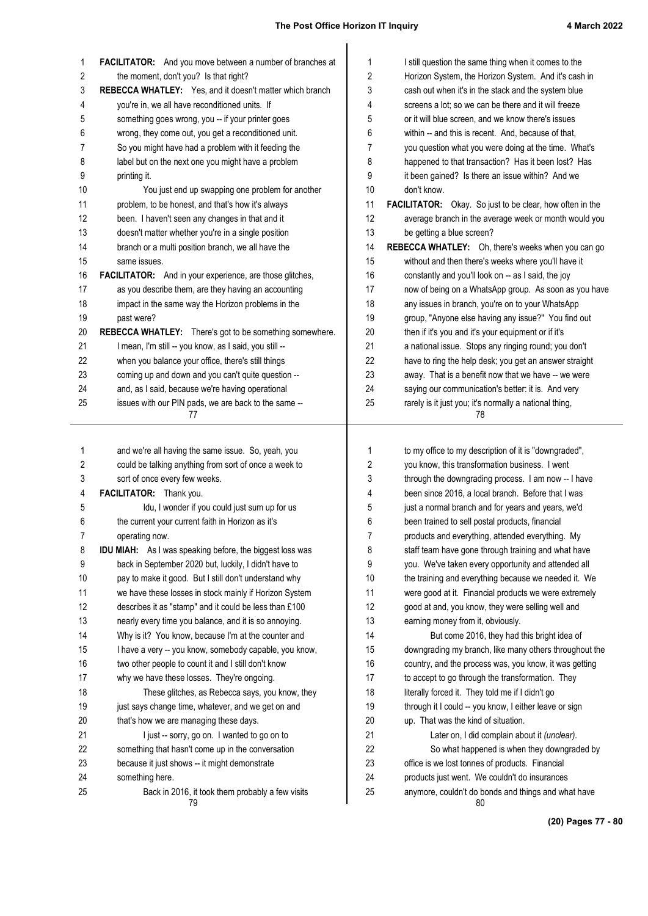**FACILITATOR:** And you move between a number of branches at the moment, don't you? Is that right?

**REBECCA WHATLEY:** Yes, and it doesn't matter which branch you're in, we all have reconditioned units. If something goes wrong, you -- if your printer goes wrong, they come out, you get a reconditioned unit. So you might have had a problem with it feeding the label but on the next one you might have a problem printing it.

You just end up swapping one problem for another problem, to be honest, and that's how it's always been. I haven't seen any changes in that and it doesn't matter whether you're in a single position branch or a multi position branch, we all have the same issues.

**FACILITATOR:** And in your experience, are those glitches, as you describe them, are they having an accounting impact in the same way the Horizon problems in the past were?

**REBECCA WHATLEY:** There's got to be something somewhere. I mean, I'm still -- you know, as I said, you still -- when you balance your office, there's still things coming up and down and you can't quite question -- and, as I said, because we're having operational issues with our PIN pads, we are back to the same -- I still question the same thing when it comes to the Horizon System, the Horizon System. And it's cash in cash out when it's in the stack and the system blue screens a lot; so we can be there and it will freeze or it will blue screen, and we know there's issues within -- and this is recent. And, because of that, you question what you were doing at the time. What's happened to that transaction? Has it been lost? Has it been gained? Is there an issue within? And we don't know.

**FACILITATOR:** Okay. So just to be clear, how often in the average branch in the average week or month would you be getting a blue screen?

**REBECCA WHATLEY:** Oh, there's weeks when you can go without and then there's weeks where you'll have it constantly and you'll look on -- as I said, the joy now of being on a WhatsApp group. As soon as you have any issues in branch, you're on to your WhatsApp group, "Anyone else having any issue?" You find out then if it's you and it's your equipment or if it's a national issue. Stops any ringing round; you don't have to ring the help desk; you get an answer straight away. That is a benefit now that we have -- we were saying our communication's better: it is. And very rarely is it just you; it's normally a national thing, and we're all having the same issue. So, yeah, you could be talking anything from sort of once a week to sort of once every few weeks.

**FACILITATOR:** Thank you.

Idu, I wonder if you could just sum up for us the current your current faith in Horizon as it's operating now.

**IDU MIAH:** As I was speaking before, the biggest loss was back in September 2020 but, luckily, I didn't have to pay to make it good. But I still don't understand why we have these losses in stock mainly if Horizon System describes it as "stamp" and it could be less than £100 nearly every time you balance, and it is so annoying. Why is it? You know, because I'm at the counter and I have a very -- you know, somebody capable, you know, two other people to count it and I still don't know why we have these losses. They're ongoing.

These glitches, as Rebecca says, you know, they just says change time, whatever, and we get on and that's how we are managing these days.

I just -- sorry, go on. I wanted to go on to something that hasn't come up in the conversation because it just shows -- it might demonstrate something here.

Back in 2016, it took them probably a few visits to my office to my description of it is "downgraded", you know, this transformation business. I went through the downgrading process. I am now -- I have been since 2016, a local branch. Before that I was just a normal branch and for years and years, we'd been trained to sell postal products, financial products and everything, attended everything. My staff team have gone through training and what have you. We've taken every opportunity and attended all the training and everything because we needed it. We were good at it. Financial products we were extremely good at and, you know, they were selling well and earning money from it, obviously.

But come 2016, they had this bright idea of downgrading my branch, like many others throughout the country, and the process was, you know, it was getting to accept to go through the transformation. They literally forced it. They told me if I didn't go through it I could -- you know, I either leave or sign up. That was the kind of situation.

Later on, I did complain about it *(unclear)*.

So what happened is when they downgraded by office is we lost tonnes of products. Financial products just went. We couldn't do insurances anymore, couldn't do bonds and things and what have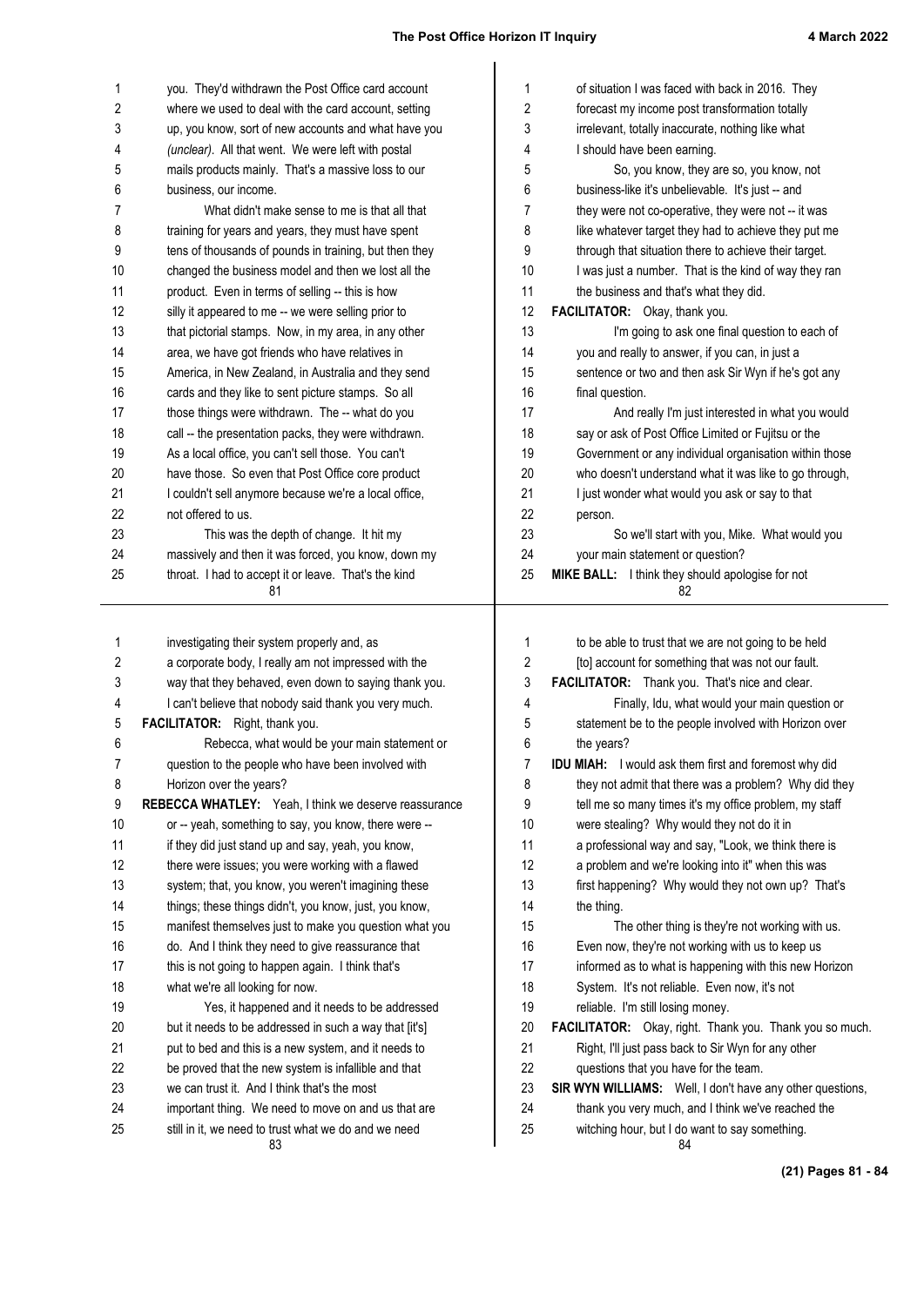you. They'd withdrawn the Post Office card account where we used to deal with the card account, setting up, you know, sort of new accounts and what have you *(unclear)*. All that went. We were left with postal mails products mainly. That's a massive loss to our business, our income.

What didn't make sense to me is that all that training for years and years, they must have spent tens of thousands of pounds in training, but then they changed the business model and then we lost all the product. Even in terms of selling -- this is how silly it appeared to me -- we were selling prior to that pictorial stamps. Now, in my area, in any other area, we have got friends who have relatives in America, in New Zealand, in Australia and they send cards and they like to sent picture stamps. So all those things were withdrawn. The -- what do you call -- the presentation packs, they were withdrawn. As a local office, you can't sell those. You can't have those. So even that Post Office core product I couldn't sell anymore because we're a local office, not offered to us.

This was the depth of change. It hit my massively and then it was forced, you know, down my throat. I had to accept it or leave. That's the kind of situation I was faced with back in 2016. They forecast my income post transformation totally irrelevant, totally inaccurate, nothing like what I should have been earning.

So, you know, they are so, you know, not business-like it's unbelievable. It's just -- and they were not co-operative, they were not -- it was like whatever target they had to achieve they put me through that situation there to achieve their target. I was just a number. That is the kind of way they ran the business and that's what they did.

**FACILITATOR:** Okay, thank you.

I'm going to ask one final question to each of you and really to answer, if you can, in just a sentence or two and then ask Sir Wyn if he's got any final question.

And really I'm just interested in what you would say or ask of Post Office Limited or Fujitsu or the Government or any individual organisation within those who doesn't understand what it was like to go through, I just wonder what would you ask or say to that person.

So we'll start with you, Mike. What would you your main statement or question?

**MIKE BALL:** I think they should apologise for not investigating their system properly and, as a corporate body, I really am not impressed with the way that they behaved, even down to saying thank you. I can't believe that nobody said thank you very much.

**FACILITATOR:** Right, thank you.

Rebecca, what would be your main statement or question to the people who have been involved with Horizon over the years?

**REBECCA WHATLEY:** Yeah, I think we deserve reassurance or -- yeah, something to say, you know, there were -- if they did just stand up and say, yeah, you know, there were issues; you were working with a flawed system; that, you know, you weren't imagining these things; these things didn't, you know, just, you know, manifest themselves just to make you question what you do. And I think they need to give reassurance that this is not going to happen again. I think that's what we're all looking for now.

Yes, it happened and it needs to be addressed but it needs to be addressed in such a way that [it's] put to bed and this is a new system, and it needs to be proved that the new system is infallible and that we can trust it. And I think that's the most important thing. We need to move on and us that are still in it, we need to trust what we do and we need to be able to trust that we are not going to be held [to] account for something that was not our fault.

**FACILITATOR:** Thank you. That's nice and clear.

Finally, Idu, what would your main question or statement be to the people involved with Horizon over the years?

**IDU MIAH:** I would ask them first and foremost why did they not admit that there was a problem? Why did they tell me so many times it's my office problem, my staff were stealing? Why would they not do it in a professional way and say, "Look, we think there is a problem and we're looking into it" when this was first happening? Why would they not own up? That's the thing.

The other thing is they're not working with us. Even now, they're not working with us to keep us informed as to what is happening with this new Horizon System. It's not reliable. Even now, it's not reliable. I'm still losing money.

**FACILITATOR:** Okay, right. Thank you. Thank you so much.

Right, I'll just pass back to Sir Wyn for any other questions that you have for the team.

**SIR WYN WILLIAMS:** Well, I don't have any other questions, thank you very much, and I think we've reached the witching hour, but I do want to say something.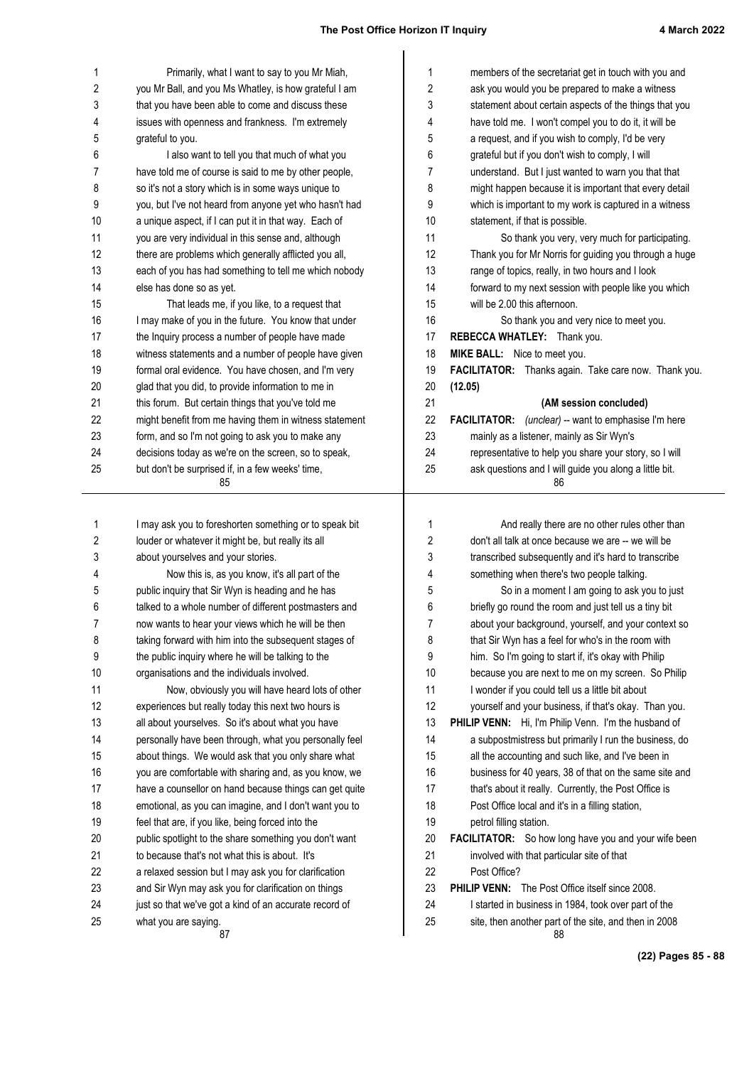Primarily, what I want to say to you Mr Miah, you Mr Ball, and you Ms Whatley, is how grateful I am that you have been able to come and discuss these issues with openness and frankness. I'm extremely grateful to you.

I also want to tell you that much of what you have told me of course is said to me by other people, so it's not a story which is in some ways unique to you, but I've not heard from anyone yet who hasn't had a unique aspect, if I can put it in that way. Each of you are very individual in this sense and, although there are problems which generally afflicted you all, each of you has had something to tell me which nobody else has done so as yet.

That leads me, if you like, to a request that I may make of you in the future. You know that under the Inquiry process a number of people have made witness statements and a number of people have given formal oral evidence. You have chosen, and I'm very glad that you did, to provide information to me in this forum. But certain things that you've told me might benefit from me having them in witness statement form, and so I'm not going to ask you to make any decisions today as we're on the screen, so to speak, but don't be surprised if, in a few weeks' time, members of the secretariat get in touch with you and ask you would you be prepared to make a witness statement about certain aspects of the things that you have told me. I won't compel you to do it, it will be a request, and if you wish to comply, I'd be very grateful but if you don't wish to comply, I will understand. But I just wanted to warn you that that might happen because it is important that every detail which is important to my work is captured in a witness statement, if that is possible.

So thank you very, very much for participating. Thank you for Mr Norris for guiding you through a huge range of topics, really, in two hours and I look forward to my next session with people like you which will be 2.00 this afternoon.

So thank you and very nice to meet you.

**REBECCA WHATLEY:** Thank you.

**MIKE BALL:** Nice to meet you.

**FACILITATOR:** Thanks again. Take care now. Thank you.

**(12.05)**

**(AM session concluded)**

**FACILITATOR:** *(unclear)* -- want to emphasise I'm here mainly as a listener, mainly as Sir Wyn's representative to help you share your story, so I will ask questions and I will guide you along a little bit. I may ask you to foreshorten something or to speak bit louder or whatever it might be, but really its all about yourselves and your stories.

Now this is, as you know, it's all part of the public inquiry that Sir Wyn is heading and he has talked to a whole number of different postmasters and now wants to hear your views which he will be then taking forward with him into the subsequent stages of the public inquiry where he will be talking to the organisations and the individuals involved.

Now, obviously you will have heard lots of other experiences but really today this next two hours is all about yourselves. So it's about what you have personally been through, what you personally feel about things. We would ask that you only share what you are comfortable with sharing and, as you know, we have a counsellor on hand because things can get quite emotional, as you can imagine, and I don't want you to feel that are, if you like, being forced into the public spotlight to the share something you don't want to because that's not what this is about. It's a relaxed session but I may ask you for clarification and Sir Wyn may ask you for clarification on things just so that we've got a kind of an accurate record of what you are saying.

And really there are no other rules other than don't all talk at once because we are -- we will be transcribed subsequently and it's hard to transcribe something when there's two people talking.

So in a moment I am going to ask you to just briefly go round the room and just tell us a tiny bit about your background, yourself, and your context so that Sir Wyn has a feel for who's in the room with him. So I'm going to start if, it's okay with Philip because you are next to me on my screen. So Philip I wonder if you could tell us a little bit about yourself and your business, if that's okay. Than you.

**PHILIP VENN:** Hi, I'm Philip Venn. I'm the husband of a subpostmistress but primarily I run the business, do all the accounting and such like, and I've been in business for 40 years, 38 of that on the same site and that's about it really. Currently, the Post Office is Post Office local and it's in a filling station, petrol filling station.

**FACILITATOR:** So how long have you and your wife been involved with that particular site of that Post Office?

**PHILIP VENN:** The Post Office itself since 2008. I started in business in 1984, took over part of the site, then another part of the site, and then in 2008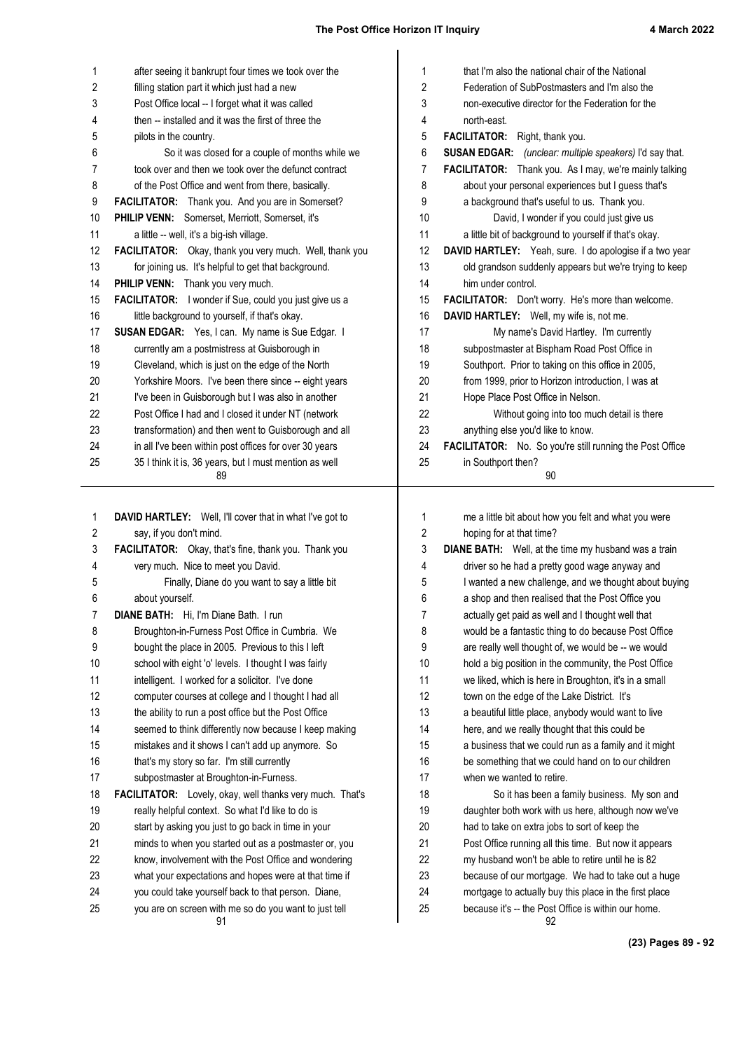after seeing it bankrupt four times we took over the filling station part it which just had a new Post Office local -- I forget what it was called then -- installed and it was the first of three the pilots in the country.

So it was closed for a couple of months while we took over and then we took over the defunct contract of the Post Office and went from there, basically.

**FACILITATOR:** Thank you. And you are in Somerset?

**PHILIP VENN:** Somerset, Merriott, Somerset, it's a little -- well, it's a big-ish village.

**FACILITATOR:** Okay, thank you very much. Well, thank you for joining us. It's helpful to get that background.

**PHILIP VENN:** Thank you very much.

**FACILITATOR:** I wonder if Sue, could you just give us a little background to yourself, if that's okay.

**SUSAN EDGAR:** Yes, I can. My name is Sue Edgar. I currently am a postmistress at Guisborough in Cleveland, which is just on the edge of the North Yorkshire Moors. I've been there since -- eight years I've been in Guisborough but I was also in another Post Office I had and I closed it under NT (network transformation) and then went to Guisborough and all in all I've been within post offices for over 30 years 35 I think it is, 36 years, but I must mention as well that I'm also the national chair of the National Federation of SubPostmasters and I'm also the non-executive director for the Federation for the north-east.

**FACILITATOR:** Right, thank you.

**SUSAN EDGAR:** *(unclear: multiple speakers)* I'd say that.

**FACILITATOR:** Thank you. As I may, we're mainly talking about your personal experiences but I guess that's a background that's useful to us. Thank you.

David, I wonder if you could just give us a little bit of background to yourself if that's okay.

**DAVID HARTLEY:** Yeah, sure. I do apologise if a two year old grandson suddenly appears but we're trying to keep him under control.

**FACILITATOR:** Don't worry. He's more than welcome.

**DAVID HARTLEY:** Well, my wife is, not me.

My name's David Hartley. I'm currently subpostmaster at Bispham Road Post Office in Southport. Prior to taking on this office in 2005, from 1999, prior to Horizon introduction, I was at Hope Place Post Office in Nelson.

Without going into too much detail is there anything else you'd like to know.

**FACILITATOR:** No. So you're still running the Post Office in Southport then?

**DAVID HARTLEY:** Well, I'll cover that in what I've got to say, if you don't mind.

**FACILITATOR:** Okay, that's fine, thank you. Thank you very much. Nice to meet you David.

Finally, Diane do you want to say a little bit about yourself.

**DIANE BATH:** Hi, I'm Diane Bath. I run Broughton-in-Furness Post Office in Cumbria. We bought the place in 2005. Previous to this I left school with eight 'o' levels. I thought I was fairly intelligent. I worked for a solicitor. I've done computer courses at college and I thought I had all the ability to run a post office but the Post Office seemed to think differently now because I keep making mistakes and it shows I can't add up anymore. So that's my story so far. I'm still currently subpostmaster at Broughton-in-Furness.

**FACILITATOR:** Lovely, okay, well thanks very much. That's really helpful context. So what I'd like to do is start by asking you just to go back in time in your minds to when you started out as a postmaster or, you know, involvement with the Post Office and wondering what your expectations and hopes were at that time if you could take yourself back to that person. Diane, you are on screen with me so do you want to just tell me a little bit about how you felt and what you were hoping for at that time?

**DIANE BATH:** Well, at the time my husband was a train driver so he had a pretty good wage anyway and I wanted a new challenge, and we thought about buying a shop and then realised that the Post Office you actually get paid as well and I thought well that would be a fantastic thing to do because Post Office are really well thought of, we would be -- we would hold a big position in the community, the Post Office we liked, which is here in Broughton, it's in a small town on the edge of the Lake District. It's a beautiful little place, anybody would want to live here, and we really thought that this could be a business that we could run as a family and it might be something that we could hand on to our children when we wanted to retire.

So it has been a family business. My son and daughter both work with us here, although now we've had to take on extra jobs to sort of keep the Post Office running all this time. But now it appears my husband won't be able to retire until he is 82 because of our mortgage. We had to take out a huge mortgage to actually buy this place in the first place because it's -- the Post Office is within our home.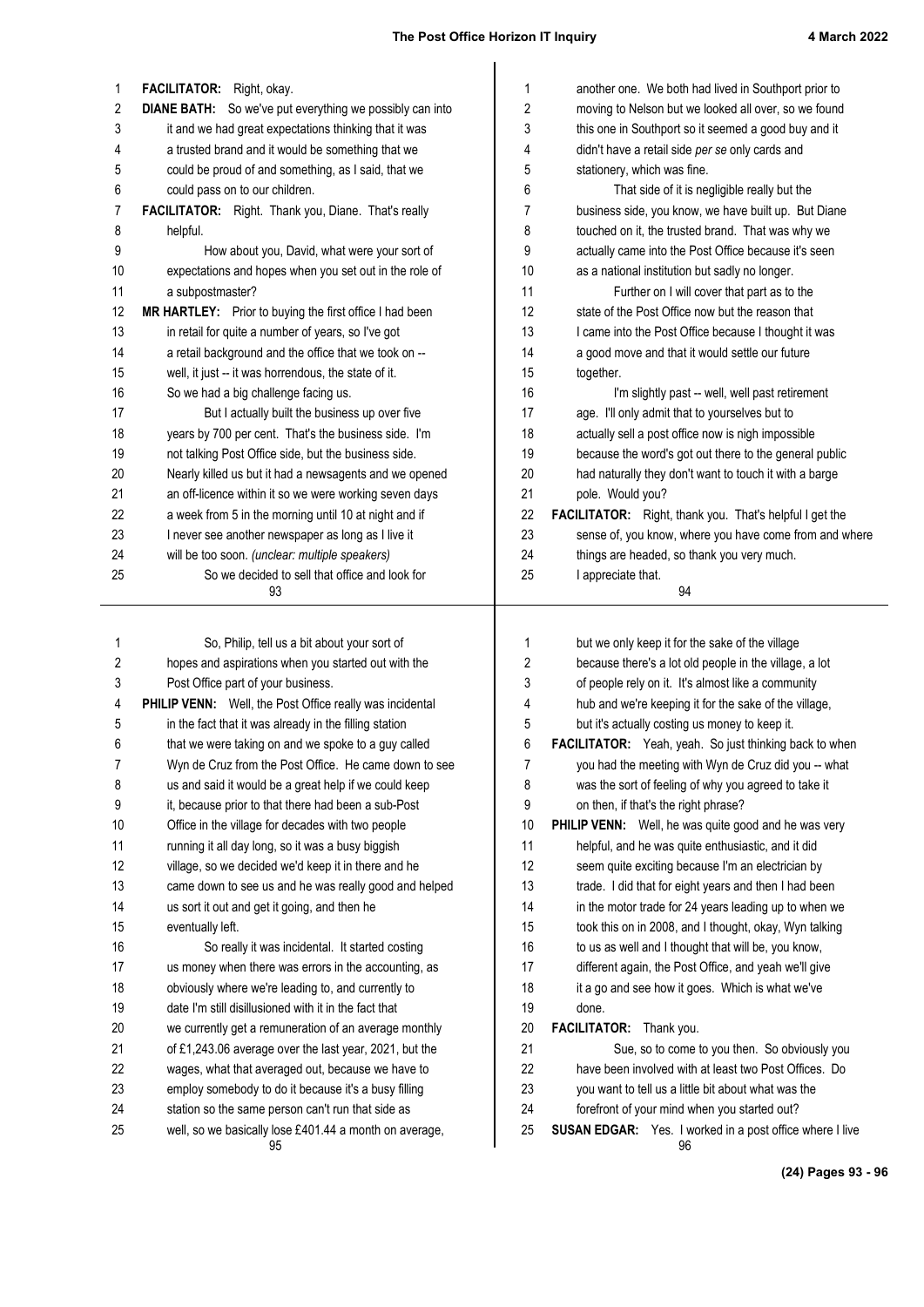**FACILITATOR:** Right, okay.

**DIANE BATH:** So we've put everything we possibly can into it and we had great expectations thinking that it was a trusted brand and it would be something that we could be proud of and something, as I said, that we could pass on to our children.

**FACILITATOR:** Right. Thank you, Diane. That's really helpful.

How about you, David, what were your sort of expectations and hopes when you set out in the role of a subpostmaster?

**MR HARTLEY:** Prior to buying the first office I had been in retail for quite a number of years, so I've got a retail background and the office that we took on -- well, it just -- it was horrendous, the state of it. So we had a big challenge facing us.

But I actually built the business up over five years by 700 per cent. That's the business side. I'm not talking Post Office side, but the business side. Nearly killed us but it had a newsagents and we opened an off-licence within it so we were working seven days a week from 5 in the morning until 10 at night and if I never see another newspaper as long as I live it will be too soon. *(unclear: multiple speakers)*

So we decided to sell that office and look for another one. We both had lived in Southport prior to moving to Nelson but we looked all over, so we found this one in Southport so it seemed a good buy and it didn't have a retail side *per se* only cards and stationery, which was fine.

That side of it is negligible really but the business side, you know, we have built up. But Diane touched on it, the trusted brand. That was why we actually came into the Post Office because it's seen as a national institution but sadly no longer.

Further on I will cover that part as to the state of the Post Office now but the reason that I came into the Post Office because I thought it was a good move and that it would settle our future together.

I'm slightly past -- well, well past retirement age. I'll only admit that to yourselves but to actually sell a post office now is nigh impossible because the word's got out there to the general public had naturally they don't want to touch it with a barge pole. Would you?

**FACILITATOR:** Right, thank you. That's helpful I get the sense of, you know, where you have come from and where things are headed, so thank you very much. I appreciate that.

So, Philip, tell us a bit about your sort of hopes and aspirations when you started out with the Post Office part of your business.

**PHILIP VENN:** Well, the Post Office really was incidental in the fact that it was already in the filling station that we were taking on and we spoke to a guy called Wyn de Cruz from the Post Office. He came down to see us and said it would be a great help if we could keep it, because prior to that there had been a sub-Post Office in the village for decades with two people running it all day long, so it was a busy biggish village, so we decided we'd keep it in there and he came down to see us and he was really good and helped us sort it out and get it going, and then he eventually left.

So really it was incidental. It started costing us money when there was errors in the accounting, as obviously where we're leading to, and currently to date I'm still disillusioned with it in the fact that we currently get a remuneration of an average monthly of £1,243.06 average over the last year, 2021, but the wages, what that averaged out, because we have to employ somebody to do it because it's a busy filling station so the same person can't run that side as well, so we basically lose £401.44 a month on average, but we only keep it for the sake of the village because there's a lot old people in the village, a lot of people rely on it. It's almost like a community hub and we're keeping it for the sake of the village, but it's actually costing us money to keep it.

**FACILITATOR:** Yeah, yeah. So just thinking back to when you had the meeting with Wyn de Cruz did you -- what was the sort of feeling of why you agreed to take it on then, if that's the right phrase?

**PHILIP VENN:** Well, he was quite good and he was very helpful, and he was quite enthusiastic, and it did seem quite exciting because I'm an electrician by trade. I did that for eight years and then I had been in the motor trade for 24 years leading up to when we took this on in 2008, and I thought, okay, Wyn talking to us as well and I thought that will be, you know, different again, the Post Office, and yeah we'll give it a go and see how it goes. Which is what we've done.

**FACILITATOR:** Thank you.

Sue, so to come to you then. So obviously you have been involved with at least two Post Offices. Do you want to tell us a little bit about what was the forefront of your mind when you started out?

**SUSAN EDGAR:** Yes. I worked in a post office where I live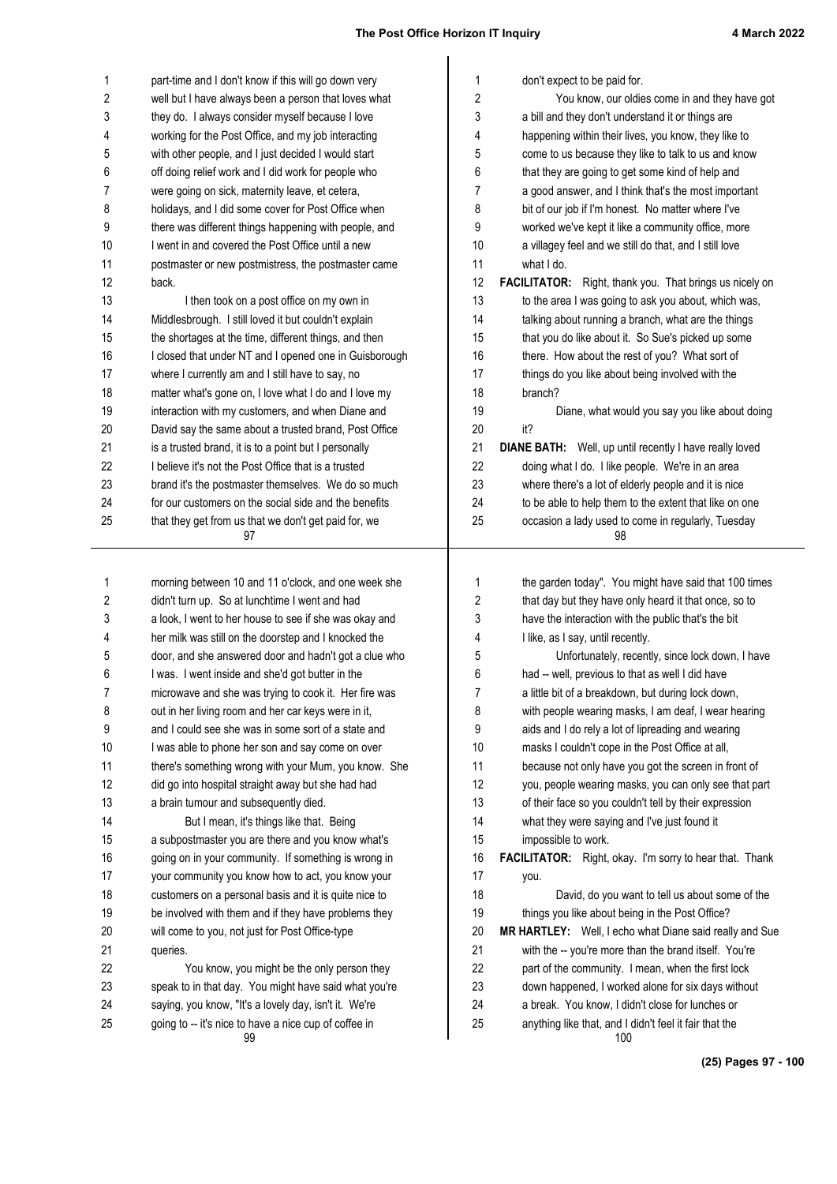part-time and I don't know if this will go down very well but I have always been a person that loves what they do. I always consider myself because I love working for the Post Office, and my job interacting with other people, and I just decided I would start off doing relief work and I did work for people who were going on sick, maternity leave, et cetera, holidays, and I did some cover for Post Office when there was different things happening with people, and I went in and covered the Post Office until a new postmaster or new postmistress, the postmaster came back.

I then took on a post office on my own in Middlesbrough. I still loved it but couldn't explain the shortages at the time, different things, and then I closed that under NT and I opened one in Guisborough where I currently am and I still have to say, no matter what's gone on, I love what I do and I love my interaction with my customers, and when Diane and David say the same about a trusted brand, Post Office is a trusted brand, it is to a point but I personally I believe it's not the Post Office that is a trusted brand it's the postmaster themselves. We do so much for our customers on the social side and the benefits that they get from us that we don't get paid for, we don't expect to be paid for.

You know, our oldies come in and they have got a bill and they don't understand it or things are happening within their lives, you know, they like to come to us because they like to talk to us and know that they are going to get some kind of help and a good answer, and I think that's the most important bit of our job if I'm honest. No matter where I've worked we've kept it like a community office, more a villagey feel and we still do that, and I still love what I do.

**FACILITATOR:** Right, thank you. That brings us nicely on to the area I was going to ask you about, which was, talking about running a branch, what are the things that you do like about it. So Sue's picked up some there. How about the rest of you? What sort of things do you like about being involved with the branch?

Diane, what would you say you like about doing it?

**DIANE BATH:** Well, up until recently I have really loved doing what I do. I like people. We're in an area where there's a lot of elderly people and it is nice to be able to help them to the extent that like on one occasion a lady used to come in regularly, Tuesday morning between 10 and 11 o'clock, and one week she didn't turn up. So at lunchtime I went and had a look, I went to her house to see if she was okay and her milk was still on the doorstep and I knocked the door, and she answered door and hadn't got a clue who I was. I went inside and she'd got butter in the microwave and she was trying to cook it. Her fire was out in her living room and her car keys were in it, and I could see she was in some sort of a state and I was able to phone her son and say come on over there's something wrong with your Mum, you know. She did go into hospital straight away but she had had a brain tumour and subsequently died.

But I mean, it's things like that. Being a subpostmaster you are there and you know what's going on in your community. If something is wrong in your community you know how to act, you know your customers on a personal basis and it is quite nice to be involved with them and if they have problems they will come to you, not just for Post Office-type queries.

You know, you might be the only person they speak to in that day. You might have said what you're saying, you know, "It's a lovely day, isn't it. We're going to -- it's nice to have a nice cup of coffee in the garden today". You might have said that 100 times that day but they have only heard it that once, so to have the interaction with the public that's the bit I like, as I say, until recently.

Unfortunately, recently, since lock down, I have had -- well, previous to that as well I did have a little bit of a breakdown, but during lock down, with people wearing masks, I am deaf, I wear hearing aids and I do rely a lot of lipreading and wearing masks I couldn't cope in the Post Office at all, because not only have you got the screen in front of you, people wearing masks, you can only see that part of their face so you couldn't tell by their expression what they were saying and I've just found it impossible to work.

**FACILITATOR:** Right, okay. I'm sorry to hear that. Thank you.

David, do you want to tell us about some of the things you like about being in the Post Office?

**MR HARTLEY:** Well, I echo what Diane said really and Sue with the -- you're more than the brand itself. You're part of the community. I mean, when the first lock down happened, I worked alone for six days without a break. You know, I didn't close for lunches or anything like that, and I didn't feel it fair that the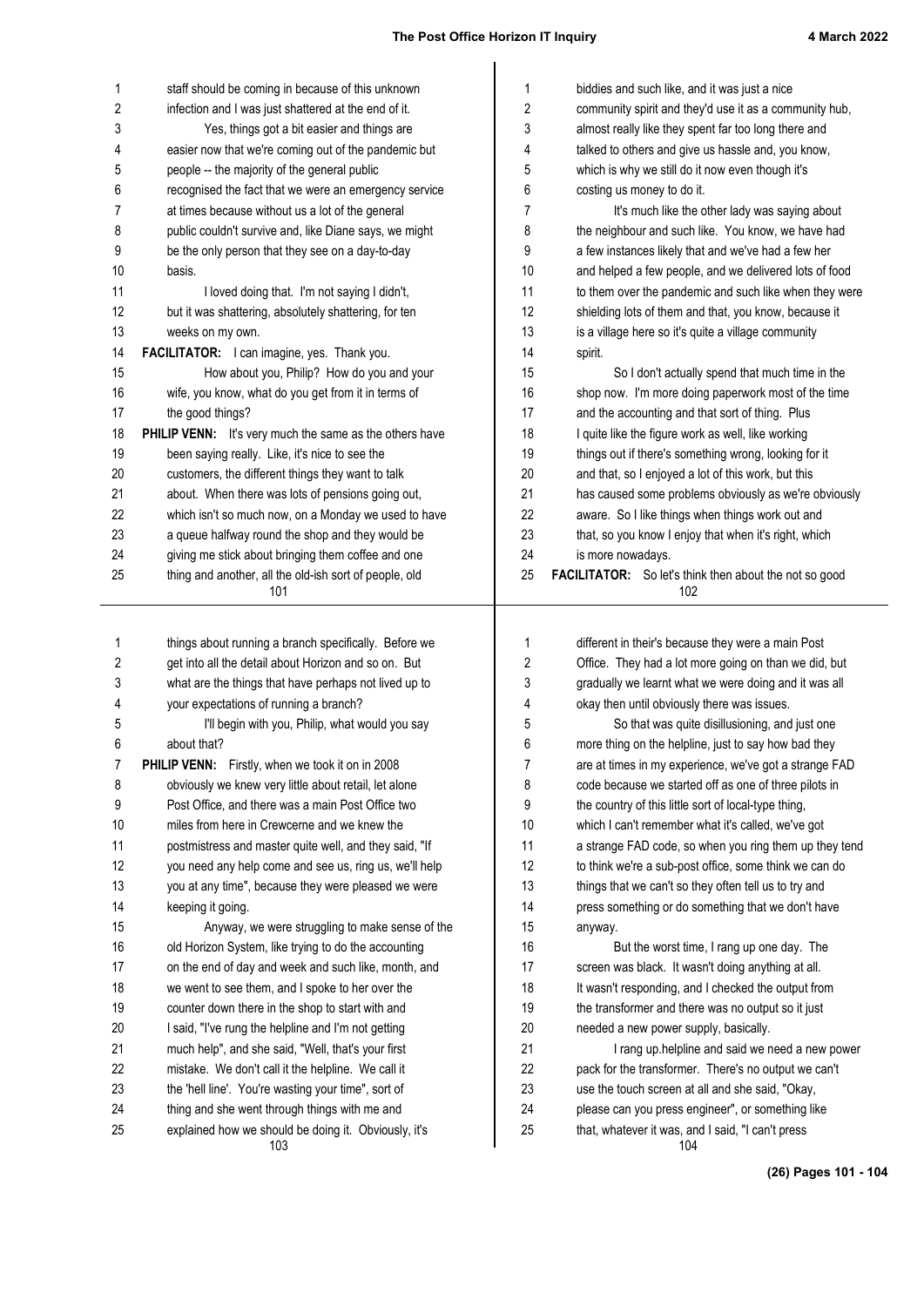staff should be coming in because of this unknown infection and I was just shattered at the end of it.

Yes, things got a bit easier and things are easier now that we're coming out of the pandemic but people -- the majority of the general public recognised the fact that we were an emergency service at times because without us a lot of the general public couldn't survive and, like Diane says, we might be the only person that they see on a day-to-day basis.

I loved doing that. I'm not saying I didn't, but it was shattering, absolutely shattering, for ten weeks on my own.

**FACILITATOR:** I can imagine, yes. Thank you.

How about you, Philip? How do you and your wife, you know, what do you get from it in terms of the good things?

**PHILIP VENN:** It's very much the same as the others have been saying really. Like, it's nice to see the customers, the different things they want to talk about. When there was lots of pensions going out, which isn't so much now, on a Monday we used to have a queue halfway round the shop and they would be giving me stick about bringing them coffee and one thing and another, all the old-ish sort of people, old biddies and such like, and it was just a nice community spirit and they'd use it as a community hub, almost really like they spent far too long there and talked to others and give us hassle and, you know, which is why we still do it now even though it's costing us money to do it.

It's much like the other lady was saying about the neighbour and such like. You know, we have had a few instances likely that and we've had a few her and helped a few people, and we delivered lots of food to them over the pandemic and such like when they were shielding lots of them and that, you know, because it is a village here so it's quite a village community spirit.

So I don't actually spend that much time in the shop now. I'm more doing paperwork most of the time and the accounting and that sort of thing. Plus I quite like the figure work as well, like working things out if there's something wrong, looking for it and that, so I enjoyed a lot of this work, but this has caused some problems obviously as we're obviously aware. So I like things when things work out and that, so you know I enjoy that when it's right, which is more nowadays.

**FACILITATOR:** So let's think then about the not so good things about running a branch specifically. Before we get into all the detail about Horizon and so on. But what are the things that have perhaps not lived up to your expectations of running a branch?

I'll begin with you, Philip, what would you say about that?

**PHILIP VENN:** Firstly, when we took it on in 2008 obviously we knew very little about retail, let alone Post Office, and there was a main Post Office two miles from here in Crewcerne and we knew the postmistress and master quite well, and they said, "If you need any help come and see us, ring us, we'll help you at any time", because they were pleased we were keeping it going.

Anyway, we were struggling to make sense of the old Horizon System, like trying to do the accounting on the end of day and week and such like, month, and we went to see them, and I spoke to her over the counter down there in the shop to start with and I said, "I've rung the helpline and I'm not getting much help", and she said, "Well, that's your first mistake. We don't call it the helpline. We call it the 'hell line'. You're wasting your time", sort of thing and she went through things with me and explained how we should be doing it. Obviously, it's different in their's because they were a main Post Office. They had a lot more going on than we did, but gradually we learnt what we were doing and it was all okay then until obviously there was issues.

So that was quite disillusioning, and just one more thing on the helpline, just to say how bad they are at times in my experience, we've got a strange FAD code because we started off as one of three pilots in the country of this little sort of local-type thing, which I can't remember what it's called, we've got a strange FAD code, so when you ring them up they tend to think we're a sub-post office, some think we can do things that we can't so they often tell us to try and press something or do something that we don't have anyway.

But the worst time, I rang up one day. The screen was black. It wasn't doing anything at all. It wasn't responding, and I checked the output from the transformer and there was no output so it just needed a new power supply, basically.

I rang up.helpline and said we need a new power pack for the transformer. There's no output we can't use the touch screen at all and she said, "Okay, please can you press engineer", or something like that, whatever it was, and I said, "I can't press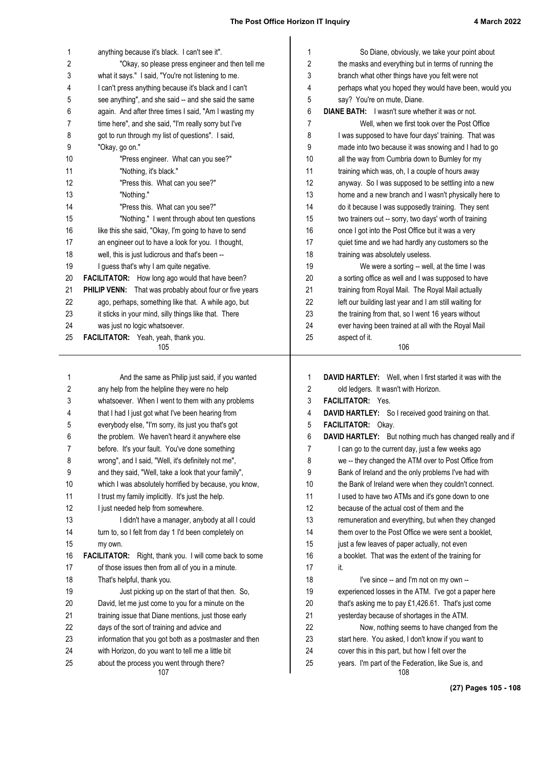anything because it's black. I can't see it".

"Okay, so please press engineer and then tell me what it says." I said, "You're not listening to me. I can't press anything because it's black and I can't see anything", and she said -- and she said the same again. And after three times I said, "Am I wasting my time here", and she said, "I'm really sorry but I've got to run through my list of questions". I said, "Okay, go on."

"Press engineer. What can you see?"

"Nothing, it's black."

"Press this. What can you see?"

"Nothing."

"Press this. What can you see?"

"Nothing." I went through about ten questions like this she said, "Okay, I'm going to have to send an engineer out to have a look for you. I thought, well, this is just ludicrous and that's been -- I guess that's why I am quite negative.

**FACILITATOR:** How long ago would that have been?

**PHILIP VENN:** That was probably about four or five years ago, perhaps, something like that. A while ago, but it sticks in your mind, silly things like that. There was just no logic whatsoever.

**FACILITATOR:** Yeah, yeah, thank you.

So Diane, obviously, we take your point about the masks and everything but in terms of running the branch what other things have you felt were not perhaps what you hoped they would have been, would you say? You're on mute, Diane.

**DIANE BATH:** I wasn't sure whether it was or not.

Well, when we first took over the Post Office I was supposed to have four days' training. That was made into two because it was snowing and I had to go all the way from Cumbria down to Burnley for my training which was, oh, I a couple of hours away anyway. So I was supposed to be settling into a new home and a new branch and I wasn't physically here to do it because I was supposedly training. They sent two trainers out -- sorry, two days' worth of training once I got into the Post Office but it was a very quiet time and we had hardly any customers so the training was absolutely useless.

We were a sorting -- well, at the time I was a sorting office as well and I was supposed to have training from Royal Mail. The Royal Mail actually left our building last year and I am still waiting for the training from that, so I went 16 years without ever having been trained at all with the Royal Mail aspect of it.

And the same as Philip just said, if you wanted any help from the helpline they were no help whatsoever. When I went to them with any problems that I had I just got what I've been hearing from everybody else, "I'm sorry, its just you that's got the problem. We haven't heard it anywhere else before. It's your fault. You've done something wrong", and I said, "Well, it's definitely not me", and they said, "Well, take a look that your family", which I was absolutely horrified by because, you know, I trust my family implicitly. It's just the help. I just needed help from somewhere.

I didn't have a manager, anybody at all I could turn to, so I felt from day 1 I'd been completely on my own.

**FACILITATOR:** Right, thank you. I will come back to some of those issues then from all of you in a minute. That's helpful, thank you.

Just picking up on the start of that then. So, David, let me just come to you for a minute on the training issue that Diane mentions, just those early days of the sort of training and advice and information that you got both as a postmaster and then with Horizon, do you want to tell me a little bit about the process you went through there?

**DAVID HARTLEY:** Well, when I first started it was with the old ledgers. It wasn't with Horizon.

**FACILITATOR:** Yes.

**DAVID HARTLEY:** So I received good training on that.

**FACILITATOR:** Okay.

**DAVID HARTLEY:** But nothing much has changed really and if I can go to the current day, just a few weeks ago we -- they changed the ATM over to Post Office from Bank of Ireland and the only problems I've had with the Bank of Ireland were when they couldn't connect. I used to have two ATMs and it's gone down to one because of the actual cost of them and the remuneration and everything, but when they changed them over to the Post Office we were sent a booklet, just a few leaves of paper actually, not even a booklet. That was the extent of the training for it.

I've since -- and I'm not on my own -- experienced losses in the ATM. I've got a paper here that's asking me to pay £1,426.61. That's just come yesterday because of shortages in the ATM.

Now, nothing seems to have changed from the start here. You asked, I don't know if you want to cover this in this part, but how I felt over the years. I'm part of the Federation, like Sue is, and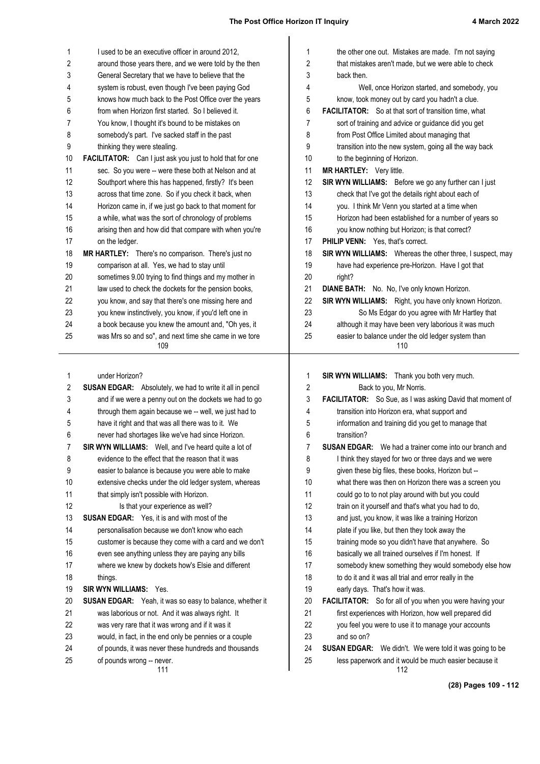I used to be an executive officer in around 2012, around those years there, and we were told by the then General Secretary that we have to believe that the system is robust, even though I've been paying God knows how much back to the Post Office over the years from when Horizon first started. So I believed it. You know, I thought it's bound to be mistakes on somebody's part. I've sacked staff in the past thinking they were stealing.

**FACILITATOR:** Can I just ask you just to hold that for one sec. So you were -- were these both at Nelson and at Southport where this has happened, firstly? It's been across that time zone. So if you check it back, when Horizon came in, if we just go back to that moment for a while, what was the sort of chronology of problems arising then and how did that compare with when you're on the ledger.

**MR HARTLEY:** There's no comparison. There's just no comparison at all. Yes, we had to stay until sometimes 9.00 trying to find things and my mother in law used to check the dockets for the pension books, you know, and say that there's one missing here and you knew instinctively, you know, if you'd left one in a book because you knew the amount and, "Oh yes, it was Mrs so and so", and next time she came in we tore the other one out. Mistakes are made. I'm not saying that mistakes aren't made, but we were able to check back then.

Well, once Horizon started, and somebody, you know, took money out by card you hadn't a clue.

**FACILITATOR:** So at that sort of transition time, what sort of training and advice or guidance did you get from Post Office Limited about managing that transition into the new system, going all the way back to the beginning of Horizon.

**MR HARTLEY:** Very little.

**SIR WYN WILLIAMS:** Before we go any further can I just check that I've got the details right about each of you. I think Mr Venn you started at a time when Horizon had been established for a number of years so you know nothing but Horizon; is that correct?

**PHILIP VENN:** Yes, that's correct.

**SIR WYN WILLIAMS:** Whereas the other three, I suspect, may have had experience pre-Horizon. Have I got that right?

**DIANE BATH:** No. No, I've only known Horizon.

**SIR WYN WILLIAMS:** Right, you have only known Horizon.

So Ms Edgar do you agree with Mr Hartley that although it may have been very laborious it was much easier to balance under the old ledger system than under Horizon?

**SUSAN EDGAR:** Absolutely, we had to write it all in pencil and if we were a penny out on the dockets we had to go through them again because we -- well, we just had to have it right and that was all there was to it. We never had shortages like we've had since Horizon.

**SIR WYN WILLIAMS:** Well, and I've heard quite a lot of evidence to the effect that the reason that it was easier to balance is because you were able to make extensive checks under the old ledger system, whereas that simply isn't possible with Horizon.

Is that your experience as well?

**SUSAN EDGAR:** Yes, it is and with most of the personalisation because we don't know who each customer is because they come with a card and we don't even see anything unless they are paying any bills where we knew by dockets how's Elsie and different things.

**SIR WYN WILLIAMS:** Yes.

**SUSAN EDGAR:** Yeah, it was so easy to balance, whether it was laborious or not. And it was always right. It was very rare that it was wrong and if it was it would, in fact, in the end only be pennies or a couple of pounds, it was never these hundreds and thousands of pounds wrong -- never.

**SIR WYN WILLIAMS:** Thank you both very much.

Back to you, Mr Norris.

**FACILITATOR:** So Sue, as I was asking David that moment of transition into Horizon era, what support and information and training did you get to manage that transition?

**SUSAN EDGAR:** We had a trainer come into our branch and I think they stayed for two or three days and we were given these big files, these books, Horizon but -- what there was then on Horizon there was a screen you could go to to not play around with but you could train on it yourself and that's what you had to do, and just, you know, it was like a training Horizon plate if you like, but then they took away the training mode so you didn't have that anywhere. So basically we all trained ourselves if I'm honest. If somebody knew something they would somebody else how to do it and it was all trial and error really in the early days. That's how it was.

**FACILITATOR:** So for all of you when you were having your first experiences with Horizon, how well prepared did you feel you were to use it to manage your accounts and so on?

**SUSAN EDGAR:** We didn't. We were told it was going to be less paperwork and it would be much easier because it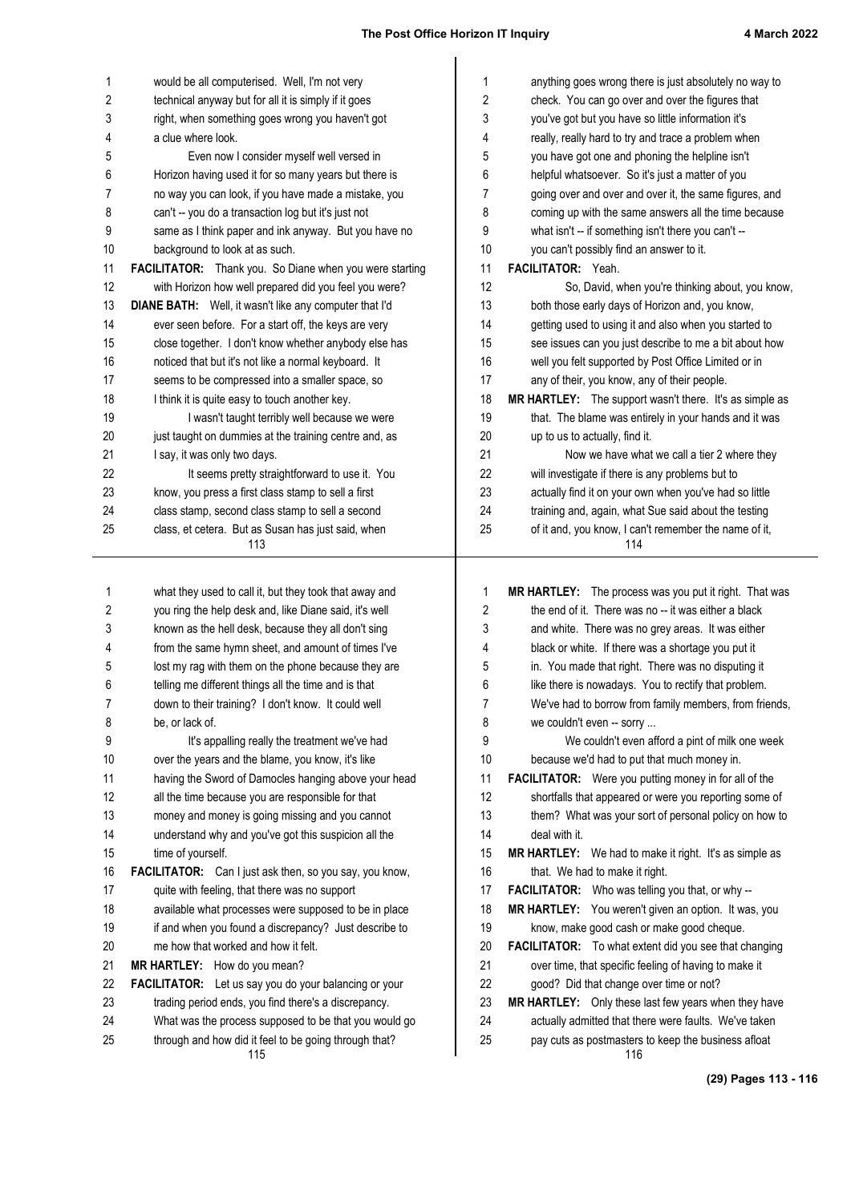would be all computerised. Well, I'm not very technical anyway but for all it is simply if it goes right, when something goes wrong you haven't got a clue where look.

Even now I consider myself well versed in Horizon having used it for so many years but there is no way you can look, if you have made a mistake, you can't -- you do a transaction log but it's just not same as I think paper and ink anyway. But you have no background to look at as such.

**FACILITATOR:** Thank you. So Diane when you were starting with Horizon how well prepared did you feel you were?

**DIANE BATH:** Well, it wasn't like any computer that I'd ever seen before. For a start off, the keys are very close together. I don't know whether anybody else has noticed that but it's not like a normal keyboard. It seems to be compressed into a smaller space, so I think it is quite easy to touch another key.

I wasn't taught terribly well because we were just taught on dummies at the training centre and, as I say, it was only two days.

It seems pretty straightforward to use it. You know, you press a first class stamp to sell a first class stamp, second class stamp to sell a second class, et cetera. But as Susan has just said, when anything goes wrong there is just absolutely no way to check. You can go over and over the figures that you've got but you have so little information it's really, really hard to try and trace a problem when you have got one and phoning the helpline isn't helpful whatsoever. So it's just a matter of you going over and over and over it, the same figures, and coming up with the same answers all the time because what isn't -- if something isn't there you can't -- you can't possibly find an answer to it.

**FACILITATOR:** Yeah.

So, David, when you're thinking about, you know, both those early days of Horizon and, you know, getting used to using it and also when you started to see issues can you just describe to me a bit about how well you felt supported by Post Office Limited or in any of their, you know, any of their people.

**MR HARTLEY:** The support wasn't there. It's as simple as that. The blame was entirely in your hands and it was up to us to actually, find it.

Now we have what we call a tier 2 where they will investigate if there is any problems but to actually find it on your own when you've had so little training and, again, what Sue said about the testing of it and, you know, I can't remember the name of it, what they used to call it, but they took that away and you ring the help desk and, like Diane said, it's well known as the hell desk, because they all don't sing from the same hymn sheet, and amount of times I've lost my rag with them on the phone because they are telling me different things all the time and is that down to their training? I don't know. It could well be, or lack of.

It's appalling really the treatment we've had over the years and the blame, you know, it's like having the Sword of Damocles hanging above your head all the time because you are responsible for that money and money is going missing and you cannot understand why and you've got this suspicion all the time of yourself.

**FACILITATOR:** Can I just ask then, so you say, you know, quite with feeling, that there was no support available what processes were supposed to be in place if and when you found a discrepancy? Just describe to me how that worked and how it felt.

**MR HARTLEY:** How do you mean?

**FACILITATOR:** Let us say you do your balancing or your trading period ends, you find there's a discrepancy. What was the process supposed to be that you would go through and how did it feel to be going through that?

**MR HARTLEY:** The process was you put it right. That was the end of it. There was no -- it was either a black and white. There was no grey areas. It was either black or white. If there was a shortage you put it in. You made that right. There was no disputing it like there is nowadays. You to rectify that problem. We've had to borrow from family members, from friends, we couldn't even -- sorry ...

We couldn't even afford a pint of milk one week because we'd had to put that much money in.

**FACILITATOR:** Were you putting money in for all of the shortfalls that appeared or were you reporting some of them? What was your sort of personal policy on how to deal with it.

**MR HARTLEY:** We had to make it right. It's as simple as that. We had to make it right.

**FACILITATOR:** Who was telling you that, or why --

**MR HARTLEY:** You weren't given an option. It was, you know, make good cash or make good cheque.

**FACILITATOR:** To what extent did you see that changing over time, that specific feeling of having to make it good? Did that change over time or not?

**MR HARTLEY:** Only these last few years when they have actually admitted that there were faults. We've taken pay cuts as postmasters to keep the business afloat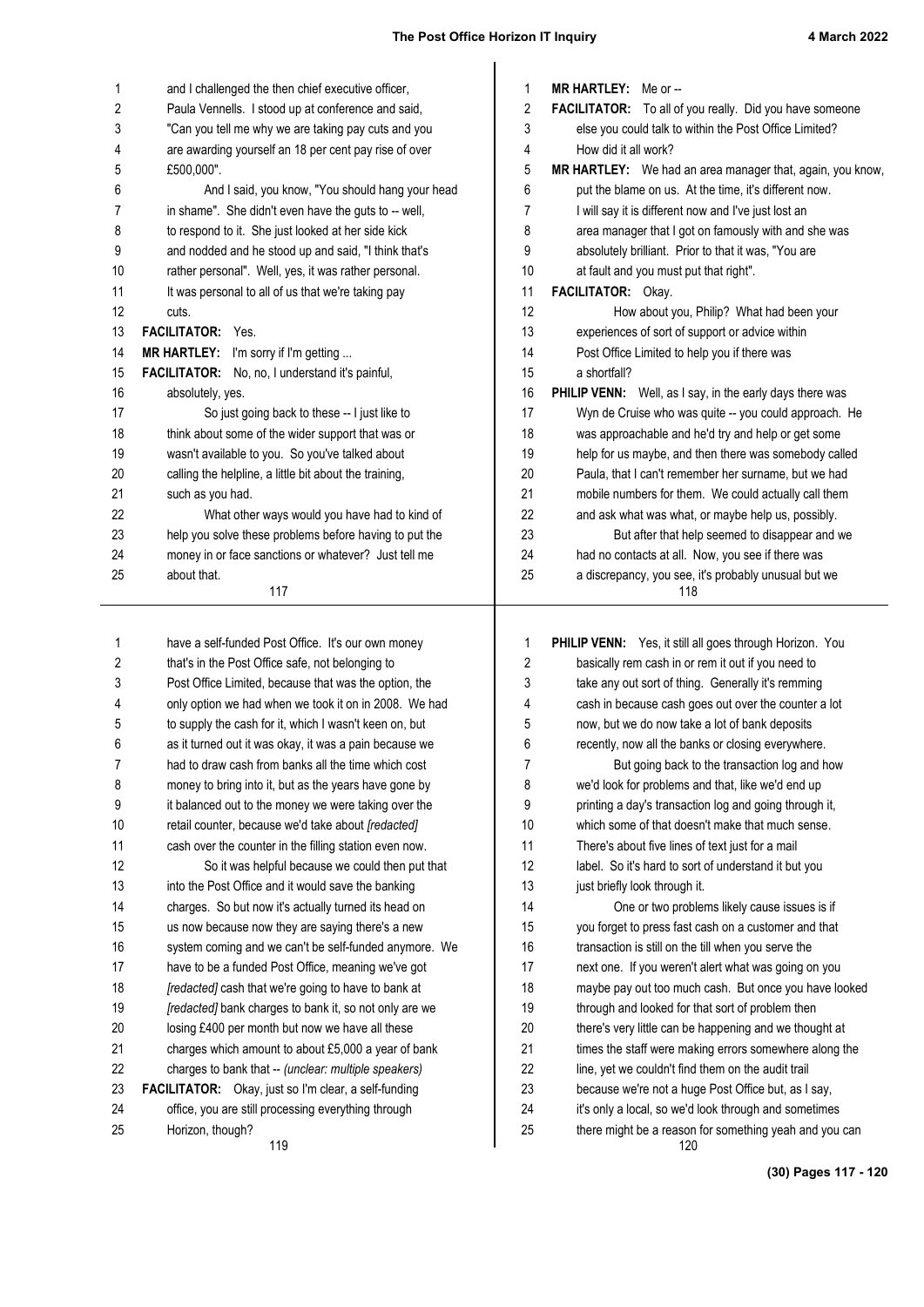and I challenged the then chief executive officer, Paula Vennells. I stood up at conference and said, "Can you tell me why we are taking pay cuts and you are awarding yourself an 18 per cent pay rise of over £500,000".

And I said, you know, "You should hang your head in shame". She didn't even have the guts to -- well, to respond to it. She just looked at her side kick and nodded and he stood up and said, "I think that's rather personal". Well, yes, it was rather personal. It was personal to all of us that we're taking pay cuts.

**FACILITATOR:** Yes.

**MR HARTLEY:** I'm sorry if I'm getting ...

**FACILITATOR:** No, no, I understand it's painful, absolutely, yes.

So just going back to these -- I just like to think about some of the wider support that was or wasn't available to you. So you've talked about calling the helpline, a little bit about the training, such as you had.

What other ways would you have had to kind of help you solve these problems before having to put the money in or face sanctions or whatever? Just tell me about that.

**MR HARTLEY:** Me or --

**FACILITATOR:** To all of you really. Did you have someone else you could talk to within the Post Office Limited? How did it all work?

**MR HARTLEY:** We had an area manager that, again, you know, put the blame on us. At the time, it's different now. I will say it is different now and I've just lost an area manager that I got on famously with and she was absolutely brilliant. Prior to that it was, "You are at fault and you must put that right".

**FACILITATOR:** Okay.

How about you, Philip? What had been your experiences of sort of support or advice within Post Office Limited to help you if there was a shortfall?

**PHILIP VENN:** Well, as I say, in the early days there was Wyn de Cruise who was quite -- you could approach. He was approachable and he'd try and help or get some help for us maybe, and then there was somebody called Paula, that I can't remember her surname, but we had mobile numbers for them. We could actually call them and ask what was what, or maybe help us, possibly.

But after that help seemed to disappear and we had no contacts at all. Now, you see if there was a discrepancy, you see, it's probably unusual but we have a self-funded Post Office. It's our own money that's in the Post Office safe, not belonging to Post Office Limited, because that was the option, the only option we had when we took it on in 2008. We had to supply the cash for it, which I wasn't keen on, but as it turned out it was okay, it was a pain because we had to draw cash from banks all the time which cost money to bring into it, but as the years have gone by it balanced out to the money we were taking over the retail counter, because we'd take about *[redacted]* cash over the counter in the filling station even now.

So it was helpful because we could then put that into the Post Office and it would save the banking charges. So but now it's actually turned its head on us now because now they are saying there's a new system coming and we can't be self-funded anymore. We have to be a funded Post Office, meaning we've got *[redacted]* cash that we're going to have to bank at *[redacted]* bank charges to bank it, so not only are we losing £400 per month but now we have all these charges which amount to about £5,000 a year of bank charges to bank that -- *(unclear: multiple speakers)*

**FACILITATOR:** Okay, just so I'm clear, a self-funding office, you are still processing everything through Horizon, though?

**PHILIP VENN:** Yes, it still all goes through Horizon. You basically rem cash in or rem it out if you need to take any out sort of thing. Generally it's remming cash in because cash goes out over the counter a lot now, but we do now take a lot of bank deposits recently, now all the banks or closing everywhere.

But going back to the transaction log and how we'd look for problems and that, like we'd end up printing a day's transaction log and going through it, which some of that doesn't make that much sense. There's about five lines of text just for a mail label. So it's hard to sort of understand it but you just briefly look through it.

One or two problems likely cause issues is if you forget to press fast cash on a customer and that transaction is still on the till when you serve the next one. If you weren't alert what was going on you maybe pay out too much cash. But once you have looked through and looked for that sort of problem then there's very little can be happening and we thought at times the staff were making errors somewhere along the line, yet we couldn't find them on the audit trail because we're not a huge Post Office but, as I say, it's only a local, so we'd look through and sometimes there might be a reason for something yeah and you can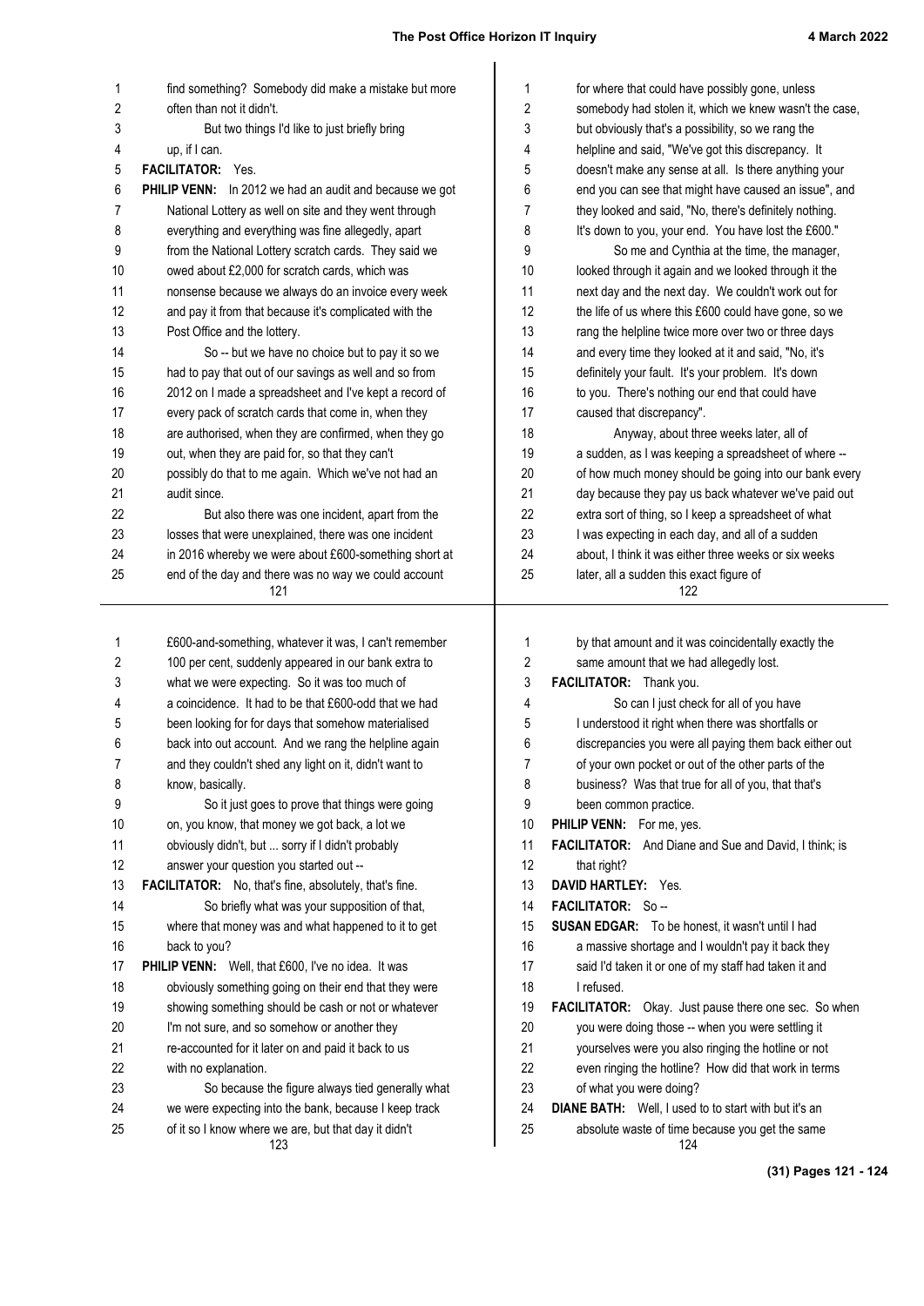find something? Somebody did make a mistake but more often than not it didn't.

But two things I'd like to just briefly bring up, if I can.

**FACILITATOR:** Yes.

**PHILIP VENN:** In 2012 we had an audit and because we got National Lottery as well on site and they went through everything and everything was fine allegedly, apart from the National Lottery scratch cards. They said we owed about £2,000 for scratch cards, which was nonsense because we always do an invoice every week and pay it from that because it's complicated with the Post Office and the lottery.

So -- but we have no choice but to pay it so we had to pay that out of our savings as well and so from 2012 on I made a spreadsheet and I've kept a record of every pack of scratch cards that come in, when they are authorised, when they are confirmed, when they go out, when they are paid for, so that they can't possibly do that to me again. Which we've not had an audit since.

But also there was one incident, apart from the losses that were unexplained, there was one incident in 2016 whereby we were about £600-something short at end of the day and there was no way we could account for where that could have possibly gone, unless somebody had stolen it, which we knew wasn't the case, but obviously that's a possibility, so we rang the helpline and said, "We've got this discrepancy. It doesn't make any sense at all. Is there anything your end you can see that might have caused an issue", and they looked and said, "No, there's definitely nothing. It's down to you, your end. You have lost the £600."

So me and Cynthia at the time, the manager, looked through it again and we looked through it the next day and the next day. We couldn't work out for the life of us where this £600 could have gone, so we rang the helpline twice more over two or three days and every time they looked at it and said, "No, it's definitely your fault. It's your problem. It's down to you. There's nothing our end that could have caused that discrepancy".

Anyway, about three weeks later, all of a sudden, as I was keeping a spreadsheet of where -- of how much money should be going into our bank every day because they pay us back whatever we've paid out extra sort of thing, so I keep a spreadsheet of what I was expecting in each day, and all of a sudden about, I think it was either three weeks or six weeks later, all a sudden this exact figure of £600-and-something, whatever it was, I can't remember 100 per cent, suddenly appeared in our bank extra to what we were expecting. So it was too much of a coincidence. It had to be that £600-odd that we had been looking for for days that somehow materialised back into out account. And we rang the helpline again and they couldn't shed any light on it, didn't want to know, basically.

So it just goes to prove that things were going on, you know, that money we got back, a lot we obviously didn't, but ... sorry if I didn't probably answer your question you started out --

**FACILITATOR:** No, that's fine, absolutely, that's fine.

So briefly what was your supposition of that, where that money was and what happened to it to get back to you?

**PHILIP VENN:** Well, that £600, I've no idea. It was obviously something going on their end that they were showing something should be cash or not or whatever I'm not sure, and so somehow or another they re-accounted for it later on and paid it back to us with no explanation.

So because the figure always tied generally what we were expecting into the bank, because I keep track of it so I know where we are, but that day it didn't by that amount and it was coincidentally exactly the same amount that we had allegedly lost.

**FACILITATOR:** Thank you.

So can I just check for all of you have I understood it right when there was shortfalls or discrepancies you were all paying them back either out of your own pocket or out of the other parts of the business? Was that true for all of you, that that's been common practice.

**PHILIP VENN:** For me, yes.

**FACILITATOR:** And Diane and Sue and David, I think; is that right?

**DAVID HARTLEY:** Yes.

**FACILITATOR:** So --

**SUSAN EDGAR:** To be honest, it wasn't until I had a massive shortage and I wouldn't pay it back they said I'd taken it or one of my staff had taken it and I refused.

**FACILITATOR:** Okay. Just pause there one sec. So when you were doing those -- when you were settling it yourselves were you also ringing the hotline or not even ringing the hotline? How did that work in terms of what you were doing?

**DIANE BATH:** Well, I used to to start with but it's an absolute waste of time because you get the same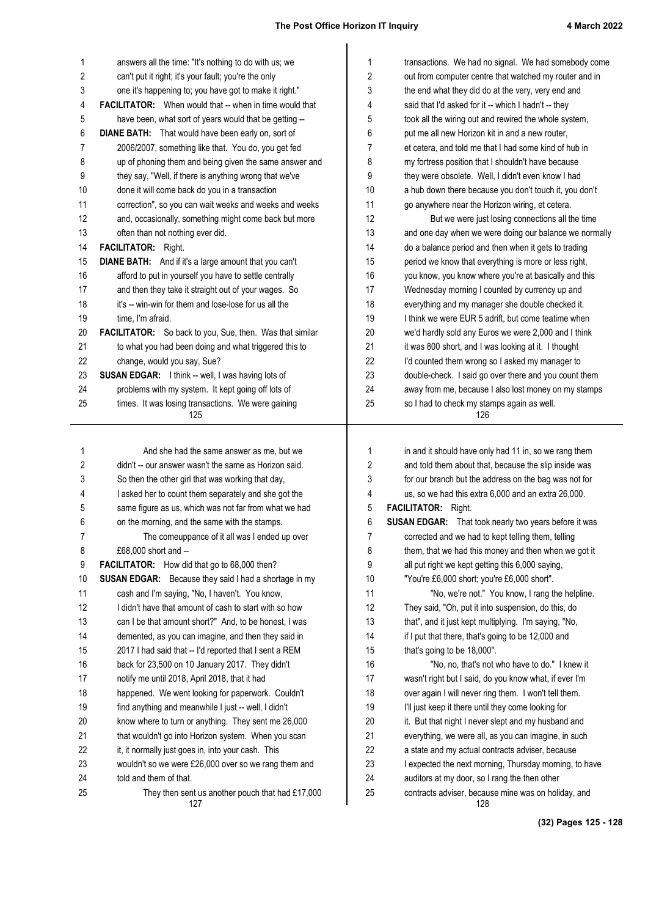answers all the time: "It's nothing to do with us; we can't put it right; it's your fault; you're the only one it's happening to; you have got to make it right."

**FACILITATOR:** When would that -- when in time would that have been, what sort of years would that be getting --

**DIANE BATH:** That would have been early on, sort of 2006/2007, something like that. You do, you get fed up of phoning them and being given the same answer and they say, "Well, if there is anything wrong that we've done it will come back do you in a transaction correction", so you can wait weeks and weeks and weeks and, occasionally, something might come back but more often than not nothing ever did.

**FACILITATOR:** Right.

**DIANE BATH:** And if it's a large amount that you can't afford to put in yourself you have to settle centrally and then they take it straight out of your wages. So it's -- win-win for them and lose-lose for us all the time, I'm afraid.

**FACILITATOR:** So back to you, Sue, then. Was that similar to what you had been doing and what triggered this to change, would you say, Sue?

**SUSAN EDGAR:** I think -- well, I was having lots of problems with my system. It kept going off lots of times. It was losing transactions. We were gaining transactions. We had no signal. We had somebody come out from computer centre that watched my router and in the end what they did do at the very, very end and said that I'd asked for it -- which I hadn't -- they took all the wiring out and rewired the whole system, put me all new Horizon kit in and a new router, et cetera, and told me that I had some kind of hub in my fortress position that I shouldn't have because they were obsolete. Well, I didn't even know I had a hub down there because you don't touch it, you don't go anywhere near the Horizon wiring, et cetera.

But we were just losing connections all the time and one day when we were doing our balance we normally do a balance period and then when it gets to trading period we know that everything is more or less right, you know, you know where you're at basically and this Wednesday morning I counted by currency up and everything and my manager she double checked it. I think we were EUR 5 adrift, but come teatime when we'd hardly sold any Euros we were 2,000 and I think it was 800 short, and I was looking at it. I thought I'd counted them wrong so I asked my manager to double-check. I said go over there and you count them away from me, because I also lost money on my stamps so I had to check my stamps again as well.

And she had the same answer as me, but we didn't -- our answer wasn't the same as Horizon said. So then the other girl that was working that day, I asked her to count them separately and she got the same figure as us, which was not far from what we had on the morning, and the same with the stamps.

The comeuppance of it all was I ended up over £68,000 short and --

**FACILITATOR:** How did that go to 68,000 then?

**SUSAN EDGAR:** Because they said I had a shortage in my cash and I'm saying, "No, I haven't. You know, I didn't have that amount of cash to start with so how can I be that amount short?" And, to be honest, I was demented, as you can imagine, and then they said in 2017 I had said that -- I'd reported that I sent a REM back for 23,500 on 10 January 2017. They didn't notify me until 2018, April 2018, that it had happened. We went looking for paperwork. Couldn't find anything and meanwhile I just -- well, I didn't know where to turn or anything. They sent me 26,000 that wouldn't go into Horizon system. When you scan it, it normally just goes in, into your cash. This wouldn't so we were £26,000 over so we rang them and told and them of that.

They then sent us another pouch that had £17,000 in and it should have only had 11 in, so we rang them and told them about that, because the slip inside was for our branch but the address on the bag was not for us, so we had this extra 6,000 and an extra 26,000.

**FACILITATOR:** Right.

**SUSAN EDGAR:** That took nearly two years before it was corrected and we had to kept telling them, telling them, that we had this money and then when we got it all put right we kept getting this 6,000 saying, "You're £6,000 short; you're £6,000 short".

"No, we're not." You know, I rang the helpline. They said, "Oh, put it into suspension, do this, do that", and it just kept multiplying. I'm saying, "No, if I put that there, that's going to be 12,000 and that's going to be 18,000".

"No, no, that's not who have to do." I knew it wasn't right but I said, do you know what, if ever I'm over again I will never ring them. I won't tell them. I'll just keep it there until they come looking for it. But that night I never slept and my husband and everything, we were all, as you can imagine, in such a state and my actual contracts adviser, because I expected the next morning, Thursday morning, to have auditors at my door, so I rang the then other contracts adviser, because mine was on holiday, and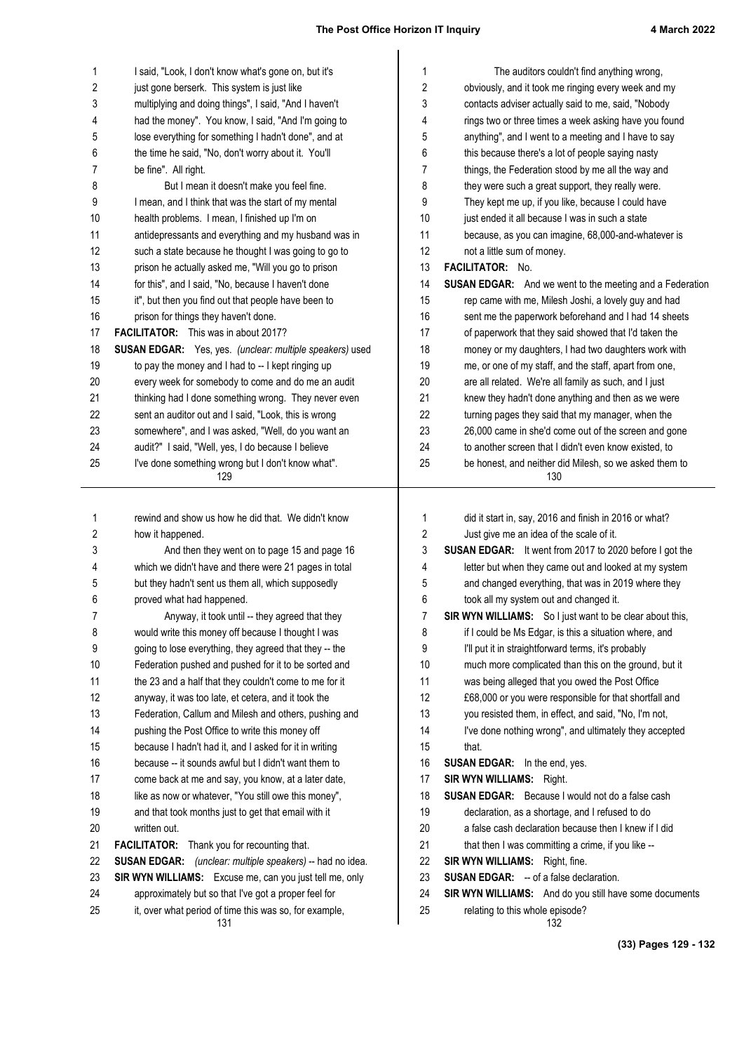I said, "Look, I don't know what's gone on, but it's just gone berserk. This system is just like multiplying and doing things", I said, "And I haven't had the money". You know, I said, "And I'm going to lose everything for something I hadn't done", and at the time he said, "No, don't worry about it. You'll be fine". All right.

But I mean it doesn't make you feel fine. I mean, and I think that was the start of my mental health problems. I mean, I finished up I'm on antidepressants and everything and my husband was in such a state because he thought I was going to go to prison he actually asked me, "Will you go to prison for this", and I said, "No, because I haven't done it", but then you find out that people have been to prison for things they haven't done.

**FACILITATOR:** This was in about 2017?

**SUSAN EDGAR:** Yes, yes. *(unclear: multiple speakers)* used to pay the money and I had to -- I kept ringing up every week for somebody to come and do me an audit thinking had I done something wrong. They never even sent an auditor out and I said, "Look, this is wrong somewhere", and I was asked, "Well, do you want an audit?" I said, "Well, yes, I do because I believe I've done something wrong but I don't know what".

The auditors couldn't find anything wrong, obviously, and it took me ringing every week and my contacts adviser actually said to me, said, "Nobody rings two or three times a week asking have you found anything", and I went to a meeting and I have to say this because there's a lot of people saying nasty things, the Federation stood by me all the way and they were such a great support, they really were. They kept me up, if you like, because I could have just ended it all because I was in such a state because, as you can imagine, 68,000-and-whatever is not a little sum of money.

**FACILITATOR:** No.

**SUSAN EDGAR:** And we went to the meeting and a Federation rep came with me, Milesh Joshi, a lovely guy and had sent me the paperwork beforehand and I had 14 sheets of paperwork that they said showed that I'd taken the money or my daughters, I had two daughters work with me, or one of my staff, and the staff, apart from one, are all related. We're all family as such, and I just knew they hadn't done anything and then as we were turning pages they said that my manager, when the 26,000 came in she'd come out of the screen and gone to another screen that I didn't even know existed, to be honest, and neither did Milesh, so we asked them to rewind and show us how he did that. We didn't know how it happened.

And then they went on to page 15 and page 16 which we didn't have and there were 21 pages in total but they hadn't sent us them all, which supposedly proved what had happened.

Anyway, it took until -- they agreed that they would write this money off because I thought I was going to lose everything, they agreed that they -- the Federation pushed and pushed for it to be sorted and the 23 and a half that they couldn't come to me for it anyway, it was too late, et cetera, and it took the Federation, Callum and Milesh and others, pushing and pushing the Post Office to write this money off because I hadn't had it, and I asked for it in writing because -- it sounds awful but I didn't want them to come back at me and say, you know, at a later date, like as now or whatever, "You still owe this money", and that took months just to get that email with it written out.

**FACILITATOR:** Thank you for recounting that.

**SUSAN EDGAR:** *(unclear: multiple speakers)* -- had no idea.

**SIR WYN WILLIAMS:** Excuse me, can you just tell me, only approximately but so that I've got a proper feel for it, over what period of time this was so, for example, did it start in, say, 2016 and finish in 2016 or what? Just give me an idea of the scale of it.

**SUSAN EDGAR:** It went from 2017 to 2020 before I got the letter but when they came out and looked at my system and changed everything, that was in 2019 where they took all my system out and changed it.

**SIR WYN WILLIAMS:** So I just want to be clear about this, if I could be Ms Edgar, is this a situation where, and I'll put it in straightforward terms, it's probably much more complicated than this on the ground, but it was being alleged that you owed the Post Office £68,000 or you were responsible for that shortfall and you resisted them, in effect, and said, "No, I'm not, I've done nothing wrong", and ultimately they accepted that.

**SUSAN EDGAR:** In the end, yes.

**SIR WYN WILLIAMS:** Right.

**SUSAN EDGAR:** Because I would not do a false cash declaration, as a shortage, and I refused to do a false cash declaration because then I knew if I did that then I was committing a crime, if you like --

**SIR WYN WILLIAMS:** Right, fine.

**SUSAN EDGAR:** -- of a false declaration.

**SIR WYN WILLIAMS:** And do you still have some documents relating to this whole episode?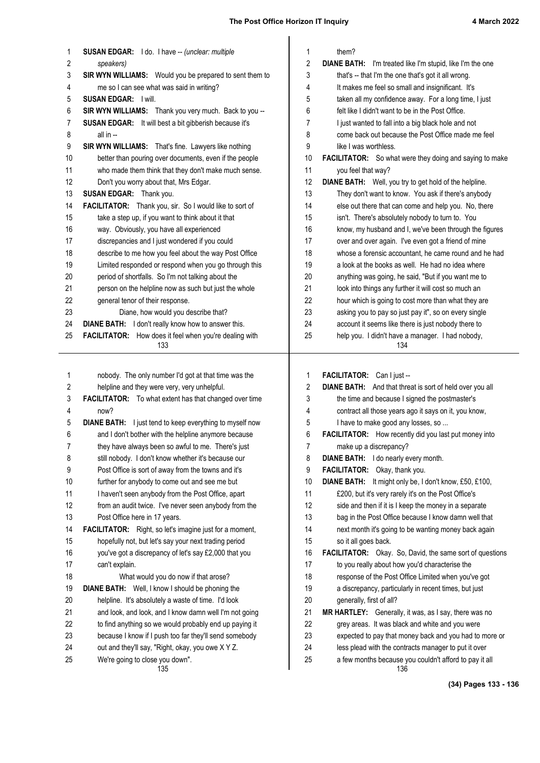**SUSAN EDGAR:** I do. I have -- *(unclear: multiple speakers)*

**SIR WYN WILLIAMS:** Would you be prepared to sent them to me so I can see what was said in writing?

**SUSAN EDGAR:** I will.

**SIR WYN WILLIAMS:** Thank you very much. Back to you --

**SUSAN EDGAR:** It will best a bit gibberish because it's all in --

**SIR WYN WILLIAMS:** That's fine. Lawyers like nothing better than pouring over documents, even if the people who made them think that they don't make much sense. Don't you worry about that, Mrs Edgar.

**SUSAN EDGAR:** Thank you.

**FACILITATOR:** Thank you, sir. So I would like to sort of take a step up, if you want to think about it that way. Obviously, you have all experienced discrepancies and I just wondered if you could describe to me how you feel about the way Post Office Limited responded or respond when you go through this period of shortfalls. So I'm not talking about the person on the helpline now as such but just the whole general tenor of their response.

Diane, how would you describe that?

**DIANE BATH:** I don't really know how to answer this.

**FACILITATOR:** How does it feel when you're dealing with them?

**DIANE BATH:** I'm treated like I'm stupid, like I'm the one that's -- that I'm the one that's got it all wrong. It makes me feel so small and insignificant. It's taken all my confidence away. For a long time, I just felt like I didn't want to be in the Post Office. I just wanted to fall into a big black hole and not come back out because the Post Office made me feel like I was worthless.

**FACILITATOR:** So what were they doing and saying to make you feel that way?

**DIANE BATH:** Well, you try to get hold of the helpline. They don't want to know. You ask if there's anybody else out there that can come and help you. No, there isn't. There's absolutely nobody to turn to. You know, my husband and I, we've been through the figures over and over again. I've even got a friend of mine whose a forensic accountant, he came round and he had a look at the books as well. He had no idea where anything was going, he said, "But if you want me to look into things any further it will cost so much an hour which is going to cost more than what they are asking you to pay so just pay it", so on every single account it seems like there is just nobody there to help you. I didn't have a manager. I had nobody, nobody. The only number I'd got at that time was the helpline and they were very, very unhelpful.

**FACILITATOR:** To what extent has that changed over time now?

**DIANE BATH:** I just tend to keep everything to myself now and I don't bother with the helpline anymore because they have always been so awful to me. There's just still nobody. I don't know whether it's because our Post Office is sort of away from the towns and it's further for anybody to come out and see me but I haven't seen anybody from the Post Office, apart from an audit twice. I've never seen anybody from the Post Office here in 17 years.

**FACILITATOR:** Right, so let's imagine just for a moment, hopefully not, but let's say your next trading period you've got a discrepancy of let's say £2,000 that you can't explain.

What would you do now if that arose?

**DIANE BATH:** Well, I know I should be phoning the helpline. It's absolutely a waste of time. I'd look and look, and look, and I know damn well I'm not going to find anything so we would probably end up paying it because I know if I push too far they'll send somebody out and they'll say, "Right, okay, you owe X Y Z. We're going to close you down".

**FACILITATOR:** Can I just --

**DIANE BATH:** And that threat is sort of held over you all the time and because I signed the postmaster's contract all those years ago it says on it, you know, I have to make good any losses, so ...

**FACILITATOR:** How recently did you last put money into make up a discrepancy?

**DIANE BATH:** I do nearly every month.

**FACILITATOR:** Okay, thank you.

**DIANE BATH:** It might only be, I don't know, £50, £100, £200, but it's very rarely it's on the Post Office's side and then if it is I keep the money in a separate bag in the Post Office because I know damn well that next month it's going to be wanting money back again so it all goes back.

**FACILITATOR:** Okay. So, David, the same sort of questions to you really about how you'd characterise the response of the Post Office Limited when you've got a discrepancy, particularly in recent times, but just generally, first of all?

**MR HARTLEY:** Generally, it was, as I say, there was no grey areas. It was black and white and you were expected to pay that money back and you had to more or less plead with the contracts manager to put it over a few months because you couldn't afford to pay it all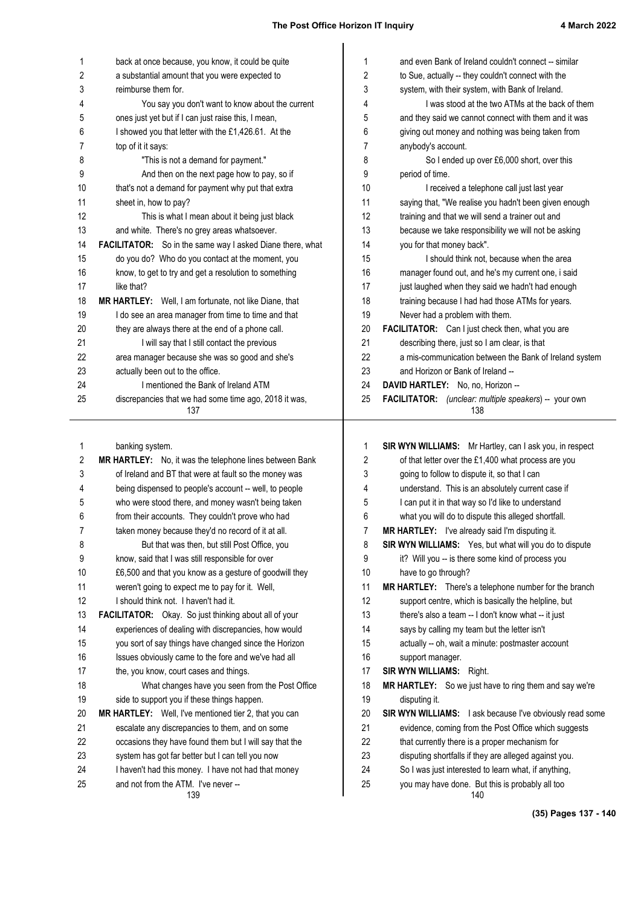back at once because, you know, it could be quite a substantial amount that you were expected to reimburse them for.

You say you don't want to know about the current ones just yet but if I can just raise this, I mean, I showed you that letter with the £1,426.61. At the top of it it says:

"This is not a demand for payment."

And then on the next page how to pay, so if that's not a demand for payment why put that extra sheet in, how to pay?

This is what I mean about it being just black and white. There's no grey areas whatsoever.

**FACILITATOR:** So in the same way I asked Diane there, what do you do? Who do you contact at the moment, you know, to get to try and get a resolution to something like that?

**MR HARTLEY:** Well, I am fortunate, not like Diane, that I do see an area manager from time to time and that they are always there at the end of a phone call.

I will say that I still contact the previous area manager because she was so good and she's actually been out to the office.

I mentioned the Bank of Ireland ATM discrepancies that we had some time ago, 2018 it was, and even Bank of Ireland couldn't connect -- similar to Sue, actually -- they couldn't connect with the system, with their system, with Bank of Ireland.

I was stood at the two ATMs at the back of them and they said we cannot connect with them and it was giving out money and nothing was being taken from anybody's account.

So I ended up over £6,000 short, over this period of time.

I received a telephone call just last year saying that, "We realise you hadn't been given enough training and that we will send a trainer out and because we take responsibility we will not be asking you for that money back".

I should think not, because when the area manager found out, and he's my current one, i said just laughed when they said we hadn't had enough training because I had had those ATMs for years. Never had a problem with them.

**FACILITATOR:** Can I just check then, what you are describing there, just so I am clear, is that a mis-communication between the Bank of Ireland system and Horizon or Bank of Ireland --

**DAVID HARTLEY:** No, no, Horizon --

**FACILITATOR:** *(unclear: multiple speakers)* -- your own banking system.

**MR HARTLEY:** No, it was the telephone lines between Bank of Ireland and BT that were at fault so the money was being dispensed to people's account -- well, to people who were stood there, and money wasn't being taken from their accounts. They couldn't prove who had taken money because they'd no record of it at all.

But that was then, but still Post Office, you know, said that I was still responsible for over £6,500 and that you know as a gesture of goodwill they weren't going to expect me to pay for it. Well, I should think not. I haven't had it.

**FACILITATOR:** Okay. So just thinking about all of your experiences of dealing with discrepancies, how would you sort of say things have changed since the Horizon Issues obviously came to the fore and we've had all the, you know, court cases and things.

What changes have you seen from the Post Office side to support you if these things happen.

**MR HARTLEY:** Well, I've mentioned tier 2, that you can escalate any discrepancies to them, and on some occasions they have found them but I will say that the system has got far better but I can tell you now I haven't had this money. I have not had that money and not from the ATM. I've never --

**SIR WYN WILLIAMS:** Mr Hartley, can I ask you, in respect of that letter over the £1,400 what process are you going to follow to dispute it, so that I can understand. This is an absolutely current case if I can put it in that way so I'd like to understand what you will do to dispute this alleged shortfall.

**MR HARTLEY:** I've already said I'm disputing it.

**SIR WYN WILLIAMS:** Yes, but what will you do to dispute it? Will you -- is there some kind of process you have to go through?

**MR HARTLEY:** There's a telephone number for the branch support centre, which is basically the helpline, but there's also a team -- I don't know what -- it just says by calling my team but the letter isn't actually -- oh, wait a minute: postmaster account support manager.

**SIR WYN WILLIAMS:** Right.

**MR HARTLEY:** So we just have to ring them and say we're disputing it.

**SIR WYN WILLIAMS:** I ask because I've obviously read some evidence, coming from the Post Office which suggests that currently there is a proper mechanism for disputing shortfalls if they are alleged against you. So I was just interested to learn what, if anything, you may have done. But this is probably all too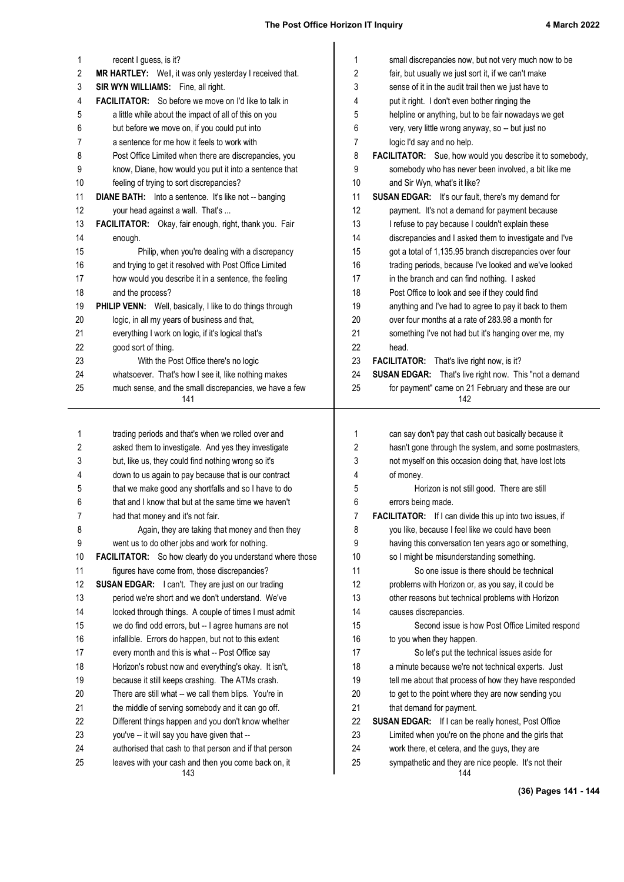recent I guess, is it?

**MR HARTLEY:** Well, it was only yesterday I received that.

**SIR WYN WILLIAMS:** Fine, all right.

**FACILITATOR:** So before we move on I'd like to talk in a little while about the impact of all of this on you but before we move on, if you could put into a sentence for me how it feels to work with Post Office Limited when there are discrepancies, you know, Diane, how would you put it into a sentence that feeling of trying to sort discrepancies?

**DIANE BATH:** Into a sentence. It's like not -- banging your head against a wall. That's ...

**FACILITATOR:** Okay, fair enough, right, thank you. Fair enough.

Philip, when you're dealing with a discrepancy and trying to get it resolved with Post Office Limited how would you describe it in a sentence, the feeling and the process?

**PHILIP VENN:** Well, basically, I like to do things through logic, in all my years of business and that, everything I work on logic, if it's logical that's good sort of thing.

With the Post Office there's no logic whatsoever. That's how I see it, like nothing makes much sense, and the small discrepancies, we have a few small discrepancies now, but not very much now to be fair, but usually we just sort it, if we can't make sense of it in the audit trail then we just have to put it right. I don't even bother ringing the helpline or anything, but to be fair nowadays we get very, very little wrong anyway, so -- but just no logic I'd say and no help.

**FACILITATOR:** Sue, how would you describe it to somebody, somebody who has never been involved, a bit like me and Sir Wyn, what's it like?

**SUSAN EDGAR:** It's our fault, there's my demand for payment. It's not a demand for payment because I refuse to pay because I couldn't explain these discrepancies and I asked them to investigate and I've got a total of 1,135.95 branch discrepancies over four trading periods, because I've looked and we've looked in the branch and can find nothing. I asked Post Office to look and see if they could find anything and I've had to agree to pay it back to them over four months at a rate of 283.98 a month for something I've not had but it's hanging over me, my head.

**FACILITATOR:** That's live right now, is it?

**SUSAN EDGAR:** That's live right now. This "not a demand for payment" came on 21 February and these are our trading periods and that's when we rolled over and asked them to investigate. And yes they investigate but, like us, they could find nothing wrong so it's down to us again to pay because that is our contract that we make good any shortfalls and so I have to do that and I know that but at the same time we haven't had that money and it's not fair.

Again, they are taking that money and then they went us to do other jobs and work for nothing.

**FACILITATOR:** So how clearly do you understand where those figures have come from, those discrepancies?

**SUSAN EDGAR:** I can't. They are just on our trading period we're short and we don't understand. We've looked through things. A couple of times I must admit we do find odd errors, but -- I agree humans are not infallible. Errors do happen, but not to this extent every month and this is what -- Post Office say Horizon's robust now and everything's okay. It isn't, because it still keeps crashing. The ATMs crash. There are still what -- we call them blips. You're in the middle of serving somebody and it can go off. Different things happen and you don't know whether you've -- it will say you have given that -- authorised that cash to that person and if that person leaves with your cash and then you come back on, it can say don't pay that cash out basically because it hasn't gone through the system, and some postmasters, not myself on this occasion doing that, have lost lots of money.

Horizon is not still good. There are still errors being made.

**FACILITATOR:** If I can divide this up into two issues, if you like, because I feel like we could have been having this conversation ten years ago or something, so I might be misunderstanding something.

So one issue is there should be technical problems with Horizon or, as you say, it could be other reasons but technical problems with Horizon causes discrepancies.

Second issue is how Post Office Limited respond to you when they happen.

So let's put the technical issues aside for a minute because we're not technical experts. Just tell me about that process of how they have responded to get to the point where they are now sending you that demand for payment.

**SUSAN EDGAR:** If I can be really honest, Post Office Limited when you're on the phone and the girls that work there, et cetera, and the guys, they are sympathetic and they are nice people. It's not their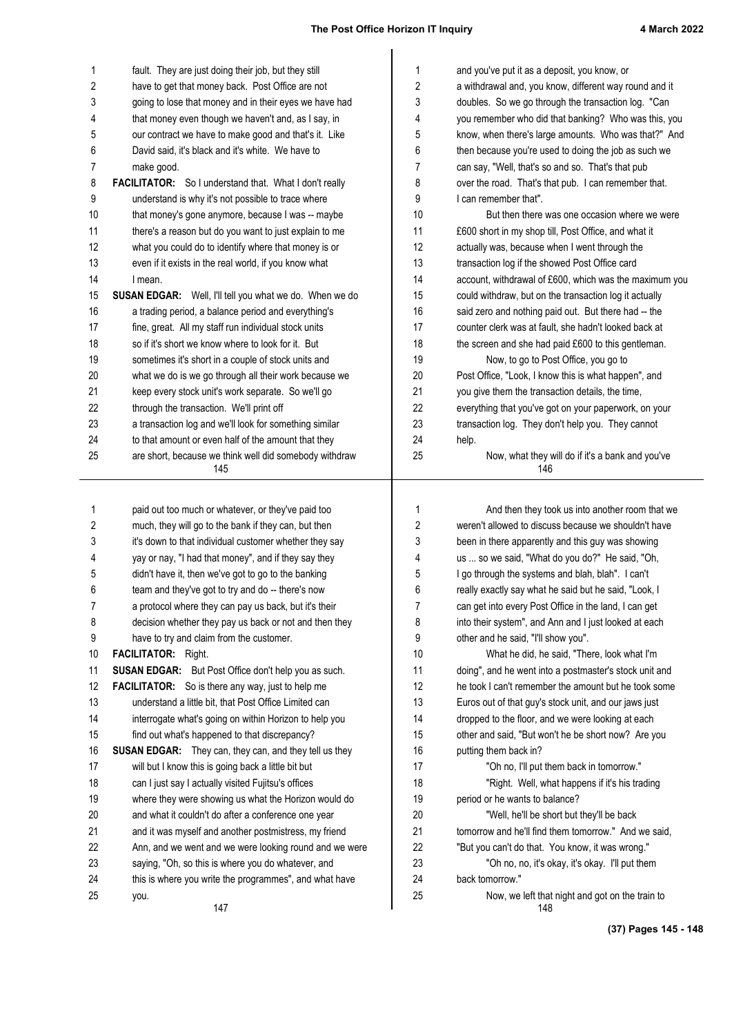fault. They are just doing their job, but they still have to get that money back. Post Office are not going to lose that money and in their eyes we have had that money even though we haven't and, as I say, in our contract we have to make good and that's it. Like David said, it's black and it's white. We have to make good.

**FACILITATOR:** So I understand that. What I don't really understand is why it's not possible to trace where that money's gone anymore, because I was -- maybe there's a reason but do you want to just explain to me what you could do to identify where that money is or even if it exists in the real world, if you know what I mean.

**SUSAN EDGAR:** Well, I'll tell you what we do. When we do a trading period, a balance period and everything's fine, great. All my staff run individual stock units so if it's short we know where to look for it. But sometimes it's short in a couple of stock units and what we do is we go through all their work because we keep every stock unit's work separate. So we'll go through the transaction. We'll print off a transaction log and we'll look for something similar to that amount or even half of the amount that they are short, because we think well did somebody withdraw and you've put it as a deposit, you know, or a withdrawal and, you know, different way round and it doubles. So we go through the transaction log. "Can you remember who did that banking? Who was this, you know, when there's large amounts. Who was that?" And then because you're used to doing the job as such we can say, "Well, that's so and so. That's that pub over the road. That's that pub. I can remember that. I can remember that".

But then there was one occasion where we were £600 short in my shop till, Post Office, and what it actually was, because when I went through the transaction log if the showed Post Office card account, withdrawal of £600, which was the maximum you could withdraw, but on the transaction log it actually said zero and nothing paid out. But there had -- the counter clerk was at fault, she hadn't looked back at the screen and she had paid £600 to this gentleman.

Now, to go to Post Office, you go to Post Office, "Look, I know this is what happen", and you give them the transaction details, the time, everything that you've got on your paperwork, on your transaction log. They don't help you. They cannot help.

Now, what they will do if it's a bank and you've paid out too much or whatever, or they've paid too much, they will go to the bank if they can, but then it's down to that individual customer whether they say yay or nay, "I had that money", and if they say they didn't have it, then we've got to go to the banking team and they've got to try and do -- there's now a protocol where they can pay us back, but it's their decision whether they pay us back or not and then they have to try and claim from the customer.

**FACILITATOR:** Right.

**SUSAN EDGAR:** But Post Office don't help you as such.

**FACILITATOR:** So is there any way, just to help me understand a little bit, that Post Office Limited can interrogate what's going on within Horizon to help you find out what's happened to that discrepancy?

**SUSAN EDGAR:** They can, they can, and they tell us they will but I know this is going back a little bit but can I just say I actually visited Fujitsu's offices where they were showing us what the Horizon would do and what it couldn't do after a conference one year and it was myself and another postmistress, my friend Ann, and we went and we were looking round and we were saying, "Oh, so this is where you do whatever, and this is where you write the programmes", and what have you.

And then they took us into another room that we weren't allowed to discuss because we shouldn't have been in there apparently and this guy was showing us ... so we said, "What do you do?" He said, "Oh, I go through the systems and blah, blah". I can't really exactly say what he said but he said, "Look, I can get into every Post Office in the land, I can get into their system", and Ann and I just looked at each other and he said, "I'll show you".

What he did, he said, "There, look what I'm doing", and he went into a postmaster's stock unit and he took I can't remember the amount but he took some Euros out of that guy's stock unit, and our jaws just dropped to the floor, and we were looking at each other and said, "But won't he be short now? Are you putting them back in?

"Oh no, I'll put them back in tomorrow."

"Right. Well, what happens if it's his trading period or he wants to balance?

"Well, he'll be short but they'll be back tomorrow and he'll find them tomorrow." And we said, "But you can't do that. You know, it was wrong."

"Oh no, no, it's okay, it's okay. I'll put them back tomorrow."

Now, we left that night and got on the train to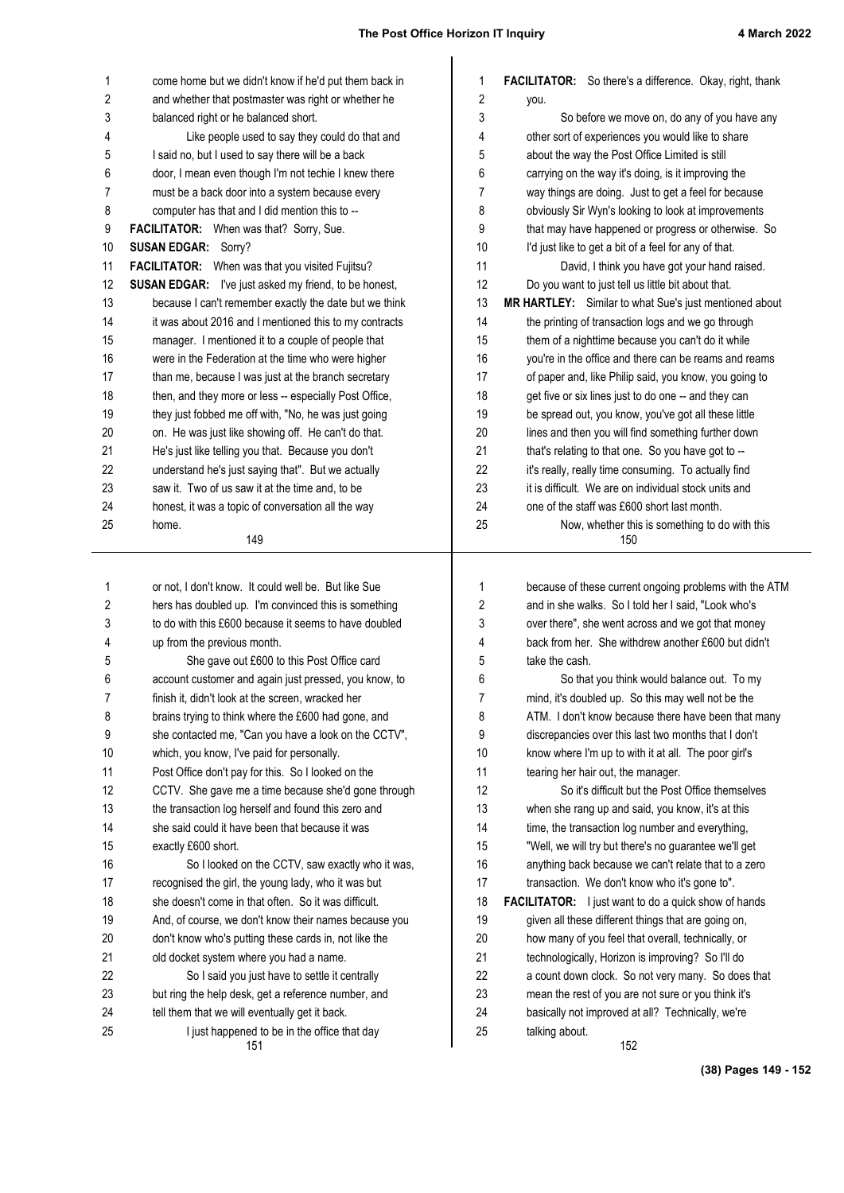come home but we didn't know if he'd put them back in and whether that postmaster was right or whether he balanced right or he balanced short.

Like people used to say they could do that and I said no, but I used to say there will be a back door, I mean even though I'm not techie I knew there must be a back door into a system because every computer has that and I did mention this to --

**FACILITATOR:** When was that? Sorry, Sue.

**SUSAN EDGAR:** Sorry?

**FACILITATOR:** When was that you visited Fujitsu?

**SUSAN EDGAR:** I've just asked my friend, to be honest, because I can't remember exactly the date but we think it was about 2016 and I mentioned this to my contracts manager. I mentioned it to a couple of people that were in the Federation at the time who were higher than me, because I was just at the branch secretary then, and they more or less -- especially Post Office, they just fobbed me off with, "No, he was just going on. He was just like showing off. He can't do that. He's just like telling you that. Because you don't understand he's just saying that". But we actually saw it. Two of us saw it at the time and, to be honest, it was a topic of conversation all the way home.

**FACILITATOR:** So there's a difference. Okay, right, thank you.

So before we move on, do any of you have any other sort of experiences you would like to share about the way the Post Office Limited is still carrying on the way it's doing, is it improving the way things are doing. Just to get a feel for because obviously Sir Wyn's looking to look at improvements that may have happened or progress or otherwise. So I'd just like to get a bit of a feel for any of that.

David, I think you have got your hand raised. Do you want to just tell us little bit about that.

**MR HARTLEY:** Similar to what Sue's just mentioned about the printing of transaction logs and we go through them of a nighttime because you can't do it while you're in the office and there can be reams and reams of paper and, like Philip said, you know, you going to get five or six lines just to do one -- and they can be spread out, you know, you've got all these little lines and then you will find something further down that's relating to that one. So you have got to -- it's really, really time consuming. To actually find it is difficult. We are on individual stock units and one of the staff was £600 short last month.

Now, whether this is something to do with this or not, I don't know. It could well be. But like Sue hers has doubled up. I'm convinced this is something to do with this £600 because it seems to have doubled up from the previous month.

She gave out £600 to this Post Office card account customer and again just pressed, you know, to finish it, didn't look at the screen, wracked her brains trying to think where the £600 had gone, and she contacted me, "Can you have a look on the CCTV", which, you know, I've paid for personally. Post Office don't pay for this. So I looked on the CCTV. She gave me a time because she'd gone through the transaction log herself and found this zero and she said could it have been that because it was exactly £600 short.

So I looked on the CCTV, saw exactly who it was, recognised the girl, the young lady, who it was but she doesn't come in that often. So it was difficult. And, of course, we don't know their names because you don't know who's putting these cards in, not like the old docket system where you had a name.

So I said you just have to settle it centrally but ring the help desk, get a reference number, and tell them that we will eventually get it back.

I just happened to be in the office that day because of these current ongoing problems with the ATM and in she walks. So I told her I said, "Look who's over there", she went across and we got that money back from her. She withdrew another £600 but didn't take the cash.

So that you think would balance out. To my mind, it's doubled up. So this may well not be the ATM. I don't know because there have been that many discrepancies over this last two months that I don't know where I'm up to with it at all. The poor girl's tearing her hair out, the manager.

So it's difficult but the Post Office themselves when she rang up and said, you know, it's at this time, the transaction log number and everything, "Well, we will try but there's no guarantee we'll get anything back because we can't relate that to a zero transaction. We don't know who it's gone to".

**FACILITATOR:** I just want to do a quick show of hands given all these different things that are going on, how many of you feel that overall, technically, or technologically, Horizon is improving? So I'll do a count down clock. So not very many. So does that mean the rest of you are not sure or you think it's basically not improved at all? Technically, we're talking about.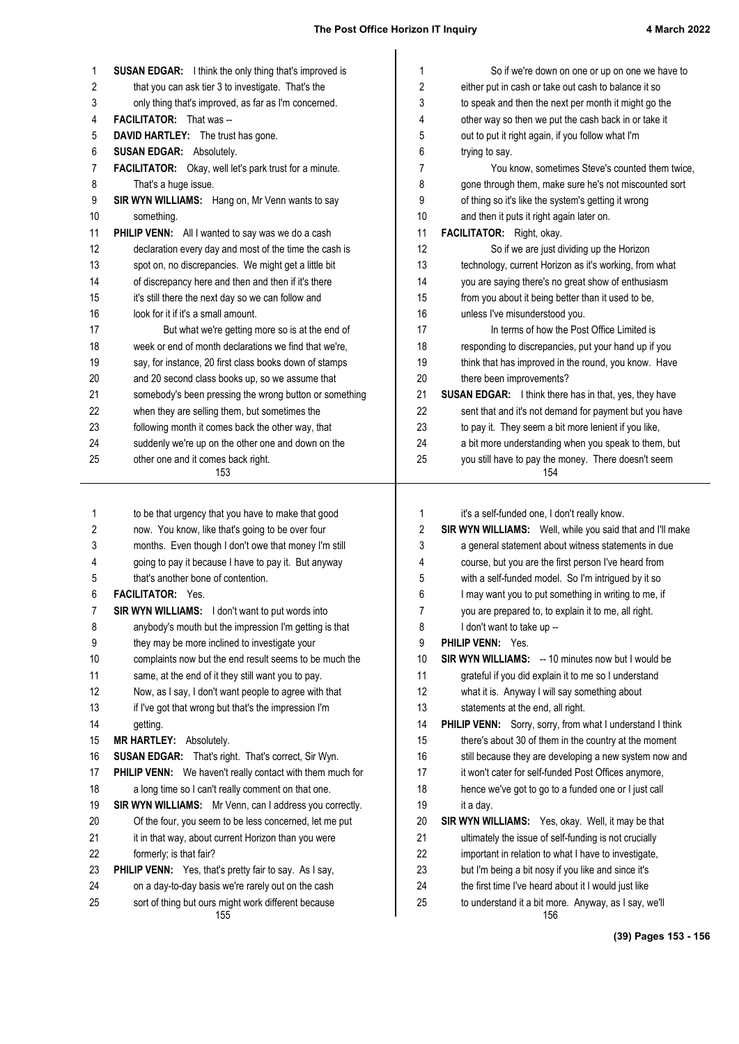**SUSAN EDGAR:** I think the only thing that's improved is that you can ask tier 3 to investigate. That's the only thing that's improved, as far as I'm concerned.

**FACILITATOR:** That was --

**DAVID HARTLEY:** The trust has gone.

**SUSAN EDGAR:** Absolutely.

**FACILITATOR:** Okay, well let's park trust for a minute. That's a huge issue.

**SIR WYN WILLIAMS:** Hang on, Mr Venn wants to say something.

**PHILIP VENN:** All I wanted to say was we do a cash declaration every day and most of the time the cash is spot on, no discrepancies. We might get a little bit of discrepancy here and then and then if it's there it's still there the next day so we can follow and look for it if it's a small amount.

But what we're getting more so is at the end of week or end of month declarations we find that we're, say, for instance, 20 first class books down of stamps and 20 second class books up, so we assume that somebody's been pressing the wrong button or something when they are selling them, but sometimes the following month it comes back the other way, that suddenly we're up on the other one and down on the other one and it comes back right.

So if we're down on one or up on one we have to either put in cash or take out cash to balance it so to speak and then the next per month it might go the other way so then we put the cash back in or take it out to put it right again, if you follow what I'm trying to say.

You know, sometimes Steve's counted them twice, gone through them, make sure he's not miscounted sort of thing so it's like the system's getting it wrong and then it puts it right again later on.

**FACILITATOR:** Right, okay.

So if we are just dividing up the Horizon technology, current Horizon as it's working, from what you are saying there's no great show of enthusiasm from you about it being better than it used to be, unless I've misunderstood you.

In terms of how the Post Office Limited is responding to discrepancies, put your hand up if you think that has improved in the round, you know. Have there been improvements?

**SUSAN EDGAR:** I think there has in that, yes, they have sent that and it's not demand for payment but you have to pay it. They seem a bit more lenient if you like, a bit more understanding when you speak to them, but you still have to pay the money. There doesn't seem to be that urgency that you have to make that good now. You know, like that's going to be over four months. Even though I don't owe that money I'm still going to pay it because I have to pay it. But anyway that's another bone of contention.

**FACILITATOR:** Yes.

**SIR WYN WILLIAMS:** I don't want to put words into anybody's mouth but the impression I'm getting is that they may be more inclined to investigate your complaints now but the end result seems to be much the same, at the end of it they still want you to pay. Now, as I say, I don't want people to agree with that if I've got that wrong but that's the impression I'm getting.

**MR HARTLEY:** Absolutely.

**SUSAN EDGAR:** That's right. That's correct, Sir Wyn.

**PHILIP VENN:** We haven't really contact with them much for a long time so I can't really comment on that one.

**SIR WYN WILLIAMS:** Mr Venn, can I address you correctly. Of the four, you seem to be less concerned, let me put it in that way, about current Horizon than you were formerly; is that fair?

**PHILIP VENN:** Yes, that's pretty fair to say. As I say, on a day-to-day basis we're rarely out on the cash sort of thing but ours might work different because it's a self-funded one, I don't really know.

**SIR WYN WILLIAMS:** Well, while you said that and I'll make a general statement about witness statements in due course, but you are the first person I've heard from with a self-funded model. So I'm intrigued by it so I may want you to put something in writing to me, if you are prepared to, to explain it to me, all right. I don't want to take up --

**PHILIP VENN:** Yes.

**SIR WYN WILLIAMS:** -- 10 minutes now but I would be grateful if you did explain it to me so I understand what it is. Anyway I will say something about statements at the end, all right.

**PHILIP VENN:** Sorry, sorry, from what I understand I think there's about 30 of them in the country at the moment still because they are developing a new system now and it won't cater for self-funded Post Offices anymore, hence we've got to go to a funded one or I just call it a day.

**SIR WYN WILLIAMS:** Yes, okay. Well, it may be that ultimately the issue of self-funding is not crucially important in relation to what I have to investigate, but I'm being a bit nosy if you like and since it's the first time I've heard about it I would just like to understand it a bit more. Anyway, as I say, we'll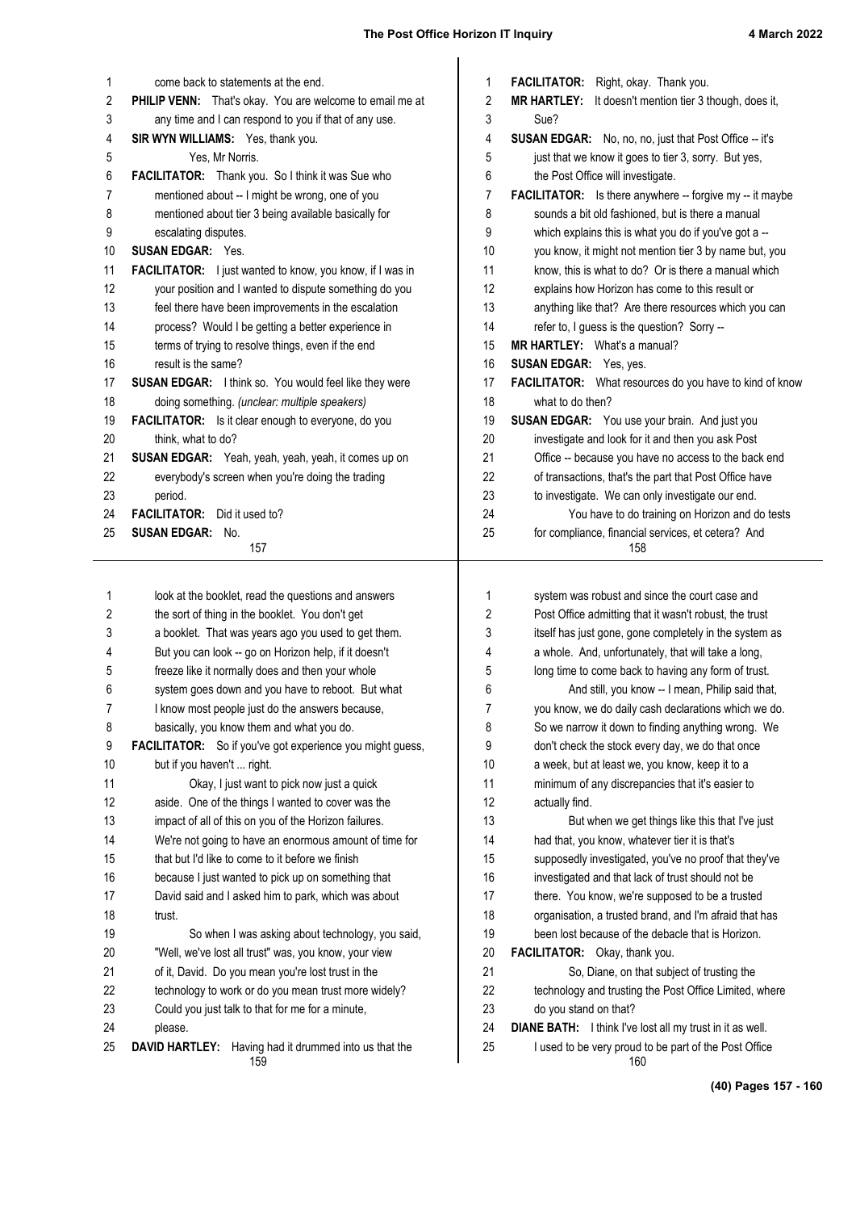come back to statements at the end.

**PHILIP VENN:** That's okay. You are welcome to email me at any time and I can respond to you if that of any use.

**SIR WYN WILLIAMS:** Yes, thank you.

Yes, Mr Norris.

**FACILITATOR:** Thank you. So I think it was Sue who mentioned about -- I might be wrong, one of you mentioned about tier 3 being available basically for escalating disputes.

**SUSAN EDGAR:** Yes.

**FACILITATOR:** I just wanted to know, you know, if I was in your position and I wanted to dispute something do you feel there have been improvements in the escalation process? Would I be getting a better experience in terms of trying to resolve things, even if the end result is the same?

**SUSAN EDGAR:** I think so. You would feel like they were doing something. *(unclear: multiple speakers)*

**FACILITATOR:** Is it clear enough to everyone, do you think, what to do?

**SUSAN EDGAR:** Yeah, yeah, yeah, yeah, it comes up on everybody's screen when you're doing the trading period.

**FACILITATOR:** Did it used to?

**SUSAN EDGAR:** No.

**FACILITATOR:** Right, okay. Thank you.

**MR HARTLEY:** It doesn't mention tier 3 though, does it, Sue?

**SUSAN EDGAR:** No, no, no, just that Post Office -- it's just that we know it goes to tier 3, sorry. But yes, the Post Office will investigate.

**FACILITATOR:** Is there anywhere -- forgive my -- it maybe sounds a bit old fashioned, but is there a manual which explains this is what you do if you've got a -- you know, it might not mention tier 3 by name but, you know, this is what to do? Or is there a manual which explains how Horizon has come to this result or anything like that? Are there resources which you can refer to, I guess is the question? Sorry --

**MR HARTLEY:** What's a manual?

**SUSAN EDGAR:** Yes, yes.

**FACILITATOR:** What resources do you have to kind of know what to do then?

**SUSAN EDGAR:** You use your brain. And just you investigate and look for it and then you ask Post Office -- because you have no access to the back end of transactions, that's the part that Post Office have to investigate. We can only investigate our end.

You have to do training on Horizon and do tests for compliance, financial services, et cetera? And look at the booklet, read the questions and answers the sort of thing in the booklet. You don't get a booklet. That was years ago you used to get them. But you can look -- go on Horizon help, if it doesn't freeze like it normally does and then your whole system goes down and you have to reboot. But what I know most people just do the answers because, basically, you know them and what you do.

**FACILITATOR:** So if you've got experience you might guess, but if you haven't ... right.

Okay, I just want to pick now just a quick aside. One of the things I wanted to cover was the impact of all of this on you of the Horizon failures. We're not going to have an enormous amount of time for that but I'd like to come to it before we finish because I just wanted to pick up on something that David said and I asked him to park, which was about trust.

So when I was asking about technology, you said, "Well, we've lost all trust" was, you know, your view of it, David. Do you mean you're lost trust in the technology to work or do you mean trust more widely? Could you just talk to that for me for a minute, please.

**DAVID HARTLEY:** Having had it drummed into us that the system was robust and since the court case and Post Office admitting that it wasn't robust, the trust itself has just gone, gone completely in the system as a whole. And, unfortunately, that will take a long, long time to come back to having any form of trust.

And still, you know -- I mean, Philip said that, you know, we do daily cash declarations which we do. So we narrow it down to finding anything wrong. We don't check the stock every day, we do that once a week, but at least we, you know, keep it to a minimum of any discrepancies that it's easier to actually find.

But when we get things like this that I've just had that, you know, whatever tier it is that's supposedly investigated, you've no proof that they've investigated and that lack of trust should not be there. You know, we're supposed to be a trusted organisation, a trusted brand, and I'm afraid that has been lost because of the debacle that is Horizon.

**FACILITATOR:** Okay, thank you.

So, Diane, on that subject of trusting the technology and trusting the Post Office Limited, where do you stand on that?

**DIANE BATH:** I think I've lost all my trust in it as well. I used to be very proud to be part of the Post Office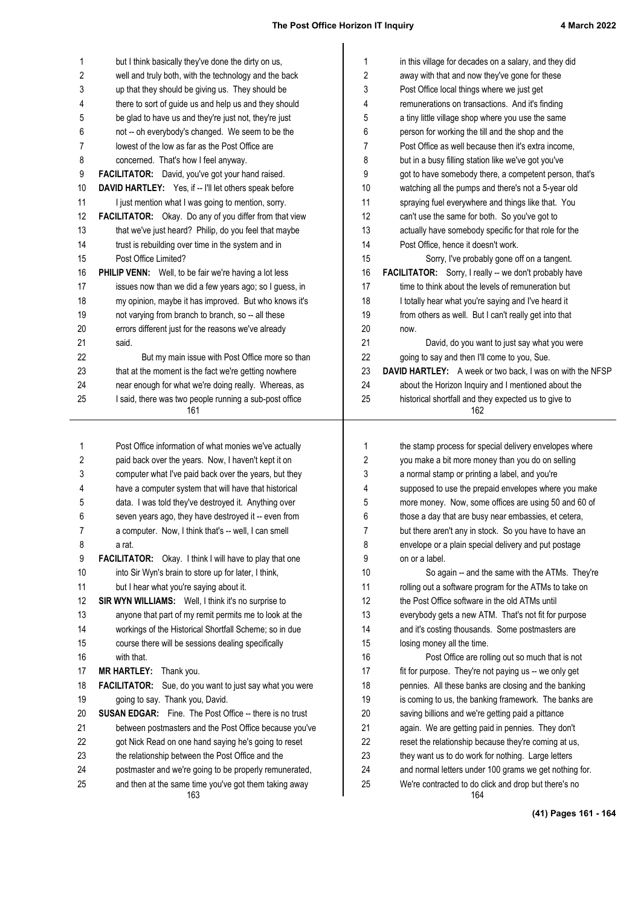but I think basically they've done the dirty on us, well and truly both, with the technology and the back up that they should be giving us. They should be there to sort of guide us and help us and they should be glad to have us and they're just not, they're just not -- oh everybody's changed. We seem to be the lowest of the low as far as the Post Office are concerned. That's how I feel anyway.

**FACILITATOR:** David, you've got your hand raised.

**DAVID HARTLEY:** Yes, if -- I'll let others speak before I just mention what I was going to mention, sorry.

**FACILITATOR:** Okay. Do any of you differ from that view that we've just heard? Philip, do you feel that maybe trust is rebuilding over time in the system and in Post Office Limited?

**PHILIP VENN:** Well, to be fair we're having a lot less issues now than we did a few years ago; so I guess, in my opinion, maybe it has improved. But who knows it's not varying from branch to branch, so -- all these errors different just for the reasons we've already said.

But my main issue with Post Office more so than that at the moment is the fact we're getting nowhere near enough for what we're doing really. Whereas, as I said, there was two people running a sub-post office in this village for decades on a salary, and they did away with that and now they've gone for these Post Office local things where we just get remunerations on transactions. And it's finding a tiny little village shop where you use the same person for working the till and the shop and the Post Office as well because then it's extra income, but in a busy filling station like we've got you've got to have somebody there, a competent person, that's watching all the pumps and there's not a 5-year old spraying fuel everywhere and things like that. You can't use the same for both. So you've got to actually have somebody specific for that role for the Post Office, hence it doesn't work.

Sorry, I've probably gone off on a tangent.

**FACILITATOR:** Sorry, I really -- we don't probably have time to think about the levels of remuneration but I totally hear what you're saying and I've heard it from others as well. But I can't really get into that now.

David, do you want to just say what you were going to say and then I'll come to you, Sue.

**DAVID HARTLEY:** A week or two back, I was on with the NFSP about the Horizon Inquiry and I mentioned about the historical shortfall and they expected us to give to Post Office information of what monies we've actually paid back over the years. Now, I haven't kept it on computer what I've paid back over the years, but they have a computer system that will have that historical data. I was told they've destroyed it. Anything over seven years ago, they have destroyed it -- even from a computer. Now, I think that's -- well, I can smell a rat.

**FACILITATOR:** Okay. I think I will have to play that one into Sir Wyn's brain to store up for later, I think, but I hear what you're saying about it.

**SIR WYN WILLIAMS:** Well, I think it's no surprise to anyone that part of my remit permits me to look at the workings of the Historical Shortfall Scheme; so in due course there will be sessions dealing specifically with that.

**MR HARTLEY:** Thank you.

**FACILITATOR:** Sue, do you want to just say what you were going to say. Thank you, David.

**SUSAN EDGAR:** Fine. The Post Office -- there is no trust between postmasters and the Post Office because you've got Nick Read on one hand saying he's going to reset the relationship between the Post Office and the postmaster and we're going to be properly remunerated, and then at the same time you've got them taking away the stamp process for special delivery envelopes where you make a bit more money than you do on selling a normal stamp or printing a label, and you're supposed to use the prepaid envelopes where you make more money. Now, some offices are using 50 and 60 of those a day that are busy near embassies, et cetera, but there aren't any in stock. So you have to have an envelope or a plain special delivery and put postage on or a label.

So again -- and the same with the ATMs. They're rolling out a software program for the ATMs to take on the Post Office software in the old ATMs until everybody gets a new ATM. That's not fit for purpose and it's costing thousands. Some postmasters are losing money all the time.

Post Office are rolling out so much that is not fit for purpose. They're not paying us -- we only get pennies. All these banks are closing and the banking is coming to us, the banking framework. The banks are saving billions and we're getting paid a pittance again. We are getting paid in pennies. They don't reset the relationship because they're coming at us, they want us to do work for nothing. Large letters and normal letters under 100 grams we get nothing for. We're contracted to do click and drop but there's no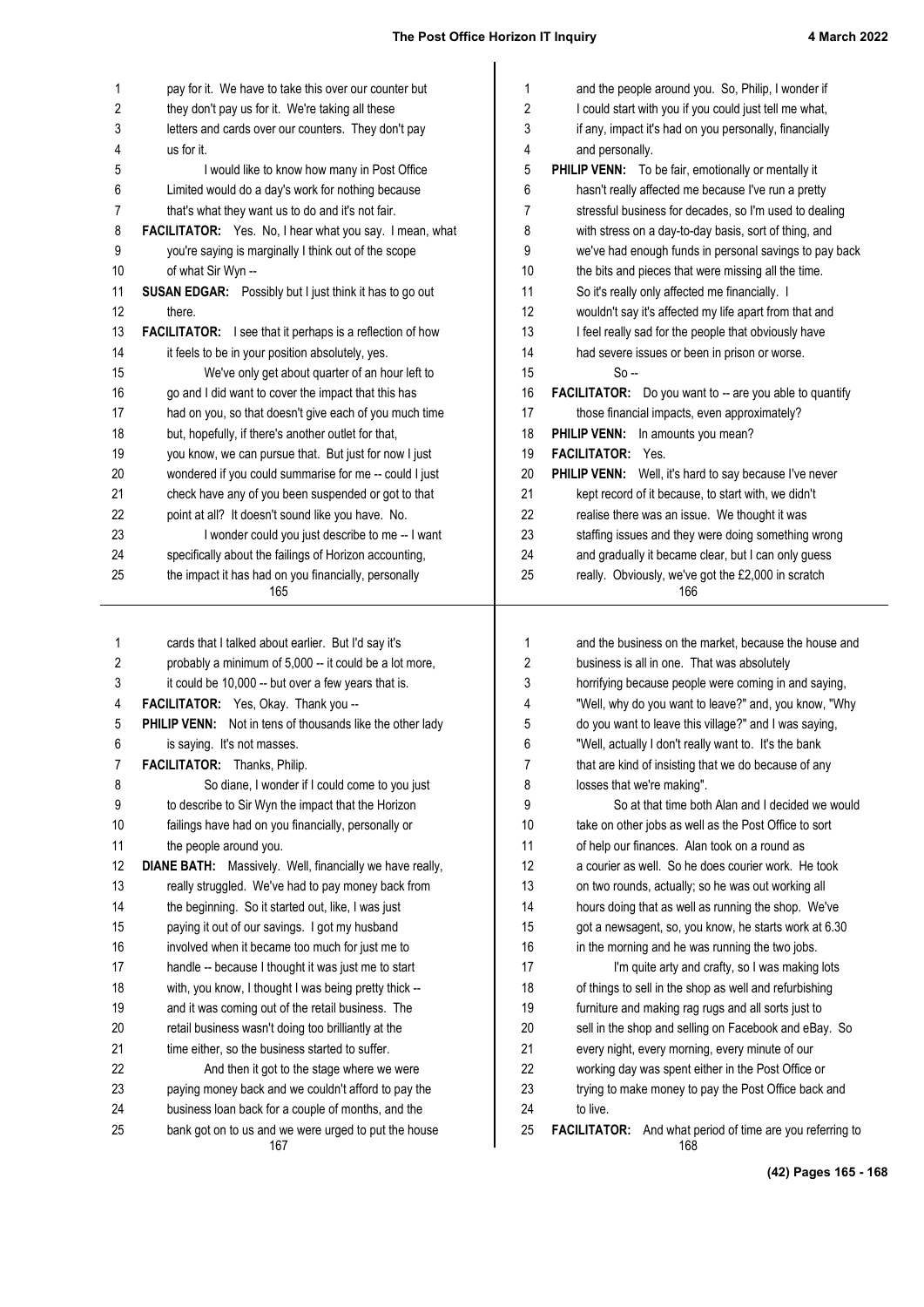pay for it. We have to take this over our counter but they don't pay us for it. We're taking all these letters and cards over our counters. They don't pay us for it.

I would like to know how many in Post Office Limited would do a day's work for nothing because that's what they want us to do and it's not fair.

**FACILITATOR:** Yes. No, I hear what you say. I mean, what you're saying is marginally I think out of the scope of what Sir Wyn --

**SUSAN EDGAR:** Possibly but I just think it has to go out there.

**FACILITATOR:** I see that it perhaps is a reflection of how it feels to be in your position absolutely, yes.

We've only get about quarter of an hour left to go and I did want to cover the impact that this has had on you, so that doesn't give each of you much time but, hopefully, if there's another outlet for that, you know, we can pursue that. But just for now I just wondered if you could summarise for me -- could I just check have any of you been suspended or got to that point at all? It doesn't sound like you have. No.

I wonder could you just describe to me -- I want specifically about the failings of Horizon accounting, the impact it has had on you financially, personally and the people around you. So, Philip, I wonder if I could start with you if you could just tell me what, if any, impact it's had on you personally, financially and personally.

**PHILIP VENN:** To be fair, emotionally or mentally it hasn't really affected me because I've run a pretty stressful business for decades, so I'm used to dealing with stress on a day-to-day basis, sort of thing, and we've had enough funds in personal savings to pay back the bits and pieces that were missing all the time. So it's really only affected me financially. I wouldn't say it's affected my life apart from that and I feel really sad for the people that obviously have had severe issues or been in prison or worse.

So --

**FACILITATOR:** Do you want to -- are you able to quantify those financial impacts, even approximately?

**PHILIP VENN:** In amounts you mean?

**FACILITATOR:** Yes.

**PHILIP VENN:** Well, it's hard to say because I've never kept record of it because, to start with, we didn't realise there was an issue. We thought it was staffing issues and they were doing something wrong and gradually it became clear, but I can only guess really. Obviously, we've got the £2,000 in scratch cards that I talked about earlier. But I'd say it's probably a minimum of 5,000 -- it could be a lot more, it could be 10,000 -- but over a few years that is.

**FACILITATOR:** Yes, Okay. Thank you --

**PHILIP VENN:** Not in tens of thousands like the other lady is saying. It's not masses.

**FACILITATOR:** Thanks, Philip.

So diane, I wonder if I could come to you just to describe to Sir Wyn the impact that the Horizon failings have had on you financially, personally or the people around you.

**DIANE BATH:** Massively. Well, financially we have really, really struggled. We've had to pay money back from the beginning. So it started out, like, I was just paying it out of our savings. I got my husband involved when it became too much for just me to handle -- because I thought it was just me to start with, you know, I thought I was being pretty thick -- and it was coming out of the retail business. The retail business wasn't doing too brilliantly at the time either, so the business started to suffer.

And then it got to the stage where we were paying money back and we couldn't afford to pay the business loan back for a couple of months, and the bank got on to us and we were urged to put the house and the business on the market, because the house and business is all in one. That was absolutely horrifying because people were coming in and saying, "Well, why do you want to leave?" and, you know, "Why do you want to leave this village?" and I was saying, "Well, actually I don't really want to. It's the bank that are kind of insisting that we do because of any losses that we're making".

So at that time both Alan and I decided we would take on other jobs as well as the Post Office to sort of help our finances. Alan took on a round as a courier as well. So he does courier work. He took on two rounds, actually; so he was out working all hours doing that as well as running the shop. We've got a newsagent, so, you know, he starts work at 6.30 in the morning and he was running the two jobs.

I'm quite arty and crafty, so I was making lots of things to sell in the shop as well and refurbishing furniture and making rag rugs and all sorts just to sell in the shop and selling on Facebook and eBay. So every night, every morning, every minute of our working day was spent either in the Post Office or trying to make money to pay the Post Office back and to live.

**FACILITATOR:** And what period of time are you referring to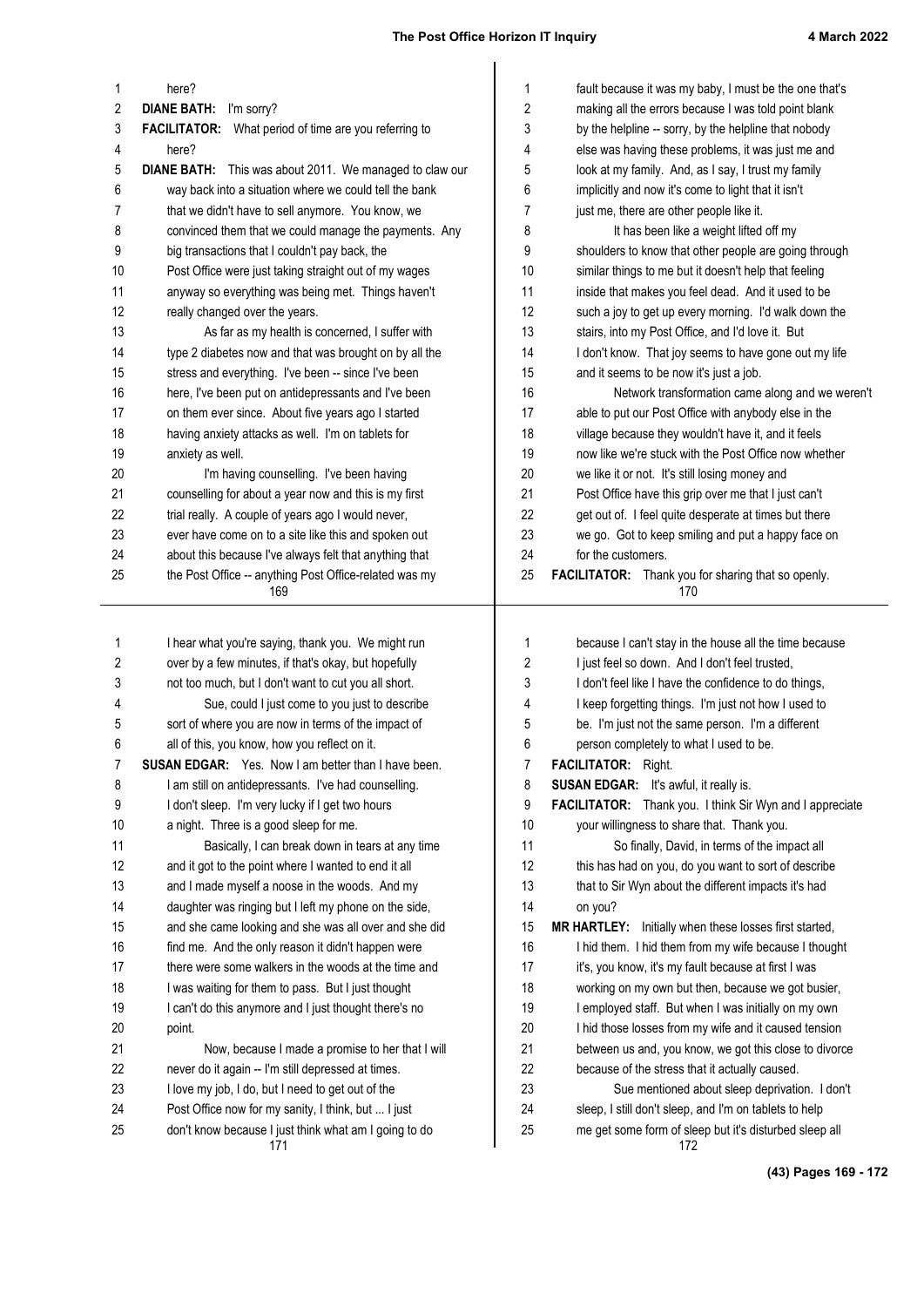here?

**DIANE BATH:** I'm sorry?

**FACILITATOR:** What period of time are you referring to here?

**DIANE BATH:** This was about 2011. We managed to claw our way back into a situation where we could tell the bank that we didn't have to sell anymore. You know, we convinced them that we could manage the payments. Any big transactions that I couldn't pay back, the Post Office were just taking straight out of my wages anyway so everything was being met. Things haven't really changed over the years.

As far as my health is concerned, I suffer with type 2 diabetes now and that was brought on by all the stress and everything. I've been -- since I've been here, I've been put on antidepressants and I've been on them ever since. About five years ago I started having anxiety attacks as well. I'm on tablets for anxiety as well.

I'm having counselling. I've been having counselling for about a year now and this is my first trial really. A couple of years ago I would never, ever have come on to a site like this and spoken out about this because I've always felt that anything that the Post Office -- anything Post Office-related was my fault because it was my baby, I must be the one that's making all the errors because I was told point blank by the helpline -- sorry, by the helpline that nobody else was having these problems, it was just me and look at my family. And, as I say, I trust my family implicitly and now it's come to light that it isn't just me, there are other people like it.

It has been like a weight lifted off my shoulders to know that other people are going through similar things to me but it doesn't help that feeling inside that makes you feel dead. And it used to be such a joy to get up every morning. I'd walk down the stairs, into my Post Office, and I'd love it. But I don't know. That joy seems to have gone out my life and it seems to be now it's just a job.

Network transformation came along and we weren't able to put our Post Office with anybody else in the village because they wouldn't have it, and it feels now like we're stuck with the Post Office now whether we like it or not. It's still losing money and Post Office have this grip over me that I just can't get out of. I feel quite desperate at times but there we go. Got to keep smiling and put a happy face on for the customers.

**FACILITATOR:** Thank you for sharing that so openly. I hear what you're saying, thank you. We might run over by a few minutes, if that's okay, but hopefully not too much, but I don't want to cut you all short.

Sue, could I just come to you just to describe sort of where you are now in terms of the impact of all of this, you know, how you reflect on it.

**SUSAN EDGAR:** Yes. Now I am better than I have been. I am still on antidepressants. I've had counselling. I don't sleep. I'm very lucky if I get two hours a night. Three is a good sleep for me.

Basically, I can break down in tears at any time and it got to the point where I wanted to end it all and I made myself a noose in the woods. And my daughter was ringing but I left my phone on the side, and she came looking and she was all over and she did find me. And the only reason it didn't happen were there were some walkers in the woods at the time and I was waiting for them to pass. But I just thought I can't do this anymore and I just thought there's no point.

Now, because I made a promise to her that I will never do it again -- I'm still depressed at times. I love my job, I do, but I need to get out of the Post Office now for my sanity, I think, but ... I just don't know because I just think what am I going to do because I can't stay in the house all the time because I just feel so down. And I don't feel trusted, I don't feel like I have the confidence to do things, I keep forgetting things. I'm just not how I used to be. I'm just not the same person. I'm a different person completely to what I used to be.

**FACILITATOR:** Right.

**SUSAN EDGAR:** It's awful, it really is.

**FACILITATOR:** Thank you. I think Sir Wyn and I appreciate your willingness to share that. Thank you.

So finally, David, in terms of the impact all this has had on you, do you want to sort of describe that to Sir Wyn about the different impacts it's had on you?

**MR HARTLEY:** Initially when these losses first started, I hid them. I hid them from my wife because I thought it's, you know, it's my fault because at first I was working on my own but then, because we got busier, I employed staff. But when I was initially on my own I hid those losses from my wife and it caused tension between us and, you know, we got this close to divorce because of the stress that it actually caused.

Sue mentioned about sleep deprivation. I don't sleep, I still don't sleep, and I'm on tablets to help me get some form of sleep but it's disturbed sleep all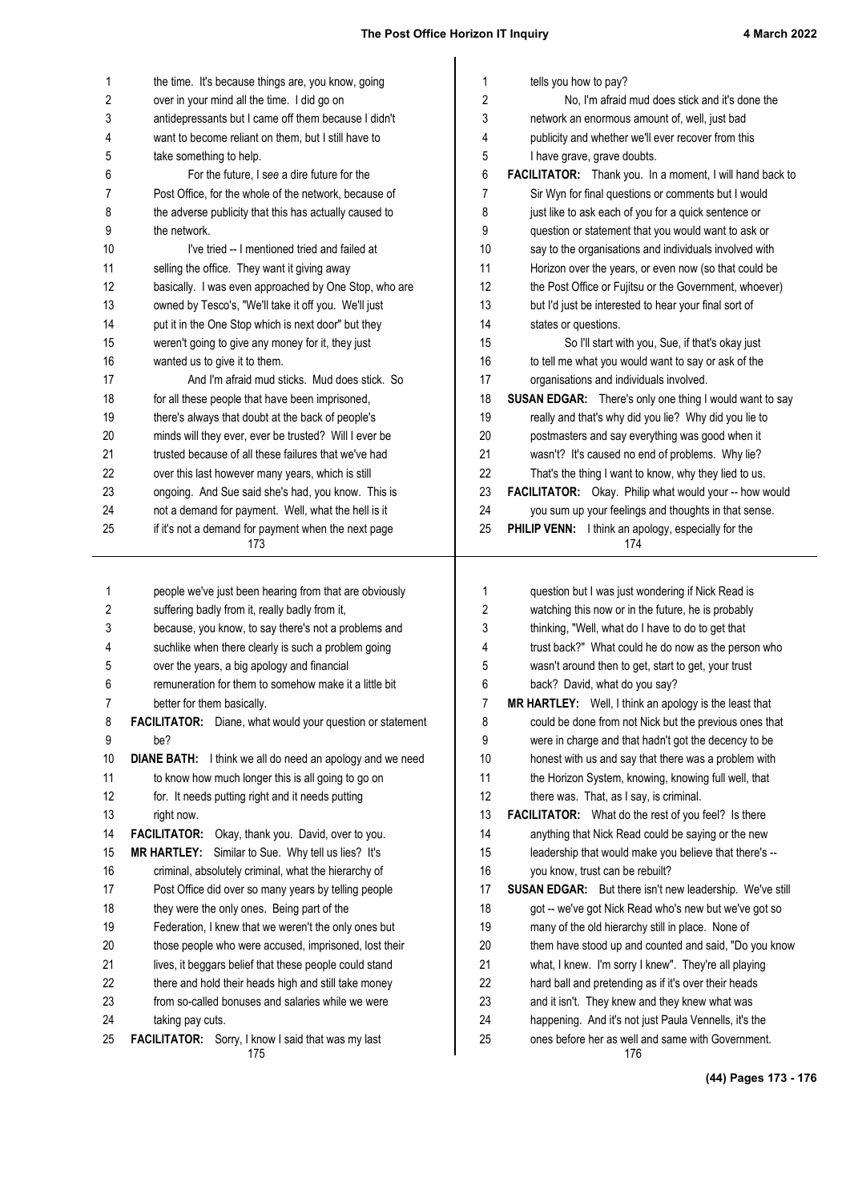the time. It's because things are, you know, going over in your mind all the time. I did go on antidepressants but I came off them because I didn't want to become reliant on them, but I still have to take something to help.

For the future, I see a dire future for the Post Office, for the whole of the network, because of the adverse publicity that this has actually caused to the network.

I've tried -- I mentioned tried and failed at selling the office. They want it giving away basically. I was even approached by One Stop, who are owned by Tesco's, "We'll take it off you. We'll just put it in the One Stop which is next door" but they weren't going to give any money for it, they just wanted us to give it to them.

And I'm afraid mud sticks. Mud does stick. So for all these people that have been imprisoned, there's always that doubt at the back of people's minds will they ever, ever be trusted? Will I ever be trusted because of all these failures that we've had over this last however many years, which is still ongoing. And Sue said she's had, you know. This is not a demand for payment. Well, what the hell is it if it's not a demand for payment when the next page tells you how to pay?

No, I'm afraid mud does stick and it's done the network an enormous amount of, well, just bad publicity and whether we'll ever recover from this I have grave, grave doubts.

**FACILITATOR:** Thank you. In a moment, I will hand back to Sir Wyn for final questions or comments but I would just like to ask each of you for a quick sentence or question or statement that you would want to ask or say to the organisations and individuals involved with Horizon over the years, or even now (so that could be the Post Office or Fujitsu or the Government, whoever) but I'd just be interested to hear your final sort of states or questions.

So I'll start with you, Sue, if that's okay just to tell me what you would want to say or ask of the organisations and individuals involved.

**SUSAN EDGAR:** There's only one thing I would want to say really and that's why did you lie? Why did you lie to postmasters and say everything was good when it wasn't? It's caused no end of problems. Why lie? That's the thing I want to know, why they lied to us.

**FACILITATOR:** Okay. Philip what would your -- how would you sum up your feelings and thoughts in that sense.

**PHILIP VENN:** I think an apology, especially for the people we've just been hearing from that are obviously suffering badly from it, really badly from it, because, you know, to say there's not a problems and suchlike when there clearly is such a problem going over the years, a big apology and financial remuneration for them to somehow make it a little bit better for them basically.

**FACILITATOR:** Diane, what would your question or statement be?

**DIANE BATH:** I think we all do need an apology and we need to know how much longer this is all going to go on for. It needs putting right and it needs putting right now.

**FACILITATOR:** Okay, thank you. David, over to you.

**MR HARTLEY:** Similar to Sue. Why tell us lies? It's criminal, absolutely criminal, what the hierarchy of Post Office did over so many years by telling people they were the only ones. Being part of the Federation, I knew that we weren't the only ones but those people who were accused, imprisoned, lost their lives, it beggars belief that these people could stand there and hold their heads high and still take money from so-called bonuses and salaries while we were taking pay cuts.

**FACILITATOR:** Sorry, I know I said that was my last question but I was just wondering if Nick Read is watching this now or in the future, he is probably thinking, "Well, what do I have to do to get that trust back?" What could he do now as the person who wasn't around then to get, start to get, your trust back? David, what do you say?

**MR HARTLEY:** Well, I think an apology is the least that could be done from not Nick but the previous ones that were in charge and that hadn't got the decency to be honest with us and say that there was a problem with the Horizon System, knowing, knowing full well, that there was. That, as I say, is criminal.

**FACILITATOR:** What do the rest of you feel? Is there anything that Nick Read could be saying or the new leadership that would make you believe that there's -- you know, trust can be rebuilt?

**SUSAN EDGAR:** But there isn't new leadership. We've still got -- we've got Nick Read who's new but we've got so many of the old hierarchy still in place. None of them have stood up and counted and said, "Do you know what, I knew. I'm sorry I knew". They're all playing hard ball and pretending as if it's over their heads and it isn't. They knew and they knew what was happening. And it's not just Paula Vennells, it's the ones before her as well and same with Government.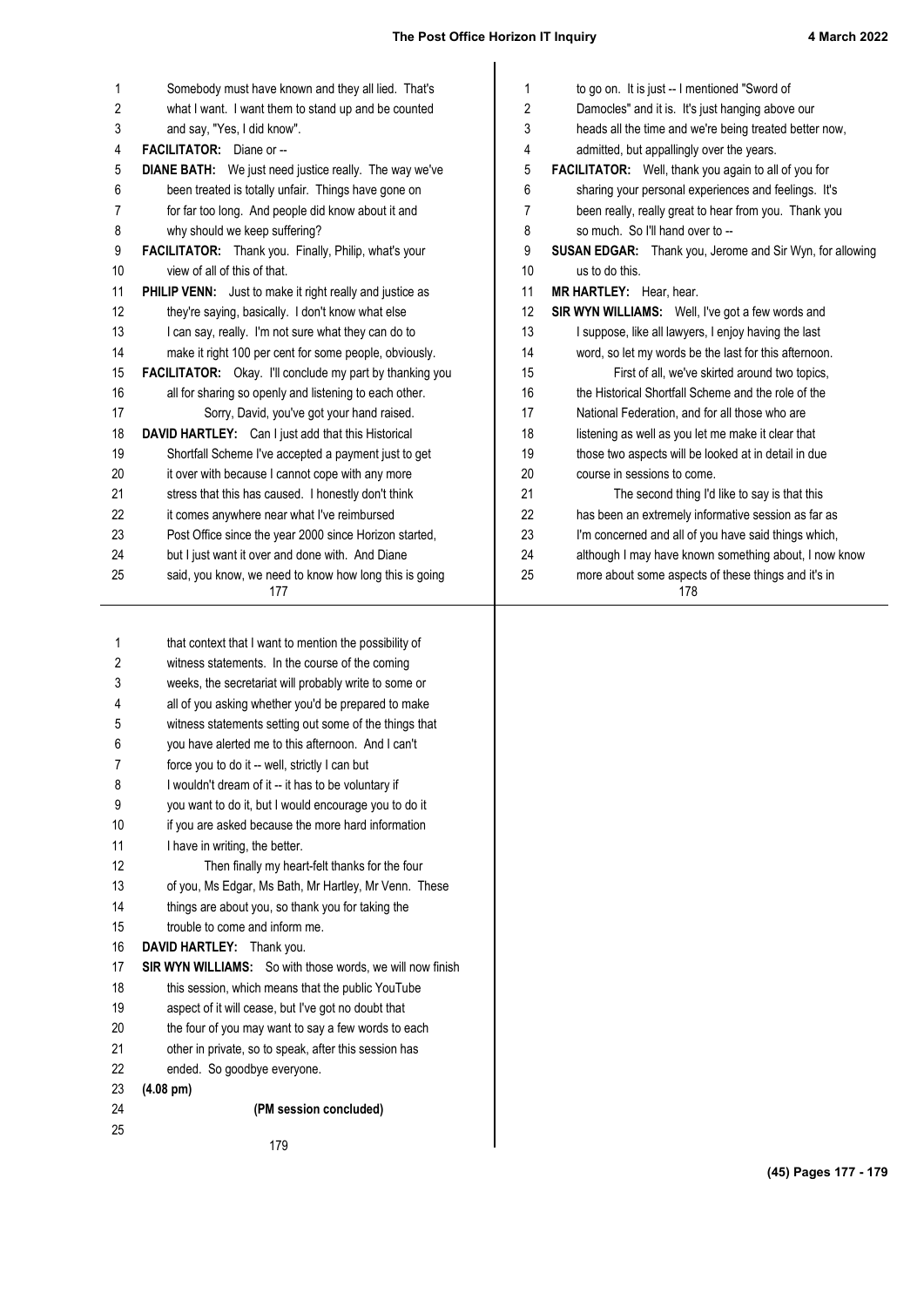Somebody must have known and they all lied. That's what I want. I want them to stand up and be counted and say, "Yes, I did know".

**FACILITATOR:** Diane or --

**DIANE BATH:** We just need justice really. The way we've been treated is totally unfair. Things have gone on for far too long. And people did know about it and why should we keep suffering?

**FACILITATOR:** Thank you. Finally, Philip, what's your view of all of this of that.

**PHILIP VENN:** Just to make it right really and justice as they're saying, basically. I don't know what else I can say, really. I'm not sure what they can do to make it right 100 per cent for some people, obviously.

**FACILITATOR:** Okay. I'll conclude my part by thanking you all for sharing so openly and listening to each other.

Sorry, David, you've got your hand raised.

**DAVID HARTLEY:** Can I just add that this Historical Shortfall Scheme I've accepted a payment just to get it over with because I cannot cope with any more stress that this has caused. I honestly don't think it comes anywhere near what I've reimbursed Post Office since the year 2000 since Horizon started, but I just want it over and done with. And Diane said, you know, we need to know how long this is going to go on. It is just -- I mentioned "Sword of Damocles" and it is. It's just hanging above our heads all the time and we're being treated better now, admitted, but appallingly over the years.

**FACILITATOR:** Well, thank you again to all of you for sharing your personal experiences and feelings. It's been really, really great to hear from you. Thank you so much. So I'll hand over to --

**SUSAN EDGAR:** Thank you, Jerome and Sir Wyn, for allowing us to do this.

**MR HARTLEY:** Hear, hear.

**SIR WYN WILLIAMS:** Well, I've got a few words and I suppose, like all lawyers, I enjoy having the last word, so let my words be the last for this afternoon.

First of all, we've skirted around two topics, the Historical Shortfall Scheme and the role of the National Federation, and for all those who are listening as well as you let me make it clear that those two aspects will be looked at in detail in due course in sessions to come.

The second thing I'd like to say is that this has been an extremely informative session as far as I'm concerned and all of you have said things which, although I may have known something about, I now know more about some aspects of these things and it's in that context that I want to mention the possibility of witness statements. In the course of the coming weeks, the secretariat will probably write to some or all of you asking whether you'd be prepared to make witness statements setting out some of the things that you have alerted me to this afternoon. And I can't force you to do it -- well, strictly I can but I wouldn't dream of it -- it has to be voluntary if you want to do it, but I would encourage you to do it if you are asked because the more hard information I have in writing, the better.

Then finally my heart-felt thanks for the four of you, Ms Edgar, Ms Bath, Mr Hartley, Mr Venn. These things are about you, so thank you for taking the trouble to come and inform me.

**DAVID HARTLEY:** Thank you.

**SIR WYN WILLIAMS:** So with those words, we will now finish this session, which means that the public YouTube aspect of it will cease, but I've got no doubt that the four of you may want to say a few words to each other in private, so to speak, after this session has ended. So goodbye everyone.

**(4.08 pm)**

**(PM session concluded)**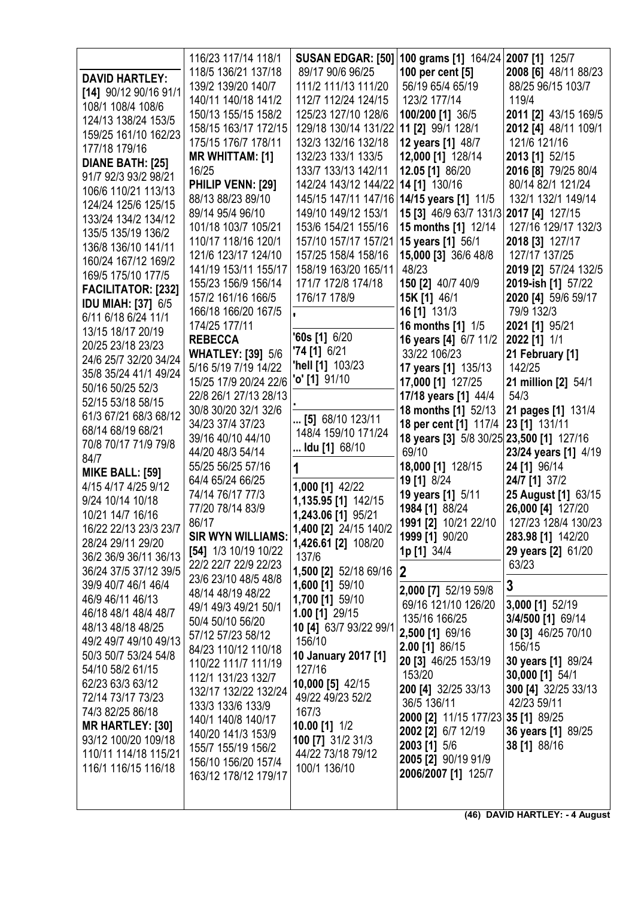**DAVID HARTLEY: [14]** 90/12 90/16 91/1 108/1 108/4 108/6 124/13 138/24 153/5 159/25 161/10 162/23 177/18 179/16

**DIANE BATH: [25]** 91/7 92/3 93/2 98/21 106/6 110/21 113/13 124/24 125/6 125/15 133/24 134/2 134/12 135/5 135/19 136/2 136/8 136/10 141/11 160/24 167/12 169/2 169/5 175/10 177/5

**FACILITATOR: [232]**

**IDU MIAH: [37]** 6/5 6/11 6/18 6/24 11/1 13/15 18/17 20/19 20/25 23/18 23/23 24/6 25/7 32/20 34/24 35/8 35/24 41/1 49/24 50/16 50/25 52/3 52/15 53/18 58/15 61/3 67/21 68/3 68/12 68/14 68/19 68/21 70/8 70/17 71/9 79/8 84/7

**MIKE BALL: [59]** 4/15 4/17 4/25 9/12 9/24 10/14 10/18 10/21 14/7 16/16 16/22 22/13 23/3 23/7 28/24 29/11 29/20 36/2 36/9 36/11 36/13 36/24 37/5 37/12 39/5 39/9 40/7 46/1 46/4 46/9 46/11 46/13 46/18 48/1 48/4 48/7 48/13 48/18 48/25 49/2 49/7 49/10 49/13 50/3 50/7 53/24 54/8 54/10 58/2 61/15 62/23 63/3 63/12 72/14 73/17 73/23 74/3 82/25 86/18

**MR HARTLEY: [30]** 93/12 100/20 109/18 110/11 114/18 115/21 116/1 116/15 116/18 116/23 117/14 118/1 118/5 136/21 137/18 139/2 139/20 140/7 140/11 140/18 141/2 150/13 155/15 158/2 158/15 163/17 172/15 175/15 176/7 178/11

**MR WHITTAM: [1]** 16/25

**PHILIP VENN: [29]** 88/13 88/23 89/10 89/14 95/4 96/10 101/18 103/7 105/21 110/17 118/16 120/1 121/6 123/17 124/10 141/19 153/11 155/17 155/23 156/9 156/14 157/2 161/16 166/5 166/18 166/20 167/5 174/25 177/11

**REBECCA WHATLEY: [39]** 5/6 5/16 5/19 7/19 14/22 15/25 17/9 20/24 22/6 22/8 26/1 27/13 28/13 30/8 30/20 32/1 32/6 34/23 37/4 37/23 39/16 40/10 44/10 44/20 48/3 54/14 55/25 56/25 57/16 64/4 65/24 66/25 74/14 76/17 77/3 77/20 78/14 83/9 86/17

**SIR WYN WILLIAMS: [54]** 1/3 10/19 10/22 22/2 22/7 22/9 22/23 23/6 23/10 48/5 48/8 48/14 48/19 48/22 49/1 49/3 49/21 50/1 50/4 50/10 56/20 57/12 57/23 58/12 84/23 110/12 110/18 110/22 111/7 111/19 112/1 131/23 132/7 132/17 132/22 132/24 133/3 133/6 133/9 140/1 140/8 140/17 140/20 141/3 153/9 155/7 155/19 156/2 156/10 156/20 157/4 163/12 178/12 179/17

**SUSAN EDGAR: [50]** 89/17 90/6 96/25 111/2 111/13 111/20 112/7 112/24 124/15 125/23 127/10 128/6 129/18 130/14 131/22 132/3 132/16 132/18 132/23 133/1 133/5 133/7 133/13 142/11 142/24 143/12 144/22 145/15 147/11 147/16 149/10 149/12 153/1 153/6 154/21 155/16 157/10 157/17 157/21 157/25 158/4 158/16 158/19 163/20 165/11 171/7 172/8 174/18 176/17 178/9

**'**

**'60s [1]** 6/20
**'74 [1]** 6/21
**'hell [1]** 103/23
**'o' [1]** 91/10

**.**

**... [5]** 68/10 123/11 148/4 159/10 171/24
**... Idu [1]** 68/10

**1**

**1,000 [1]** 42/22
**1,135.95 [1]** 142/15
**1,243.06 [1]** 95/21
**1,400 [2]** 24/15 140/2
**1,426.61 [2]** 108/20 137/6
**1,500 [2]** 52/18 69/16
**1,600 [1]** 59/10
**1,700 [1]** 59/10
**1.00 [1]** 29/15
**10 [4]** 63/7 93/22 99/1 156/10
**10 January 2017 [1]** 127/16
**10,000 [5]** 42/15 49/22 49/23 52/2 167/3
**10.00 [1]** 1/2
**100 [7]** 31/2 31/3 44/22 73/18 79/12 100/1 136/10
**100 grams [1]** 164/24
**100 per cent [5]** 56/19 65/4 65/19 123/2 177/14
**100/200 [1]** 36/5
**11 [2]** 99/1 128/1
**12 years [1]** 48/7
**12,000 [1]** 128/14
**12.05 [1]** 86/20
**14 [1]** 130/16
**14/15 years [1]** 11/5
**15 [3]** 46/9 63/7 131/3
**15 months [1]** 12/14
**15 years [1]** 56/1
**15,000 [3]** 36/6 48/8 48/23
**150 [2]** 40/7 40/9
**15K [1]** 46/1
**16 [1]** 131/3
**16 months [1]** 1/5
**16 years [4]** 6/7 11/2 33/22 106/23
**17 years [1]** 135/13
**17,000 [1]** 127/25
**17/18 years [1]** 44/4
**18 months [1]** 52/13
**18 per cent [1]** 117/4
**18 years [3]** 5/8 30/25 69/10
**18,000 [1]** 128/15
**19 [1]** 8/24
**19 years [1]** 5/11
**1984 [1]** 88/24
**1991 [2]** 10/21 22/10
**1999 [1]** 90/20
**1p [1]** 34/4

**2**

**2,000 [7]** 52/19 59/8 69/16 121/10 126/20 135/16 166/25
**2,500 [1]** 69/16
**2.00 [1]** 86/15
**20 [3]** 46/25 153/19 153/20
**200 [4]** 32/25 33/13 36/5 136/11
**2000 [2]** 11/15 177/23
**2002 [2]** 6/7 12/19
**2003 [1]** 5/6
**2005 [2]** 90/19 91/9
**2006/2007 [1]** 125/7
**2007 [1]** 125/7
**2008 [6]** 48/11 88/23 88/25 96/15 103/7 119/4
**2011 [2]** 43/15 169/5
**2012 [4]** 48/11 109/1 121/6 121/16
**2013 [1]** 52/15
**2016 [8]** 79/25 80/4 80/14 82/1 121/24 132/1 132/1 149/14
**2017 [4]** 127/15 127/16 129/17 132/3
**2018 [3]** 127/17 127/17 137/25
**2019 [2]** 57/24 132/5
**2019-ish [1]** 57/22
**2020 [4]** 59/6 59/17 79/9 132/3
**2021 [1]** 95/21
**2022 [1]** 1/1
**21 February [1]** 142/25
**21 million [2]** 54/1 54/3
**21 pages [1]** 131/4
**23 [1]** 131/11
**23,500 [1]** 127/16
**23/24 years [1]** 4/19
**24 [1]** 96/14
**24/7 [1]** 37/2
**25 August [1]** 63/15
**26,000 [4]** 127/20 127/23 128/4 130/23
**283.98 [1]** 142/20
**29 years [2]** 61/20 63/23

**3**

**3,000 [1]** 52/19
**3/4/500 [1]** 69/14
**30 [3]** 46/25 70/10 156/15
**30 years [1]** 89/24
**30,000 [1]** 54/1
**300 [4]** 32/25 33/13 42/23 59/11
**35 [1]** 89/25
**36 years [1]** 89/25
**38 [1]** 88/16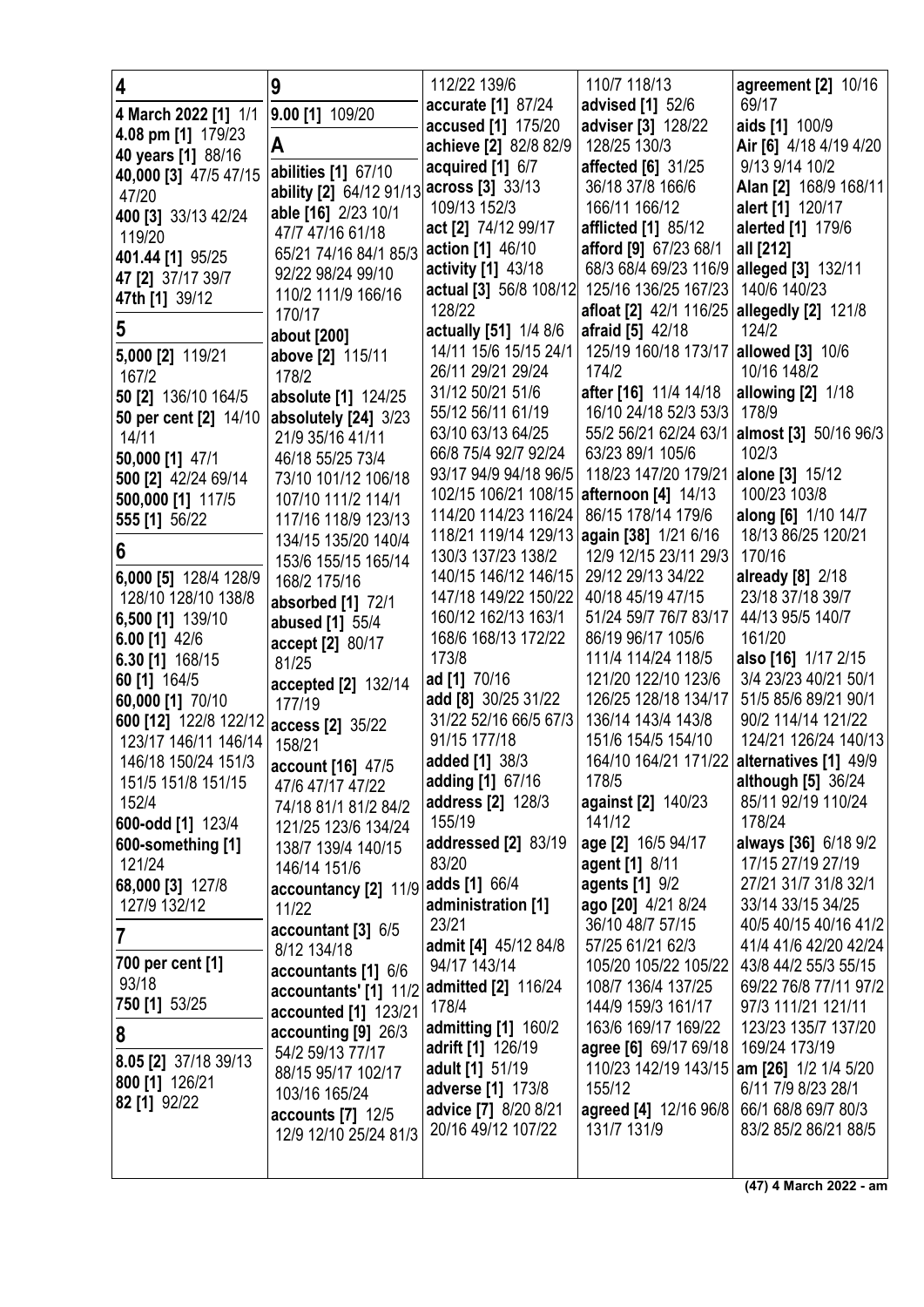## 4

**4 March 2022 [1]** 1/1
**4.08 pm [1]** 179/23
**40 years [1]** 88/16
**40,000 [3]** 47/5 47/15 47/20
**400 [3]** 33/13 42/24 119/20
**401.44 [1]** 95/25
**47 [2]** 37/17 39/7
**47th [1]** 39/12

## 5

**5,000 [2]** 119/21 167/2
**50 [2]** 136/10 164/5
**50 per cent [2]** 14/10 14/11
**50,000 [1]** 47/1
**500 [2]** 42/24 69/14
**500,000 [1]** 117/5
**555 [1]** 56/22

## 6

**6,000 [5]** 128/4 128/9 128/10 128/10 138/8
**6,500 [1]** 139/10
**6.00 [1]** 42/6
**6.30 [1]** 168/15
**60 [1]** 164/5
**60,000 [1]** 70/10
**600 [12]** 122/8 122/12 123/17 146/11 146/14 146/18 150/24 151/3 151/5 151/8 151/15 152/4
**600-odd [1]** 123/4
**600-something [1]** 121/24
**68,000 [3]** 127/8 127/9 132/12

## 7

**700 per cent [1]** 93/18
**750 [1]** 53/25

## 8

**8.05 [2]** 37/18 39/13
**800 [1]** 126/21
**82 [1]** 92/22

## 9

**9.00 [1]** 109/20

## A

**abilities [1]** 67/10
**ability [2]** 64/12 91/13
**able [16]** 2/23 10/1 47/7 47/16 61/18 65/21 74/16 84/1 85/3 92/22 98/24 99/10 110/2 111/9 166/16 170/17
**about [200]**
**above [2]** 115/11 178/2
**absolute [1]** 124/25
**absolutely [24]** 3/23 21/9 35/16 41/11 46/18 55/25 73/4 73/10 101/12 106/18 107/10 111/2 114/1 117/16 118/9 123/13 134/15 135/20 140/4 153/6 155/15 165/14 168/2 175/16
**absorbed [1]** 72/1
**abused [1]** 55/4
**accept [2]** 80/17 81/25
**accepted [2]** 132/14 177/19
**access [2]** 35/22 158/21
**account [16]** 47/5 47/6 47/17 47/22 74/18 81/1 81/2 84/2 121/25 123/6 134/24 138/7 139/4 140/15 146/14 151/6
**accountancy [2]** 11/9 11/22
**accountant [3]** 6/5 8/12 134/18
**accountants [1]** 6/6
**accountants' [1]** 11/2
**accounted [1]** 123/21
**accounting [9]** 26/3 54/2 59/13 77/17 88/15 95/17 102/17 103/16 165/24
**accounts [7]** 12/5 12/9 12/10 25/24 81/3 112/22 139/6
**accurate [1]** 87/24
**accused [1]** 175/20
**achieve [2]** 82/8 82/9
**acquired [1]** 6/7
**across [3]** 33/13 109/13 152/3
**act [2]** 74/12 99/17
**action [1]** 46/10
**activity [1]** 43/18
**actual [3]** 56/8 108/12 128/22
**actually [51]** 1/4 8/6 14/11 15/6 15/15 24/1 26/11 29/21 29/24 31/12 50/21 51/6 55/12 56/11 61/19 63/10 63/13 64/25 66/8 75/4 92/7 92/24 93/17 94/9 94/18 96/5 102/15 106/21 108/15 114/20 114/23 116/24 118/21 119/14 129/13 130/3 137/23 138/2 140/15 146/12 146/15 147/18 149/22 150/22 160/12 162/13 163/1 168/6 168/13 172/22 173/8
**ad [1]** 70/16
**add [8]** 30/25 31/22 31/22 52/16 66/5 67/3 91/15 177/18
**added [1]** 38/3
**adding [1]** 67/16
**address [2]** 128/3 155/19
**addressed [2]** 83/19 83/20
**adds [1]** 66/4
**administration [1]** 23/21
**admit [4]** 45/12 84/8 94/17 143/14
**admitted [2]** 116/24 178/4
**admitting [1]** 160/2
**adrift [1]** 126/19
**adult [1]** 51/19
**adverse [1]** 173/8
**advice [7]** 8/20 8/21 20/16 49/12 107/22 110/7 118/13
**advised [1]** 52/6
**adviser [3]** 128/22 128/25 130/3
**affected [6]** 31/25 36/18 37/8 166/6 166/11 166/12
**afflicted [1]** 85/12
**afford [9]** 67/23 68/1 68/3 68/4 69/23 116/9 125/16 136/25 167/23
**afloat [2]** 42/1 116/25
**afraid [5]** 42/18 125/19 160/18 173/17 174/2
**after [16]** 11/4 14/18 16/10 24/18 52/3 53/3 55/2 56/21 62/24 63/1 63/23 89/1 105/6 118/23 147/20 179/21
**afternoon [4]** 14/13 86/15 178/14 179/6
**again [38]** 1/21 6/16 12/9 12/15 23/11 29/3 29/12 29/13 34/22 40/18 45/19 47/15 51/24 59/7 76/7 83/17 86/19 96/17 105/6 111/4 114/24 118/5 121/20 122/10 123/6 126/25 128/18 134/17 136/14 143/4 143/8 151/6 154/5 154/10 164/10 164/21 171/22 178/5
**against [2]** 140/23 141/12
**age [2]** 16/5 94/17
**agent [1]** 8/11
**agents [1]** 9/2
**ago [20]** 4/21 8/24 36/10 48/7 57/15 57/25 61/21 62/3 105/20 105/22 105/22 108/7 136/4 137/25 144/9 159/3 161/17 163/6 169/17 169/22
**agree [6]** 69/17 69/18 110/23 142/19 143/15 155/12
**agreed [4]** 12/16 96/8 131/7 131/9
**agreement [2]** 10/16 69/17
**aids [1]** 100/9
**Air [6]** 4/18 4/19 4/20 9/13 9/14 10/2
**Alan [2]** 168/9 168/11
**alert [1]** 120/17
**alerted [1]** 179/6
**all [212]**
**alleged [3]** 132/11 140/6 140/23
**allegedly [2]** 121/8 124/2
**allowed [3]** 10/6 10/16 148/2
**allowing [2]** 1/18 178/9
**almost [3]** 50/16 96/3 102/3
**alone [3]** 15/12 100/23 103/8
**along [6]** 1/10 14/7 18/13 86/25 120/21 170/16
**already [8]** 2/18 23/18 37/18 39/7 44/13 95/5 140/7 161/20
**also [16]** 1/17 2/15 3/4 23/23 40/21 50/1 51/5 85/6 89/21 90/1 90/2 114/14 121/22 124/21 126/24 140/13
**alternatives [1]** 49/9
**although [5]** 36/24 85/11 92/19 110/24 178/24
**always [36]** 6/18 9/2 17/15 27/19 27/19 27/21 31/7 31/8 32/1 33/14 33/15 34/25 40/5 40/15 40/16 41/2 41/4 41/6 42/20 42/24 43/8 44/2 55/3 55/15 69/22 76/8 77/11 97/2 97/3 111/21 121/11 123/21 135/7 137/20 169/24 173/19
**am [26]** 1/2 1/4 5/20 6/11 7/9 8/23 28/1 66/1 68/8 69/7 80/3 83/2 85/2 86/21 88/5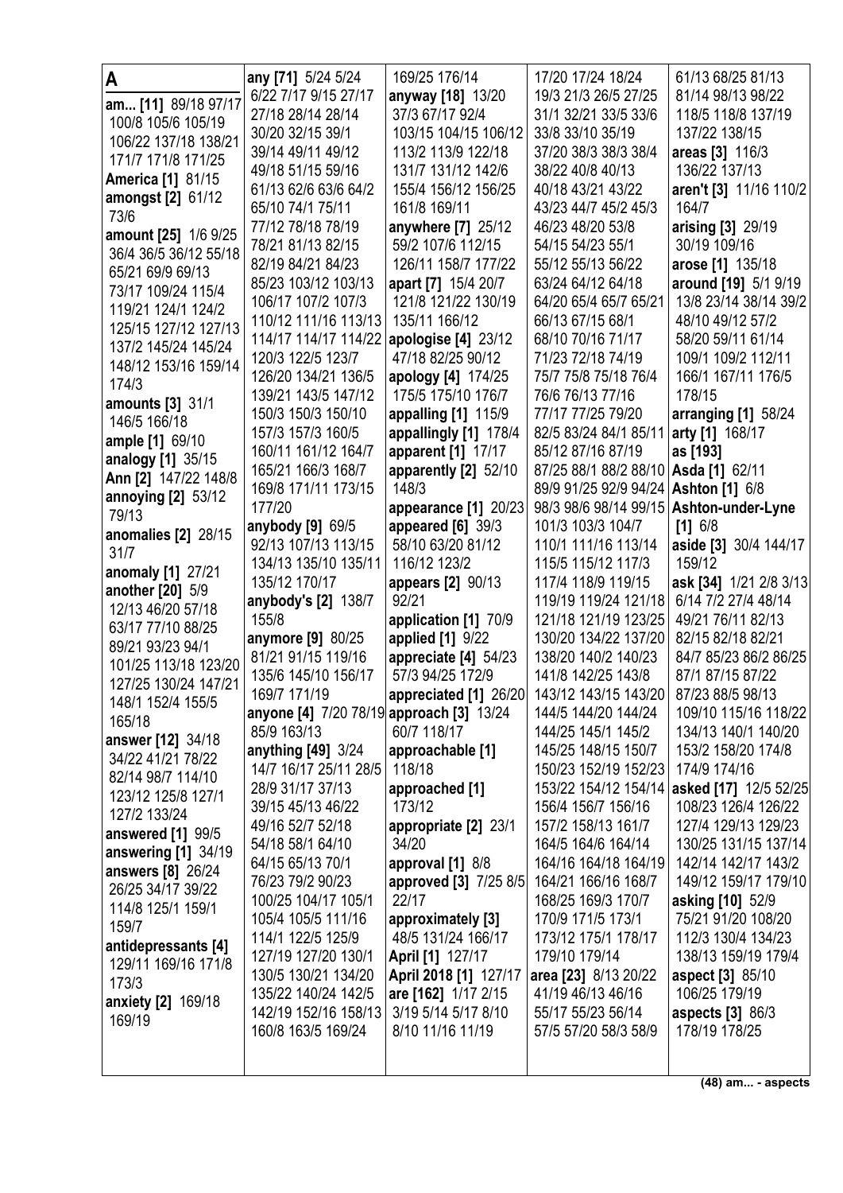# A

**am... [11]** 89/18 97/17 100/8 105/6 105/19 106/22 137/18 138/21 171/7 171/8 171/25

**America [1]** 81/15

**amongst [2]** 61/12 73/6

**amount [25]** 1/6 9/25 36/4 36/5 36/12 55/18 65/21 69/9 69/13 73/17 109/24 115/4 119/21 124/1 124/2 125/15 127/12 127/13 137/2 145/24 145/24 148/12 153/16 159/14 174/3

**amounts [3]** 31/1 146/5 166/18

**ample [1]** 69/10

**analogy [1]** 35/15

**Ann [2]** 147/22 148/8

**annoying [2]** 53/12 79/13

**anomalies [2]** 28/15 31/7

**anomaly [1]** 27/21

**another [20]** 5/9 12/13 46/20 57/18 63/17 77/10 88/25 89/21 93/23 94/1 101/25 113/18 123/20 127/25 130/24 147/21 148/1 152/4 155/5 165/18

**answer [12]** 34/18 34/22 41/21 78/22 82/14 98/7 114/10 123/12 125/8 127/1 127/2 133/24

**answered [1]** 99/5

**answering [1]** 34/19

**answers [8]** 26/24 26/25 34/17 39/22 114/8 125/1 159/1 159/7

**antidepressants [4]** 129/11 169/16 171/8 173/3

**anxiety [2]** 169/18 169/19

**any [71]** 5/24 5/24 6/22 7/17 9/15 27/17 27/18 28/14 28/14 30/20 32/15 39/1 39/14 49/11 49/12 49/18 51/15 59/16 61/13 62/6 63/6 64/2 65/10 74/1 75/11 77/12 78/18 78/19 78/21 81/13 82/15 82/19 84/21 84/23 85/23 103/12 103/13 106/17 107/2 107/3 110/12 111/16 113/13 114/17 114/17 114/22 120/3 122/5 123/7 126/20 134/21 136/5 139/21 143/5 147/12 150/3 150/3 150/10 157/3 157/3 160/5 160/11 161/12 164/7 165/21 166/3 168/7 169/8 171/11 173/15 177/20

**anybody [9]** 69/5 92/13 107/13 113/15 134/13 135/10 135/11 135/12 170/17

**anybody's [2]** 138/7 155/8

**anymore [9]** 80/25 81/21 91/15 119/16 135/6 145/10 156/17 169/7 171/19

**anyone [4]** 7/20 78/19 85/9 163/13

**anything [49]** 3/24 14/7 16/17 25/11 28/5 28/9 31/17 37/13 39/15 45/13 46/22 49/16 52/7 52/18 54/18 58/1 64/10 64/15 65/13 70/1 76/23 79/2 90/23 100/25 104/17 105/1 105/4 105/5 111/16 114/1 122/5 125/9 127/19 127/20 130/1 130/5 130/21 134/20 135/22 140/24 142/5 142/19 152/16 158/13 160/8 163/5 169/24

169/25 176/14

**anyway [18]** 13/20 37/3 67/17 92/4 103/15 104/15 106/12 113/2 113/9 122/18 131/7 131/12 142/6 155/4 156/12 156/25 161/8 169/11

**anywhere [7]** 25/12 59/2 107/6 112/15 126/11 158/7 177/22

**apart [7]** 15/4 20/7 121/8 121/22 130/19 135/11 166/12

**apologise [4]** 23/12 47/18 82/25 90/12

**apology [4]** 174/25 175/5 175/10 176/7

**appalling [1]** 115/9

**appallingly [1]** 178/4

**apparent [1]** 17/17

**apparently [2]** 52/10 148/3

**appearance [1]** 20/23

**appeared [6]** 39/3 58/10 63/20 81/12 116/12 123/2

**appears [2]** 90/13 92/21

**application [1]** 70/9

**applied [1]** 9/22

**appreciate [4]** 54/23 57/3 94/25 172/9

**appreciated [1]** 26/20

**approach [3]** 13/24 60/7 118/17

**approachable [1]** 118/18

**approached [1]** 173/12

**appropriate [2]** 23/1 34/20

**approval [1]** 8/8

**approved [3]** 7/25 8/5 22/17

**approximately [3]** 48/5 131/24 166/17

**April [1]** 127/17

**April 2018 [1]** 127/17

**are [162]** 1/17 2/15 3/19 5/14 5/17 8/10 8/10 11/16 11/19 17/20 17/24 18/24 19/3 21/3 26/5 27/25 31/1 32/21 33/5 33/6 33/8 33/10 35/19 37/20 38/3 38/3 38/4 38/22 40/8 40/13 40/18 43/21 43/22 43/23 44/7 45/2 45/3 46/23 48/20 53/8 54/15 54/23 55/1 55/12 55/13 56/22 63/24 64/12 64/18 64/20 65/4 65/7 65/21 66/13 67/15 68/1 68/10 70/16 71/17 71/23 72/18 74/19 75/7 75/8 75/18 76/4 76/6 76/13 77/16 77/17 77/25 79/20 82/5 83/24 84/1 85/11 85/12 87/16 87/19 87/25 88/1 88/2 88/10 89/9 91/25 92/9 94/24 98/3 98/6 98/14 99/15 101/3 103/5 104/7 110/1 111/16 113/14 115/5 115/12 117/3 117/4 118/9 119/15 119/19 119/24 121/18 121/18 121/19 123/25 130/20 134/22 137/20 138/20 140/2 140/23 141/8 142/25 143/8 143/12 143/15 143/20 144/5 144/20 144/24 144/25 145/1 145/2 145/25 148/15 150/7 150/23 152/19 152/23 153/22 154/12 154/14 156/4 156/7 156/16 157/2 158/13 161/7 164/5 164/6 164/14 164/16 164/18 164/19 164/21 166/16 168/7 168/25 169/3 170/7 170/9 171/5 173/1 173/12 175/1 178/17 179/10 179/14

**area [23]** 8/13 20/22 41/19 46/13 46/16 55/17 55/23 56/14 57/5 57/20 58/3 58/9 61/13 68/25 81/13 81/14 98/13 98/22 118/5 118/8 137/19 137/22 138/15

**areas [3]** 116/3 136/22 137/13

**aren't [3]** 11/16 110/2 164/7

**arising [3]** 29/19 30/19 109/16

**arose [1]** 135/18

**around [19]** 5/1 9/19 13/8 23/14 38/14 39/2 48/10 49/12 57/2 58/20 59/11 61/14 109/1 109/2 112/11 166/1 167/11 176/5 178/15

**arranging [1]** 58/24

**arty [1]** 168/17

**as [193]**

**Asda [1]** 62/11

**Ashton [1]** 6/8

**Ashton-under-Lyne [1]** 6/8

**aside [3]** 30/4 144/17 159/12

**ask [34]** 1/21 2/8 3/13 6/14 7/2 27/4 48/14 49/21 76/11 82/13 82/15 82/18 82/21 84/7 85/23 86/2 86/25 87/1 87/15 87/22 87/23 88/5 98/13 109/10 115/16 118/22 134/13 140/1 140/20 153/2 158/20 174/8 174/9 174/16

**asked [17]** 12/5 52/25 108/23 126/4 126/22 127/4 129/13 129/23 130/25 131/15 137/14 142/14 142/17 143/2 149/12 159/17 179/10

**asking [10]** 52/9 75/21 91/20 108/20 112/3 130/4 134/23 138/13 159/19 179/4

**aspect [3]** 85/10 106/25 179/19

**aspects [3]** 86/3 178/19 178/25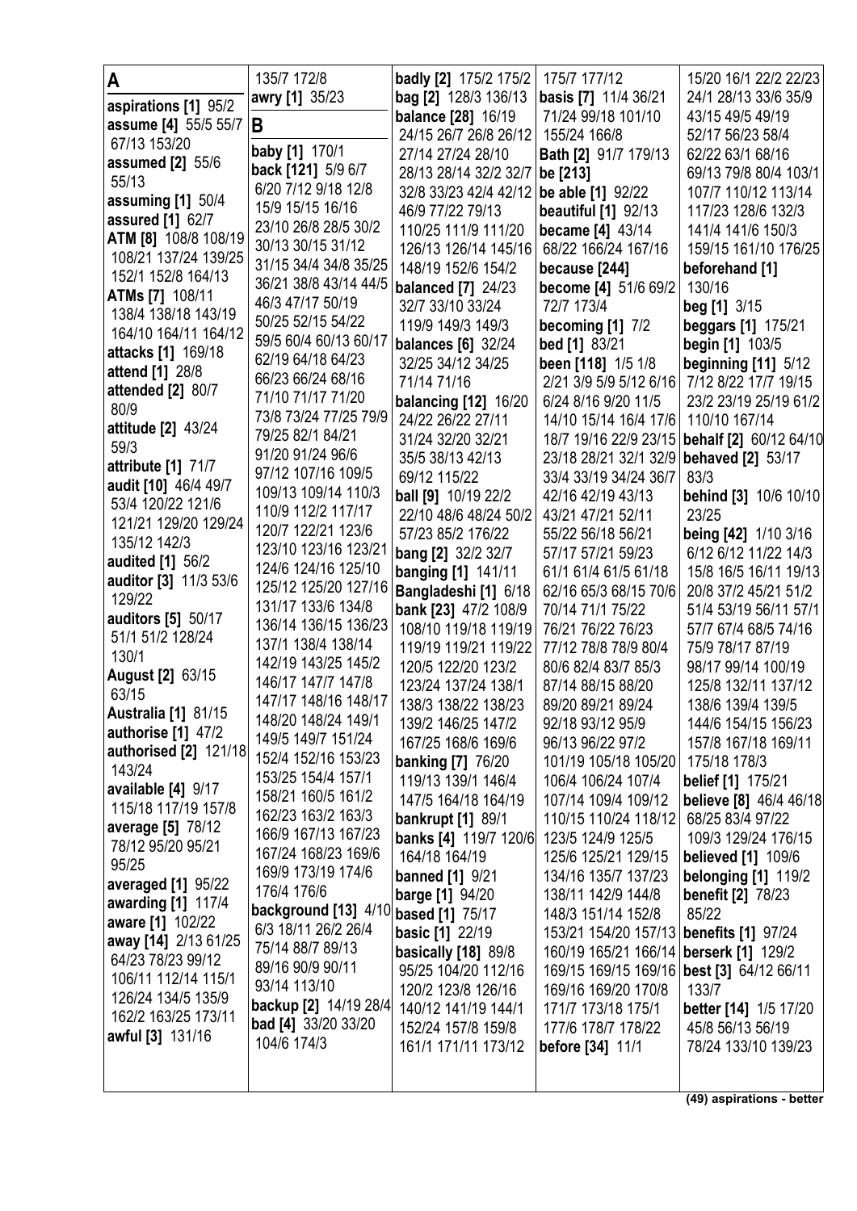## A

**aspirations [1]** 95/2
**assume [4]** 55/5 55/7 67/13 153/20
**assumed [2]** 55/6 55/13
**assuming [1]** 50/4
**assured [1]** 62/7
**ATM [8]** 108/8 108/19 108/21 137/24 139/25 152/1 152/8 164/13
**ATMs [7]** 108/11 138/4 138/18 143/19 164/10 164/11 164/12
**attacks [1]** 169/18
**attend [1]** 28/8
**attended [2]** 80/7 80/9
**attitude [2]** 43/24 59/3
**attribute [1]** 71/7
**audit [10]** 46/4 49/7 53/4 120/22 121/6 121/21 129/20 129/24 135/12 142/3
**audited [1]** 56/2
**auditor [3]** 11/3 53/6 129/22
**auditors [5]** 50/17 51/1 51/2 128/24 130/1
**August [2]** 63/15 63/15
**Australia [1]** 81/15
**authorise [1]** 47/2
**authorised [2]** 121/18 143/24
**available [4]** 9/17 115/18 117/19 157/8
**average [5]** 78/12 78/12 95/20 95/21 95/25
**averaged [1]** 95/22
**awarding [1]** 117/4
**aware [1]** 102/22
**away [14]** 2/13 61/25 64/23 78/23 99/12 106/11 112/14 115/1 126/24 134/5 135/9 162/2 163/25 173/11
**awful [3]** 131/16 135/7 172/8
**awry [1]** 35/23

## B

**baby [1]** 170/1
**back [121]** 5/9 6/7 6/20 7/12 9/18 12/8 15/9 15/15 16/16 23/10 26/8 28/5 30/2 30/13 30/15 31/12 31/15 34/4 34/8 35/25 36/21 38/8 43/14 44/5 46/3 47/17 50/19 50/25 52/15 54/22 59/5 60/4 60/13 60/17 62/19 64/18 64/23 66/23 66/24 68/16 71/10 71/17 71/20 73/8 73/24 77/25 79/9 79/25 82/1 84/21 91/20 91/24 96/6 97/12 107/16 109/5 109/13 109/14 110/3 110/9 112/2 117/17 120/7 122/21 123/6 123/10 123/16 123/21 124/6 124/16 125/10 125/12 125/20 127/16 131/17 133/6 134/8 136/14 136/15 136/23 137/1 138/4 138/14 142/19 143/25 145/2 146/17 147/7 147/8 147/17 148/16 148/17 148/20 148/24 149/1 149/5 149/7 151/24 152/4 152/16 153/23 153/25 154/4 157/1 158/21 160/5 161/2 162/23 163/2 163/3 166/9 167/13 167/23 167/24 168/23 169/6 169/9 173/19 174/6 176/4 176/6
**background [13]** 4/10 6/3 18/11 26/2 26/4 75/14 88/7 89/13 89/16 90/9 90/11 93/14 113/10
**backup [2]** 14/19 28/4
**bad [4]** 33/20 33/20 104/6 174/3
**badly [2]** 175/2 175/2
**bag [2]** 128/3 136/13
**balance [28]** 16/19 24/15 26/7 26/8 26/12 27/14 27/24 28/10 28/13 28/14 32/2 32/7 32/8 33/23 42/4 42/12 46/9 77/22 79/13 110/25 111/9 111/20 126/13 126/14 145/16 148/19 152/6 154/2
**balanced [7]** 24/23 32/7 33/10 33/24 119/9 149/3 149/3
**balances [6]** 32/24 32/25 34/12 34/25 71/14 71/16
**balancing [12]** 16/20 24/22 26/22 27/11 31/24 32/20 32/21 35/5 38/13 42/13 69/12 115/22
**ball [9]** 10/19 22/2 22/10 48/6 48/24 50/2 57/23 85/2 176/22
**bang [2]** 32/2 32/7
**banging [1]** 141/11
**Bangladeshi [1]** 6/18
**bank [23]** 47/2 108/9 108/10 119/18 119/19 119/19 119/21 119/22 120/5 122/20 123/2 123/24 137/24 138/1 138/3 138/22 138/23 139/2 146/25 147/2 167/25 168/6 169/6
**banking [7]** 76/20 119/13 139/1 146/4 147/5 164/18 164/19
**bankrupt [1]** 89/1
**banks [4]** 119/7 120/6 164/18 164/19
**banned [1]** 9/21
**barge [1]** 94/20
**based [1]** 75/17
**basic [1]** 22/19
**basically [18]** 89/8 95/25 104/20 112/16 120/2 123/8 126/16 140/12 141/19 144/1 152/24 157/8 159/8 161/1 171/11 173/12 175/7 177/12
**basis [7]** 11/4 36/21 71/24 99/18 101/10 155/24 166/8
**Bath [2]** 91/7 179/13
**be [213]**
**be able [1]** 92/22
**beautiful [1]** 92/13
**became [4]** 43/14 68/22 166/24 167/16
**because [244]**
**become [4]** 51/6 69/2 72/7 173/4
**becoming [1]** 7/2
**bed [1]** 83/21
**been [118]** 1/5 1/8 2/21 3/9 5/9 5/12 6/16 6/24 8/16 9/20 11/5 14/10 15/14 16/4 17/6 18/7 19/16 22/9 23/15 23/18 28/21 32/1 32/9 33/4 33/19 34/24 36/7 42/16 42/19 43/13 43/21 47/21 52/11 55/22 56/18 56/21 57/17 57/21 59/23 61/1 61/4 61/5 61/18 62/16 65/3 68/15 70/6 70/14 71/1 75/22 76/21 76/22 76/23 77/12 78/8 78/9 80/4 80/6 82/4 83/7 85/3 87/14 88/15 88/20 89/20 89/21 89/24 92/18 93/12 95/9 96/13 96/22 97/2 101/19 105/18 105/20 106/4 106/24 107/4 107/14 109/4 109/12 110/15 110/24 118/12 123/5 124/9 125/5 125/6 125/21 129/15 134/16 135/7 137/23 138/11 142/9 144/8 148/3 151/14 152/8 153/21 154/20 157/13 160/19 165/21 166/14 169/15 169/15 169/16 169/16 169/20 170/8 171/7 173/18 175/1 177/6 178/7 178/22
**before [34]** 11/1 15/20 16/1 22/2 22/23 24/1 28/13 33/6 35/9 43/15 49/5 49/19 52/17 56/23 58/4 62/22 63/1 68/16 69/13 79/8 80/4 103/1 107/7 110/12 113/14 117/23 128/6 132/3 141/4 141/6 150/3 159/15 161/10 176/25
**beforehand [1]** 130/16
**beg [1]** 3/15
**beggars [1]** 175/21
**begin [1]** 103/5
**beginning [11]** 5/12 7/12 8/22 17/7 19/15 23/2 23/19 25/19 61/2 110/10 167/14
**behalf [2]** 60/12 64/10
**behaved [2]** 53/17 83/3
**behind [3]** 10/6 10/10 23/25
**being [42]** 1/10 3/16 6/12 6/12 11/22 14/3 15/8 16/5 16/11 19/13 20/8 37/2 45/21 51/2 51/4 53/19 56/11 57/1 57/7 67/4 68/5 74/16 75/9 78/17 87/19 98/17 99/14 100/19 125/8 132/11 137/12 138/6 139/4 139/5 144/6 154/15 156/23 157/8 167/18 169/11 175/18 178/3
**belief [1]** 175/21
**believe [8]** 46/4 46/18 68/25 83/4 97/22 109/3 129/24 176/15
**believed [1]** 109/6
**belonging [1]** 119/2
**benefit [2]** 78/23 85/22
**benefits [1]** 97/24
**berserk [1]** 129/2
**best [3]** 64/12 66/11 133/7
**better [14]** 1/5 17/20 45/8 56/13 56/19 78/24 133/10 139/23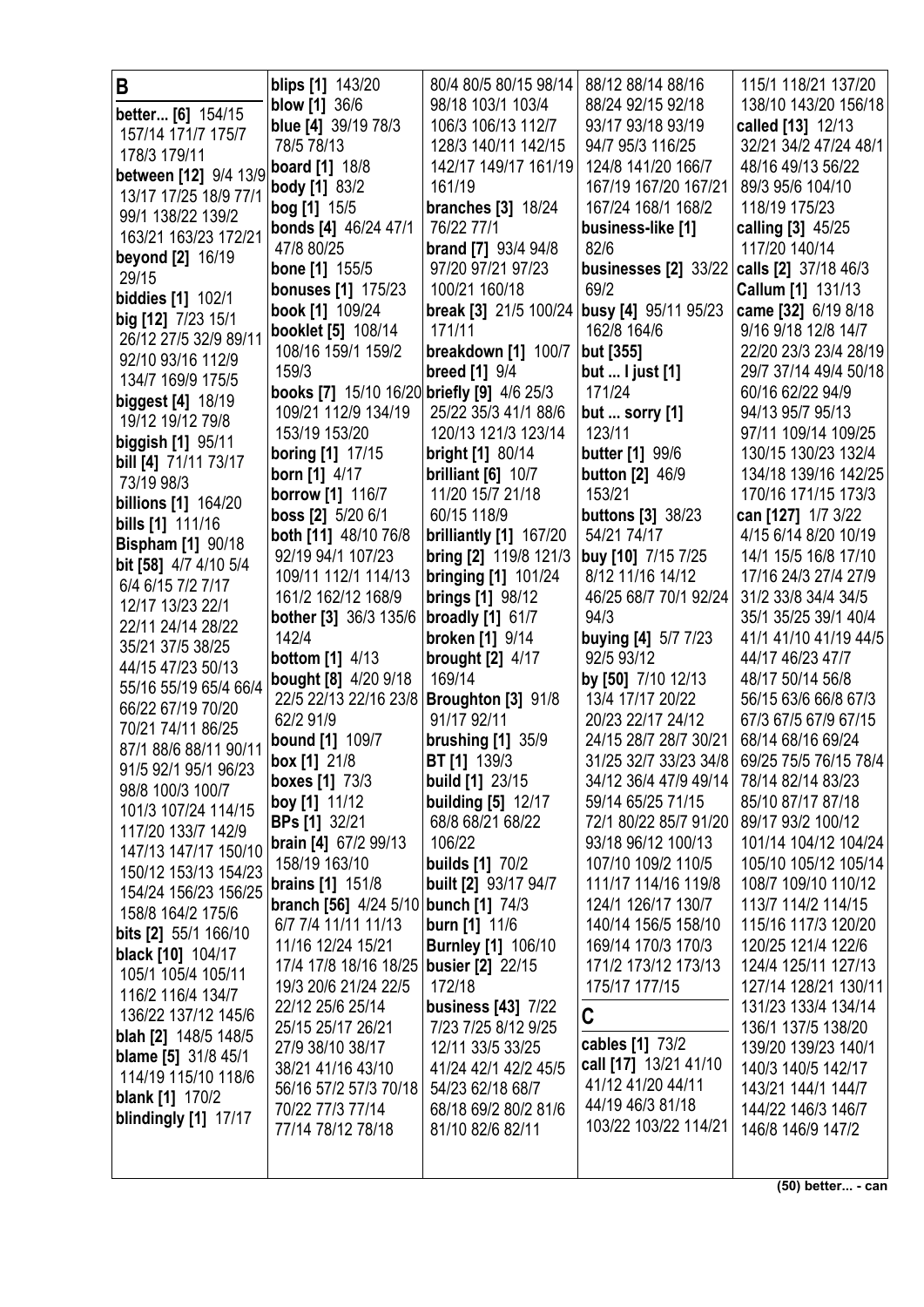## B

**better... [6]** 154/15 157/14 171/7 175/7 178/3 179/11
**between [12]** 9/4 13/9 13/17 17/25 18/9 77/1 99/1 138/22 139/2 163/21 163/23 172/21
**beyond [2]** 16/19 29/15
**biddies [1]** 102/1
**big [12]** 7/23 15/1 26/12 27/5 32/9 89/11 92/10 93/16 112/9 134/7 169/9 175/5
**biggest [4]** 18/19 19/12 19/12 79/8
**biggish [1]** 95/11
**bill [4]** 71/11 73/17 73/19 98/3
**billions [1]** 164/20
**bills [1]** 111/16
**Bispham [1]** 90/18
**bit [58]** 4/7 4/10 5/4 6/4 6/15 7/2 7/17 12/17 13/23 22/1 22/11 24/14 28/22 35/21 37/5 38/25 44/15 47/23 50/13 55/16 55/19 65/4 66/4 66/22 67/19 70/20 70/21 74/11 86/25 87/1 88/6 88/11 90/11 91/5 92/1 95/1 96/23 98/8 100/3 100/7 101/3 107/24 114/15 117/20 133/7 142/9 147/13 147/17 150/10 150/12 153/13 154/23 154/24 156/23 156/25 158/8 164/2 175/6
**bits [2]** 55/1 166/10
**black [10]** 104/17 105/1 105/4 105/11 116/2 116/4 134/7 136/22 137/12 145/6
**blah [2]** 148/5 148/5
**blame [5]** 31/8 45/1 114/19 115/10 118/6
**blank [1]** 170/2
**blindingly [1]** 17/17
**blips [1]** 143/20
**blow [1]** 36/6
**blue [4]** 39/19 78/3 78/5 78/13
**board [1]** 18/8
**body [1]** 83/2
**bog [1]** 15/5
**bonds [4]** 46/24 47/1 47/8 80/25
**bone [1]** 155/5
**bonuses [1]** 175/23
**book [1]** 109/24
**booklet [5]** 108/14 108/16 159/1 159/2 159/3
**books [7]** 15/10 16/20 109/21 112/9 134/19 153/19 153/20
**boring [1]** 17/15
**born [1]** 4/17
**borrow [1]** 116/7
**boss [2]** 5/20 6/1
**both [11]** 48/10 76/8 92/19 94/1 107/23 109/11 112/1 114/13 161/2 162/12 168/9
**bother [3]** 36/3 135/6 142/4
**bottom [1]** 4/13
**bought [8]** 4/20 9/18 22/5 22/13 22/16 23/8 62/2 91/9
**bound [1]** 109/7
**box [1]** 21/8
**boxes [1]** 73/3
**boy [1]** 11/12
**BPs [1]** 32/21
**brain [4]** 67/2 99/13 158/19 163/10
**brains [1]** 151/8
**branch [56]** 4/24 5/10 6/7 7/4 11/11 11/13 11/16 12/24 15/21 17/4 17/8 18/16 18/25 19/3 20/6 21/24 22/5 22/12 25/6 25/14 25/15 25/17 26/21 27/9 38/10 38/17 38/21 41/16 43/10 56/16 57/2 57/3 70/18 70/22 77/3 77/14 77/14 78/12 78/18 80/4 80/5 80/15 98/14 98/18 103/1 103/4 106/3 106/13 112/7 128/3 140/11 142/15 142/17 149/17 161/19 161/19
**branches [3]** 18/24 76/22 77/1
**brand [7]** 93/4 94/8 97/20 97/21 97/23 100/21 160/18
**break [3]** 21/5 100/24 171/11
**breakdown [1]** 100/7
**breed [1]** 9/4
**briefly [9]** 4/6 25/3 25/22 35/3 41/1 88/6 120/13 121/3 123/14
**bright [1]** 80/14
**brilliant [6]** 10/7 11/20 15/7 21/18 60/15 118/9
**brilliantly [1]** 167/20
**bring [2]** 119/8 121/3
**bringing [1]** 101/24
**brings [1]** 98/12
**broadly [1]** 61/7
**broken [1]** 9/14
**brought [2]** 4/17 169/14
**Broughton [3]** 91/8 91/17 92/11
**brushing [1]** 35/9
**BT [1]** 139/3
**build [1]** 23/15
**building [5]** 12/17 68/8 68/21 68/22 106/22
**builds [1]** 70/2
**built [2]** 93/17 94/7
**bunch [1]** 74/3
**burn [1]** 11/6
**Burnley [1]** 106/10
**busier [2]** 22/15 172/18
**business [43]** 7/22 7/23 7/25 8/12 9/25 12/11 33/5 33/25 41/24 42/1 42/2 45/5 54/23 62/18 68/7 68/18 69/2 80/2 81/6 81/10 82/6 82/11 88/12 88/14 88/16 88/24 92/15 92/18 93/17 93/18 93/19 94/7 95/3 116/25 124/8 141/20 166/7 167/19 167/20 167/21 167/24 168/1 168/2
**business-like [1]** 82/6
**businesses [2]** 33/22 69/2
**busy [4]** 95/11 95/23 162/8 164/6
**but [355]**
**but ... I just [1]** 171/24
**but ... sorry [1]** 123/11
**butter [1]** 99/6
**button [2]** 46/9 153/21
**buttons [3]** 38/23 54/21 74/17
**buy [10]** 7/15 7/25 8/12 11/16 14/12 46/25 68/7 70/1 92/24 94/3
**buying [4]** 5/7 7/23 92/5 93/12
**by [50]** 7/10 12/13 13/4 17/17 20/22 20/23 22/17 24/12 24/15 28/7 28/7 30/21 31/25 32/7 33/23 34/8 34/12 36/4 47/9 49/14 59/14 65/25 71/15 72/1 80/22 85/7 91/20 93/18 96/12 100/13 107/10 109/2 110/5 111/17 114/16 119/8 124/1 126/17 130/7 140/14 156/5 158/10 169/14 170/3 170/3 171/2 173/12 173/13 175/17 177/15

## C

**cables [1]** 73/2
**call [17]** 13/21 41/10 41/12 41/20 44/11 44/19 46/3 81/18 103/22 103/22 114/21 115/1 118/21 137/20 138/10 143/20 156/18
**called [13]** 12/13 32/21 34/2 47/24 48/1 48/16 49/13 56/22 89/3 95/6 104/10 118/19 175/23
**calling [3]** 45/25 117/20 140/14
**calls [2]** 37/18 46/3
**Callum [1]** 131/13
**came [32]** 6/19 8/18 9/16 9/18 12/8 14/7 22/20 23/3 23/4 28/19 29/7 37/14 49/4 50/18 60/16 62/22 94/9 94/13 95/7 95/13 97/11 109/14 109/25 130/15 130/23 132/4 134/18 139/16 142/25 170/16 171/15 173/3
**can [127]** 1/7 3/22 4/15 6/14 8/20 10/19 14/1 15/5 16/8 17/10 17/16 24/3 27/4 27/9 31/2 33/8 34/4 34/5 35/1 35/25 39/1 40/4 41/1 41/10 41/19 44/5 44/17 46/23 47/7 48/17 50/14 56/8 56/15 63/6 66/8 67/3 67/3 67/5 67/9 67/15 68/14 68/16 69/24 69/25 75/5 76/15 78/4 78/14 82/14 83/25 85/10 87/17 87/18 89/17 93/2 100/12 101/14 104/12 104/24 105/10 105/12 105/14 108/7 109/10 110/12 113/7 114/2 114/15 115/16 117/3 120/20 120/25 121/4 122/6 124/4 125/11 127/13 127/14 128/21 130/11 131/23 133/4 134/14 136/1 137/5 138/20 139/20 139/23 140/1 140/3 140/5 142/17 143/21 144/1 144/7 144/22 146/3 146/7 146/8 146/9 147/2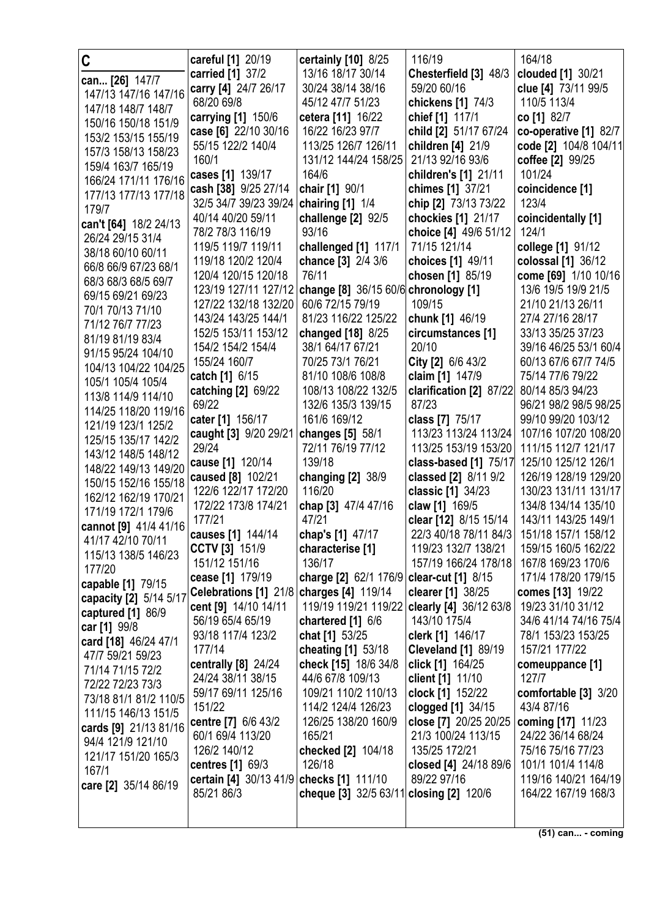## C

**can... [26]** 147/7 147/13 147/16 147/16 147/18 148/7 148/7 150/16 150/18 151/9 153/2 153/15 155/19 157/3 158/13 158/23 159/4 163/7 165/19 166/24 171/11 176/16 177/13 177/13 177/18 179/7

**can't [64]** 18/2 24/13 26/24 29/15 31/4 38/18 60/10 60/11 66/8 66/9 67/23 68/1 68/3 68/3 68/5 69/7 69/15 69/21 69/23 70/1 70/13 71/10 71/12 76/7 77/23 81/19 81/19 83/4 91/15 95/24 104/10 104/13 104/22 104/25 105/1 105/4 105/4 113/8 114/9 114/10 114/25 118/20 119/16 121/19 123/1 125/2 125/15 135/17 142/2 143/12 148/5 148/12 148/22 149/13 149/20 150/15 152/16 155/18 162/12 162/19 170/21 171/19 172/1 179/6

**cannot [9]** 41/4 41/16 41/17 42/10 70/11 115/13 138/5 146/23 177/20

**capable [1]** 79/15

**capacity [2]** 5/14 5/17

**captured [1]** 86/9

**car [1]** 99/8

**card [18]** 46/24 47/1 47/7 59/21 59/23 71/14 71/15 72/2 72/22 72/23 73/3 73/18 81/1 81/2 110/5 111/15 146/13 151/5

**cards [9]** 21/13 81/16 94/4 121/9 121/10 121/17 151/20 165/3 167/1

**care [2]** 35/14 86/19

**careful [1]** 20/19

**carried [1]** 37/2

**carry [4]** 24/7 26/17 68/20 69/8

**carrying [1]** 150/6

**case [6]** 22/10 30/16 55/15 122/2 140/4 160/1

**cases [1]** 139/17

**cash [38]** 9/25 27/14 32/5 34/7 39/23 39/24 40/14 40/20 59/11 78/2 78/3 116/19 119/5 119/7 119/11 119/18 120/2 120/4 120/4 120/15 120/18 123/19 127/11 127/12 127/22 132/18 132/20 143/24 143/25 144/1 152/5 153/11 153/12 154/2 154/2 154/4 155/24 160/7

**catch [1]** 6/15

**catching [2]** 69/22 69/22

**cater [1]** 156/17

**caught [3]** 9/20 29/21 29/24

**cause [1]** 120/14

**caused [8]** 102/21 122/6 122/17 172/20 172/22 173/8 174/21 177/21

**causes [1]** 144/14

**CCTV [3]** 151/9 151/12 151/16

**cease [1]** 179/19

**Celebrations [1]** 21/8

**cent [9]** 14/10 14/11 56/19 65/4 65/19 93/18 117/4 123/2 177/14

**centrally [8]** 24/24 24/24 38/11 38/15 59/17 69/11 125/16 151/22

**centre [7]** 6/6 43/2 60/1 69/4 113/20 126/2 140/12

**centres [1]** 69/3

**certain [4]** 30/13 41/9 85/21 86/3

**certainly [10]** 8/25 13/16 18/17 30/14 30/24 38/14 38/16 45/12 47/7 51/23

**cetera [11]** 16/22 16/22 16/23 97/7 113/25 126/7 126/11 131/12 144/24 158/25 164/6

**chair [1]** 90/1

**chairing [1]** 1/4

**challenge [2]** 92/5 93/16

**challenged [1]** 117/1

**chance [3]** 2/4 3/6 76/11

**change [8]** 36/15 60/6 60/6 72/15 79/19 81/23 116/22 125/22

**changed [18]** 8/25 38/1 64/17 67/21 70/25 73/1 76/21 81/10 108/6 108/8 108/13 108/22 132/5 132/6 135/3 139/15 161/6 169/12

**changes [5]** 58/1 72/11 76/19 77/12 139/18

**changing [2]** 38/9 116/20

**chap [3]** 47/4 47/16 47/21

**chap's [1]** 47/17

**characterise [1]** 136/17

**charge [2]** 62/1 176/9

**charges [4]** 119/14 119/19 119/21 119/22

**chartered [1]** 6/6

**chat [1]** 53/25

**cheating [1]** 53/18

**check [15]** 18/6 34/8 44/6 67/8 109/13 109/21 110/2 110/13 114/2 124/4 126/23 126/25 138/20 160/9 165/21

**checked [2]** 104/18 126/18

**checks [1]** 111/10

**cheque [3]** 32/5 63/11 116/19

**Chesterfield [3]** 48/3 59/20 60/16

**chickens [1]** 74/3

**chief [1]** 117/1

**child [2]** 51/17 67/24

**children [4]** 21/9 21/13 92/16 93/6

**children's [1]** 21/11

**chimes [1]** 37/21

**chip [2]** 73/13 73/22

**chockies [1]** 21/17

**choice [4]** 49/6 51/12 71/15 121/14

**choices [1]** 49/11

**chosen [1]** 85/19

**chronology [1]** 109/15

**chunk [1]** 46/19

**circumstances [1]** 20/10

**City [2]** 6/6 43/2

**claim [1]** 147/9

**clarification [2]** 87/22 87/23

**class [7]** 75/17 113/23 113/24 113/24 113/25 153/19 153/20

**class-based [1]** 75/17

**classed [2]** 8/11 9/2

**classic [1]** 34/23

**claw [1]** 169/5

**clear [12]** 8/15 15/14 22/3 40/18 78/11 84/3 119/23 132/7 138/21 157/19 166/24 178/18

**clear-cut [1]** 8/15

**clearer [1]** 38/25

**clearly [4]** 36/12 63/8 143/10 175/4

**clerk [1]** 146/17

**Cleveland [1]** 89/19

**click [1]** 164/25

**client [1]** 11/10

**clock [1]** 152/22

**clogged [1]** 34/15

**close [7]** 20/25 20/25 21/3 100/24 113/15 135/25 172/21

**closed [4]** 24/18 89/6 89/22 97/16

**closing [2]** 120/6 164/18

**clouded [1]** 30/21

**clue [4]** 73/11 99/5 110/5 113/4

**co [1]** 82/7

**co-operative [1]** 82/7

**code [2]** 104/8 104/11

**coffee [2]** 99/25 101/24

**coincidence [1]** 123/4

**coincidentally [1]** 124/1

**college [1]** 91/12

**colossal [1]** 36/12

**come [69]** 1/10 10/16 13/6 19/5 19/9 21/5 21/10 21/13 26/11 27/4 27/16 28/17 33/13 35/25 37/23 39/16 46/25 53/1 60/4 60/13 67/6 67/7 74/5 75/14 77/6 79/22 80/14 85/3 94/23 96/21 98/2 98/5 98/25 99/10 99/20 103/12 107/16 107/20 108/20 111/15 112/7 121/17 125/10 125/12 126/1 126/19 128/19 129/20 130/23 131/11 131/17 134/8 134/14 135/10 143/11 143/25 149/1 151/18 157/1 158/12 159/15 160/5 162/22 167/8 169/23 170/6 171/4 178/20 179/15

**comes [13]** 19/22 19/23 31/10 31/12 34/6 41/14 74/16 75/4 78/1 153/23 153/25 157/21 177/22

**comeuppance [1]** 127/7

**comfortable [3]** 3/20 43/4 87/16

**coming [17]** 11/23 24/22 36/14 68/24 75/16 75/16 77/23 101/1 101/4 114/8 119/16 140/21 164/19 164/22 167/19 168/3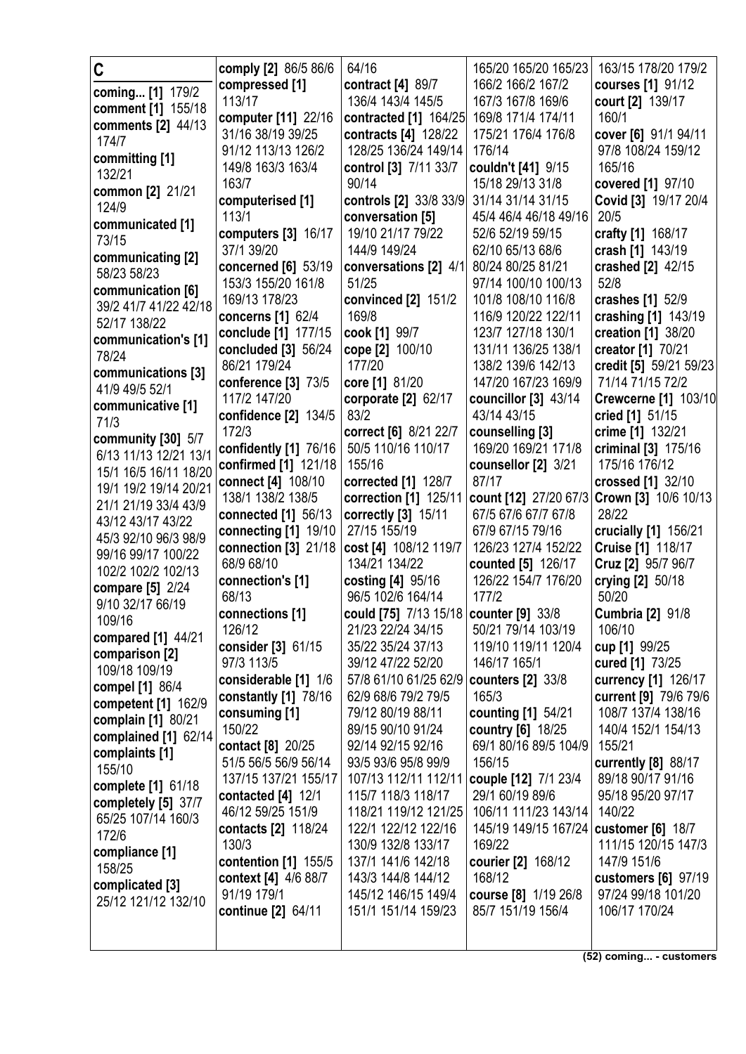# C

**coming... [1]** 179/2
**comment [1]** 155/18
**comments [2]** 44/13 174/7
**committing [1]** 132/21
**common [2]** 21/21 124/9
**communicated [1]** 73/15
**communicating [2]** 58/23 58/23
**communication [6]** 39/2 41/7 41/22 42/18 52/17 138/22
**communication's [1]** 78/24
**communications [3]** 41/9 49/5 52/1
**communicative [1]** 71/3
**community [30]** 5/7 6/13 11/13 12/21 13/1 15/1 16/5 16/11 18/20 19/1 19/2 19/14 20/21 21/1 21/19 33/4 43/9 43/12 43/17 43/22 45/3 92/10 96/3 98/9 99/16 99/17 100/22 102/2 102/2 102/13
**compare [5]** 2/24 9/10 32/17 66/19 109/16
**compared [1]** 44/21
**comparison [2]** 109/18 109/19
**compel [1]** 86/4
**competent [1]** 162/9
**complain [1]** 80/21
**complained [1]** 62/14
**complaints [1]** 155/10
**complete [1]** 61/18
**completely [5]** 37/7 65/25 107/14 160/3 172/6
**compliance [1]** 158/25
**complicated [3]** 25/12 121/12 132/10
**comply [2]** 86/5 86/6
**compressed [1]** 113/17
**computer [11]** 22/16 31/16 38/19 39/25 91/12 113/13 126/2 149/8 163/3 163/4 163/7
**computerised [1]** 113/1
**computers [3]** 16/17 37/1 39/20
**concerned [6]** 53/19 153/3 155/20 161/8 169/13 178/23
**concerns [1]** 62/4
**conclude [1]** 177/15
**concluded [3]** 56/24 86/21 179/24
**conference [3]** 73/5 117/2 147/20
**confidence [2]** 134/5 172/3
**confidently [1]** 76/16
**confirmed [1]** 121/18
**connect [4]** 108/10 138/1 138/2 138/5
**connected [1]** 56/13
**connecting [1]** 19/10
**connection [3]** 21/18 68/9 68/10
**connection's [1]** 68/13
**connections [1]** 126/12
**consider [3]** 61/15 97/3 113/5
**considerable [1]** 1/6
**constantly [1]** 78/16
**consuming [1]** 150/22
**contact [8]** 20/25 51/5 56/5 56/9 56/14 137/15 137/21 155/17
**contacted [4]** 12/1 46/12 59/25 151/9
**contacts [2]** 118/24 130/3
**contention [1]** 155/5
**context [4]** 4/6 88/7 91/19 179/1
**continue [2]** 64/11 64/16
**contract [4]** 89/7 136/4 143/4 145/5
**contracted [1]** 164/25
**contracts [4]** 128/22 128/25 136/24 149/14
**control [3]** 7/11 33/7 90/14
**controls [2]** 33/8 33/9
**conversation [5]** 19/10 21/17 79/22 144/9 149/24
**conversations [2]** 4/1 51/25
**convinced [2]** 151/2 169/8
**cook [1]** 99/7
**cope [2]** 100/10 177/20
**core [1]** 81/20
**corporate [2]** 62/17 83/2
**correct [6]** 8/21 22/7 50/5 110/16 110/17 155/16
**corrected [1]** 128/7
**correction [1]** 125/11
**correctly [3]** 15/11 27/15 155/19
**cost [4]** 108/12 119/7 134/21 134/22
**costing [4]** 95/16 96/5 102/6 164/14
**could [75]** 7/13 15/18 21/23 22/24 34/15 35/22 35/24 37/13 39/12 47/22 52/20 57/8 61/10 61/25 62/9 62/9 68/6 79/2 79/5 79/12 80/19 88/11 89/15 90/10 91/24 92/14 92/15 92/16 93/5 93/6 95/8 99/9 107/13 112/11 112/11 115/7 118/3 118/17 118/21 119/12 121/25 122/1 122/12 122/16 130/9 132/8 133/17 137/1 141/6 142/18 143/3 144/8 144/12 145/12 146/15 149/4 151/1 151/14 159/23 165/20 165/20 165/23 166/2 166/2 167/2 167/3 167/8 169/6 169/8 171/4 174/11 175/21 176/4 176/8 176/14
**couldn't [41]** 9/15 15/18 29/13 31/8 31/14 31/14 31/15 45/4 46/4 46/18 49/16 52/6 52/19 59/15 62/10 65/13 68/6 80/24 80/25 81/21 97/14 100/10 100/13 101/8 108/10 116/8 116/9 120/22 122/11 123/7 127/18 130/1 131/11 136/25 138/1 138/2 139/6 142/13 147/20 167/23 169/9
**councillor [3]** 43/14 43/14 43/15
**counselling [3]** 169/20 169/21 171/8
**counsellor [2]** 3/21 87/17
**count [12]** 27/20 67/3 67/5 67/6 67/7 67/8 67/9 67/15 79/16 126/23 127/4 152/22
**counted [5]** 126/17 126/22 154/7 176/20 177/2
**counter [9]** 33/8 50/21 79/14 103/19 119/10 119/11 120/4 146/17 165/1
**counters [2]** 33/8 165/3
**counting [1]** 54/21
**country [6]** 18/25 69/1 80/16 89/5 104/9 156/15
**couple [12]** 7/1 23/4 29/1 60/19 89/6 106/11 111/23 143/14 145/19 149/15 167/24 169/22
**courier [2]** 168/12 168/12
**course [8]** 1/19 26/8 85/7 151/19 156/4 163/15 178/20 179/2
**courses [1]** 91/12
**court [2]** 139/17 160/1
**cover [6]** 91/1 94/11 97/8 108/24 159/12 165/16
**covered [1]** 97/10
**Covid [3]** 19/17 20/4 20/5
**crafty [1]** 168/17
**crash [1]** 143/19
**crashed [2]** 42/15 52/8
**crashes [1]** 52/9
**crashing [1]** 143/19
**creation [1]** 38/20
**creator [1]** 70/21
**credit [5]** 59/21 59/23 71/14 71/15 72/2
**Crewcerne [1]** 103/10
**cried [1]** 51/15
**crime [1]** 132/21
**criminal [3]** 175/16 175/16 176/12
**crossed [1]** 32/10
**Crown [3]** 10/6 10/13 28/22
**crucially [1]** 156/21
**Cruise [1]** 118/17
**Cruz [2]** 95/7 96/7
**crying [2]** 50/18 50/20
**Cumbria [2]** 91/8 106/10
**cup [1]** 99/25
**cured [1]** 73/25
**currency [1]** 126/17
**current [9]** 79/6 79/6 108/7 137/4 138/16 140/4 152/1 154/13 155/21
**currently [8]** 88/17 89/18 90/17 91/16 95/18 95/20 97/17 140/22
**customer [6]** 18/7 111/15 120/15 147/3 147/9 151/6
**customers [6]** 97/19 97/24 99/18 101/20 106/17 170/24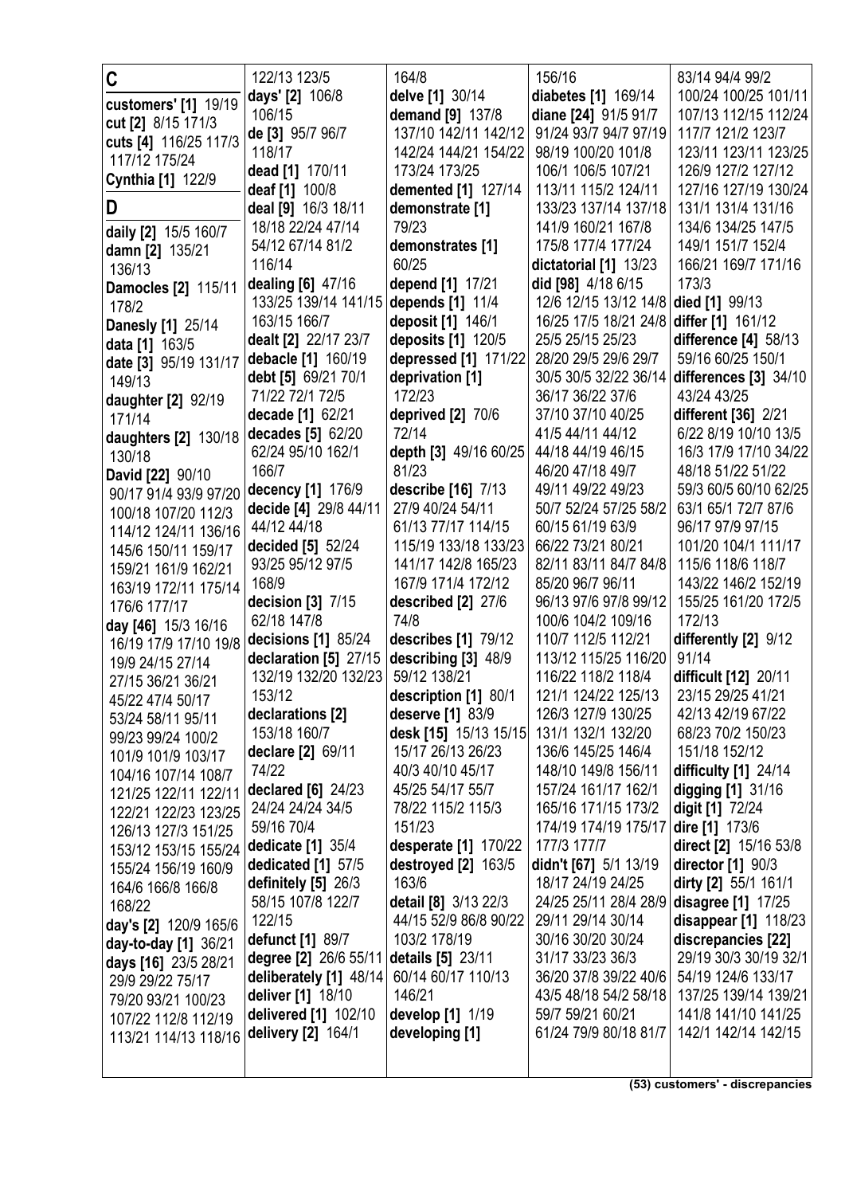## C

**customers' [1]** 19/19
**cut [2]** 8/15 171/3
**cuts [4]** 116/25 117/3 117/12 175/24
**Cynthia [1]** 122/9

## D

**daily [2]** 15/5 160/7
**damn [2]** 135/21 136/13
**Damocles [2]** 115/11 178/2
**Danesly [1]** 25/14
**data [1]** 163/5
**date [3]** 95/19 131/17 149/13
**daughter [2]** 92/19 171/14
**daughters [2]** 130/18 130/18
**David [22]** 90/10 90/17 91/4 93/9 97/20 100/18 107/20 112/3 114/12 124/11 136/16 145/6 150/11 159/17 159/21 161/9 162/21 163/19 172/11 175/14 176/6 177/17
**day [46]** 15/3 16/16 16/19 17/9 17/10 19/8 19/9 24/15 27/14 27/15 36/21 36/21 45/22 47/4 50/17 53/24 58/11 95/11 99/23 99/24 100/2 101/9 101/9 103/17 104/16 107/14 108/7 121/25 122/11 122/11 122/21 122/23 123/25 126/13 127/3 151/25 153/12 153/15 155/24 155/24 156/19 160/9 164/6 166/8 166/8 168/22
**day's [2]** 120/9 165/6
**day-to-day [1]** 36/21
**days [16]** 23/5 28/21 29/9 29/22 75/17 79/20 93/21 100/23 107/22 112/8 112/19 113/21 114/13 118/16 122/13 123/5
**days' [2]** 106/8 106/15
**de [3]** 95/7 96/7 118/17
**dead [1]** 170/11
**deaf [1]** 100/8
**deal [9]** 16/3 18/11 18/18 22/24 47/14 54/12 67/14 81/2 116/14
**dealing [6]** 47/16 133/25 139/14 141/15 163/15 166/7
**dealt [2]** 22/17 23/7
**debacle [1]** 160/19
**debt [5]** 69/21 70/1 71/22 72/1 72/5
**decade [1]** 62/21
**decades [5]** 62/20 62/24 95/10 162/1 166/7
**decency [1]** 176/9
**decide [4]** 29/8 44/11 44/12 44/18
**decided [5]** 52/24 93/25 95/12 97/5 168/9
**decision [3]** 7/15 62/18 147/8
**decisions [1]** 85/24
**declaration [5]** 27/15 132/19 132/20 132/23 153/12
**declarations [2]** 153/18 160/7
**declare [2]** 69/11 74/22
**declared [6]** 24/23 24/24 24/24 34/5 59/16 70/4
**dedicate [1]** 35/4
**dedicated [1]** 57/5
**definitely [5]** 26/3 58/15 107/8 122/7 122/15
**defunct [1]** 89/7
**degree [2]** 26/6 55/11
**deliberately [1]** 48/14
**deliver [1]** 18/10
**delivered [1]** 102/10
**delivery [2]** 164/1 164/8
**delve [1]** 30/14
**demand [9]** 137/8 137/10 142/11 142/12 142/24 144/21 154/22 173/24 173/25
**demented [1]** 127/14
**demonstrate [1]** 79/23
**demonstrates [1]** 60/25
**depend [1]** 17/21
**depends [1]** 11/4
**deposit [1]** 146/1
**deposits [1]** 120/5
**depressed [1]** 171/22
**deprivation [1]** 172/23
**deprived [2]** 70/6 72/14
**depth [3]** 49/16 60/25 81/23
**describe [16]** 7/13 27/9 40/24 54/11 61/13 77/17 114/15 115/19 133/18 133/23 141/17 142/8 165/23 167/9 171/4 172/12
**described [2]** 27/6 74/8
**describes [1]** 79/12
**describing [3]** 48/9 59/12 138/21
**description [1]** 80/1
**deserve [1]** 83/9
**desk [15]** 15/13 15/15 15/17 26/13 26/23 40/3 40/10 45/17 45/25 54/17 55/7 78/22 115/2 115/3 151/23
**desperate [1]** 170/22
**destroyed [2]** 163/5 163/6
**detail [8]** 3/13 22/3 44/15 52/9 86/8 90/22 103/2 178/19
**details [5]** 23/11 60/14 60/17 110/13 146/21
**develop [1]** 1/19
**developing [1]** 156/16
**diabetes [1]** 169/14
**diane [24]** 91/5 91/7 91/24 93/7 94/7 97/19 98/19 100/20 101/8 106/1 106/5 107/21 113/11 115/2 124/11 133/23 137/14 137/18 141/9 160/21 167/8 175/8 177/4 177/24
**dictatorial [1]** 13/23
**did [98]** 4/18 6/15 12/6 12/15 13/12 14/8 16/25 17/5 18/21 24/8 25/5 25/15 25/23 28/20 29/5 29/6 29/7 30/5 30/5 32/22 36/14 36/17 36/22 37/6 37/10 37/10 40/25 41/5 44/11 44/12 44/18 44/19 46/15 46/20 47/18 49/7 49/11 49/22 49/23 50/7 52/24 57/25 58/2 60/15 61/19 63/9 66/22 73/21 80/21 82/11 83/11 84/7 84/8 85/20 96/7 96/11 96/13 97/6 97/8 99/12 100/6 104/2 109/16 110/7 112/5 112/21 113/12 115/25 116/20 116/22 118/2 118/4 121/1 124/22 125/13 126/3 127/9 130/25 131/1 132/1 132/20 136/6 145/25 146/4 148/10 149/8 156/11 157/24 161/17 162/1 165/16 171/15 173/2 174/19 174/19 175/17 177/3 177/7
**didn't [67]** 5/1 13/19 18/17 24/19 24/25 24/25 25/11 28/4 28/9 29/11 29/14 30/14 30/16 30/20 30/24 31/17 33/23 36/3 36/20 37/8 39/22 40/6 43/5 48/18 54/2 58/18 59/7 59/21 60/21 61/24 79/9 80/18 81/7 83/14 94/4 99/2 100/24 100/25 101/11 107/13 112/15 112/24 117/7 121/2 123/7 123/11 123/11 123/25 126/9 127/2 127/12 127/16 127/19 130/24 131/1 131/4 131/16 134/6 134/25 147/5 149/1 151/7 152/4 166/21 169/7 171/16 173/3
**died [1]** 99/13
**differ [1]** 161/12
**difference [4]** 58/13 59/16 60/25 150/1
**differences [3]** 34/10 43/24 43/25
**different [36]** 2/21 6/22 8/19 10/10 13/5 16/3 17/9 17/10 34/22 48/18 51/22 51/22 59/3 60/5 60/10 62/25 63/1 65/1 72/7 87/6 96/17 97/9 97/15 101/20 104/1 111/17 115/6 118/6 118/7 143/22 146/2 152/19 155/25 161/20 172/5 172/13
**differently [2]** 9/12 91/14
**difficult [12]** 20/11 23/15 29/25 41/21 42/13 42/19 67/22 68/23 70/2 150/23 151/18 152/12
**difficulty [1]** 24/14
**digging [1]** 31/16
**digit [1]** 72/24
**dire [1]** 173/6
**direct [2]** 15/16 53/8
**director [1]** 90/3
**dirty [2]** 55/1 161/1
**disagree [1]** 17/25
**disappear [1]** 118/23
**discrepancies [22]** 29/19 30/3 30/19 32/1 54/19 124/6 133/17 137/25 139/14 139/21 141/8 141/10 141/25 142/1 142/14 142/15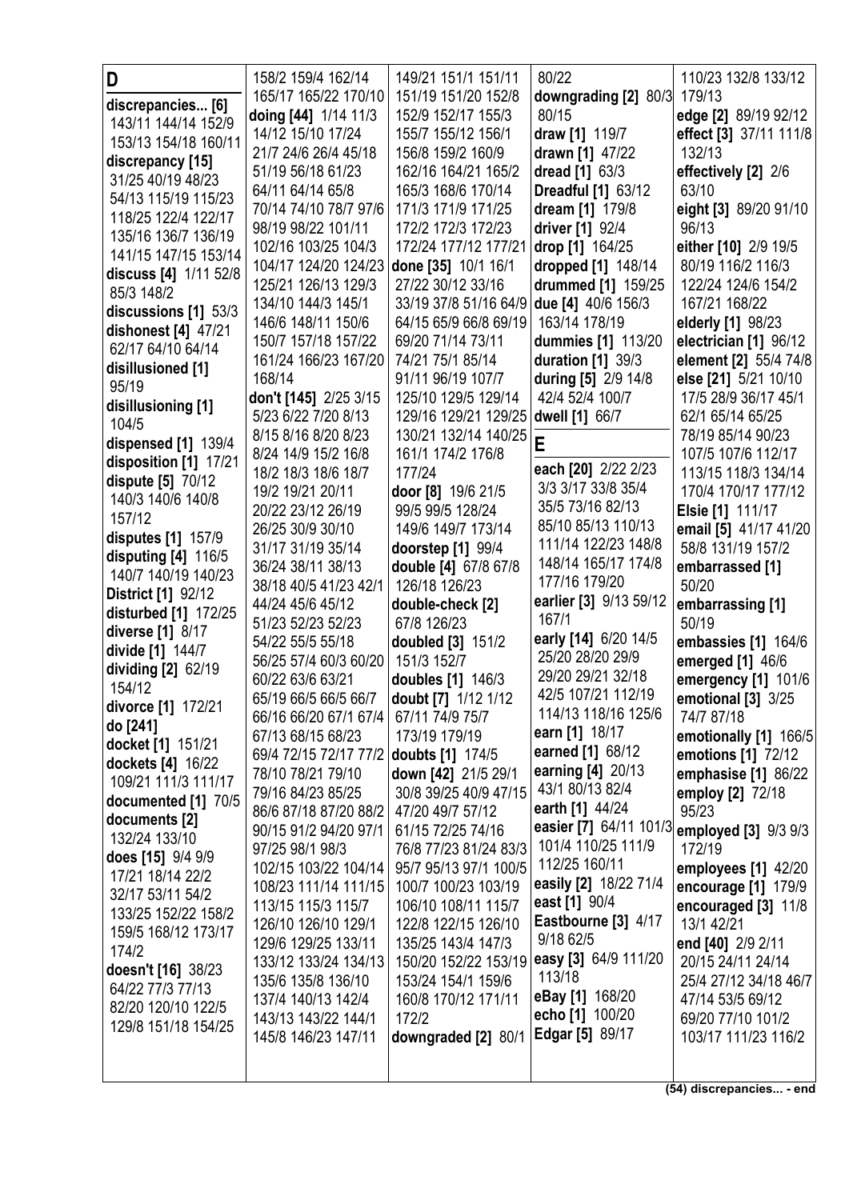## D

**discrepancies... [6]** 143/11 144/14 152/9 153/13 154/18 160/11
**discrepancy [15]** 31/25 40/19 48/23 54/13 115/19 115/23 118/25 122/4 122/17 135/16 136/7 136/19 141/15 147/15 153/14
**discuss [4]** 1/11 52/8 85/3 148/2
**discussions [1]** 53/3
**dishonest [4]** 47/21 62/17 64/10 64/14
**disillusioned [1]** 95/19
**disillusioning [1]** 104/5
**dispensed [1]** 139/4
**disposition [1]** 17/21
**dispute [5]** 70/12 140/3 140/6 140/8 157/12
**disputes [1]** 157/9
**disputing [4]** 116/5 140/7 140/19 140/23
**District [1]** 92/12
**disturbed [1]** 172/25
**diverse [1]** 8/17
**divide [1]** 144/7
**dividing [2]** 62/19 154/12
**divorce [1]** 172/21
**do [241]**
**docket [1]** 151/21
**dockets [4]** 16/22 109/21 111/3 111/17
**documented [1]** 70/5
**documents [2]** 132/24 133/10
**does [15]** 9/4 9/9 17/21 18/14 22/2 32/17 53/11 54/2 133/25 152/22 158/2 159/5 168/12 173/17 174/2
**doesn't [16]** 38/23 64/22 77/3 77/13 82/20 120/10 122/5 129/8 151/18 154/25 158/2 159/4 162/14 165/17 165/22 170/10
**doing [44]** 1/14 11/3 14/12 15/10 17/24 21/7 24/6 26/4 45/18 51/19 56/18 61/23 64/11 64/14 65/8 70/14 74/10 78/7 97/6 98/19 98/22 101/11 102/16 103/25 104/3 104/17 124/20 124/23 125/21 126/13 129/3 134/10 144/3 145/1 146/6 148/11 150/6 150/7 157/18 157/22 161/24 166/23 167/20 168/14
**don't [145]** 2/25 3/15 5/23 6/22 7/20 8/13 8/15 8/16 8/20 8/23 8/24 14/9 15/2 16/8 18/2 18/3 18/6 18/7 19/2 19/21 20/11 20/22 23/12 26/19 26/25 30/9 30/10 31/17 31/19 35/14 36/24 38/11 38/13 38/18 40/5 41/23 42/1 44/24 45/6 45/12 51/23 52/23 52/23 54/22 55/5 55/18 56/25 57/4 60/3 60/20 60/22 63/6 63/21 65/19 66/5 66/5 66/7 66/16 66/20 67/1 67/4 67/13 68/15 68/23 69/4 72/15 72/17 77/2 78/10 78/21 79/10 79/16 84/23 85/25 86/6 87/18 87/20 88/2 90/15 91/2 94/20 97/1 97/25 98/1 98/3 102/15 103/22 104/14 108/23 111/14 111/15 113/15 115/3 115/7 126/10 126/10 129/1 129/6 129/25 133/11 133/12 133/24 134/13 135/6 135/8 136/10 137/4 140/13 142/4 143/13 143/22 144/1 145/8 146/23 147/11 149/21 151/1 151/11 151/19 151/20 152/8 152/9 152/17 155/3 155/7 155/12 156/1 156/8 159/2 160/9 162/16 164/21 165/2 165/3 168/6 170/14 171/3 171/9 171/25 172/2 172/3 172/23 172/24 177/12 177/21 177/24
**done [35]** 10/1 16/1 27/22 30/12 33/16 33/19 37/8 51/16 64/9 64/15 65/9 66/8 69/19 69/20 71/14 73/11 74/21 75/1 85/14 91/11 96/19 107/7 125/10 129/5 129/14 129/16 129/21 129/25 130/21 132/14 140/25 161/1 174/2 176/8
**door [8]** 19/6 21/5 99/5 99/5 128/24 149/6 149/7 173/14
**doorstep [1]** 99/4
**double [4]** 67/8 67/8 126/18 126/23
**double-check [2]** 67/8 126/23
**doubled [3]** 151/2 151/3 152/7
**doubles [1]** 146/3
**doubt [7]** 1/12 1/12 67/11 74/9 75/7 173/19 179/19
**doubts [1]** 174/5
**down [42]** 21/5 29/1 30/8 39/25 40/9 47/15 47/20 49/7 57/12 61/15 72/25 74/16 76/8 77/23 81/24 83/3 95/7 95/13 97/1 100/5 100/7 100/23 103/19 106/10 108/11 115/7 122/8 122/15 126/10 135/25 143/4 147/3 150/20 152/22 153/19 153/24 154/1 159/6 160/8 170/12 171/11 172/2
**downgraded [2]** 80/1 80/22
**downgrading [2]** 80/3 80/15
**draw [1]** 119/7
**drawn [1]** 47/22
**dread [1]** 63/3
**Dreadful [1]** 63/12
**dream [1]** 179/8
**driver [1]** 92/4
**drop [1]** 164/25
**dropped [1]** 148/14
**drummed [1]** 159/25
**due [4]** 40/6 156/3 163/14 178/19
**dummies [1]** 113/20
**duration [1]** 39/3
**during [5]** 2/9 14/8 42/4 52/4 100/7
**dwell [1]** 66/7

## E

**each [20]** 2/22 2/23 3/3 3/17 33/8 35/4 35/5 73/16 82/13 85/10 85/13 110/13 111/14 122/23 148/8 148/14 165/17 174/8 177/16 179/20
**earlier [3]** 9/13 59/12 167/1
**early [14]** 6/20 14/5 25/20 28/20 29/9 29/20 29/21 32/18 42/5 107/21 112/19 114/13 118/16 125/6
**earn [1]** 18/17
**earned [1]** 68/12
**earning [4]** 20/13 43/1 80/13 82/4
**earth [1]** 44/24
**easier [7]** 64/11 101/3 101/4 110/25 111/9 112/25 160/11
**easily [2]** 18/22 71/4
**east [1]** 90/4
**Eastbourne [3]** 4/17 9/18 62/5
**easy [3]** 64/9 111/20 113/18
**eBay [1]** 168/20
**echo [1]** 100/20
**Edgar [5]** 89/17 110/23 132/8 133/12 179/13
**edge [2]** 89/19 92/12
**effect [3]** 37/11 111/8 132/13
**effectively [2]** 2/6 63/10
**eight [3]** 89/20 91/10 96/13
**either [10]** 2/9 19/5 80/19 116/2 116/3 122/24 124/6 154/2 167/21 168/22
**elderly [1]** 98/23
**electrician [1]** 96/12
**element [2]** 55/4 74/8
**else [21]** 5/21 10/10 17/5 28/9 36/17 45/1 62/1 65/14 65/25 78/19 85/14 90/23 107/5 107/6 112/17 113/15 118/3 134/14 170/4 170/17 177/12
**Elsie [1]** 111/17
**email [5]** 41/17 41/20 58/8 131/19 157/2
**embarrassed [1]** 50/20
**embarrassing [1]** 50/19
**embassies [1]** 164/6
**emerged [1]** 46/6
**emergency [1]** 101/6
**emotional [3]** 3/25 74/7 87/18
**emotionally [1]** 166/5
**emotions [1]** 72/12
**emphasise [1]** 86/22
**employ [2]** 72/18 95/23
**employed [3]** 9/3 9/3 172/19
**employees [1]** 42/20
**encourage [1]** 179/9
**encouraged [3]** 11/8 13/1 42/21
**end [40]** 2/9 2/11 20/15 24/11 24/14 25/4 27/12 34/18 46/7 47/14 53/5 69/12 69/20 77/10 101/2 103/17 111/23 116/2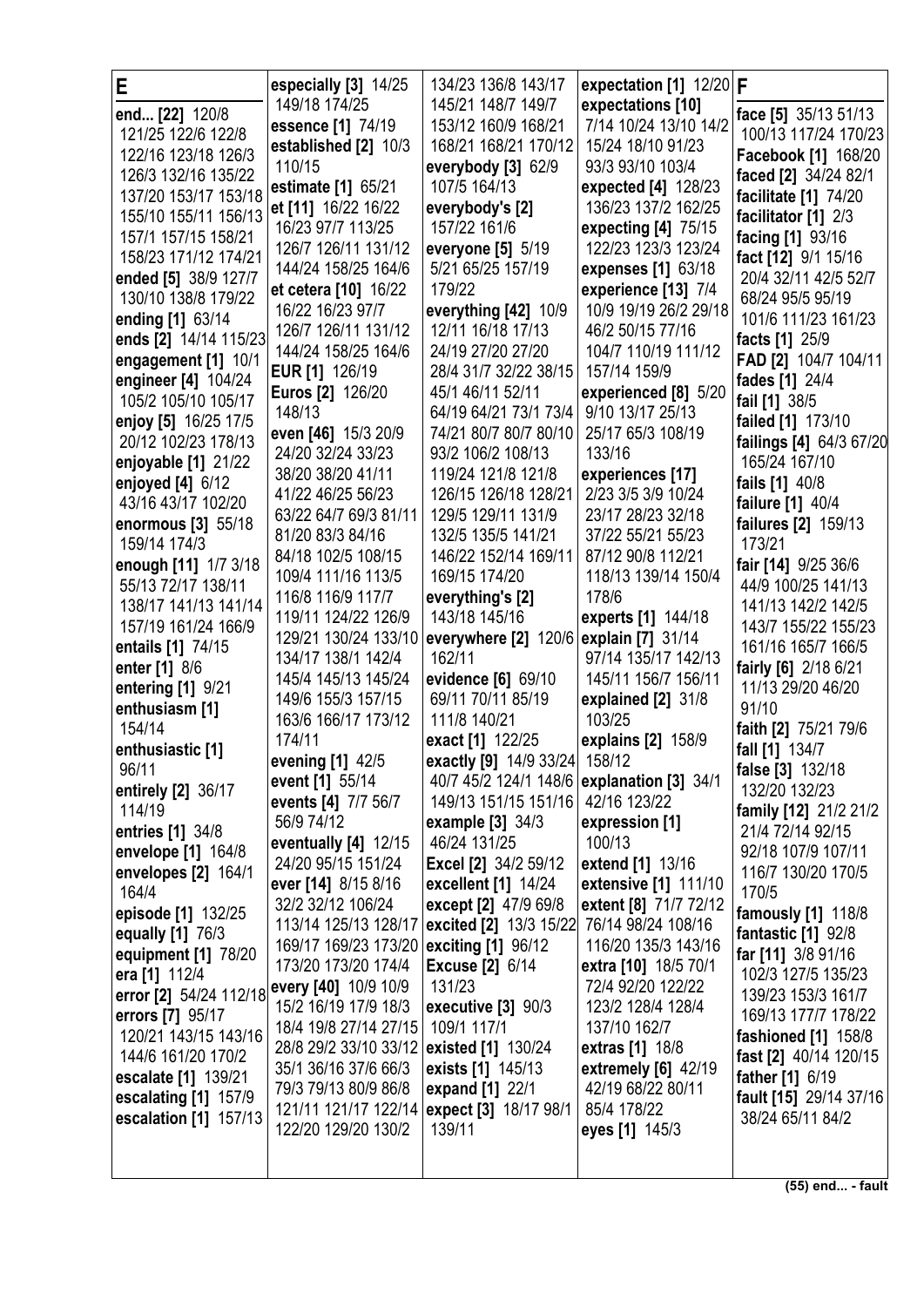# E

**end... [22]** 120/8 121/25 122/6 122/8 122/16 123/18 126/3 126/3 132/16 135/22 137/20 153/17 153/18 155/10 155/11 156/13 157/1 157/15 158/21 158/23 171/12 174/21
**ended [5]** 38/9 127/7 130/10 138/8 179/22
**ending [1]** 63/14
**ends [2]** 14/14 115/23
**engagement [1]** 10/1
**engineer [4]** 104/24 105/2 105/10 105/17
**enjoy [5]** 16/25 17/5 20/12 102/23 178/13
**enjoyable [1]** 21/22
**enjoyed [4]** 6/12 43/16 43/17 102/20
**enormous [3]** 55/18 159/14 174/3
**enough [11]** 1/7 3/18 55/13 72/17 138/11 138/17 141/13 141/14 157/19 161/24 166/9
**entails [1]** 74/15
**enter [1]** 8/6
**entering [1]** 9/21
**enthusiasm [1]** 154/14
**enthusiastic [1]** 96/11
**entirely [2]** 36/17 114/19
**entries [1]** 34/8
**envelope [1]** 164/8
**envelopes [2]** 164/1 164/4
**episode [1]** 132/25
**equally [1]** 76/3
**equipment [1]** 78/20
**era [1]** 112/4
**error [2]** 54/24 112/18
**errors [7]** 95/17 120/21 143/15 143/16 144/6 161/20 170/2
**escalate [1]** 139/21
**escalating [1]** 157/9
**escalation [1]** 157/13
**especially [3]** 14/25 149/18 174/25
**essence [1]** 74/19
**established [2]** 10/3 110/15
**estimate [1]** 65/21
**et [11]** 16/22 16/22 16/23 97/7 113/25 126/7 126/11 131/12 144/24 158/25 164/6
**et cetera [10]** 16/22 16/22 16/23 97/7 126/7 126/11 131/12 144/24 158/25 164/6
**EUR [1]** 126/19
**Euros [2]** 126/20 148/13
**even [46]** 15/3 20/9 24/20 32/24 33/23 38/20 38/20 41/11 41/22 46/25 56/23 63/22 64/7 69/3 81/11 81/20 83/3 84/16 84/18 102/5 108/15 109/4 111/16 113/5 116/8 116/9 117/7 119/21 124/22 126/9 129/21 130/24 133/10 134/17 138/1 142/4 145/4 145/13 145/24 149/6 155/3 157/15 163/6 166/17 173/12 174/11
**evening [1]** 42/5
**event [1]** 55/14
**events [4]** 7/7 56/7 56/9 74/12
**eventually [4]** 12/15 24/20 95/15 151/24
**ever [14]** 8/15 8/16 32/2 32/12 106/24 113/14 125/13 128/17 169/17 169/23 173/20 173/20 173/20 174/4
**every [40]** 10/9 10/9 15/2 16/19 17/9 18/3 18/4 19/8 27/14 27/15 28/8 29/2 33/10 33/12 35/1 36/16 37/6 66/3 79/3 79/13 80/9 86/8 121/11 121/17 122/14 122/20 129/20 130/2 134/23 136/8 143/17 145/21 148/7 149/7 153/12 160/9 168/21 168/21 168/21 170/12
**everybody [3]** 62/9 107/5 164/13
**everybody's [2]** 157/22 161/6
**everyone [5]** 5/19 5/21 65/25 157/19 179/22
**everything [42]** 10/9 12/11 16/18 17/13 24/19 27/20 27/20 28/4 31/7 32/22 38/15 45/1 46/11 52/11 64/19 64/21 73/1 73/4 74/21 80/7 80/7 80/10 93/2 106/2 108/13 119/24 121/8 121/8 126/15 126/18 128/21 129/5 129/11 131/9 132/5 135/5 141/21 146/22 152/14 169/11 169/15 174/20
**everything's [2]** 143/18 145/16
**everywhere [2]** 120/6 162/11
**evidence [6]** 69/10 69/11 70/11 85/19 111/8 140/21
**exact [1]** 122/25
**exactly [9]** 14/9 33/24 40/7 45/2 124/1 148/6 149/13 151/15 151/16
**example [3]** 34/3 46/24 131/25
**Excel [2]** 34/2 59/12
**excellent [1]** 14/24
**except [2]** 47/9 69/8
**excited [2]** 13/3 15/22
**exciting [1]** 96/12
**Excuse [2]** 6/14 131/23
**executive [3]** 90/3 109/1 117/1
**existed [1]** 130/24
**exists [1]** 145/13
**expand [1]** 22/1
**expect [3]** 18/17 98/1 139/11
**expectation [1]** 12/20
**expectations [10]** 7/14 10/24 13/10 14/2 15/24 18/10 91/23 93/3 93/10 103/4
**expected [4]** 128/23 136/23 137/2 162/25
**expecting [4]** 75/15 122/23 123/3 123/24
**expenses [1]** 63/18
**experience [13]** 7/4 10/9 19/19 26/2 29/18 46/2 50/15 77/16 104/7 110/19 111/12 157/14 159/9
**experienced [8]** 5/20 9/10 13/17 25/13 25/17 65/3 108/19 133/16
**experiences [17]** 2/23 3/5 3/9 10/24 23/17 28/23 32/18 37/22 55/21 55/23 87/12 90/8 112/21 118/13 139/14 150/4 178/6
**experts [1]** 144/18
**explain [7]** 31/14 97/14 135/17 142/13 145/11 156/7 156/11
**explained [2]** 31/8 103/25
**explains [2]** 158/9 158/12
**explanation [3]** 34/1 42/16 123/22
**expression [1]** 100/13
**extend [1]** 13/16
**extensive [1]** 111/10
**extent [8]** 71/7 72/12 76/14 98/24 108/16 116/20 135/3 143/16
**extra [10]** 18/5 70/1 72/4 92/20 122/22 123/2 128/4 128/4 137/10 162/7
**extras [1]** 18/8
**extremely [6]** 42/19 42/19 68/22 80/11 85/4 178/22
**eyes [1]** 145/3

# F

**face [5]** 35/13 51/13 100/13 117/24 170/23
**Facebook [1]** 168/20
**faced [2]** 34/24 82/1
**facilitate [1]** 74/20
**facilitator [1]** 2/3
**facing [1]** 93/16
**fact [12]** 9/1 15/16 20/4 32/11 42/5 52/7 68/24 95/5 95/19 101/6 111/23 161/23
**facts [1]** 25/9
**FAD [2]** 104/7 104/11
**fades [1]** 24/4
**fail [1]** 38/5
**failed [1]** 173/10
**failings [4]** 64/3 67/20 165/24 167/10
**fails [1]** 40/8
**failure [1]** 40/4
**failures [2]** 159/13 173/21
**fair [14]** 9/25 36/6 44/9 100/25 141/13 141/13 142/2 142/5 143/7 155/22 155/23 161/16 165/7 166/5
**fairly [6]** 2/18 6/21 11/13 29/20 46/20 91/10
**faith [2]** 75/21 79/6
**fall [1]** 134/7
**false [3]** 132/18 132/20 132/23
**family [12]** 21/2 21/2 21/4 72/14 92/15 92/18 107/9 107/11 116/7 130/20 170/5 170/5
**famously [1]** 118/8
**fantastic [1]** 92/8
**far [11]** 3/8 91/16 102/3 127/5 135/23 139/23 153/3 161/7 169/13 177/7 178/22
**fashioned [1]** 158/8
**fast [2]** 40/14 120/15
**father [1]** 6/19
**fault [15]** 29/14 37/16 38/24 65/11 84/2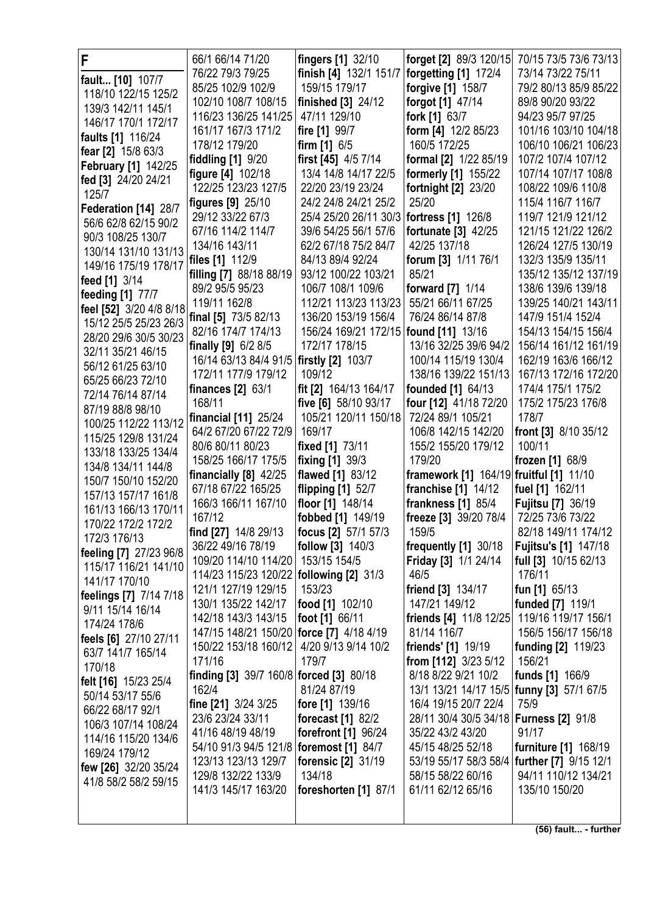# F

**fault... [10]** 107/7 118/10 122/15 125/2 139/3 142/11 145/1 146/17 170/1 172/17
**faults [1]** 116/24
**fear [2]** 15/8 63/3
**February [1]** 142/25
**fed [3]** 24/20 24/21 125/7
**Federation [14]** 28/7 56/6 62/8 62/15 90/2 90/3 108/25 130/7 130/14 131/10 131/13 149/16 175/19 178/17
**feed [1]** 3/14
**feeding [1]** 77/7
**feel [52]** 3/20 4/8 8/18 15/12 25/5 25/23 26/3 28/20 29/6 30/5 30/23 32/11 35/21 46/15 56/12 61/25 63/10 65/25 66/23 72/10 72/14 76/14 87/14 87/19 88/8 98/10 100/25 112/22 113/12 115/25 129/8 131/24 133/18 133/25 134/4 134/8 134/11 144/8 150/7 150/10 152/20 157/13 157/17 161/8 161/13 166/13 170/11 170/22 172/2 172/2 172/3 176/13
**feeling [7]** 27/23 96/8 115/17 116/21 141/10 141/17 170/10
**feelings [7]** 7/14 7/18 9/11 15/14 16/14 174/24 178/6
**feels [6]** 27/10 27/11 63/7 141/7 165/14 170/18
**felt [16]** 15/23 25/4 50/14 53/17 55/6 66/22 68/17 92/1 106/3 107/14 108/24 114/16 115/20 134/6 169/24 179/12
**few [26]** 32/20 35/24 41/8 58/2 58/2 59/15 66/1 66/14 71/20 76/22 79/3 79/25 85/25 102/9 102/9 102/10 108/7 108/15 116/23 136/25 141/25 161/17 167/3 171/2 178/12 179/20
**fiddling [1]** 9/20
**figure [4]** 102/18 122/25 123/23 127/5
**figures [9]** 25/10 29/12 33/22 67/3 67/16 114/2 114/7 134/16 143/11
**files [1]** 112/9
**filling [7]** 88/18 88/19 89/2 95/5 95/23 119/11 162/8
**final [5]** 73/5 82/13 82/16 174/7 174/13
**finally [9]** 6/2 8/5 16/14 63/13 84/4 91/5 172/11 177/9 179/12
**finances [2]** 63/1 168/11
**financial [11]** 25/24 64/2 67/20 67/22 72/9 80/6 80/11 80/23 158/25 166/17 175/5
**financially [8]** 42/25 67/18 67/22 165/25 166/3 166/11 167/10 167/12
**find [27]** 14/8 29/13 36/22 49/16 78/19 109/20 114/10 114/20 114/23 115/23 120/22 121/1 127/19 129/15 130/1 135/22 142/17 142/18 143/13 143/15 147/15 148/21 150/20 150/22 153/18 160/12 171/16
**finding [3]** 39/7 160/8 162/4
**fine [21]** 3/24 3/25 23/6 23/24 33/11 41/16 48/19 48/19 54/10 91/3 94/5 121/8 123/13 123/13 129/7 129/8 132/22 133/9 141/3 145/17 163/20
**fingers [1]** 32/10
**finish [4]** 132/1 151/7 159/15 179/17
**finished [3]** 24/12 47/11 129/10
**fire [1]** 99/7
**firm [1]** 6/5
**first [45]** 4/5 7/14 13/4 14/8 14/17 22/5 22/20 23/19 23/24 24/2 24/8 24/21 25/2 25/4 25/20 26/11 30/3 39/6 54/25 56/1 57/6 62/2 67/18 75/2 84/7 84/13 89/4 92/24 93/12 100/22 103/21 106/7 108/1 109/6 112/21 113/23 113/23 136/20 153/19 156/4 156/24 169/21 172/15 172/17 178/15
**firstly [2]** 103/7 109/12
**fit [2]** 164/13 164/17
**five [6]** 58/10 93/17 105/21 120/11 150/18 169/17
**fixed [1]** 73/11
**fixing [1]** 39/3
**flawed [1]** 83/12
**flipping [1]** 52/7
**floor [1]** 148/14
**fobbed [1]** 149/19
**focus [2]** 57/1 57/3
**follow [3]** 140/3 153/15 154/5
**following [2]** 31/3 153/23
**food [1]** 102/10
**foot [1]** 66/11
**force [7]** 4/18 4/19 4/20 9/13 9/14 10/2 179/7
**forced [3]** 80/18 81/24 87/19
**fore [1]** 139/16
**forecast [1]** 82/2
**forefront [1]** 96/24
**foremost [1]** 84/7
**forensic [2]** 31/19 134/18
**foreshorten [1]** 87/1
**forget [2]** 89/3 120/15
**forgetting [1]** 172/4
**forgive [1]** 158/7
**forgot [1]** 47/14
**fork [1]** 63/7
**form [4]** 12/2 85/23 160/5 172/25
**formal [2]** 1/22 85/19
**formerly [1]** 155/22
**fortnight [2]** 23/20 25/20
**fortress [1]** 126/8
**fortunate [3]** 42/25 42/25 137/18
**forum [3]** 1/11 76/1 85/21
**forward [7]** 1/14 55/21 66/11 67/25 76/24 86/14 87/8
**found [11]** 13/16 13/16 32/25 39/6 94/2 100/14 115/19 130/4 138/16 139/22 151/13
**founded [1]** 64/13
**four [12]** 41/18 72/20 72/24 89/1 105/21 106/8 142/15 142/20 155/2 155/20 179/12 179/20
**framework [1]** 164/19
**franchise [1]** 14/12
**frankness [1]** 85/4
**freeze [3]** 39/20 78/4 159/5
**frequently [1]** 30/18
**Friday [3]** 1/1 24/14 46/5
**friend [3]** 134/17 147/21 149/12
**friends [4]** 11/8 12/25 81/14 116/7
**friends' [1]** 19/19
**from [112]** 3/23 5/12 8/18 8/22 9/21 10/2 13/1 13/21 14/17 15/5 16/4 19/15 20/7 22/4 28/11 30/4 30/5 34/18 35/22 43/2 43/20 45/15 48/25 52/18 53/19 55/17 58/3 58/4 58/15 58/22 60/16 61/11 62/12 65/16 70/15 73/5 73/6 73/13 73/14 73/22 75/11 79/2 80/13 85/9 85/22 89/8 90/20 93/22 94/23 95/7 97/25 101/16 103/10 104/18 106/10 106/21 106/23 107/2 107/4 107/12 107/14 107/17 108/8 108/22 109/6 110/8 115/4 116/7 116/7 119/7 121/9 121/12 121/15 121/22 126/2 126/24 127/5 130/19 132/3 135/9 135/11 135/12 135/12 137/19 138/6 139/6 139/18 139/25 140/21 143/11 147/9 151/4 152/4 154/13 154/15 156/4 156/14 161/12 161/19 162/19 163/6 166/12 167/13 172/16 172/20 174/4 175/1 175/2 175/2 175/23 176/8 178/7
**front [3]** 8/10 35/12 100/11
**frozen [1]** 68/9
**fruitful [1]** 11/10
**fuel [1]** 162/11
**Fujitsu [7]** 36/19 72/25 73/6 73/22 82/18 149/11 174/12
**Fujitsu's [1]** 147/18
**full [3]** 10/15 62/13 176/11
**fun [1]** 65/13
**funded [7]** 119/1 119/16 119/17 156/1 156/5 156/17 156/18
**funding [2]** 119/23 156/21
**funds [1]** 166/9
**funny [3]** 57/1 67/5 75/9
**Furness [2]** 91/8 91/17
**furniture [1]** 168/19
**further [7]** 9/15 12/1 94/11 110/12 134/21 135/10 150/20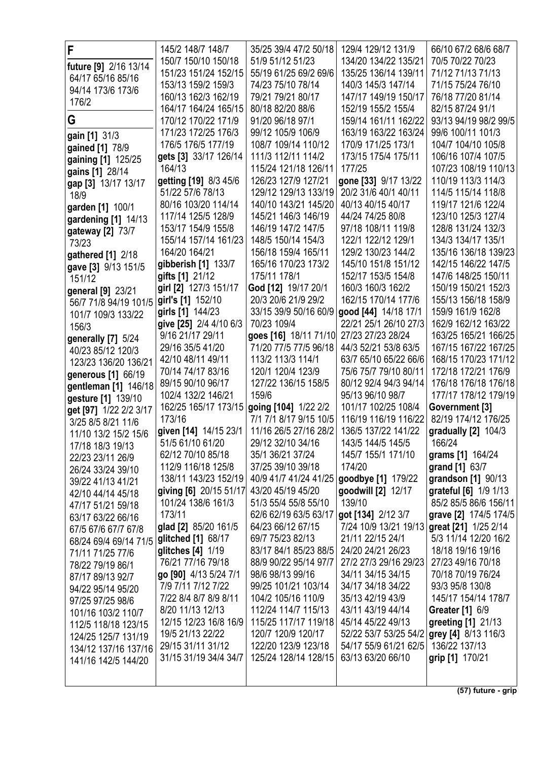## F

**future [9]** 2/16 13/14 64/17 65/16 85/16 94/14 173/6 173/6 176/2

## G

**gain [1]** 31/3
**gained [1]** 78/9
**gaining [1]** 125/25
**gains [1]** 28/14
**gap [3]** 13/17 13/17 18/9
**garden [1]** 100/1
**gardening [1]** 14/13
**gateway [2]** 73/7 73/23
**gathered [1]** 2/18
**gave [3]** 9/13 151/5 151/12
**general [9]** 23/21 56/7 71/8 94/19 101/5 101/7 109/3 133/22 156/3
**generally [7]** 5/24 40/23 85/12 120/3 123/23 136/20 136/21
**generous [1]** 66/19
**gentleman [1]** 146/18
**gesture [1]** 139/10
**get [97]** 1/22 2/2 3/17 3/25 8/5 8/21 11/6 11/10 13/2 15/2 15/6 17/18 18/3 19/13 22/23 23/11 26/9 26/24 33/24 39/10 39/22 41/13 41/21 42/10 44/14 45/18 47/17 51/21 59/18 63/17 63/22 66/16 67/5 67/6 67/7 67/8 68/24 69/4 69/14 71/5 71/11 71/25 77/6 78/22 79/19 86/1 87/17 89/13 92/7 94/22 95/14 95/20 97/25 97/25 98/6 101/16 103/2 110/7 112/5 118/18 123/15 124/25 125/7 131/19 134/12 137/16 137/16 141/16 142/5 144/20 145/2 148/7 148/7 150/7 150/10 150/18 151/23 151/24 152/15 153/13 159/2 159/3 160/13 162/3 162/19 164/17 164/24 165/15 170/12 170/22 171/9 171/23 172/25 176/3 176/5 176/5 177/19
**gets [3]** 33/17 126/14 164/13
**getting [19]** 8/3 45/6 51/22 57/6 78/13 80/16 103/20 114/14 117/14 125/8 128/9 153/17 154/9 155/8 155/14 157/14 161/23 164/20 164/21
**gibberish [1]** 133/7
**gifts [1]** 21/12
**girl [2]** 127/3 151/17
**girl's [1]** 152/10
**girls [1]** 144/23
**give [25]** 2/4 4/10 6/3 9/16 21/17 29/11 29/16 35/5 41/20 42/10 48/11 49/11 70/14 74/17 83/16 89/15 90/10 96/17 102/4 132/2 146/21 162/25 165/17 173/15 173/16
**given [14]** 14/15 23/1 51/5 61/10 61/20 62/12 70/10 85/18 112/9 116/18 125/8 138/11 143/23 152/19
**giving [6]** 20/15 51/17 101/24 138/6 161/3 173/11
**glad [2]** 85/20 161/5
**glitched [1]** 68/17
**glitches [4]** 1/19 76/21 77/16 79/18
**go [90]** 4/13 5/24 7/1 7/9 7/11 7/12 7/22 7/22 8/4 8/7 8/9 8/11 8/20 11/13 12/13 12/15 12/23 16/8 16/9 19/5 21/13 22/22 29/15 31/11 31/12 31/15 31/19 34/4 34/7 35/25 39/4 47/2 50/18 51/9 51/12 51/23 55/19 61/25 69/2 69/6 74/23 75/10 78/14 79/21 79/21 80/17 80/18 82/20 88/6 91/20 96/18 97/1 99/12 105/9 106/9 108/7 109/14 110/12 111/3 112/11 114/2 115/24 121/18 126/11 126/23 127/9 127/21 129/12 129/13 133/19 140/10 143/21 145/20 145/21 146/3 146/19 146/19 147/2 147/5 148/5 150/14 154/3 156/18 159/4 165/11 165/16 170/23 173/2 175/11 178/1
**God [12]** 19/17 20/1 20/3 20/6 21/9 29/2 33/15 39/9 50/16 60/9 70/23 109/4
**goes [16]** 18/11 71/10 71/20 77/5 77/5 96/18 113/2 113/3 114/1 120/1 120/4 123/9 127/22 136/15 158/5 159/6
**going [104]** 1/22 2/2 7/1 7/1 8/17 9/15 10/5 11/16 26/5 27/16 28/2 29/12 32/10 34/16 35/1 36/21 37/24 37/25 39/10 39/18 40/9 41/17 41/24 41/25 43/20 45/19 45/20 51/3 55/4 55/8 55/10 62/6 62/19 63/5 63/17 64/23 66/12 67/15 69/7 75/23 82/13 83/17 84/1 85/23 88/5 88/9 90/22 95/14 97/7 98/6 98/13 99/16 99/25 101/21 103/14 104/2 105/16 110/9 112/24 114/7 115/13 115/25 117/17 119/18 120/7 120/9 120/17 122/20 123/9 123/18 125/24 128/14 128/15 129/4 129/12 131/9 134/20 134/22 135/21 135/25 136/14 139/11 140/3 145/3 147/14 147/17 149/19 150/17 152/19 155/2 155/4 159/14 161/11 162/22 163/19 163/22 163/24 170/9 171/25 173/1 173/15 175/4 175/11 177/25
**gone [33]** 9/17 13/22 20/2 31/6 40/1 40/11 40/13 40/15 40/17 44/24 74/25 80/8 97/18 108/11 119/8 122/1 122/12 129/1 129/2 130/23 144/2 145/10 151/8 151/12 152/17 153/5 154/8 160/3 160/3 162/2 162/15 170/14 177/6
**good [44]** 14/18 17/1 22/21 25/1 26/10 27/3 27/23 27/23 28/24 44/3 52/21 53/8 63/5 63/7 65/10 65/22 66/6 75/6 75/7 79/10 80/11 80/12 92/4 94/3 94/14 95/13 96/10 98/7 101/17 102/25 108/4 116/19 116/19 116/22 136/5 137/22 141/22 143/5 144/5 145/5 145/7 155/1 171/10 174/20
**goodbye [1]** 179/22
**goodwill [2]** 12/17 139/10
**got [134]** 2/12 3/7 7/24 10/9 13/21 19/13 21/11 22/15 24/1 24/20 24/21 26/23 27/2 27/3 29/16 29/23 34/11 34/15 34/15 34/17 34/18 34/22 35/13 42/19 43/9 43/11 43/19 44/14 45/14 45/22 49/13 52/22 53/7 53/25 54/2 54/17 55/9 61/21 62/5 63/13 63/20 66/10 66/10 67/2 68/6 68/7 70/5 70/22 70/23 71/12 71/13 71/13 71/15 75/24 76/10 76/18 77/20 81/14 82/15 87/24 91/1 93/13 94/19 98/2 99/5 99/6 100/11 101/3 104/7 104/10 105/8 106/16 107/4 107/5 107/23 108/19 110/13 110/19 113/3 114/3 114/5 115/14 118/8 119/17 121/6 122/4 123/10 125/3 127/4 128/8 131/24 132/3 134/3 134/17 135/1 135/16 136/18 139/23 142/15 146/22 147/5 147/6 148/25 150/11 150/19 150/21 152/3 155/13 156/18 158/9 159/9 161/9 162/8 162/9 162/12 163/22 163/25 165/21 166/25 167/15 167/22 167/25 168/15 170/23 171/12 172/18 172/21 176/9 176/18 176/18 176/18 177/17 178/12 179/19
**Government [3]** 82/19 174/12 176/25
**gradually [2]** 104/3 166/24
**grams [1]** 164/24
**grand [1]** 63/7
**grandson [1]** 90/13
**grateful [6]** 1/9 1/13 85/2 85/5 86/6 156/11
**grave [2]** 174/5 174/5
**great [21]** 1/25 2/14 5/3 11/14 12/20 16/2 18/18 19/16 19/16 27/23 49/16 70/18 70/18 70/19 76/24 93/3 95/8 130/8 145/17 154/14 178/7
**Greater [1]** 6/9
**greeting [1]** 21/13
**grey [4]** 8/13 116/3 136/22 137/13
**grip [1]** 170/21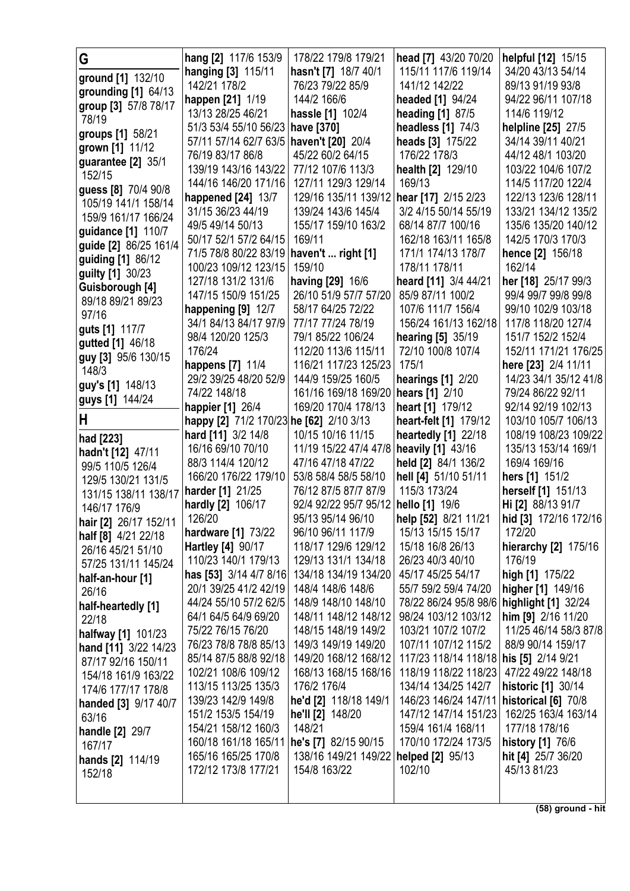## G

**ground [1]** 132/10
**grounding [1]** 64/13
**group [3]** 57/8 78/17 78/19
**groups [1]** 58/21
**grown [1]** 11/12
**guarantee [2]** 35/1 152/15
**guess [8]** 70/4 90/8 105/19 141/1 158/14 159/9 161/17 166/24
**guidance [1]** 110/7
**guide [2]** 86/25 161/4
**guiding [1]** 86/12
**guilty [1]** 30/23
**Guisborough [4]** 89/18 89/21 89/23 97/16
**guts [1]** 117/7
**gutted [1]** 46/18
**guy [3]** 95/6 130/15 148/3
**guy's [1]** 148/13
**guys [1]** 144/24

## H

**had [223]**
**hadn't [12]** 47/11 99/5 110/5 126/4 129/5 130/21 131/5 131/15 138/11 138/17 146/17 176/9
**hair [2]** 26/17 152/11
**half [8]** 4/21 22/18 26/16 45/21 51/10 57/25 131/11 145/24
**half-an-hour [1]** 26/16
**half-heartedly [1]** 22/18
**halfway [1]** 101/23
**hand [11]** 3/22 14/23 87/17 92/16 150/11 154/18 161/9 163/22 174/6 177/17 178/8
**handed [3]** 9/17 40/7 63/16
**handle [2]** 29/7 167/17
**hands [2]** 114/19 152/18
**hang [2]** 117/6 153/9
**hanging [3]** 115/11 142/21 178/2
**happen [21]** 1/19 13/13 28/25 46/21 51/3 53/4 55/10 56/23 57/11 57/14 62/7 63/5 76/19 83/17 86/8 139/19 143/16 143/22 144/16 146/20 171/16
**happened [24]** 13/7 31/15 36/23 44/19 49/5 49/14 50/13 50/17 52/1 57/2 64/15 71/5 78/8 80/22 83/19 100/23 109/12 123/15 127/18 131/2 131/6 147/15 150/9 151/25
**happening [9]** 12/7 34/1 84/13 84/17 97/9 98/4 120/20 125/3 176/24
**happens [7]** 11/4 29/2 39/25 48/20 52/9 74/22 148/18
**happier [1]** 26/4
**happy [2]** 71/2 170/23
**hard [11]** 3/2 14/8 16/16 69/10 70/10 88/3 114/4 120/12 166/20 176/22 179/10
**harder [1]** 21/25
**hardly [2]** 106/17 126/20
**hardware [1]** 73/22
**Hartley [4]** 90/17 110/23 140/1 179/13
**has [53]** 3/14 4/7 8/16 20/1 39/25 41/2 42/19 44/24 55/10 57/2 62/5 64/1 64/5 64/9 69/20 75/22 76/15 76/20 76/23 78/8 78/8 85/13 85/14 87/5 88/8 92/18 102/21 108/6 109/12 113/15 113/25 135/3 139/23 142/9 149/8 151/2 153/5 154/19 154/21 158/12 160/3 160/18 161/18 165/11 165/16 165/25 170/8 172/12 173/8 177/21 178/22 179/8 179/21
**hasn't [7]** 18/7 40/1 76/23 79/22 85/9 144/2 166/6
**hassle [1]** 102/4
**have [370]**
**haven't [20]** 20/4 45/22 60/2 64/15 77/12 107/6 113/3 127/11 129/3 129/14 129/16 135/11 139/12 139/24 143/6 145/4 155/17 159/10 163/2 169/11
**haven't ... right [1]** 159/10
**having [29]** 16/6 26/10 51/9 57/7 57/20 58/17 64/25 72/22 77/17 77/24 78/19 79/1 85/22 106/24 112/20 113/6 115/11 116/21 117/23 125/23 144/9 159/25 160/5 161/16 169/18 169/20 169/20 170/4 178/13
**he [62]** 2/10 3/13 10/15 10/16 11/15 11/19 15/22 47/4 47/8 47/16 47/18 47/22 53/8 58/4 58/5 58/10 76/12 87/5 87/7 87/9 92/4 92/22 95/7 95/12 95/13 95/14 96/10 96/10 96/11 117/9 118/17 129/6 129/12 129/13 131/7 134/18 134/18 134/19 134/20 148/4 148/6 148/6 148/9 148/10 148/10 148/11 148/12 148/12 148/15 148/19 149/2 149/3 149/19 149/20 149/20 168/12 168/12 168/13 168/15 168/16 176/2 176/4
**he'd [2]** 118/18 149/1
**he'll [2]** 148/20 148/21
**he's [7]** 82/15 90/15 138/16 149/21 149/22 154/8 163/22
**head [7]** 43/20 70/20 115/11 117/6 119/14 141/12 142/22
**headed [1]** 94/24
**heading [1]** 87/5
**headless [1]** 74/3
**heads [3]** 175/22 176/22 178/3
**health [2]** 129/10 169/13
**hear [17]** 2/15 2/23 3/2 4/15 50/14 55/19 68/14 87/7 100/16 162/18 163/11 165/8 171/1 174/13 178/7 178/11 178/11
**heard [11]** 3/4 44/21 85/9 87/11 100/2 107/6 111/7 156/4 156/24 161/13 162/18
**hearing [5]** 35/19 72/10 100/8 107/4 175/1
**hearings [1]** 2/20
**hears [1]** 2/10
**heart [1]** 179/12
**heart-felt [1]** 179/12
**heartedly [1]** 22/18
**heavily [1]** 43/16
**held [2]** 84/1 136/2
**hell [4]** 51/10 51/11 115/3 173/24
**hello [1]** 19/6
**help [52]** 8/21 11/21 15/13 15/15 15/17 15/18 16/8 26/13 26/23 40/3 40/10 45/17 45/25 54/17 55/7 59/2 59/4 74/20 78/22 86/24 95/8 98/6 98/24 103/12 103/12 103/21 107/2 107/2 107/11 107/12 115/2 117/23 118/14 118/18 118/19 118/22 118/23 134/14 134/25 142/7 146/23 146/24 147/11 147/12 147/14 151/23 159/4 161/4 168/11 170/10 172/24 173/5
**helped [2]** 95/13 102/10
**helpful [12]** 15/15 34/20 43/13 54/14 89/13 91/19 93/8 94/22 96/11 107/18 114/6 119/12
**helpline [25]** 27/5 34/14 39/11 40/21 44/12 48/1 103/20 103/22 104/6 107/2 114/5 117/20 122/4 122/13 123/6 128/11 133/21 134/12 135/2 135/6 135/20 140/12 142/5 170/3 170/3
**hence [2]** 156/18 162/14
**her [18]** 25/17 99/3 99/4 99/7 99/8 99/8 99/10 102/9 103/18 117/8 118/20 127/4 151/7 152/2 152/4 152/11 171/21 176/25
**here [23]** 2/4 11/11 14/23 34/1 35/12 41/8 79/24 86/22 92/11 92/14 92/19 102/13 103/10 105/7 106/13 108/19 108/23 109/22 135/13 153/14 169/1 169/4 169/16
**hers [1]** 151/2
**herself [1]** 151/13
**Hi [2]** 88/13 91/7
**hid [3]** 172/16 172/16 172/20
**hierarchy [2]** 175/16 176/19
**high [1]** 175/22
**higher [1]** 149/16
**highlight [1]** 32/24
**him [9]** 2/16 11/20 11/25 46/14 58/3 87/8 88/9 90/14 159/17
**his [5]** 2/14 9/21 47/22 49/22 148/18
**historic [1]** 30/14
**historical [6]** 70/8 162/25 163/4 163/14 177/18 178/16
**history [1]** 76/6
**hit [4]** 25/7 36/20 45/13 81/23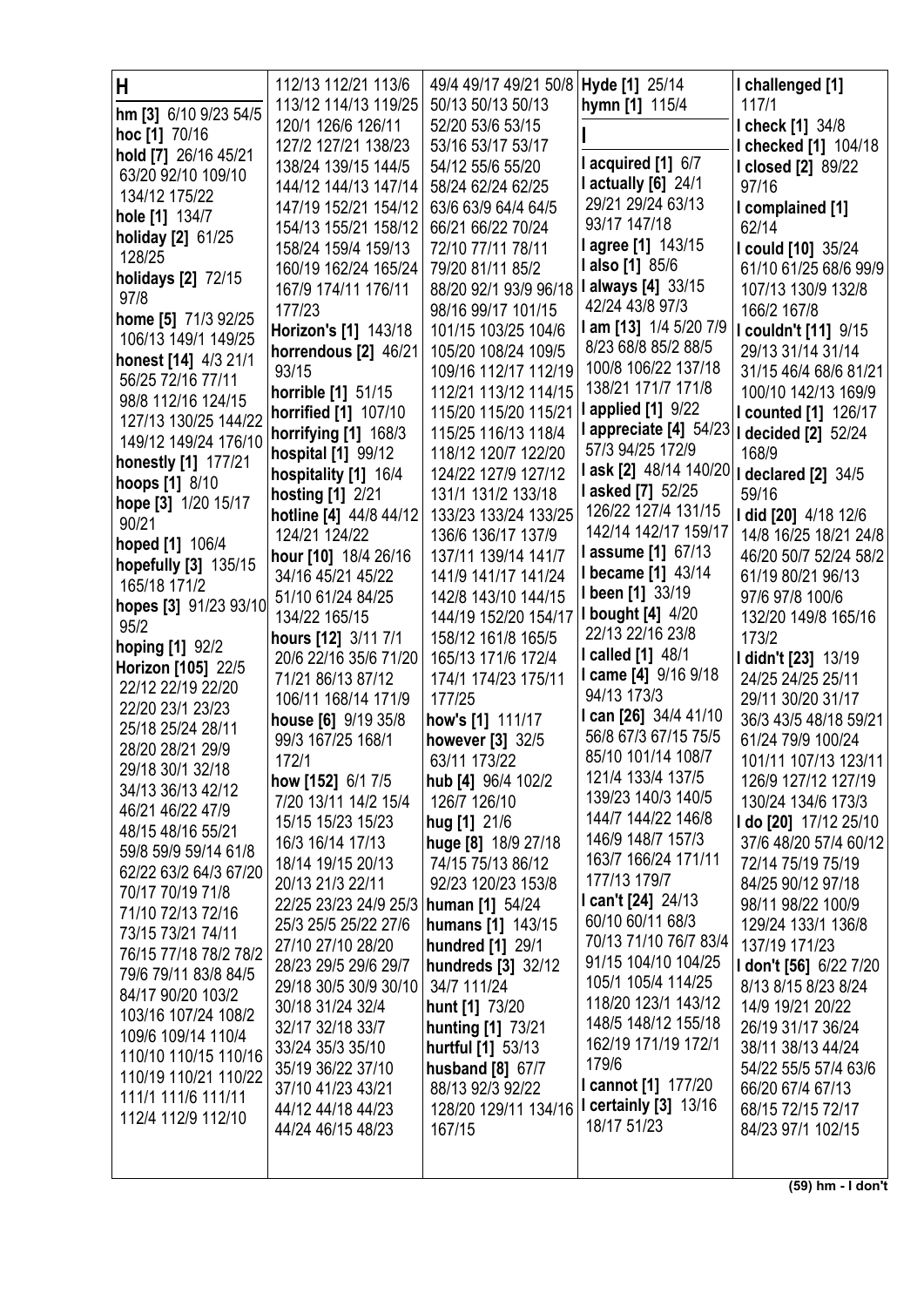## H

**hm [3]** 6/10 9/23 54/5
**hoc [1]** 70/16
**hold [7]** 26/16 45/21 63/20 92/10 109/10 134/12 175/22
**hole [1]** 134/7
**holiday [2]** 61/25 128/25
**holidays [2]** 72/15 97/8
**home [5]** 71/3 92/25 106/13 149/1 149/25
**honest [14]** 4/3 21/1 56/25 72/16 77/11 98/8 112/16 124/15 127/13 130/25 144/22 149/12 149/24 176/10
**honestly [1]** 177/21
**hoops [1]** 8/10
**hope [3]** 1/20 15/17 90/21
**hoped [1]** 106/4
**hopefully [3]** 135/15 165/18 171/2
**hopes [3]** 91/23 93/10 95/2
**hoping [1]** 92/2
**Horizon [105]** 22/5 22/12 22/19 22/20 22/20 23/1 23/23 25/18 25/24 28/11 28/20 28/21 29/9 29/18 30/1 32/18 34/13 36/13 42/12 46/21 46/22 47/9 48/15 48/16 55/21 59/8 59/9 59/14 61/8 62/22 63/2 64/3 67/20 70/17 70/19 71/8 71/10 72/13 72/16 73/15 73/21 74/11 76/15 77/18 78/2 78/2 79/6 79/11 83/8 84/5 84/17 90/20 103/2 103/16 107/24 108/2 109/6 109/14 110/4 110/10 110/15 110/16 110/19 110/21 110/22 111/1 111/6 111/11 112/4 112/9 112/10 112/13 112/21 113/6 113/12 114/13 119/25 120/1 126/6 126/11 127/2 127/21 138/23 138/24 139/15 144/5 144/12 144/13 147/14 147/19 152/21 154/12 154/13 155/21 158/12 158/24 159/4 159/13 160/19 162/24 165/24 167/9 174/11 176/11 177/23
**Horizon's [1]** 143/18
**horrendous [2]** 46/21 93/15
**horrible [1]** 51/15
**horrified [1]** 107/10
**horrifying [1]** 168/3
**hospital [1]** 99/12
**hospitality [1]** 16/4
**hosting [1]** 2/21
**hotline [4]** 44/8 44/12 124/21 124/22
**hour [10]** 18/4 26/16 34/16 45/21 45/22 51/10 61/24 84/25 134/22 165/15
**hours [12]** 3/11 7/1 20/6 22/16 35/6 71/20 71/21 86/13 87/12 106/11 168/14 171/9
**house [6]** 9/19 35/8 99/3 167/25 168/1 172/1
**how [152]** 6/1 7/5 7/20 13/11 14/2 15/4 15/15 15/23 15/23 16/3 16/14 17/13 18/14 19/15 20/13 20/13 21/3 22/11 22/25 23/23 24/9 25/3 25/3 25/5 25/22 27/6 27/10 27/10 28/20 28/23 29/5 29/6 29/7 29/18 30/5 30/9 30/10 30/18 31/24 32/4 32/17 32/18 33/7 33/24 35/3 35/10 35/19 36/22 37/10 37/10 41/23 43/21 44/12 44/18 44/23 44/24 46/15 48/23 49/4 49/17 49/21 50/8 50/13 50/13 50/13 52/20 53/6 53/15 53/16 53/17 53/17 54/12 55/6 55/20 58/24 62/24 62/25 63/6 63/9 64/4 64/5 66/21 66/22 70/24 72/10 77/11 78/11 79/20 81/11 85/2 88/20 92/1 93/9 96/18 98/16 99/17 101/15 101/15 103/25 104/6 105/20 108/24 109/5 109/16 112/17 112/19 112/21 113/12 114/15 115/20 115/20 115/21 115/25 116/13 118/4 118/12 120/7 122/20 124/22 127/9 127/12 131/1 131/2 133/18 133/23 133/24 133/25 136/6 136/17 137/9 137/11 139/14 141/7 141/9 141/17 141/24 142/8 143/10 144/15 144/19 152/20 154/17 158/12 161/8 165/5 165/13 171/6 172/4 174/1 174/23 175/11 177/25
**how's [1]** 111/17
**however [3]** 32/5 63/11 173/22
**hub [4]** 96/4 102/2 126/7 126/10
**hug [1]** 21/6
**huge [8]** 18/9 27/18 74/15 75/13 86/12 92/23 120/23 153/8
**human [1]** 54/24
**humans [1]** 143/15
**hundred [1]** 29/1
**hundreds [3]** 32/12 34/7 111/24
**hunt [1]** 73/20
**hunting [1]** 73/21
**hurtful [1]** 53/13
**husband [8]** 67/7 88/13 92/3 92/22 128/20 129/11 134/16 167/15
**Hyde [1]** 25/14
**hymn [1]** 115/4

## I

**I acquired [1]** 6/7
**I actually [6]** 24/1 29/21 29/24 63/13 93/17 147/18
**I agree [1]** 143/15
**I also [1]** 85/6
**I always [4]** 33/15 42/24 43/8 97/3
**I am [13]** 1/4 5/20 7/9 8/23 68/8 85/2 88/5 100/8 106/22 137/18 138/21 171/7 171/8
**I applied [1]** 9/22
**I appreciate [4]** 54/23 57/3 94/25 172/9
**I ask [2]** 48/14 140/20
**I asked [7]** 52/25 126/22 127/4 131/15 142/14 142/17 159/17
**I assume [1]** 67/13
**I became [1]** 43/14
**I been [1]** 33/19
**I bought [4]** 4/20 22/13 22/16 23/8
**I called [1]** 48/1
**I came [4]** 9/16 9/18 94/13 173/3
**I can [26]** 34/4 41/10 56/8 67/3 67/15 75/5 85/10 101/14 108/7 121/4 133/4 137/5 139/23 140/3 140/5 144/7 144/22 146/8 146/9 148/7 157/3 163/7 166/24 171/11 177/13 179/7
**I can't [24]** 24/13 60/10 60/11 68/3 70/13 71/10 76/7 83/4 91/15 104/10 104/25 105/1 105/4 114/25 118/20 123/1 143/12 148/5 148/12 155/18 162/19 171/19 172/1 179/6
**I cannot [1]** 177/20
**I certainly [3]** 13/16 18/17 51/23
**I challenged [1]** 117/1
**I check [1]** 34/8
**I checked [1]** 104/18
**I closed [2]** 89/22 97/16
**I complained [1]** 62/14
**I could [10]** 35/24 61/10 61/25 68/6 99/9 107/13 130/9 132/8 166/2 167/8
**I couldn't [11]** 9/15 29/13 31/14 31/14 31/15 46/4 68/6 81/21 100/10 142/13 169/9
**I counted [1]** 126/17
**I decided [2]** 52/24 168/9
**I declared [2]** 34/5 59/16
**I did [20]** 4/18 12/6 14/8 16/25 18/21 24/8 46/20 50/7 52/24 58/2 61/19 80/21 96/13 97/6 97/8 100/6 132/20 149/8 165/16 173/2
**I didn't [23]** 13/19 24/25 24/25 25/11 29/11 30/20 31/17 36/3 43/5 48/18 59/21 61/24 79/9 100/24 101/11 107/13 123/11 126/9 127/12 127/19 130/24 134/6 173/3
**I do [20]** 17/12 25/10 37/6 48/20 57/4 60/12 72/14 75/19 75/19 84/25 90/12 97/18 98/11 98/22 100/9 129/24 133/1 136/8 137/19 171/23
**I don't [56]** 6/22 7/20 8/13 8/15 8/23 8/24 14/9 19/21 20/22 26/19 31/17 36/24 38/11 38/13 44/24 54/22 55/5 57/4 63/6 66/20 67/4 67/13 68/15 72/15 72/17 84/23 97/1 102/15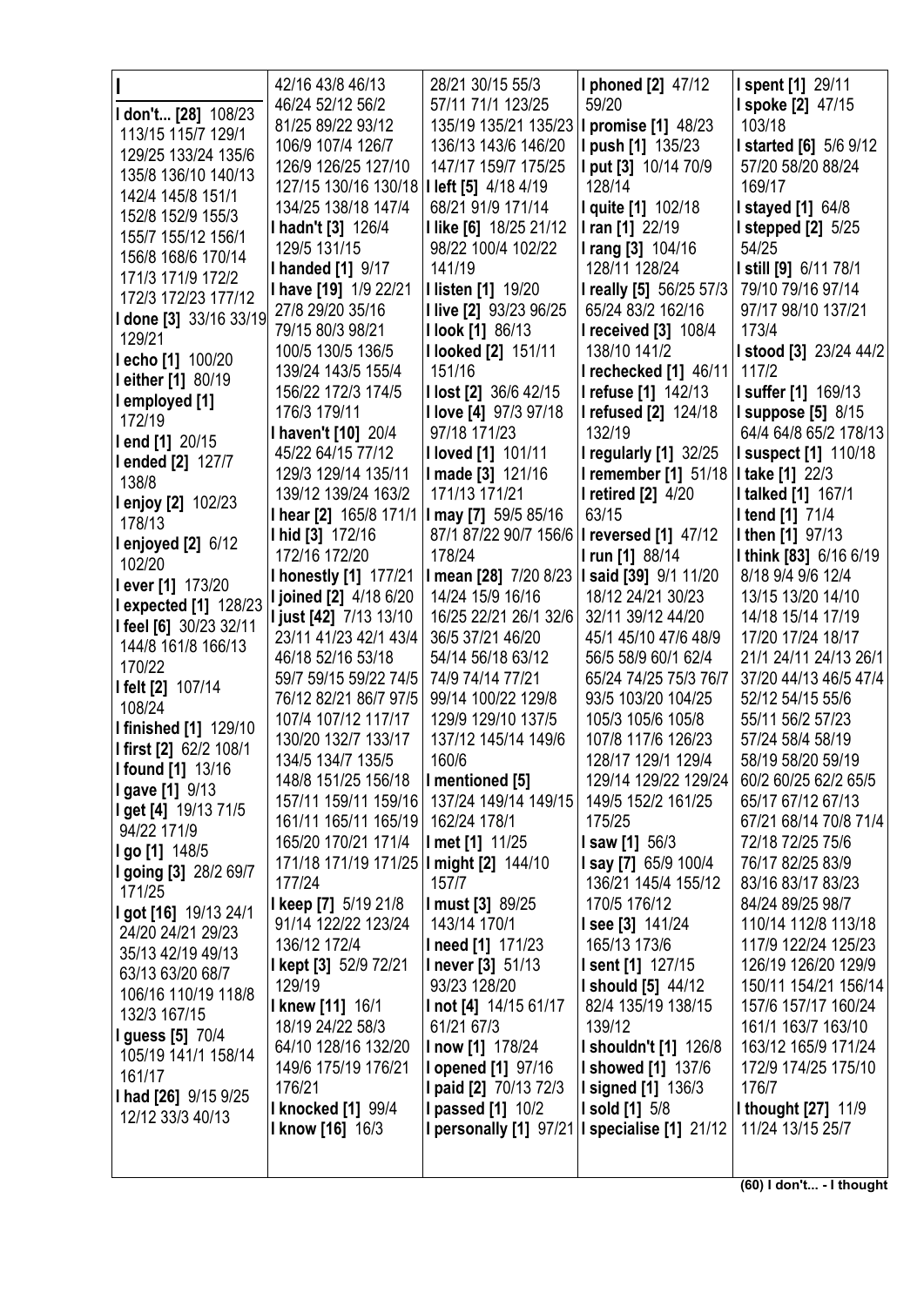**I**

**I don't... [28]** 108/23 113/15 115/7 129/1 129/25 133/24 135/6 135/8 136/10 140/13 142/4 145/8 151/1 152/8 152/9 155/3 155/7 155/12 156/1 156/8 168/6 170/14 171/3 171/9 172/2 172/3 172/23 177/12

**I done [3]** 33/16 33/19 129/21

**I echo [1]** 100/20

**I either [1]** 80/19

**I employed [1]** 172/19

**I end [1]** 20/15

**I ended [2]** 127/7 138/8

**I enjoy [2]** 102/23 178/13

**I enjoyed [2]** 6/12 102/20

**I ever [1]** 173/20

**I expected [1]** 128/23

**I feel [6]** 30/23 32/11 144/8 161/8 166/13 170/22

**I felt [2]** 107/14 108/24

**I finished [1]** 129/10

**I first [2]** 62/2 108/1

**I found [1]** 13/16

**I gave [1]** 9/13

**I get [4]** 19/13 71/5 94/22 171/9

**I go [1]** 148/5

**I going [3]** 28/2 69/7 171/25

**I got [16]** 19/13 24/1 24/20 24/21 29/23 35/13 42/19 49/13 63/13 63/20 68/7 106/16 110/19 118/8 132/3 167/15

**I guess [5]** 70/4 105/19 141/1 158/14 161/17

**I had [26]** 9/15 9/25 12/12 33/3 40/13 42/16 43/8 46/13 46/24 52/12 56/2 81/25 89/22 93/12 106/9 107/4 126/7 126/9 126/25 127/10 127/15 130/16 130/18 134/25 138/18 147/4

**I hadn't [3]** 126/4 129/5 131/15

**I handed [1]** 9/17

**I have [19]** 1/9 22/21 27/8 29/20 35/16 79/15 80/3 98/21 100/5 130/5 136/5 139/24 143/5 155/4 156/22 172/3 174/5 176/3 179/11

**I haven't [10]** 20/4 45/22 64/15 77/12 129/3 129/14 135/11 139/12 139/24 163/2

**I hear [2]** 165/8 171/1

**I hid [3]** 172/16 172/16 172/20

**I honestly [1]** 177/21

**I joined [2]** 4/18 6/20

**I just [42]** 7/13 13/10 23/11 41/23 42/1 43/4 46/18 52/16 53/18 59/7 59/15 59/22 74/5 76/12 82/21 86/7 97/5 107/4 107/12 117/17 130/20 132/7 133/17 134/5 134/7 135/5 148/8 151/25 156/18 157/11 159/11 159/16 161/11 165/11 165/19 165/20 170/21 171/4 171/18 171/19 171/25 177/24

**I keep [7]** 5/19 21/8 91/14 122/22 123/24 136/12 172/4

**I kept [3]** 52/9 72/21 129/19

**I knew [11]** 16/1 18/19 24/22 58/3 64/10 128/16 132/20 149/6 175/19 176/21 176/21

**I knocked [1]** 99/4

**I know [16]** 16/3 28/21 30/15 55/3 57/11 71/1 123/25 135/19 135/21 135/23 136/13 143/6 146/20 147/17 159/7 175/25

**I left [5]** 4/18 4/19 68/21 91/9 171/14

**I like [6]** 18/25 21/12 98/22 100/4 102/22 141/19

**I listen [1]** 19/20

**I live [2]** 93/23 96/25

**I look [1]** 86/13

**I looked [2]** 151/11 151/16

**I lost [2]** 36/6 42/15

**I love [4]** 97/3 97/18 97/18 171/23

**I loved [1]** 101/11

**I made [3]** 121/16 171/13 171/21

**I may [7]** 59/5 85/16 87/1 87/22 90/7 156/6 178/24

**I mean [28]** 7/20 8/23 14/24 15/9 16/16 16/25 22/21 26/1 32/6 36/5 37/21 46/20 54/14 56/18 63/12 74/9 74/14 77/21 99/14 100/22 129/8 129/9 129/10 137/5 137/12 145/14 149/6 160/6

**I mentioned [5]** 137/24 149/14 149/15 162/24 178/1

**I met [1]** 11/25

**I might [2]** 144/10 157/7

**I must [3]** 89/25 143/14 170/1

**I need [1]** 171/23

**I never [3]** 51/13 93/23 128/20

**I not [4]** 14/15 61/17 61/21 67/3

**I now [1]** 178/24

**I opened [1]** 97/16

**I paid [2]** 70/13 72/3

**I passed [1]** 10/2

**I personally [1]** 97/21

**I phoned [2]** 47/12 59/20

**I promise [1]** 48/23

**I push [1]** 135/23

**I put [3]** 10/14 70/9 128/14

**I quite [1]** 102/18

**I ran [1]** 22/19

**I rang [3]** 104/16 128/11 128/24

**I really [5]** 56/25 57/3 65/24 83/2 162/16

**I received [3]** 108/4 138/10 141/2

**I rechecked [1]** 46/11

**I refuse [1]** 142/13

**I refused [2]** 124/18 132/19

**I regularly [1]** 32/25

**I remember [1]** 51/18

**I retired [2]** 4/20 63/15

**I reversed [1]** 47/12

**I run [1]** 88/14

**I said [39]** 9/1 11/20 18/12 24/21 30/23 32/11 39/12 44/20 45/1 45/10 47/6 48/9 56/5 58/9 60/1 62/4 65/24 74/25 75/3 76/7 93/5 103/20 104/25 105/3 105/6 105/8 107/8 117/6 126/23 128/17 129/1 129/4 129/14 129/22 129/24 149/5 152/2 161/25 175/25

**I saw [1]** 56/3

**I say [7]** 65/9 100/4 136/21 145/4 155/12 170/5 176/12

**I see [3]** 141/24 165/13 173/6

**I sent [1]** 127/15

**I should [5]** 44/12 82/4 135/19 138/15 139/12

**I shouldn't [1]** 126/8

**I showed [1]** 137/6

**I signed [1]** 136/3

**I sold [1]** 5/8

**I specialise [1]** 21/12

**I spent [1]** 29/11

**I spoke [2]** 47/15 103/18

**I started [6]** 5/6 9/12 57/20 58/20 88/24 169/17

**I stayed [1]** 64/8

**I stepped [2]** 5/25 54/25

**I still [9]** 6/11 78/1 79/10 79/16 97/14 97/17 98/10 137/21 173/4

**I stood [3]** 23/24 44/2 117/2

**I suffer [1]** 169/13

**I suppose [5]** 8/15 64/4 64/8 65/2 178/13

**I suspect [1]** 110/18

**I take [1]** 22/3

**I talked [1]** 167/1

**I tend [1]** 71/4

**I then [1]** 97/13

**I think [83]** 6/16 6/19 8/18 9/4 9/6 12/4 13/15 13/20 14/10 14/18 15/14 17/19 17/20 17/24 18/17 21/1 24/11 24/13 26/1 37/20 44/13 46/5 47/4 52/12 54/15 55/6 55/11 56/2 57/23 57/24 58/4 58/19 58/19 58/20 59/19 60/2 60/25 62/2 65/5 65/17 67/12 67/13 67/21 68/14 70/8 71/4 72/18 72/25 75/6 76/17 82/25 83/9 83/16 83/17 83/23 84/24 89/25 98/7 110/14 112/8 113/18 117/9 122/24 125/23 126/19 126/20 129/9 150/11 154/21 156/14 157/6 157/17 160/24 161/1 163/7 163/10 163/12 165/9 171/24 172/9 174/25 175/10 176/7

**I thought [27]** 11/9 11/24 13/15 25/7

**(60) I don't... - I thought**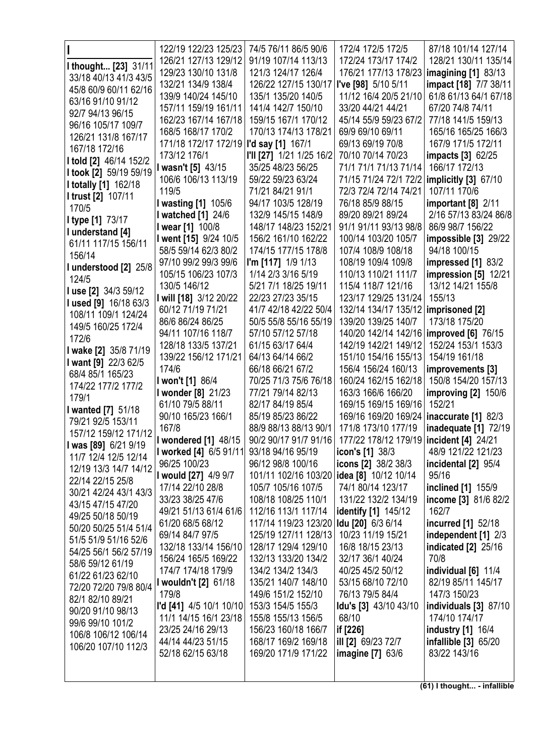**I**

**I thought... [23]** 31/11 33/18 40/13 41/3 43/5 45/8 60/9 60/11 62/16 63/16 91/10 91/12 92/7 94/13 96/15 96/16 105/17 109/7 126/21 131/8 167/17 167/18 172/16

**I told [2]** 46/14 152/2

**I took [2]** 59/19 59/19

**I totally [1]** 162/18

**I trust [2]** 107/11 170/5

**I type [1]** 73/17

**I understand [4]** 61/11 117/15 156/11 156/14

**I understood [2]** 25/8 124/5

**I use [2]** 34/3 59/12

**I used [9]** 16/18 63/3 108/11 109/1 124/24 149/5 160/25 172/4 172/6

**I wake [2]** 35/8 71/19

**I want [9]** 22/3 62/5 68/4 85/1 165/23 174/22 177/2 177/2 179/1

**I wanted [7]** 51/18 79/21 92/5 153/11 157/12 159/12 171/12

**I was [89]** 6/21 9/19 11/7 12/4 12/5 12/14 12/19 13/3 14/7 14/12 22/14 22/15 25/8 30/21 42/24 43/1 43/3 43/15 47/15 47/20 49/25 50/18 50/19 50/20 50/25 51/4 51/4 51/5 51/9 51/16 52/6 54/25 56/1 56/2 57/19 58/6 59/12 61/19 61/22 61/23 62/10 72/20 72/20 79/8 80/4 82/1 82/10 89/21 90/20 91/10 98/13 99/6 99/10 101/2 106/8 106/12 106/14 106/20 107/10 112/3 122/19 122/23 125/23 126/21 127/13 129/12 129/23 130/10 131/8 132/21 134/9 138/4 139/9 140/24 145/10 157/11 159/19 161/11 162/23 167/14 167/18 168/5 168/17 170/2 171/18 172/17 172/19 173/12 176/1

**I wasn't [5]** 43/15 106/6 106/13 113/19 119/5

**I wasting [1]** 105/6

**I watched [1]** 24/6

**I wear [1]** 100/8

**I went [15]** 9/24 10/5 58/5 59/14 62/3 80/2 97/10 99/2 99/3 99/6 105/15 106/23 107/3 130/5 146/12

**I will [18]** 3/12 20/22 60/12 71/19 71/21 86/6 86/24 86/25 94/11 107/16 118/7 128/18 133/5 137/21 139/22 156/12 171/21 174/6

**I won't [1]** 86/4

**I wonder [8]** 21/23 61/10 79/5 88/11 90/10 165/23 166/1 167/8

**I wondered [1]** 48/15

**I worked [4]** 6/5 91/11 96/25 100/23

**I would [27]** 4/9 9/7 17/14 22/10 28/8 33/23 38/25 47/6 49/21 51/13 61/4 61/6 61/20 68/5 68/12 69/14 84/7 97/5 132/18 133/14 156/10 156/24 165/5 169/22 174/7 174/18 179/9

**I wouldn't [2]** 61/18 179/8

**I'd [41]** 4/5 10/1 10/10 11/1 14/15 16/1 23/18 23/25 24/16 29/13 44/14 44/23 51/15 52/18 62/15 63/18 74/5 76/11 86/5 90/6 91/19 107/14 113/13 121/3 124/17 126/4 126/22 127/15 130/17 135/1 135/20 140/5 141/4 142/7 150/10 159/15 167/1 170/12 170/13 174/13 178/21

**I'd say [1]** 167/1

**I'll [27]** 1/21 1/25 16/2 35/25 48/23 56/25 59/22 59/23 63/24 71/21 84/21 91/1 94/17 103/5 128/19 132/9 145/15 148/9 148/17 148/23 152/21 156/2 161/10 162/22 174/15 177/15 178/8

**I'm [117]** 1/9 1/13 1/14 2/3 3/16 5/19 5/21 7/1 18/25 19/11 22/23 27/23 35/15 41/7 42/18 42/22 50/4 50/5 55/8 55/16 55/19 57/10 57/12 57/18 61/15 63/17 64/4 64/13 64/14 66/2 66/18 66/21 67/2 70/25 71/3 75/6 76/18 77/21 79/14 82/13 82/17 84/19 85/4 85/19 85/23 86/22 88/9 88/13 88/13 90/1 90/2 90/17 91/7 91/16 93/18 94/16 95/19 96/12 98/8 100/16 101/11 102/16 103/20 105/7 105/16 107/5 108/18 108/25 110/1 112/16 113/1 117/14 117/14 119/23 123/20 125/19 127/11 128/13 128/17 129/4 129/10 132/13 133/20 134/2 134/2 134/2 134/3 135/21 140/7 148/10 149/6 151/2 152/10 153/3 154/5 155/3 155/8 155/13 156/5 156/23 160/18 166/7 168/17 169/2 169/18 169/20 171/9 171/22 172/4 172/5 172/5 172/24 173/17 174/2 176/21 177/13 178/23

**I've [98]** 5/10 5/11 11/12 16/4 20/5 21/10 33/20 44/21 44/21 45/14 55/9 59/23 67/2 69/9 69/10 69/11 69/13 69/19 70/8 70/10 70/14 70/23 71/1 71/1 71/13 71/14 71/15 71/24 72/1 72/2 72/3 72/4 72/14 74/21 76/18 85/9 88/15 89/20 89/21 89/24 91/1 91/11 93/13 98/8 100/14 103/20 105/7 107/4 108/9 108/18 108/19 109/4 109/8 110/13 110/21 111/7 115/4 118/7 121/16 123/17 129/25 131/24 132/14 134/17 135/12 139/20 139/25 140/7 140/20 142/14 142/16 142/19 142/21 149/12 151/10 154/16 155/13 156/4 156/24 160/13 160/24 162/15 162/18 163/3 166/6 166/20 169/15 169/15 169/16 169/16 169/20 169/24 171/8 173/10 177/19 177/22 178/12 179/19

**icon's [1]** 38/3

**icons [2]** 38/2 38/3

**idea [8]** 10/12 10/14 74/1 80/14 123/17 131/22 132/2 134/19

**identify [1]** 145/12

**Idu [20]** 6/3 6/14 10/23 11/19 15/21 16/8 18/15 23/13 32/17 36/1 40/24 40/25 45/2 50/12 53/15 68/10 72/10 76/13 79/5 84/10

**Idu's [3]** 43/10 43/10 68/10

**if [226]**

**ill [2]** 69/23 72/7

**imagine [7]** 63/6 87/18 101/14 127/14 128/21 130/11 135/14

**imagining [1]** 83/13

**impact [18]** 7/7 38/11 61/8 61/13 64/1 67/18 67/20 74/8 74/11 77/18 141/5 159/13 165/16 165/25 166/3 167/9 171/5 172/11

**impacts [3]** 62/25 166/17 172/13

**implicitly [3]** 67/10 107/11 170/6

**important [8]** 2/11 2/16 57/13 83/24 86/8 86/9 98/7 156/22

**impossible [3]** 29/22 94/18 100/15

**impressed [1]** 83/2

**impression [5]** 12/21 13/12 14/21 155/8 155/13

**imprisoned [2]** 173/18 175/20

**improved [6]** 76/15 152/24 153/1 153/3 154/19 161/18

**improvements [3]** 150/8 154/20 157/13

**improving [2]** 150/6 152/21

**inaccurate [1]** 82/3

**inadequate [1]** 72/19

**incident [4]** 24/21 48/9 121/22 121/23

**incidental [2]** 95/4 95/16

**inclined [1]** 155/9

**income [3]** 81/6 82/2 162/7

**incurred [1]** 52/18

**independent [1]** 2/3

**indicated [2]** 25/16 70/8

**individual [6]** 11/4 82/19 85/11 145/17 147/3 150/23

**individuals [3]** 87/10 174/10 174/17

**industry [1]** 16/4

**infallible [3]** 65/20 83/22 143/16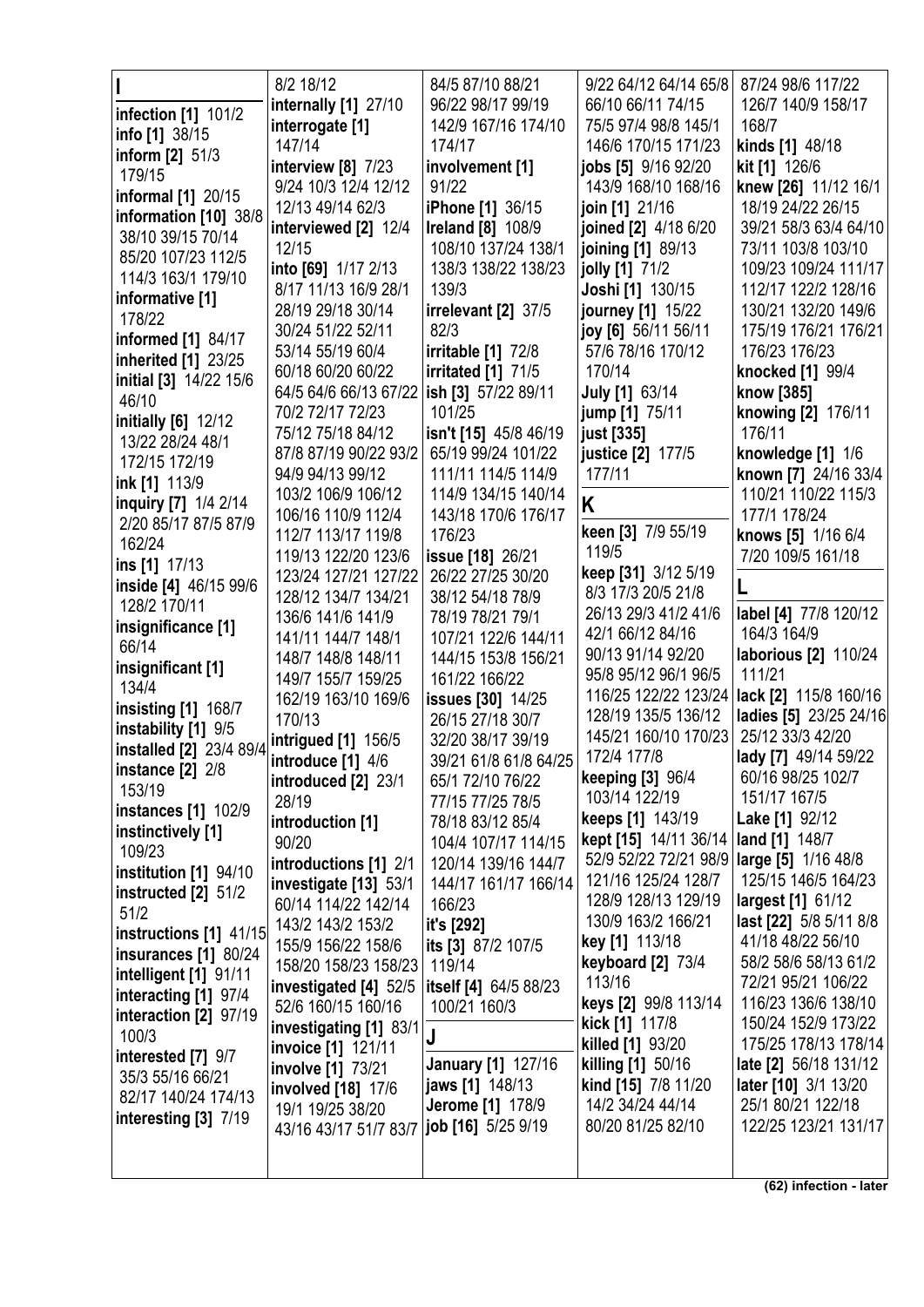**I**

**infection [1]** 101/2
**info [1]** 38/15
**inform [2]** 51/3 179/15
**informal [1]** 20/15
**information [10]** 38/8 38/10 39/15 70/14 85/20 107/23 112/5 114/3 163/1 179/10
**informative [1]** 178/22
**informed [1]** 84/17
**inherited [1]** 23/25
**initial [3]** 14/22 15/6 46/10
**initially [6]** 12/12 13/22 28/24 48/1 172/15 172/19
**ink [1]** 113/9
**inquiry [7]** 1/4 2/14 2/20 85/17 87/5 87/9 162/24
**ins [1]** 17/13
**inside [4]** 46/15 99/6 128/2 170/11
**insignificance [1]** 66/14
**insignificant [1]** 134/4
**insisting [1]** 168/7
**instability [1]** 9/5
**installed [2]** 23/4 89/4
**instance [2]** 2/8 153/19
**instances [1]** 102/9
**instinctively [1]** 109/23
**institution [1]** 94/10
**instructed [2]** 51/2 51/2
**instructions [1]** 41/15
**insurances [1]** 80/24
**intelligent [1]** 91/11
**interacting [1]** 97/4
**interaction [2]** 97/19 100/3
**interested [7]** 9/7 35/3 55/16 66/21 82/17 140/24 174/13
**interesting [3]** 7/19 8/2 18/12
**internally [1]** 27/10
**interrogate [1]** 147/14
**interview [8]** 7/23 9/24 10/3 12/4 12/12 12/13 49/14 62/3
**interviewed [2]** 12/4 12/15
**into [69]** 1/17 2/13 8/17 11/13 16/9 28/1 28/19 29/18 30/14 30/24 51/22 52/11 53/14 55/19 60/4 60/18 60/20 60/22 64/5 64/6 66/13 67/22 70/2 72/17 72/23 75/12 75/18 84/12 87/8 87/19 90/22 93/2 94/9 94/13 99/12 103/2 106/9 106/12 106/16 110/9 112/4 112/7 113/17 119/8 119/13 122/20 123/6 123/24 127/21 127/22 128/12 134/7 134/21 136/6 141/6 141/9 141/11 144/7 148/1 148/7 148/8 148/11 149/7 155/7 159/25 162/19 163/10 169/6 170/13
**intrigued [1]** 156/5
**introduce [1]** 4/6
**introduced [2]** 23/1 28/19
**introduction [1]** 90/20
**introductions [1]** 2/1
**investigate [13]** 53/1 60/14 114/22 142/14 143/2 143/2 153/2 155/9 156/22 158/6 158/20 158/23 158/23
**investigated [4]** 52/5 52/6 160/15 160/16
**investigating [1]** 83/1
**invoice [1]** 121/11
**involve [1]** 73/21
**involved [18]** 17/6 19/1 19/25 38/20 43/16 43/17 51/7 83/7 84/5 87/10 88/21 96/22 98/17 99/19 142/9 167/16 174/10 174/17
**involvement [1]** 91/22
**iPhone [1]** 36/15
**Ireland [8]** 108/9 108/10 137/24 138/1 138/3 138/22 138/23 139/3
**irrelevant [2]** 37/5 82/3
**irritable [1]** 72/8
**irritated [1]** 71/5
**ish [3]** 57/22 89/11 101/25
**isn't [15]** 45/8 46/19 65/19 99/24 101/22 111/11 114/5 114/9 114/9 134/15 140/14 143/18 170/6 176/17 176/23
**issue [18]** 26/21 26/22 27/25 30/20 38/12 54/18 78/9 78/19 78/21 79/1 107/21 122/6 144/11 144/15 153/8 156/21 161/22 166/22
**issues [30]** 14/25 26/15 27/18 30/7 32/20 38/17 39/19 39/21 61/8 61/8 64/25 65/1 72/10 76/22 77/15 77/25 78/5 78/18 83/12 85/4 104/4 107/17 114/15 120/14 139/16 144/7 144/17 161/17 166/14 166/23
**it's [292]**
**its [3]** 87/2 107/5 119/14
**itself [4]** 64/5 88/23 100/21 160/3

**J**

**January [1]** 127/16
**jaws [1]** 148/13
**Jerome [1]** 178/9
**job [16]** 5/25 9/19 9/22 64/12 64/14 65/8 66/10 66/11 74/15 75/5 97/4 98/8 145/1 146/6 170/15 171/23
**jobs [5]** 9/16 92/20 143/9 168/10 168/16
**join [1]** 21/16
**joined [2]** 4/18 6/20
**joining [1]** 89/13
**jolly [1]** 71/2
**Joshi [1]** 130/15
**journey [1]** 15/22
**joy [6]** 56/11 56/11 57/6 78/16 170/12 170/14
**July [1]** 63/14
**jump [1]** 75/11
**just [335]**
**justice [2]** 177/5 177/11

**K**

**keen [3]** 7/9 55/19 119/5
**keep [31]** 3/12 5/19 8/3 17/3 20/5 21/8 26/13 29/3 41/2 41/6 42/1 66/12 84/16 90/13 91/14 92/20 95/8 95/12 96/1 96/5 116/25 122/22 123/24 128/19 135/5 136/12 145/21 160/17 170/23 172/4 177/8
**keeping [3]** 96/4 103/14 122/19
**keeps [1]** 143/19
**kept [15]** 14/11 36/14 52/9 52/22 72/21 98/9 121/16 125/24 128/7 128/9 128/13 129/19 130/9 163/2 166/21
**key [1]** 113/18
**keyboard [2]** 73/4 113/16
**keys [2]** 99/8 113/14
**kick [1]** 117/8
**killed [1]** 93/20
**killing [1]** 50/16
**kind [15]** 7/8 11/20 14/2 34/24 44/14 80/20 81/25 82/10 87/24 98/6 117/22 126/7 140/9 158/17 168/7
**kinds [1]** 48/18
**kit [1]** 126/6
**knew [26]** 11/12 16/1 18/19 24/22 26/15 39/21 58/3 63/4 64/10 73/11 103/8 103/10 109/23 109/24 111/17 112/17 122/2 128/16 130/21 132/20 149/6 175/19 176/21 176/21 176/23 176/23
**knocked [1]** 99/4
**know [385]**
**knowing [2]** 176/11 176/11
**knowledge [1]** 1/6
**known [7]** 24/16 33/4 110/21 110/22 115/3 177/1 178/24
**knows [5]** 1/16 6/4 7/20 109/5 161/18

**L**

**label [4]** 77/8 120/12 164/3 164/9
**laborious [2]** 110/24 111/21
**lack [2]** 115/8 160/16
**ladies [5]** 23/25 24/16 25/12 33/3 42/20
**lady [7]** 49/14 59/22 60/16 98/25 102/7 151/17 167/5
**Lake [1]** 92/12
**land [1]** 148/7
**large [5]** 1/16 48/8 125/15 146/5 164/23
**largest [1]** 61/12
**last [22]** 5/8 5/11 8/8 41/18 48/22 56/10 58/2 58/6 58/13 61/2 72/21 95/21 106/22 116/23 136/6 138/10 150/24 152/9 173/22 175/25 178/13 178/14
**late [2]** 56/18 131/12
**later [10]** 3/1 13/20 25/1 80/21 122/18 122/25 123/21 131/17

(62) infection - later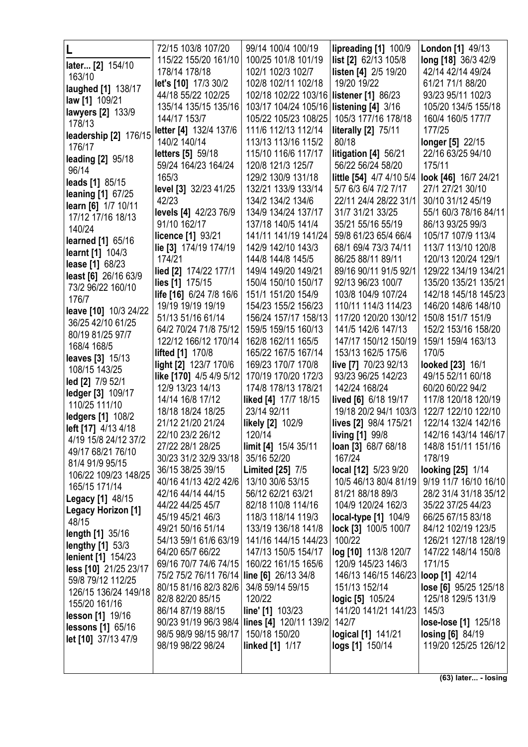# L

**later... [2]** 154/10 163/10
**laughed [1]** 138/17
**law [1]** 109/21
**lawyers [2]** 133/9 178/13
**leadership [2]** 176/15 176/17
**leading [2]** 95/18 96/14
**leads [1]** 85/15
**leaning [1]** 67/25
**learn [6]** 1/7 10/11 17/12 17/16 18/13 140/24
**learned [1]** 65/16
**learnt [1]** 104/3
**lease [1]** 68/23
**least [6]** 26/16 63/9 73/2 96/22 160/10 176/7
**leave [10]** 10/3 24/22 36/25 42/10 61/25 80/19 81/25 97/7 168/4 168/5
**leaves [3]** 15/13 108/15 143/25
**led [2]** 7/9 52/1
**ledger [3]** 109/17 110/25 111/10
**ledgers [1]** 108/2
**left [17]** 4/13 4/18 4/19 15/8 24/12 37/2 49/17 68/21 76/10 81/4 91/9 95/15 106/22 109/23 148/25 165/15 171/14
**Legacy [1]** 48/15
**Legacy Horizon [1]** 48/15
**length [1]** 35/16
**lengthy [1]** 53/3
**lenient [1]** 154/23
**less [10]** 21/25 23/17 59/8 79/12 112/25 126/15 136/24 149/18 155/20 161/16
**lesson [1]** 19/16
**lessons [1]** 65/16
**let [10]** 37/13 47/9 72/15 103/8 107/20 115/22 155/20 161/10 178/14 178/18
**let's [10]** 17/3 30/2 44/18 55/22 102/25 135/14 135/15 135/16 144/17 153/7
**letter [4]** 132/4 137/6 140/2 140/14
**letters [5]** 59/18 59/24 164/23 164/24 165/3
**level [3]** 32/23 41/25 42/23
**levels [4]** 42/23 76/9 91/10 162/17
**licence [1]** 93/21
**lie [3]** 174/19 174/19 174/21
**lied [2]** 174/22 177/1
**lies [1]** 175/15
**life [16]** 6/24 7/8 16/6 19/19 19/19 19/19 51/13 51/16 61/14 64/2 70/24 71/8 75/12 122/12 166/12 170/14
**lifted [1]** 170/8
**light [2]** 123/7 170/6
**like [170]** 4/5 4/9 5/12 12/9 13/23 14/13 14/14 16/8 17/12 18/18 18/24 18/25 21/12 21/20 21/24 22/10 23/2 26/12 27/22 28/1 28/25 30/23 31/2 32/9 33/18 36/15 38/25 39/15 40/16 41/13 42/2 42/6 42/16 44/14 44/15 44/22 44/25 45/7 45/19 45/21 46/3 49/21 50/16 51/14 54/13 59/1 61/6 63/19 64/20 65/7 66/22 69/16 70/7 74/6 74/15 75/2 75/2 76/11 76/14 80/15 81/16 82/3 82/6 82/8 82/20 85/15 86/14 87/19 88/15 90/23 91/19 96/3 98/4 98/5 98/9 98/15 98/17 98/19 98/22 98/24 99/14 100/4 100/19 100/25 101/8 101/19 102/1 102/3 102/7 102/8 102/11 102/18 102/18 102/22 103/16 103/17 104/24 105/16 105/22 105/23 108/25 111/6 112/13 112/14 113/13 113/16 115/2 115/10 116/6 117/17 120/8 121/3 125/7 129/2 130/9 131/18 132/21 133/9 133/14 134/2 134/2 134/6 134/9 134/24 137/17 137/18 140/5 141/4 141/11 141/19 141/24 142/9 142/10 143/3 144/8 144/8 145/5 149/4 149/20 149/21 150/4 150/10 150/17 151/1 151/20 154/9 154/23 155/2 156/23 156/24 157/17 158/13 159/5 159/15 160/13 162/8 162/11 165/5 165/22 167/5 167/14 169/23 170/7 170/8 170/19 170/20 172/3 174/8 178/13 178/21
**liked [4]** 17/7 18/15 23/14 92/11
**likely [2]** 102/9 120/14
**limit [4]** 15/4 35/11 35/16 52/20
**Limited [25]** 7/5 13/10 30/6 53/15 56/12 62/21 63/21 82/18 110/8 114/16 118/3 118/14 119/3 133/19 136/18 141/8 141/16 144/15 144/23 147/13 150/5 154/17 160/22 161/15 165/6
**line [6]** 26/13 34/8 34/8 59/14 59/15 120/22
**line' [1]** 103/23
**lines [4]** 120/11 139/2 150/18 150/20
**linked [1]** 1/17
**lipreading [1]** 100/9
**list [2]** 62/13 105/8
**listen [4]** 2/5 19/20 19/20 19/22
**listener [1]** 86/23
**listening [4]** 3/16 105/3 177/16 178/18
**literally [2]** 75/11 80/18
**litigation [4]** 56/21 56/22 56/24 58/20
**little [54]** 4/7 4/10 5/4 5/7 6/3 6/4 7/2 7/17 22/11 24/4 28/22 31/1 31/7 31/21 33/25 35/21 55/16 55/19 59/8 61/23 65/4 66/4 68/1 69/4 73/3 74/11 86/25 88/11 89/11 89/16 90/11 91/5 92/1 92/13 96/23 100/7 103/8 104/9 107/24 110/11 114/3 114/23 117/20 120/20 130/12 141/5 142/6 147/13 147/17 150/12 150/19 153/13 162/5 175/6
**live [7]** 70/23 92/13 93/23 96/25 142/23 142/24 168/24
**lived [6]** 6/18 19/17 19/18 20/2 94/1 103/3
**lives [2]** 98/4 175/21
**living [1]** 99/8
**loan [3]** 68/7 68/18 167/24
**local [12]** 5/23 9/20 10/5 46/13 80/4 81/19 81/21 88/18 89/3 104/9 120/24 162/3
**local-type [1]** 104/9
**lock [3]** 100/5 100/7 100/22
**log [10]** 113/8 120/7 120/9 145/23 146/3 146/13 146/15 146/23 151/13 152/14
**logic [5]** 105/24 141/20 141/21 141/23 142/7
**logical [1]** 141/21
**logs [1]** 150/14
**London [1]** 49/13
**long [18]** 36/3 42/9 42/14 42/14 49/24 61/21 71/1 88/20 93/23 95/11 102/3 105/20 134/5 155/18 160/4 160/5 177/7 177/25
**longer [5]** 22/15 22/16 63/25 94/10 175/11
**look [46]** 16/7 24/21 27/1 27/21 30/10 30/10 31/12 45/19 55/1 60/3 78/16 84/11 86/13 93/25 99/3 105/17 107/9 113/4 113/7 113/10 120/8 120/13 120/24 129/1 129/22 134/19 134/21 135/20 135/21 135/21 142/18 145/18 145/23 146/20 148/6 148/10 150/8 151/7 151/9 152/2 153/16 158/20 159/1 159/4 163/13 170/5
**looked [23]** 16/1 49/15 52/11 60/18 60/20 60/22 94/2 117/8 120/18 120/19 122/7 122/10 122/10 122/14 132/4 142/16 142/16 143/16 146/17 148/8 151/11 151/16 178/19
**looking [25]** 1/14 9/19 11/7 16/10 16/10 28/2 31/4 31/18 35/12 35/22 37/25 44/23 66/25 67/15 83/18 84/12 102/19 123/5 126/21 127/18 128/19 147/22 148/14 150/8 171/15
**loop [1]** 42/14
**lose [6]** 95/25 125/18 125/18 129/5 131/9 145/3
**lose-lose [1]** 125/18
**losing [6]** 84/19 119/20 125/25 126/12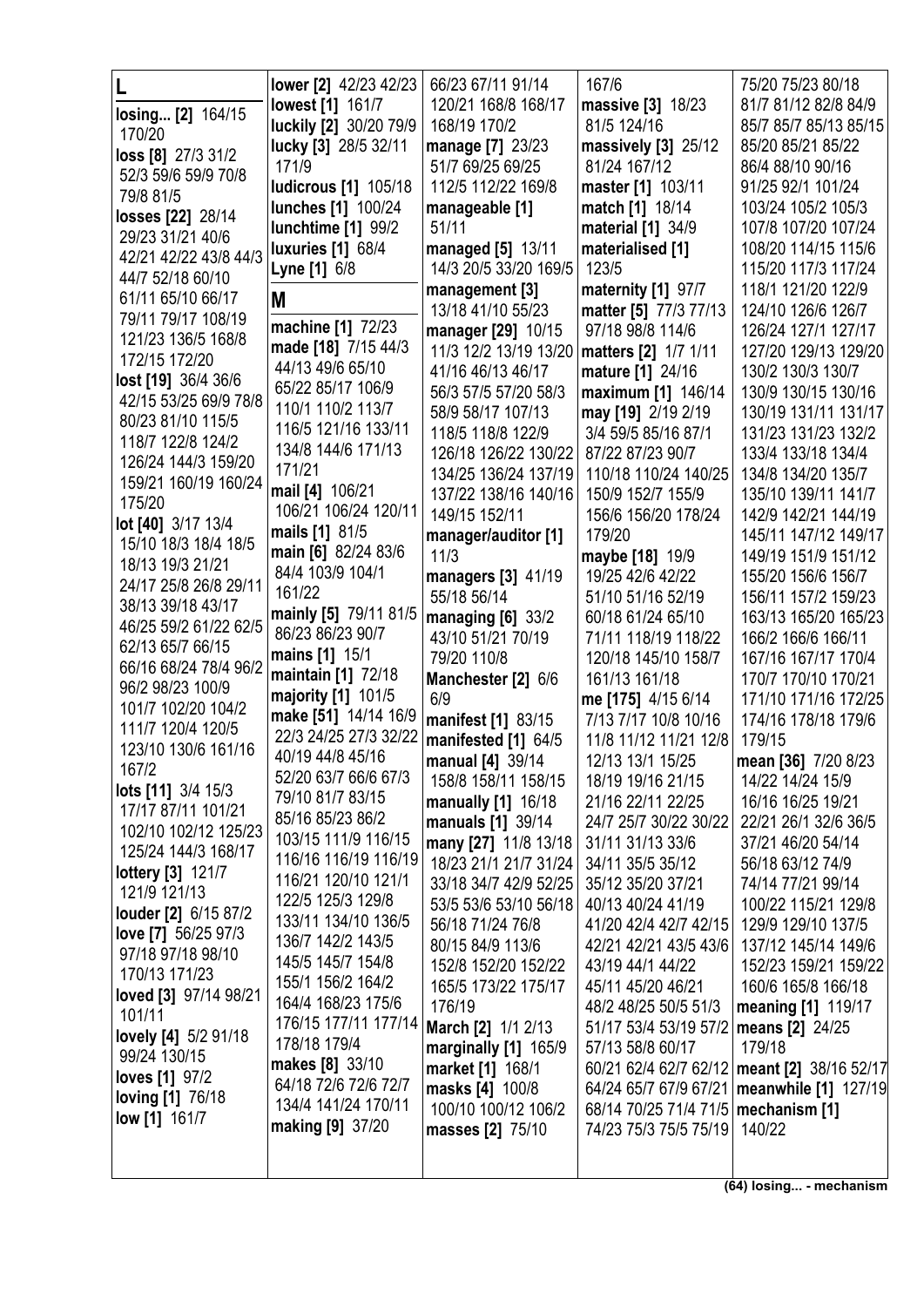# L

**losing... [2]** 164/15 170/20
**loss [8]** 27/3 31/2 52/3 59/6 59/9 70/8 79/8 81/5
**losses [22]** 28/14 29/23 31/21 40/6 42/21 42/22 43/8 44/3 44/7 52/18 60/10 61/11 65/10 66/17 79/11 79/17 108/19 121/23 136/5 168/8 172/15 172/20
**lost [19]** 36/4 36/6 42/15 53/25 69/9 78/8 80/23 81/10 115/5 118/7 122/8 124/2 126/24 144/3 159/20 159/21 160/19 160/24 175/20
**lot [40]** 3/17 13/4 15/10 18/3 18/4 18/5 18/13 19/3 21/21 24/17 25/8 26/8 29/11 38/13 39/18 43/17 46/25 59/2 61/22 62/5 62/13 65/7 66/15 66/16 68/24 78/4 96/2 96/2 98/23 100/9 101/7 102/20 104/2 111/7 120/4 120/5 123/10 130/6 161/16 167/2
**lots [11]** 3/4 15/3 17/17 87/11 101/21 102/10 102/12 125/23 125/24 144/3 168/17
**lottery [3]** 121/7 121/9 121/13
**louder [2]** 6/15 87/2
**love [7]** 56/25 97/3 97/18 97/18 98/10 170/13 171/23
**loved [3]** 97/14 98/21 101/11
**lovely [4]** 5/2 91/18 99/24 130/15
**loves [1]** 97/2
**loving [1]** 76/18
**low [1]** 161/7
**lower [2]** 42/23 42/23
**lowest [1]** 161/7
**luckily [2]** 30/20 79/9
**lucky [3]** 28/5 32/11 171/9
**ludicrous [1]** 105/18
**lunches [1]** 100/24
**lunchtime [1]** 99/2
**luxuries [1]** 68/4
**Lyne [1]** 6/8

# M

**machine [1]** 72/23
**made [18]** 7/15 44/3 44/13 49/6 65/10 65/22 85/17 106/9 110/1 110/2 113/7 116/5 121/16 133/11 134/8 144/6 171/13 171/21
**mail [4]** 106/21 106/21 106/24 120/11
**mails [1]** 81/5
**main [6]** 82/24 83/6 84/4 103/9 104/1 161/22
**mainly [5]** 79/11 81/5 86/23 86/23 90/7
**mains [1]** 15/1
**maintain [1]** 72/18
**majority [1]** 101/5
**make [51]** 14/14 16/9 22/3 24/25 27/3 32/22 40/19 44/8 45/16 52/20 63/7 66/6 67/3 79/10 81/7 83/15 85/16 85/23 86/2 103/15 111/9 116/15 116/16 116/19 116/19 116/21 120/10 121/1 122/5 125/3 129/8 133/11 134/10 136/5 136/7 142/2 143/5 145/5 145/7 154/8 155/1 156/2 164/2 164/4 168/23 175/6 176/15 177/11 177/14 178/18 179/4
**makes [8]** 33/10 64/18 72/6 72/6 72/7 134/8 141/24 170/11
**making [9]** 37/20 66/23 67/11 91/14 120/21 168/8 168/17 168/19 170/2
**manage [7]** 23/23 51/7 69/25 69/25 112/5 112/22 169/8
**manageable [1]** 51/11
**managed [5]** 13/11 14/3 20/5 33/20 169/5
**management [3]** 13/18 41/10 55/23
**manager [29]** 10/15 11/3 12/2 13/19 13/20 41/16 46/13 46/17 56/3 57/5 57/20 58/3 58/9 58/17 107/13 118/5 118/8 122/9 126/18 126/22 130/22 134/25 136/24 137/19 137/22 138/16 140/16 149/15 152/11
**manager/auditor [1]** 11/3
**managers [3]** 41/19 55/18 56/14
**managing [6]** 33/2 43/10 51/21 70/19 79/20 110/8
**Manchester [2]** 6/6 6/9
**manifest [1]** 83/15
**manifested [1]** 64/5
**manual [4]** 39/14 158/8 158/11 158/15
**manually [1]** 16/18
**manuals [1]** 39/14
**many [27]** 11/8 13/18 18/23 21/1 21/7 31/24 33/18 34/7 42/9 52/25 53/5 53/6 53/10 56/18 56/18 71/24 76/8 80/15 84/9 113/6 152/8 152/20 152/22 165/5 173/22 175/17 176/19
**March [2]** 1/1 2/13
**marginally [1]** 165/9
**market [1]** 168/1
**masks [4]** 100/8 100/10 100/12 106/2
**masses [2]** 75/10 167/6
**massive [3]** 18/23 81/5 124/16
**massively [3]** 25/12 81/24 167/12
**master [1]** 103/11
**match [1]** 18/14
**material [1]** 34/9
**materialised [1]** 123/5
**maternity [1]** 97/7
**matter [5]** 77/3 77/13 97/18 98/8 114/6
**matters [2]** 1/7 1/11
**mature [1]** 24/16
**maximum [1]** 146/14
**may [19]** 2/19 2/19 3/4 59/5 85/16 87/1 87/22 87/23 90/7 110/18 110/24 140/25 150/9 152/7 155/9 156/6 156/20 178/24 179/20
**maybe [18]** 19/9 19/25 42/6 42/22 51/10 51/16 52/19 60/18 61/24 65/10 71/11 118/19 118/22 120/18 145/10 158/7 161/13 161/18
**me [175]** 4/15 6/14 7/13 7/17 10/8 10/16 11/8 11/12 11/21 12/8 12/13 13/1 15/25 18/19 19/16 21/15 21/16 22/11 22/25 24/7 25/7 30/22 30/22 31/11 31/13 33/6 34/11 35/5 35/12 35/12 35/20 37/21 40/13 40/24 41/19 41/20 42/4 42/7 42/15 42/21 42/21 43/5 43/6 43/19 44/1 44/22 45/11 45/20 46/21 48/2 48/25 50/5 51/3 51/17 53/4 53/19 57/2 57/13 58/8 60/17 60/21 62/4 62/7 62/12 64/24 65/7 67/9 67/21 68/14 70/25 71/4 71/5 74/23 75/3 75/5 75/19 75/20 75/23 80/18 81/7 81/12 82/8 84/9 85/7 85/7 85/13 85/15 85/20 85/21 85/22 86/4 88/10 90/16 91/25 92/1 101/24 103/24 105/2 105/3 107/8 107/20 107/24 108/20 114/15 115/6 115/20 117/3 117/24 118/1 121/20 122/9 124/10 126/6 126/7 126/24 127/1 127/17 127/20 129/13 129/20 130/2 130/3 130/7 130/9 130/15 130/16 130/19 131/11 131/17 131/23 131/23 132/2 133/4 133/18 134/4 134/8 134/20 135/7 135/10 139/11 141/7 142/9 142/21 144/19 145/11 147/12 149/17 149/19 151/9 151/12 155/20 156/6 156/7 156/11 157/2 159/23 163/13 165/20 165/23 166/2 166/6 166/11 167/16 167/17 170/4 170/7 170/10 170/21 171/10 171/16 172/25 174/16 178/18 179/6 179/15
**mean [36]** 7/20 8/23 14/22 14/24 15/9 16/16 16/25 19/21 22/21 26/1 32/6 36/5 37/21 46/20 54/14 56/18 63/12 74/9 74/14 77/21 99/14 100/22 115/21 129/8 129/9 129/10 137/5 137/12 145/14 149/6 152/23 159/21 159/22 160/6 165/8 166/18
**meaning [1]** 119/17
**means [2]** 24/25 179/18
**meant [2]** 38/16 52/17
**meanwhile [1]** 127/19
**mechanism [1]** 140/22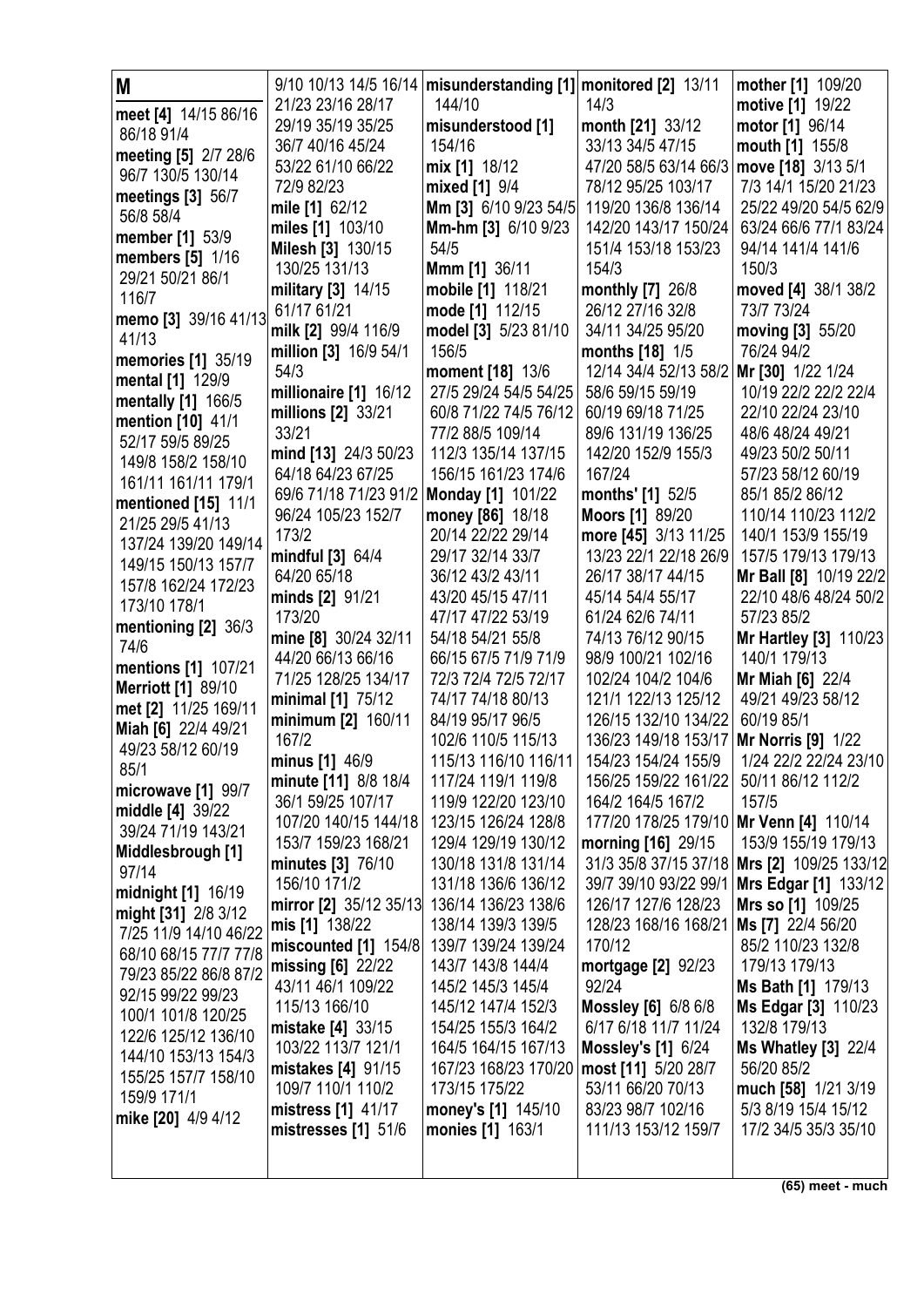**M**

**meet [4]** 14/15 86/16 86/18 91/4
**meeting [5]** 2/7 28/6 96/7 130/5 130/14
**meetings [3]** 56/7 56/8 58/4
**member [1]** 53/9
**members [5]** 1/16 29/21 50/21 86/1 116/7
**memo [3]** 39/16 41/13 41/13
**memories [1]** 35/19
**mental [1]** 129/9
**mentally [1]** 166/5
**mention [10]** 41/1 52/17 59/5 89/25 149/8 158/2 158/10 161/11 161/11 179/1
**mentioned [15]** 11/1 21/25 29/5 41/13 137/24 139/20 149/14 149/15 150/13 157/7 157/8 162/24 172/23 173/10 178/1
**mentioning [2]** 36/3 74/6
**mentions [1]** 107/21
**Merriott [1]** 89/10
**met [2]** 11/25 169/11
**Miah [6]** 22/4 49/21 49/23 58/12 60/19 85/1
**microwave [1]** 99/7
**middle [4]** 39/22 39/24 71/19 143/21
**Middlesbrough [1]** 97/14
**midnight [1]** 16/19
**might [31]** 2/8 3/12 7/25 11/9 14/10 46/22 68/10 68/15 77/7 77/8 79/23 85/22 86/8 87/2 92/15 99/22 99/23 100/1 101/8 120/25 122/6 125/12 136/10 144/10 153/13 154/3 155/25 157/7 158/10 159/9 171/1
**mike [20]** 4/9 4/12 9/10 10/13 14/5 16/14 21/23 23/16 28/17 29/19 35/19 35/25 36/7 40/16 45/24 53/22 61/10 66/22 72/9 82/23
**mile [1]** 62/12
**miles [1]** 103/10
**Milesh [3]** 130/15 130/25 131/13
**military [3]** 14/15 61/17 61/21
**milk [2]** 99/4 116/9
**million [3]** 16/9 54/1 54/3
**millionaire [1]** 16/12
**millions [2]** 33/21 33/21
**mind [13]** 24/3 50/23 64/18 64/23 67/25 69/6 71/18 71/23 91/2 96/24 105/23 152/7 173/2
**mindful [3]** 64/4 64/20 65/18
**minds [2]** 91/21 173/20
**mine [8]** 30/24 32/11 44/20 66/13 66/16 71/25 128/25 134/17
**minimal [1]** 75/12
**minimum [2]** 160/11 167/2
**minus [1]** 46/9
**minute [11]** 8/8 18/4 36/1 59/25 107/17 107/20 140/15 144/18 153/7 159/23 168/21
**minutes [3]** 76/10 156/10 171/2
**mirror [2]** 35/12 35/13
**mis [1]** 138/22
**miscounted [1]** 154/8
**missing [6]** 22/22 43/11 46/1 109/22 115/13 166/10
**mistake [4]** 33/15 103/22 113/7 121/1
**mistakes [4]** 91/15 109/7 110/1 110/2
**mistress [1]** 41/17
**mistresses [1]** 51/6
**misunderstanding [1]** 144/10
**misunderstood [1]** 154/16
**mix [1]** 18/12
**mixed [1]** 9/4
**Mm [3]** 6/10 9/23 54/5
**Mm-hm [3]** 6/10 9/23 54/5
**Mmm [1]** 36/11
**mobile [1]** 118/21
**mode [1]** 112/15
**model [3]** 5/23 81/10 156/5
**moment [18]** 13/6 27/5 29/24 54/5 54/25 60/8 71/22 74/5 76/12 77/2 88/5 109/14 112/3 135/14 137/15 156/15 161/23 174/6
**Monday [1]** 101/22
**money [86]** 18/18 20/14 22/22 29/14 29/17 32/14 33/7 36/12 43/2 43/11 43/20 45/15 47/11 47/17 47/22 53/19 54/18 54/21 55/8 66/15 67/5 71/9 71/9 72/3 72/4 72/5 72/17 74/17 74/18 80/13 84/19 95/17 96/5 102/6 110/5 115/13 115/13 116/10 116/11 117/24 119/1 119/8 119/9 122/10 123/10 123/15 126/24 128/8 129/4 129/19 130/12 130/18 131/8 131/14 131/18 136/6 136/12 136/14 136/23 138/6 138/14 139/3 139/5 139/7 139/24 139/24 143/7 143/8 144/4 145/2 145/3 145/4 145/12 147/4 152/3 154/25 155/3 164/2 164/5 164/15 167/13 167/23 168/23 170/20 173/15 175/22
**money's [1]** 145/10
**monies [1]** 163/1
**monitored [2]** 13/11 14/3
**month [21]** 33/12 33/13 34/5 47/15 47/20 58/5 63/14 66/3 78/12 95/25 103/17 119/20 136/8 136/14 142/20 143/17 150/24 151/4 153/18 153/23 154/3
**monthly [7]** 26/8 26/12 27/16 32/8 34/11 34/25 95/20
**months [18]** 1/5 12/14 34/4 52/13 58/2 58/6 59/15 59/19 60/19 69/18 71/25 89/6 131/19 136/25 142/20 152/9 155/3 167/24
**months' [1]** 52/5
**Moors [1]** 89/20
**more [45]** 3/13 11/25 13/23 22/1 22/18 26/9 26/17 38/17 44/15 45/14 54/4 55/17 61/24 62/6 74/11 74/13 76/12 90/15 98/9 100/21 102/16 102/24 104/2 104/6 121/1 122/13 125/12 126/15 132/10 134/22 136/23 149/18 153/17 154/23 154/24 155/9 156/25 159/22 161/22 164/2 164/5 167/2 177/20 178/25 179/10
**morning [16]** 29/15 31/3 35/8 37/15 37/18 39/7 39/10 93/22 99/1 126/17 127/6 128/23 128/23 168/16 168/21 170/12
**mortgage [2]** 92/23 92/24
**Mossley [6]** 6/8 6/8 6/17 6/18 11/7 11/24
**Mossley's [1]** 6/24
**most [11]** 5/20 28/7 53/11 66/20 70/13 83/23 98/7 102/16 111/13 153/12 159/7
**mother [1]** 109/20
**motive [1]** 19/22
**motor [1]** 96/14
**mouth [1]** 155/8
**move [18]** 3/13 5/1 7/3 14/1 15/20 21/23 25/22 49/20 54/5 62/9 63/24 66/4 77/1 83/24 94/14 141/4 141/6 150/3
**moved [4]** 38/1 38/2 73/7 73/24
**moving [3]** 55/20 76/24 94/2
**Mr [30]** 1/22 1/24 10/19 22/2 22/2 22/4 22/10 22/24 23/10 48/6 48/24 49/21 49/23 50/2 50/11 57/23 58/12 60/19 85/1 85/2 86/12 110/14 110/23 112/2 140/1 153/9 155/19 157/5 179/13 179/13
**Mr Ball [8]** 10/19 22/2 22/10 48/6 48/24 50/2 57/23 85/2
**Mr Hartley [3]** 110/23 140/1 179/13
**Mr Miah [6]** 22/4 49/21 49/23 58/12 60/19 85/1
**Mr Norris [9]** 1/22 1/24 22/2 22/24 23/10 50/11 86/12 112/2 157/5
**Mr Venn [4]** 110/14 153/9 155/19 179/13
**Mrs [2]** 109/25 133/12
**Mrs Edgar [1]** 133/12
**Mrs so [1]** 109/25
**Ms [7]** 22/4 56/20 85/2 110/23 132/8 179/13 179/13
**Ms Bath [1]** 179/13
**Ms Edgar [3]** 110/23 132/8 179/13
**Ms Whatley [3]** 22/4 56/20 85/2
**much [58]** 1/21 3/19 5/3 8/19 15/4 15/12 17/2 34/5 35/3 35/10

(65) meet - much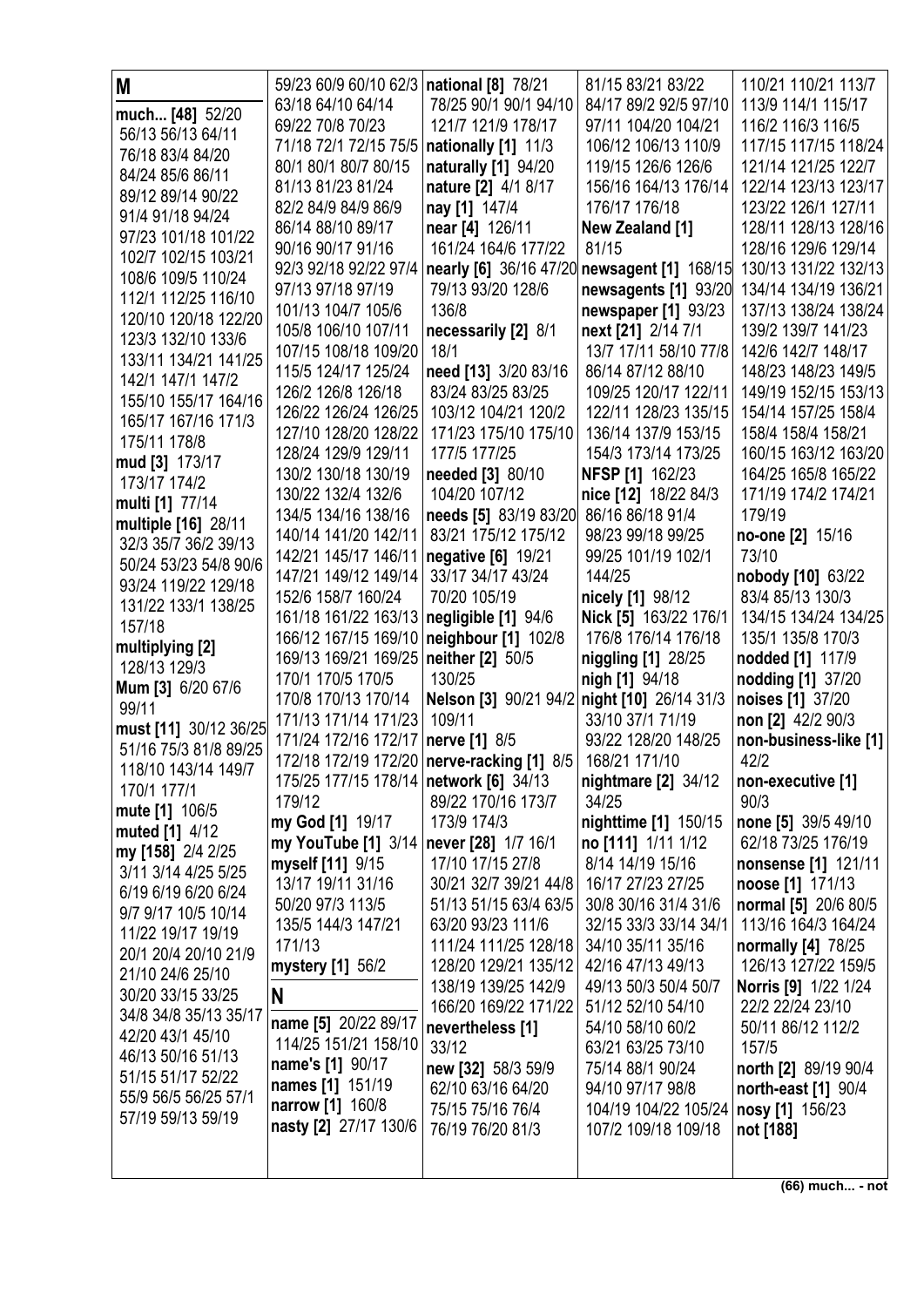**M**

**much... [48]** 52/20 56/13 56/13 64/11 76/18 83/4 84/20 84/24 85/6 86/11 89/12 89/14 90/22 91/4 91/18 94/24 97/23 101/18 101/22 102/7 102/15 103/21 108/6 109/5 110/24 112/1 112/25 116/10 120/10 120/18 122/20 123/3 132/10 133/6 133/11 134/21 141/25 142/1 147/1 147/2 155/10 155/17 164/16 165/17 167/16 171/3 175/11 178/8

**mud [3]** 173/17 173/17 174/2

**multi [1]** 77/14

**multiple [16]** 28/11 32/3 35/7 36/2 39/13 50/24 53/23 54/8 90/6 93/24 119/22 129/18 131/22 133/1 138/25 157/18

**multiplying [2]** 128/13 129/3

**Mum [3]** 6/20 67/6 99/11

**must [11]** 30/12 36/25 51/16 75/3 81/8 89/25 118/10 143/14 149/7 170/1 177/1

**mute [1]** 106/5

**muted [1]** 4/12

**my [158]** 2/4 2/25 3/11 3/14 4/25 5/25 6/19 6/19 6/20 6/24 9/7 9/17 10/5 10/14 11/22 19/17 19/19 20/1 20/4 20/10 21/9 21/10 24/6 25/10 30/20 33/15 33/25 34/8 34/8 35/13 35/17 42/20 43/1 45/10 46/13 50/16 51/13 51/15 51/17 52/22 55/9 56/5 56/25 57/1 57/19 59/13 59/19 59/23 60/9 60/10 62/3 63/18 64/10 64/14 69/22 70/8 70/23 71/18 72/1 72/15 75/5 80/1 80/1 80/7 80/15 81/13 81/23 81/24 82/2 84/9 84/9 86/9 86/14 88/10 89/17 90/16 90/17 91/16 92/3 92/18 92/22 97/4 97/13 97/18 97/19 101/13 104/7 105/6 105/8 106/10 107/11 107/15 108/18 109/20 115/5 124/17 125/24 126/2 126/8 126/18 126/22 126/24 126/25 127/10 128/20 128/22 128/24 129/9 129/11 130/2 130/18 130/19 130/22 132/4 132/6 134/5 134/16 138/16 140/14 141/20 142/11 142/21 145/17 146/11 147/21 149/12 149/14 152/6 158/7 160/24 161/18 161/22 163/13 166/12 167/15 169/10 169/13 169/21 169/25 170/1 170/5 170/5 170/8 170/13 170/14 171/13 171/14 171/23 171/24 172/16 172/17 172/18 172/19 172/20 175/25 177/15 178/14 179/12

**my God [1]** 19/17

**my YouTube [1]** 3/14

**myself [11]** 9/15 13/17 19/11 31/16 50/20 97/3 113/5 135/5 144/3 147/21 171/13

**mystery [1]** 56/2

**N**

**name [5]** 20/22 89/17 114/25 151/21 158/10

**name's [1]** 90/17

**names [1]** 151/19

**narrow [1]** 160/8

**nasty [2]** 27/17 130/6

**national [8]** 78/21 78/25 90/1 90/1 94/10 121/7 121/9 178/17

**nationally [1]** 11/3

**naturally [1]** 94/20

**nature [2]** 4/1 8/17

**nay [1]** 147/4

**near [4]** 126/11 161/24 164/6 177/22

**nearly [6]** 36/16 47/20 79/13 93/20 128/6 136/8

**necessarily [2]** 8/1 18/1

**need [13]** 3/20 83/16 83/24 83/25 83/25 103/12 104/21 120/2 171/23 175/10 175/10 177/5 177/25

**needed [3]** 80/10 104/20 107/12

**needs [5]** 83/19 83/20 83/21 175/12 175/12

**negative [6]** 19/21 33/17 34/17 43/24 70/20 105/19

**negligible [1]** 94/6

**neighbour [1]** 102/8

**neither [2]** 50/5 130/25

**Nelson [3]** 90/21 94/2 109/11

**nerve [1]** 8/5

**nerve-racking [1]** 8/5

**network [6]** 34/13 89/22 170/16 173/7 173/9 174/3

**never [28]** 1/7 16/1 17/10 17/15 27/8 30/21 32/7 39/21 44/8 51/13 51/15 63/4 63/5 63/20 93/23 111/6 111/24 111/25 128/18 128/20 129/21 135/12 138/19 139/25 142/9 166/20 169/22 171/22

**nevertheless [1]** 33/12

**new [32]** 58/3 59/9 62/10 63/16 64/20 75/15 75/16 76/4 76/19 76/20 81/3 81/15 83/21 83/22 84/17 89/2 92/5 97/10 97/11 104/20 104/21 106/12 106/13 110/9 119/15 126/6 126/6 156/16 164/13 176/14 176/17 176/18

**New Zealand [1]** 81/15

**newsagent [1]** 168/15

**newsagents [1]** 93/20

**newspaper [1]** 93/23

**next [21]** 2/14 7/1 13/7 17/11 58/10 77/8 86/14 87/12 88/10 109/25 120/17 122/11 122/11 128/23 135/15 136/14 137/9 153/15 154/3 173/14 173/25

**NFSP [1]** 162/23

**nice [12]** 18/22 84/3 86/16 86/18 91/4 98/23 99/18 99/25 99/25 101/19 102/1 144/25

**nicely [1]** 98/12

**Nick [5]** 163/22 176/1 176/8 176/14 176/18

**niggling [1]** 28/25

**nigh [1]** 94/18

**night [10]** 26/14 31/3 33/10 37/1 71/19 93/22 128/20 148/25 168/21 171/10

**nightmare [2]** 34/12 34/25

**nighttime [1]** 150/15

**no [111]** 1/11 1/12 8/14 14/19 15/16 16/17 27/23 27/25 30/8 30/16 31/4 31/6 32/15 33/3 33/14 34/1 34/10 35/11 35/16 42/16 47/13 49/13 49/13 50/3 50/4 50/7 51/12 52/10 54/10 54/10 58/10 60/2 63/21 63/25 73/10 75/14 88/1 90/24 94/10 97/17 98/8 104/19 104/22 105/24 107/2 109/18 109/18 110/21 110/21 113/7 113/9 114/1 115/17 116/2 116/3 116/5 117/15 117/15 118/24 121/14 121/25 122/7 122/14 123/13 123/17 123/22 126/1 127/11 128/11 128/13 128/16 128/16 129/6 129/14 130/13 131/22 132/13 134/14 134/19 136/21 137/13 138/24 138/24 139/2 139/7 141/23 142/6 142/7 148/17 148/23 148/23 149/5 149/19 152/15 153/13 154/14 157/25 158/4 158/4 158/4 158/21 160/15 163/12 163/20 164/25 165/8 165/22 171/19 174/2 174/21 179/19

**no-one [2]** 15/16 73/10

**nobody [10]** 63/22 83/4 85/13 130/3 134/15 134/24 134/25 135/1 135/8 170/3

**nodded [1]** 117/9

**nodding [1]** 37/20

**noises [1]** 37/20

**non [2]** 42/2 90/3

**non-business-like [1]** 42/2

**non-executive [1]** 90/3

**none [5]** 39/5 49/10 62/18 73/25 176/19

**nonsense [1]** 121/11

**noose [1]** 171/13

**normal [5]** 20/6 80/5 113/16 164/3 164/24

**normally [4]** 78/25 126/13 127/22 159/5

**Norris [9]** 1/22 1/24 22/2 22/24 23/10 50/11 86/12 112/2 157/5

**north [2]** 89/19 90/4

**north-east [1]** 90/4

**nosy [1]** 156/23

**not [188]**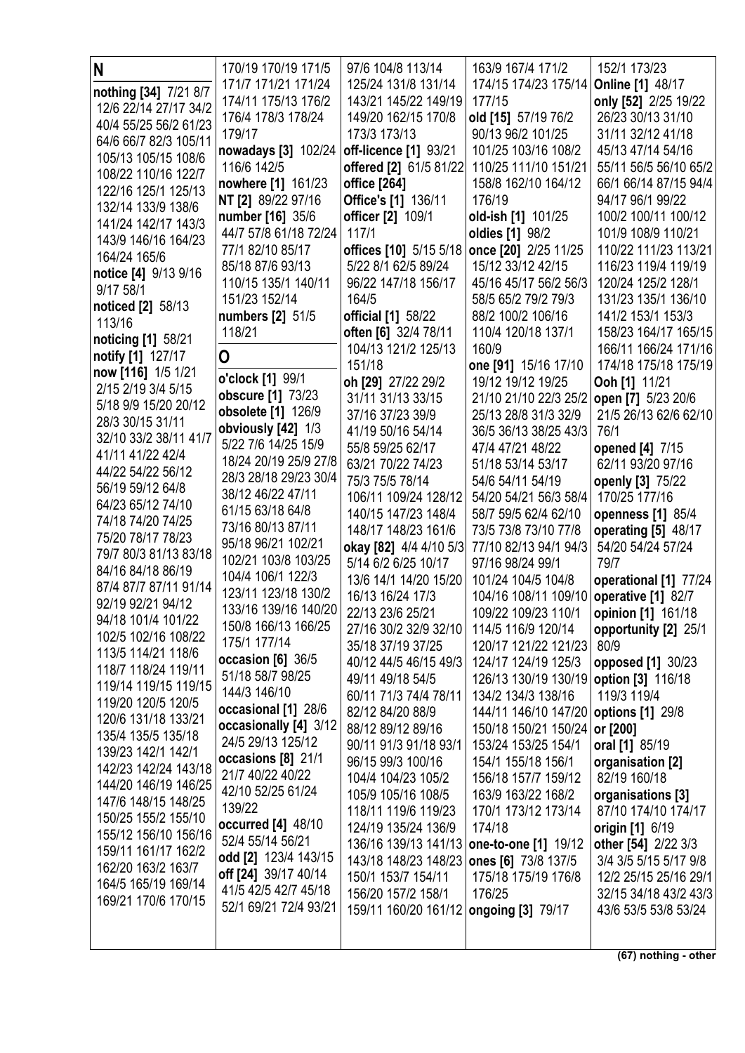## N

**nothing [34]** 7/21 8/7 12/6 22/14 27/17 34/2 40/4 55/25 56/2 61/23 64/6 66/7 82/3 105/11 105/13 105/15 108/6 108/22 110/16 122/7 122/16 125/1 125/13 132/14 133/9 138/6 141/24 142/17 143/3 143/9 146/16 164/23 164/24 165/6

**notice [4]** 9/13 9/16 9/17 58/1

**noticed [2]** 58/13 113/16

**noticing [1]** 58/21

**notify [1]** 127/17

**now [116]** 1/5 1/21 2/15 2/19 3/4 5/15 5/18 9/9 15/20 20/12 28/3 30/15 31/11 32/10 33/2 38/11 41/7 41/11 41/22 42/4 44/22 54/22 56/12 56/19 59/12 64/8 64/23 65/12 74/10 74/18 74/20 74/25 75/20 78/17 78/23 79/7 80/3 81/13 83/18 84/16 84/18 86/19 87/4 87/7 87/11 91/14 92/19 92/21 94/12 94/18 101/4 101/22 102/5 102/16 108/22 113/5 114/21 118/6 118/7 118/24 119/11 119/14 119/15 119/15 119/20 120/5 120/5 120/6 131/18 133/21 135/4 135/5 135/18 139/23 142/1 142/1 142/23 142/24 143/18 144/20 146/19 146/25 147/6 148/15 148/25 150/25 155/2 155/10 155/12 156/10 156/16 159/11 161/17 162/2 162/20 163/2 163/7 164/5 165/19 169/14 169/21 170/6 170/15 170/19 170/19 171/5 171/7 171/21 171/24 174/11 175/13 176/2 176/4 178/3 178/24 179/17

**nowadays [3]** 102/24 116/6 142/5

**nowhere [1]** 161/23

**NT [2]** 89/22 97/16

**number [16]** 35/6 44/7 57/8 61/18 72/24 77/1 82/10 85/17 85/18 87/6 93/13 110/15 135/1 140/11 151/23 152/14

**numbers [2]** 51/5 118/21

## O

**o'clock [1]** 99/1

**obscure [1]** 73/23

**obsolete [1]** 126/9

**obviously [42]** 1/3 5/22 7/6 14/25 15/9 18/24 20/19 25/9 27/8 28/3 28/18 29/23 30/4 38/12 46/22 47/11 61/15 63/18 64/8 73/16 80/13 87/11 95/18 96/21 102/21 102/21 103/8 103/25 104/4 106/1 122/3 123/11 123/18 130/2 133/16 139/16 140/20 150/8 166/13 166/25 175/1 177/14

**occasion [6]** 36/5 51/18 58/7 98/25 144/3 146/10

**occasional [1]** 28/6

**occasionally [4]** 3/12 24/5 29/13 125/12

**occasions [8]** 21/1 21/7 40/22 40/22 42/10 52/25 61/24 139/22

**occurred [4]** 48/10 52/4 55/14 56/21

**odd [2]** 123/4 143/15

**off [24]** 39/17 40/14 41/5 42/5 42/7 45/18 52/1 69/21 72/4 93/21 97/6 104/8 113/14 125/24 131/8 131/14 143/21 145/22 149/19 149/20 162/15 170/8 173/3 173/13

**off-licence [1]** 93/21

**offered [2]** 61/5 81/22

**office [264]**

**Office's [1]** 136/11

**officer [2]** 109/1 117/1

**offices [10]** 5/15 5/18 5/22 8/1 62/5 89/24 96/22 147/18 156/17 164/5

**official [1]** 58/22

**often [6]** 32/4 78/11 104/13 121/2 125/13 151/18

**oh [29]** 27/22 29/2 31/11 31/13 33/15 37/16 37/23 39/9 41/19 50/16 54/14 55/8 59/25 62/17 63/21 70/22 74/23 75/3 75/5 78/14 106/11 109/24 128/12 140/15 147/23 148/4 148/17 148/23 161/6

**okay [82]** 4/4 4/10 5/3 5/14 6/2 6/25 10/17 13/6 14/1 14/20 15/20 16/13 16/24 17/3 22/13 23/6 25/21 27/16 30/2 32/9 32/10 35/18 37/19 37/25 40/12 44/5 46/15 49/3 49/11 49/18 54/5 60/11 71/3 74/4 78/11 82/12 84/20 88/9 88/12 89/12 89/16 90/11 91/3 91/18 93/1 96/15 99/3 100/16 104/4 104/23 105/2 105/9 105/16 108/5 118/11 119/6 119/23 124/19 135/24 136/9 136/16 139/13 141/13 143/18 148/23 148/23 150/1 153/7 154/11 156/20 157/2 158/1 159/11 160/20 161/12 163/9 167/4 171/2 174/15 174/23 175/14 177/15

**old [15]** 57/19 76/2 90/13 96/2 101/25 101/25 103/16 108/2 110/25 111/10 151/21 158/8 162/10 164/12 176/19

**old-ish [1]** 101/25

**oldies [1]** 98/2

**once [20]** 2/25 11/25 15/12 33/12 42/15 45/16 45/17 56/2 56/3 58/5 65/2 79/2 79/3 88/2 100/2 106/16 110/4 120/18 137/1 160/9

**one [91]** 15/16 17/10 19/12 19/12 19/25 21/10 21/10 22/3 25/2 25/13 28/8 31/3 32/9 36/5 36/13 38/25 43/3 47/4 47/21 48/22 51/18 53/14 53/17 54/6 54/11 54/19 54/20 54/21 56/3 58/4 58/17 59/5 62/4 62/10 73/5 73/8 73/10 77/8 77/10 82/13 94/1 94/3 97/16 98/24 99/1 101/24 104/5 104/8 104/16 108/11 109/10 109/22 109/23 110/1 114/5 116/9 120/14 120/17 121/22 121/23 124/17 124/19 125/3 126/13 130/19 130/19 134/2 134/3 138/16 144/11 146/10 147/20 150/18 150/21 150/24 153/24 153/25 154/1 154/1 155/18 156/1 156/18 157/7 159/12 163/9 163/22 168/2 170/1 173/12 173/14 174/18

**one-to-one [1]** 19/12

**ones [6]** 73/8 137/5 175/18 175/19 176/8 176/25

**ongoing [3]** 79/17 152/1 173/23

**Online [1]** 48/17

**only [52]** 2/25 19/22 26/23 30/13 31/10 31/11 32/12 41/18 45/13 47/14 54/16 55/11 56/5 56/10 65/2 66/1 66/14 87/15 94/4 94/17 96/1 99/22 100/2 100/11 100/12 101/9 108/9 110/21 110/22 111/23 113/21 116/23 119/4 119/19 120/24 125/2 128/1 131/23 135/1 136/10 141/2 153/1 153/3 158/23 164/17 165/15 166/11 166/24 171/16 174/18 175/18 175/19

**Ooh [1]** 11/21

**open [7]** 5/23 20/6 21/5 26/13 62/6 62/10 76/1

**opened [4]** 7/15 62/11 93/20 97/16

**openly [3]** 75/22 170/25 177/16

**openness [1]** 85/4

**operating [5]** 48/17 54/20 54/24 57/24 79/7

**operational [1]** 77/24

**operative [1]** 82/7

**opinion [1]** 161/18

**opportunity [2]** 25/1 80/9

**opposed [1]** 30/23

**option [3]** 116/18 119/3 119/4

**options [1]** 29/8

**or [200]**

**oral [1]** 85/19

**organisation [2]** 82/19 160/18

**organisations [3]** 87/10 174/10 174/17

**origin [1]** 6/19

**other [54]** 2/22 3/3 3/4 3/5 5/15 5/17 9/8 12/2 25/15 25/16 29/1 32/15 34/18 43/2 43/3 43/6 53/5 53/8 53/24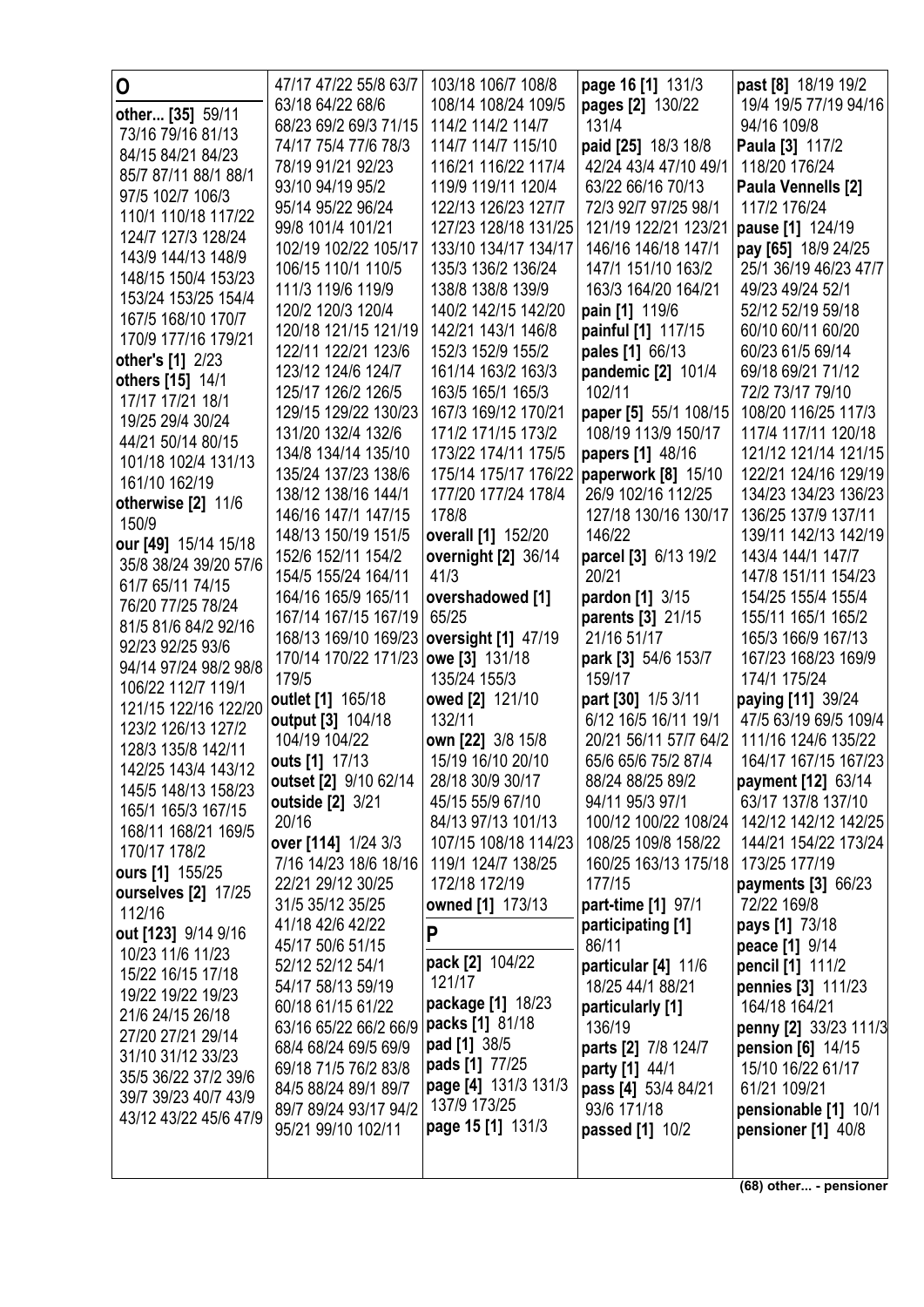## O

**other... [35]** 59/11 73/16 79/16 81/13 84/15 84/21 84/23 85/7 87/11 88/1 88/1 97/5 102/7 106/3 110/1 110/18 117/22 124/7 127/3 128/24 143/9 144/13 148/9 148/15 150/4 153/23 153/24 153/25 154/4 167/5 168/10 170/7 170/9 177/16 179/21

**other's [1]** 2/23

**others [15]** 14/1 17/17 17/21 18/1 19/25 29/4 30/24 44/21 50/14 80/15 101/18 102/4 131/13 161/10 162/19

**otherwise [2]** 11/6 150/9

**our [49]** 15/14 15/18 35/8 38/24 39/20 57/6 61/7 65/11 74/15 76/20 77/25 78/24 81/5 81/6 84/2 92/16 92/23 92/25 93/6 94/14 97/24 98/2 98/8 106/22 112/7 119/1 121/15 122/16 122/20 123/2 126/13 127/2 128/3 135/8 142/11 142/25 143/4 143/12 145/5 148/13 158/23 165/1 165/3 167/15 168/11 168/21 169/5 170/17 178/2

**ours [1]** 155/25

**ourselves [2]** 17/25 112/16

**out [123]** 9/14 9/16 10/23 11/6 11/23 15/22 16/15 17/18 19/22 19/22 19/23 21/6 24/15 26/18 27/20 27/21 29/14 31/10 31/12 33/23 35/5 36/22 37/2 39/6 39/7 39/23 40/7 43/9 43/12 43/22 45/6 47/9 47/17 47/22 55/8 63/7 63/18 64/22 68/6 68/23 69/2 69/3 71/15 74/17 75/4 77/6 78/3 78/19 91/21 92/23 93/10 94/19 95/2 95/14 95/22 96/24 99/8 101/4 101/21 102/19 102/22 105/17 106/15 110/1 110/5 111/3 119/6 119/9 120/2 120/3 120/4 120/18 121/15 121/19 122/11 122/21 123/6 123/12 124/6 124/7 125/17 126/2 126/5 129/15 129/22 130/23 131/20 132/4 132/6 134/8 134/14 135/10 135/24 137/23 138/6 138/12 138/16 144/1 146/16 147/1 147/15 148/13 150/19 151/5 152/6 152/11 154/2 154/5 155/24 164/11 164/16 165/9 165/11 167/14 167/15 167/19 168/13 169/10 169/23 170/14 170/22 171/23 179/5

**outlet [1]** 165/18

**output [3]** 104/18 104/19 104/22

**outs [1]** 17/13

**outset [2]** 9/10 62/14

**outside [2]** 3/21 20/16

**over [114]** 1/24 3/3 7/16 14/23 18/6 18/16 22/21 29/12 30/25 31/5 35/12 35/25 41/18 42/6 42/22 45/17 50/6 51/15 52/12 52/12 54/1 54/17 58/13 59/19 60/18 61/15 61/22 63/16 65/22 66/2 66/9 68/4 68/24 69/5 69/9 69/18 71/5 76/2 83/8 84/5 88/24 89/1 89/7 89/7 89/24 93/17 94/2 95/21 99/10 102/11 103/18 106/7 108/8 108/14 108/24 109/5 114/2 114/2 114/7 114/7 114/7 115/10 116/21 116/22 117/4 119/9 119/11 120/4 122/13 126/23 127/7 127/23 128/18 131/25 133/10 134/17 134/17 135/3 136/2 136/24 138/8 138/8 139/9 140/2 142/15 142/20 142/21 143/1 146/8 152/3 152/9 155/2 161/14 163/2 163/3 163/5 165/1 165/3 167/3 169/12 170/21 171/2 171/15 173/2 173/22 174/11 175/5 175/14 175/17 176/22 177/20 177/24 178/4 178/8

**overall [1]** 152/20

**overnight [2]** 36/14 41/3

**overshadowed [1]** 65/25

**oversight [1]** 47/19

**owe [3]** 131/18 135/24 155/3

**owed [2]** 121/10 132/11

**own [22]** 3/8 15/8 15/19 16/10 20/10 28/18 30/9 30/17 45/15 55/9 67/10 84/13 97/13 101/13 107/15 108/18 114/23 119/1 124/7 138/25 172/18 172/19

**owned [1]** 173/13

## P

**pack [2]** 104/22 121/17

**package [1]** 18/23

**packs [1]** 81/18

**pad [1]** 38/5

**pads [1]** 77/25

**page [4]** 131/3 131/3 137/9 173/25

**page 15 [1]** 131/3

**page 16 [1]** 131/3

**pages [2]** 130/22 131/4

**paid [25]** 18/3 18/8 42/24 43/4 47/10 49/1 63/22 66/16 70/13 72/3 92/7 97/25 98/1 121/19 122/21 123/21 146/16 146/18 147/1 147/1 151/10 163/2 163/3 164/20 164/21

**pain [1]** 119/6

**painful [1]** 117/15

**pales [1]** 66/13

**pandemic [2]** 101/4 102/11

**paper [5]** 55/1 108/15 108/19 113/9 150/17

**papers [1]** 48/16

**paperwork [8]** 15/10 26/9 102/16 112/25 127/18 130/16 130/17 146/22

**parcel [3]** 6/13 19/2 20/21

**pardon [1]** 3/15

**parents [3]** 21/15 21/16 51/17

**park [3]** 54/6 153/7 159/17

**part [30]** 1/5 3/11 6/12 16/5 16/11 19/1 20/21 56/11 57/7 64/2 65/6 65/6 75/2 87/4 88/24 88/25 89/2 94/11 95/3 97/1 100/12 100/22 108/24 108/25 109/8 158/22 160/25 163/13 175/18 177/15

**part-time [1]** 97/1

**participating [1]** 86/11

**particular [4]** 11/6 18/25 44/1 88/21

**particularly [1]** 136/19

**parts [2]** 7/8 124/7

**party [1]** 44/1

**pass [4]** 53/4 84/21 93/6 171/18

**passed [1]** 10/2

**past [8]** 18/19 19/2 19/4 19/5 77/19 94/16 94/16 109/8

**Paula [3]** 117/2 118/20 176/24

**Paula Vennells [2]** 117/2 176/24

**pause [1]** 124/19

**pay [65]** 18/9 24/25 25/1 36/19 46/23 47/7 49/23 49/24 52/1 52/12 52/19 59/18 60/10 60/11 60/20 60/23 61/5 69/14 69/18 69/21 71/12 72/2 73/17 79/10 108/20 116/25 117/3 117/4 117/11 120/18 121/12 121/14 121/15 122/21 124/16 129/19 134/23 134/23 136/23 136/25 137/9 137/11 139/11 142/13 142/19 143/4 144/1 147/7 147/8 151/11 154/23 154/25 155/4 155/4 155/11 165/1 165/2 165/3 166/9 167/13 167/23 168/23 169/9 174/1 175/24

**paying [11]** 39/24 47/5 63/19 69/5 109/4 111/16 124/6 135/22 164/17 167/15 167/23

**payment [12]** 63/14 63/17 137/8 137/10 142/12 142/12 142/25 144/21 154/22 173/24 173/25 177/19

**payments [3]** 66/23 72/22 169/8

**pays [1]** 73/18

**peace [1]** 9/14

**pencil [1]** 111/2

**pennies [3]** 111/23 164/18 164/21

**penny [2]** 33/23 111/3

**pension [6]** 14/15 15/10 16/22 61/17 61/21 109/21

**pensionable [1]** 10/1

**pensioner [1]** 40/8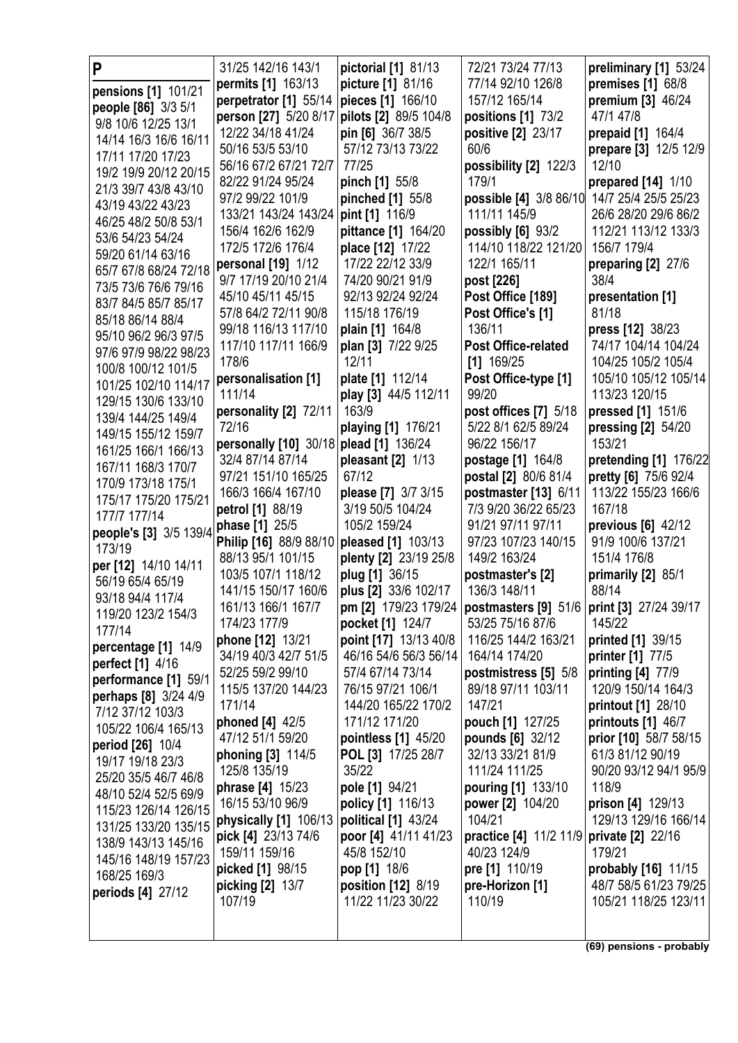# P

**pensions [1]** 101/21
**people [86]** 3/3 5/1 9/8 10/6 12/25 13/1 14/14 16/3 16/6 16/11 17/11 17/20 17/23 19/2 19/9 20/12 20/15 21/3 39/7 43/8 43/10 43/19 43/22 43/23 46/25 48/2 50/8 53/1 53/6 54/23 54/24 59/20 61/14 63/16 65/7 67/8 68/24 72/18 73/5 73/6 76/6 79/16 83/7 84/5 85/7 85/17 85/18 86/14 88/4 95/10 96/2 96/3 97/5 97/6 97/9 98/22 98/23 100/8 100/12 101/5 101/25 102/10 114/17 129/15 130/6 133/10 139/4 144/25 149/4 149/15 155/12 159/7 161/25 166/1 166/13 167/11 168/3 170/7 170/9 173/18 175/1 175/17 175/20 175/21 177/7 177/14
**people's [3]** 3/5 139/4 173/19
**per [12]** 14/10 14/11 56/19 65/4 65/19 93/18 94/4 117/4 119/20 123/2 154/3 177/14
**percentage [1]** 14/9
**perfect [1]** 4/16
**performance [1]** 59/1
**perhaps [8]** 3/24 4/9 7/12 37/12 103/3 105/22 106/4 165/13
**period [26]** 10/4 19/17 19/18 23/3 25/20 35/5 46/7 46/8 48/10 52/4 52/5 69/9 115/23 126/14 126/15 131/25 133/20 135/15 138/9 143/13 145/16 145/16 148/19 157/23 168/25 169/3
**periods [4]** 27/12 31/25 142/16 143/1
**permits [1]** 163/13
**perpetrator [1]** 55/14
**person [27]** 5/20 8/17 12/22 34/18 41/24 50/16 53/5 53/10 56/16 67/2 67/21 72/7 82/22 91/24 95/24 97/2 99/22 101/9 133/21 143/24 143/24 156/4 162/6 162/9 172/5 172/6 176/4
**personal [19]** 1/12 9/7 17/19 20/10 21/4 45/10 45/11 45/15 57/8 64/2 72/11 90/8 99/18 116/13 117/10 117/10 117/11 166/9 178/6
**personalisation [1]** 111/14
**personality [2]** 72/11 72/16
**personally [10]** 30/18 32/4 87/14 87/14 97/21 151/10 165/25 166/3 166/4 167/10
**petrol [1]** 88/19
**phase [1]** 25/5
**Philip [16]** 88/9 88/10 88/13 95/1 101/15 103/5 107/1 118/12 141/15 150/17 160/6 161/13 166/1 167/7 174/23 177/9
**phone [12]** 13/21 34/19 40/3 42/7 51/5 52/25 59/2 99/10 115/5 137/20 144/23 171/14
**phoned [4]** 42/5 47/12 51/1 59/20
**phoning [3]** 114/5 125/8 135/19
**phrase [4]** 15/23 16/15 53/10 96/9
**physically [1]** 106/13
**pick [4]** 23/13 74/6 159/11 159/16
**picked [1]** 98/15
**picking [2]** 13/7 107/19
**pictorial [1]** 81/13
**picture [1]** 81/16
**pieces [1]** 166/10
**pilots [2]** 89/5 104/8
**pin [6]** 36/7 38/5 57/12 73/13 73/22 77/25
**pinch [1]** 55/8
**pinched [1]** 55/8
**pint [1]** 116/9
**pittance [1]** 164/20
**place [12]** 17/22 17/22 22/12 33/9 74/20 90/21 91/9 92/13 92/24 92/24 115/18 176/19
**plain [1]** 164/8
**plan [3]** 7/22 9/25 12/11
**plate [1]** 112/14
**play [3]** 44/5 112/11 163/9
**playing [1]** 176/21
**plead [1]** 136/24
**pleasant [2]** 1/13 67/12
**please [7]** 3/7 3/15 3/19 50/5 104/24 105/2 159/24
**pleased [1]** 103/13
**plenty [2]** 23/19 25/8
**plug [1]** 36/15
**plus [2]** 33/6 102/17
**pm [2]** 179/23 179/24
**pocket [1]** 124/7
**point [17]** 13/13 40/8 46/16 54/6 56/3 56/14 57/4 67/14 73/14 76/15 97/21 106/1 144/20 165/22 170/2 171/12 171/20
**pointless [1]** 45/20
**POL [3]** 17/25 28/7 35/22
**pole [1]** 94/21
**policy [1]** 116/13
**political [1]** 43/24
**poor [4]** 41/11 41/23 45/8 152/10
**pop [1]** 18/6
**position [12]** 8/19 11/22 11/23 30/22 72/21 73/24 77/13 77/14 92/10 126/8 157/12 165/14
**positions [1]** 73/2
**positive [2]** 23/17 60/6
**possibility [2]** 122/3 179/1
**possible [4]** 3/8 86/10 111/11 145/9
**possibly [6]** 93/2 114/10 118/22 121/20 122/1 165/11
**post [226]**
**Post Office [189]**
**Post Office's [1]** 136/11
**Post Office-related [1]** 169/25
**Post Office-type [1]** 99/20
**post offices [7]** 5/18 5/22 8/1 62/5 89/24 96/22 156/17
**postage [1]** 164/8
**postal [2]** 80/6 81/4
**postmaster [13]** 6/11 7/3 9/20 36/22 65/23 91/21 97/11 97/11 97/23 107/23 140/15 149/2 163/24
**postmaster's [2]** 136/3 148/11
**postmasters [9]** 51/6 53/25 75/16 87/6 116/25 144/2 163/21 164/14 174/20
**postmistress [5]** 5/8 89/18 97/11 103/11 147/21
**pouch [1]** 127/25
**pounds [6]** 32/12 32/13 33/21 81/9 111/24 111/25
**pouring [1]** 133/10
**power [2]** 104/20 104/21
**practice [4]** 11/2 11/9 40/23 124/9
**pre [1]** 110/19
**pre-Horizon [1]** 110/19
**preliminary [1]** 53/24
**premises [1]** 68/8
**premium [3]** 46/24 47/1 47/8
**prepaid [1]** 164/4
**prepare [3]** 12/5 12/9 12/10
**prepared [14]** 1/10 14/7 25/4 25/5 25/23 26/6 28/20 29/6 86/2 112/21 113/12 133/3 156/7 179/4
**preparing [2]** 27/6 38/4
**presentation [1]** 81/18
**press [12]** 38/23 74/17 104/14 104/24 104/25 105/2 105/4 105/10 105/12 105/14 113/23 120/15
**pressed [1]** 151/6
**pressing [2]** 54/20 153/21
**pretending [1]** 176/22
**pretty [6]** 75/6 92/4 113/22 155/23 166/6 167/18
**previous [6]** 42/12 91/9 100/6 137/21 151/4 176/8
**primarily [2]** 85/1 88/14
**print [3]** 27/24 39/17 145/22
**printed [1]** 39/15
**printer [1]** 77/5
**printing [4]** 77/9 120/9 150/14 164/3
**printout [1]** 28/10
**printouts [1]** 46/7
**prior [10]** 58/7 58/15 61/3 81/12 90/19 90/20 93/12 94/1 95/9 118/9
**prison [4]** 129/13 129/13 129/16 166/14
**private [2]** 22/16 179/21
**probably [16]** 11/15 48/7 58/5 61/23 79/25 105/21 118/25 123/11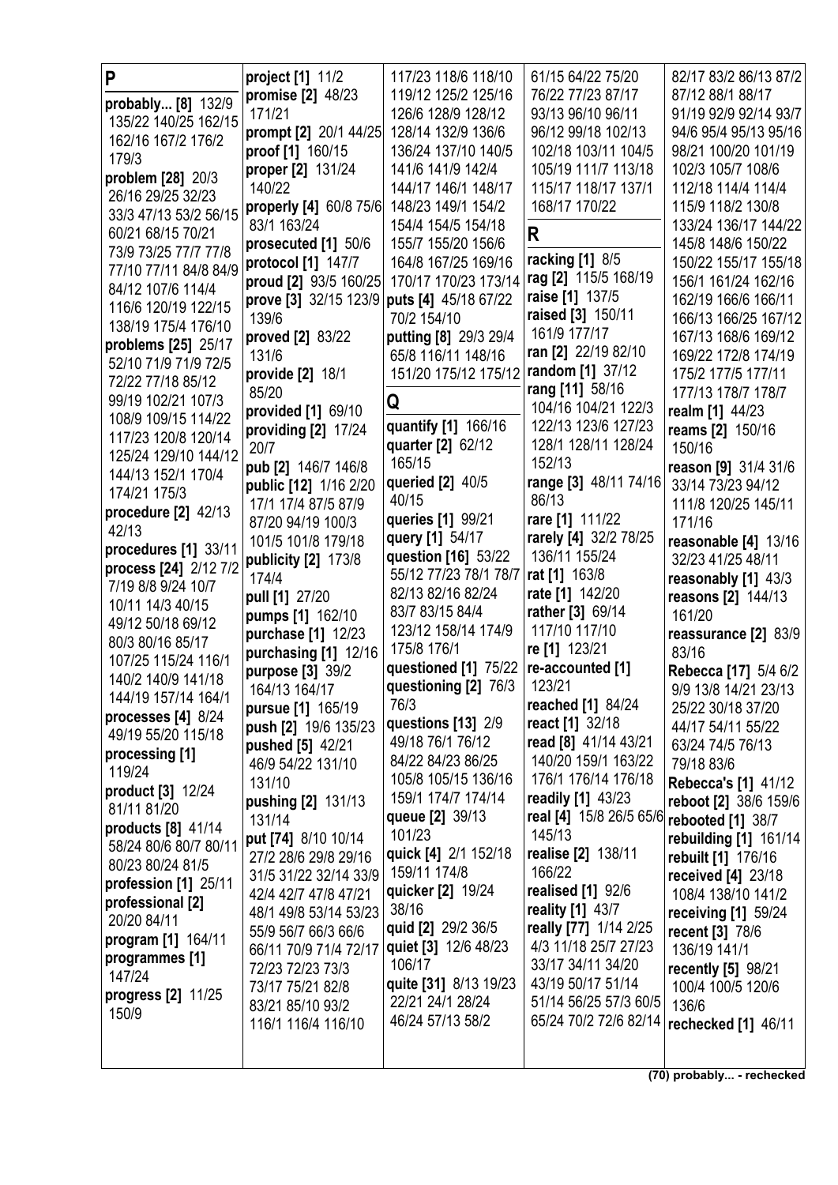# P

**probably... [8]** 132/9 135/22 140/25 162/15 162/16 167/2 176/2 179/3

**problem [28]** 20/3 26/16 29/25 32/23 33/3 47/13 53/2 56/15 60/21 68/15 70/21 73/9 73/25 77/7 77/8 77/10 77/11 84/8 84/9 84/12 107/6 114/4 116/6 120/19 122/15 138/19 175/4 176/10

**problems [25]** 25/17 52/10 71/9 71/9 72/5 72/22 77/18 85/12 99/19 102/21 107/3 108/9 109/15 114/22 117/23 120/8 120/14 125/24 129/10 144/12 144/13 152/1 170/4 174/21 175/3

**procedure [2]** 42/13 42/13

**procedures [1]** 33/11

**process [24]** 2/12 7/2 7/19 8/8 9/24 10/7 10/11 14/3 40/15 49/12 50/18 69/12 80/3 80/16 85/17 107/25 115/24 116/1 140/2 140/9 141/18 144/19 157/14 164/1

**processes [4]** 8/24 49/19 55/20 115/18

**processing [1]** 119/24

**product [3]** 12/24 81/11 81/20

**products [8]** 41/14 58/24 80/6 80/7 80/11 80/23 80/24 81/5

**profession [1]** 25/11

**professional [2]** 20/20 84/11

**program [1]** 164/11

**programmes [1]** 147/24

**progress [2]** 11/25 150/9

**project [1]** 11/2

**promise [2]** 48/23 171/21

**prompt [2]** 20/1 44/25

**proof [1]** 160/15

**proper [2]** 131/24 140/22

**properly [4]** 60/8 75/6 83/1 163/24

**prosecuted [1]** 50/6

**protocol [1]** 147/7

**proud [2]** 93/5 160/25

**prove [3]** 32/15 123/9 139/6

**proved [2]** 83/22 131/6

**provide [2]** 18/1 85/20

**provided [1]** 69/10

**providing [2]** 17/24 20/7

**pub [2]** 146/7 146/8

**public [12]** 1/16 2/20 17/1 17/4 87/5 87/9 87/20 94/19 100/3 101/5 101/8 179/18

**publicity [2]** 173/8 174/4

**pull [1]** 27/20

**pumps [1]** 162/10

**purchase [1]** 12/23

**purchasing [1]** 12/16

**purpose [3]** 39/2 164/13 164/17

**pursue [1]** 165/19

**push [2]** 19/6 135/23

**pushed [5]** 42/21 46/9 54/22 131/10 131/10

**pushing [2]** 131/13 131/14

**put [74]** 8/10 10/14 27/2 28/6 29/8 29/16 31/5 31/22 32/14 33/9 42/4 42/7 47/8 47/21 48/1 49/8 53/14 53/23 55/9 56/7 66/3 66/6 66/11 70/9 71/4 72/17 72/23 72/23 73/3 73/17 75/21 82/8 83/21 85/10 93/2 116/1 116/4 116/10 117/23 118/6 118/10 119/12 125/2 125/16 126/6 128/9 128/12 128/14 132/9 136/6 136/24 137/10 140/5 141/6 141/9 142/4 144/17 146/1 148/17 148/23 149/1 154/2 154/4 154/5 154/18 155/7 155/20 156/6 164/8 167/25 169/16 170/17 170/23 173/14

**puts [4]** 45/18 67/22 70/2 154/10

**putting [8]** 29/3 29/4 65/8 116/11 148/16 151/20 175/12 175/12

# Q

**quantify [1]** 166/16

**quarter [2]** 62/12 165/15

**queried [2]** 40/5 40/15

**queries [1]** 99/21

**query [1]** 54/17

**question [16]** 53/22 55/12 77/23 78/1 78/7 82/13 82/16 82/24 83/7 83/15 84/4 123/12 158/14 174/9 175/8 176/1

**questioned [1]** 75/22

**questioning [2]** 76/3 76/3

**questions [13]** 2/9 49/18 76/1 76/12 84/22 84/23 86/25 105/8 105/15 136/16 159/1 174/7 174/14

**queue [2]** 39/13 101/23

**quick [4]** 2/1 152/18 159/11 174/8

**quicker [2]** 19/24 38/16

**quid [2]** 29/2 36/5

**quiet [3]** 12/6 48/23 106/17

**quite [31]** 8/13 19/23 22/21 24/1 28/24 46/24 57/13 58/2 61/15 64/22 75/20 76/22 77/23 87/17 93/13 96/10 96/11 96/12 99/18 102/13 102/18 103/11 104/5 105/19 111/7 113/18 115/17 118/17 137/1 168/17 170/22

# R

**racking [1]** 8/5

**rag [2]** 115/5 168/19

**raise [1]** 137/5

**raised [3]** 150/11 161/9 177/17

**ran [2]** 22/19 82/10

**random [1]** 37/12

**rang [11]** 58/16 104/16 104/21 122/3 122/13 123/6 127/23 128/1 128/11 128/24 152/13

**range [3]** 48/11 74/16 86/13

**rare [1]** 111/22

**rarely [4]** 32/2 78/25 136/11 155/24

**rat [1]** 163/8

**rate [1]** 142/20

**rather [3]** 69/14 117/10 117/10

**re [1]** 123/21

**re-accounted [1]** 123/21

**reached [1]** 84/24

**react [1]** 32/18

**read [8]** 41/14 43/21 140/20 159/1 163/22 176/1 176/14 176/18

**readily [1]** 43/23

**real [4]** 15/8 26/5 65/6 145/13

**realise [2]** 138/11 166/22

**realised [1]** 92/6

**reality [1]** 43/7

**really [77]** 1/14 2/25 4/3 11/18 25/7 27/23 33/17 34/11 34/20 43/19 50/17 51/14 51/14 56/25 57/3 60/5 65/24 70/2 72/6 82/14 82/17 83/2 86/13 87/2 87/12 88/1 88/17 91/19 92/9 92/14 93/7 94/6 95/4 95/13 95/16 98/21 100/20 101/19 102/3 105/7 108/6 112/18 114/4 114/4 115/9 118/2 130/8 133/24 136/17 144/22 145/8 148/6 150/22 150/22 155/17 155/18 156/1 161/24 162/16 162/19 166/6 166/11 166/13 166/25 167/12 167/13 168/6 169/12 169/22 172/8 174/19 175/2 177/5 177/11 177/13 178/7 178/7

**realm [1]** 44/23

**reams [2]** 150/16 150/16

**reason [9]** 31/4 31/6 33/14 73/23 94/12 111/8 120/25 145/11 171/16

**reasonable [4]** 13/16 32/23 41/25 48/11

**reasonably [1]** 43/3

**reasons [2]** 144/13 161/20

**reassurance [2]** 83/9 83/16

**Rebecca [17]** 5/4 6/2 9/9 13/8 14/21 23/13 25/22 30/18 37/20 44/17 54/11 55/22 63/24 74/5 76/13 79/18 83/6

**Rebecca's [1]** 41/12

**reboot [2]** 38/6 159/6

**rebooted [1]** 38/7

**rebuilding [1]** 161/14

**rebuilt [1]** 176/16

**received [4]** 23/18 108/4 138/10 141/2

**receiving [1]** 59/24

**recent [3]** 78/6 136/19 141/1

**recently [5]** 98/21 100/4 100/5 120/6 136/6

**rechecked [1]** 46/11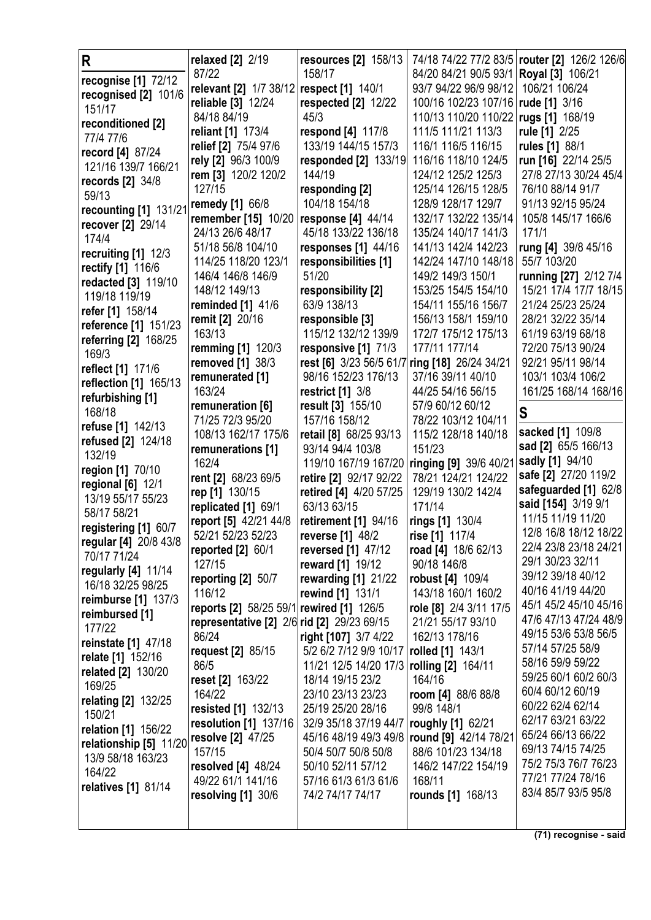## R

**recognise [1]** 72/12
**recognised [2]** 101/6 151/17
**reconditioned [2]** 77/4 77/6
**record [4]** 87/24 121/16 139/7 166/21
**records [2]** 34/8 59/13
**recounting [1]** 131/21
**recover [2]** 29/14 174/4
**recruiting [1]** 12/3
**rectify [1]** 116/6
**redacted [3]** 119/10 119/18 119/19
**refer [1]** 158/14
**reference [1]** 151/23
**referring [2]** 168/25 169/3
**reflect [1]** 171/6
**reflection [1]** 165/13
**refurbishing [1]** 168/18
**refuse [1]** 142/13
**refused [2]** 124/18 132/19
**region [1]** 70/10
**regional [6]** 12/1 13/19 55/17 55/23 58/17 58/21
**registering [1]** 60/7
**regular [4]** 20/8 43/8 70/17 71/24
**regularly [4]** 11/14 16/18 32/25 98/25
**reimburse [1]** 137/3
**reimbursed [1]** 177/22
**reinstate [1]** 47/18
**relate [1]** 152/16
**related [2]** 130/20 169/25
**relating [2]** 132/25 150/21
**relation [1]** 156/22
**relationship [5]** 11/20 13/9 58/18 163/23 164/22
**relatives [1]** 81/14
**relaxed [2]** 2/19 87/22
**relevant [2]** 1/7 38/12
**reliable [3]** 12/24 84/18 84/19
**reliant [1]** 173/4
**relief [2]** 75/4 97/6
**rely [2]** 96/3 100/9
**rem [3]** 120/2 120/2 127/15
**remedy [1]** 66/8
**remember [15]** 10/20 24/13 26/6 48/17 51/18 56/8 104/10 114/25 118/20 123/1 146/4 146/8 146/9 148/12 149/13
**reminded [1]** 41/6
**remit [2]** 20/16 163/13
**remming [1]** 120/3
**removed [1]** 38/3
**remunerated [1]** 163/24
**remuneration [6]** 71/25 72/3 95/20 108/13 162/17 175/6
**remunerations [1]** 162/4
**rent [2]** 68/23 69/5
**rep [1]** 130/15
**replicated [1]** 69/1
**report [5]** 42/21 44/8 52/21 52/23 52/23
**reported [2]** 60/1 127/15
**reporting [2]** 50/7 116/12
**reports [2]** 58/25 59/1
**representative [2]** 2/6 86/24
**request [2]** 85/15 86/5
**reset [2]** 163/22 164/22
**resisted [1]** 132/13
**resolution [1]** 137/16
**resolve [2]** 47/25 157/15
**resolved [4]** 48/24 49/22 61/1 141/16
**resolving [1]** 30/6
**resources [2]** 158/13 158/17
**respect [1]** 140/1
**respected [2]** 12/22 45/3
**respond [4]** 117/8 133/19 144/15 157/3
**responded [2]** 133/19 144/19
**responding [2]** 104/18 154/18
**response [4]** 44/14 45/18 133/22 136/18
**responses [1]** 44/16
**responsibilities [1]** 51/20
**responsibility [2]** 63/9 138/13
**responsible [3]** 115/12 132/12 139/9
**responsive [1]** 71/3
**rest [6]** 3/23 56/5 61/7 98/16 152/23 176/13
**restrict [1]** 3/8
**result [3]** 155/10 157/16 158/12
**retail [8]** 68/25 93/13 93/14 94/4 103/8 119/10 167/19 167/20
**retire [2]** 92/17 92/22
**retired [4]** 4/20 57/25 63/13 63/15
**retirement [1]** 94/16
**reverse [1]** 48/2
**reversed [1]** 47/12
**reward [1]** 19/12
**rewarding [1]** 21/22
**rewind [1]** 131/1
**rewired [1]** 126/5
**rid [2]** 29/23 69/15
**right [107]** 3/7 4/22 5/2 6/2 7/12 9/9 10/17 11/21 12/5 14/20 17/3 18/14 19/15 23/2 23/10 23/13 23/23 25/19 25/20 28/16 32/9 35/18 37/19 44/7 45/16 48/19 49/3 49/8 50/4 50/7 50/8 50/8 50/10 52/11 57/12 57/16 61/3 61/3 61/6 74/2 74/17 74/17 74/18 74/22 77/2 83/5 84/20 84/21 90/5 93/1 93/7 94/22 96/9 98/12 100/16 102/23 107/16 110/13 110/20 110/22 111/5 111/21 113/3 116/1 116/5 116/15 116/16 118/10 124/5 124/12 125/2 125/3 125/14 126/15 128/5 128/9 128/17 129/7 132/17 132/22 135/14 135/24 140/17 141/3 141/13 142/4 142/23 142/24 147/10 148/18 149/2 149/3 150/1 153/25 154/5 154/10 154/11 155/16 156/7 156/13 158/1 159/10 172/7 175/12 175/13 177/11 177/14
**ring [18]** 26/24 34/21 37/16 39/11 40/10 44/25 54/16 56/15 57/9 60/12 60/12 78/22 103/12 104/11 115/2 128/18 140/18 151/23
**ringing [9]** 39/6 40/21 78/21 124/21 124/22 129/19 130/2 142/4 171/14
**rings [1]** 130/4
**rise [1]** 117/4
**road [4]** 18/6 62/13 90/18 146/8
**robust [4]** 109/4 143/18 160/1 160/2
**role [8]** 2/4 3/11 17/5 21/21 55/17 93/10 162/13 178/16
**rolled [1]** 143/1
**rolling [2]** 164/11 164/16
**room [4]** 88/6 88/8 99/8 148/1
**roughly [1]** 62/21
**round [9]** 42/14 78/21 88/6 101/23 134/18 146/2 147/22 154/19 168/11
**rounds [1]** 168/13
**router [2]** 126/2 126/6
**Royal [3]** 106/21 106/21 106/24
**rude [1]** 3/16
**rugs [1]** 168/19
**rule [1]** 2/25
**rules [1]** 88/1
**run [16]** 22/14 25/5 27/8 27/13 30/24 45/4 76/10 88/14 91/7 91/13 92/15 95/24 105/8 145/17 166/6 171/1
**rung [4]** 39/8 45/16 55/7 103/20
**running [27]** 2/12 7/4 15/21 17/4 17/7 18/15 21/24 25/23 25/24 28/21 32/22 35/14 61/19 63/19 68/18 72/20 75/13 90/24 92/21 95/11 98/14 103/1 103/4 106/2 161/25 168/14 168/16

## S

**sacked [1]** 109/8
**sad [2]** 65/5 166/13
**sadly [1]** 94/10
**safe [2]** 27/20 119/2
**safeguarded [1]** 62/8
**said [154]** 3/19 9/1 11/15 11/19 11/20 12/8 16/8 18/12 18/22 22/4 23/8 23/18 24/21 29/1 30/23 32/11 39/12 39/18 40/12 40/16 41/19 44/20 45/1 45/2 45/10 45/16 47/6 47/13 47/24 48/9 49/15 53/6 53/8 56/5 57/14 57/25 58/9 58/16 59/9 59/22 59/25 60/1 60/2 60/3 60/4 60/12 60/19 60/22 62/4 62/14 62/17 63/21 63/22 65/24 66/13 66/22 69/13 74/15 74/25 75/2 75/3 76/7 76/23 77/21 77/24 78/16 83/4 85/7 93/5 95/8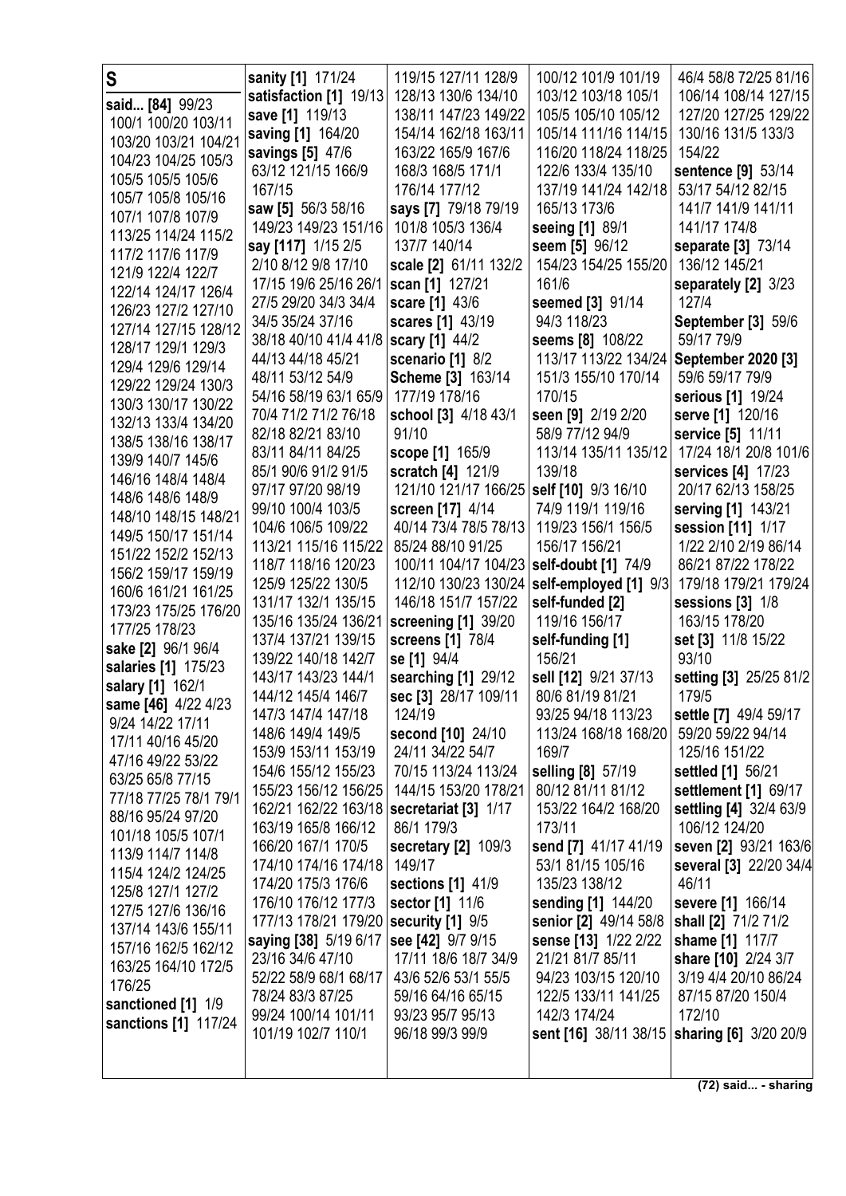**S**

**said... [84]** 99/23 100/1 100/20 103/11 103/20 103/21 104/21 104/23 104/25 105/3 105/5 105/5 105/6 105/7 105/8 105/16 107/1 107/8 107/9 113/25 114/24 115/2 117/2 117/6 117/9 121/9 122/4 122/7 122/14 124/17 126/4 126/23 127/2 127/10 127/14 127/15 128/12 128/17 129/1 129/3 129/4 129/6 129/14 129/22 129/24 130/3 130/3 130/17 130/22 132/13 133/4 134/20 138/5 138/16 138/17 139/9 140/7 145/6 146/16 148/4 148/4 148/6 148/6 148/9 148/10 148/15 148/21 149/5 150/17 151/14 151/22 152/2 152/13 156/2 159/17 159/19 160/6 161/21 161/25 173/23 175/25 176/20 177/25 178/23

**sake [2]** 96/1 96/4

**salaries [1]** 175/23

**salary [1]** 162/1

**same [46]** 4/22 4/23 9/24 14/22 17/11 17/11 40/16 45/20 47/16 49/22 53/22 63/25 65/8 77/15 77/18 77/25 78/1 79/1 88/16 95/24 97/20 101/18 105/5 107/1 113/9 114/7 114/8 115/4 124/2 124/25 125/8 127/1 127/2 127/5 127/6 136/16 137/14 143/6 155/11 157/16 162/5 162/12 163/25 164/10 172/5 176/25

**sanctioned [1]** 1/9

**sanctions [1]** 117/24

**sanity [1]** 171/24

**satisfaction [1]** 19/13

**save [1]** 119/13

**saving [1]** 164/20

**savings [5]** 47/6 63/12 121/15 166/9 167/15

**saw [5]** 56/3 58/16 149/23 149/23 151/16

**say [117]** 1/15 2/5 2/10 8/12 9/8 17/10 17/15 19/6 25/16 26/1 27/5 29/20 34/3 34/4 34/5 35/24 37/16 38/18 40/10 41/4 41/8 44/13 44/18 45/21 48/11 53/12 54/9 54/16 58/19 63/1 65/9 70/4 71/2 71/2 76/18 82/18 82/21 83/10 83/11 84/11 84/25 85/1 90/6 91/2 91/5 97/17 97/20 98/19 99/10 100/4 103/5 104/6 106/5 109/22 113/21 115/16 115/22 118/7 118/16 120/23 125/9 125/22 130/5 131/17 132/1 135/15 135/16 135/24 136/21 137/4 137/21 139/15 139/22 140/18 142/7 143/17 143/23 144/1 144/12 145/4 146/7 147/3 147/4 147/18 148/6 149/4 149/5 153/9 153/11 153/19 154/6 155/12 155/23 155/23 156/12 156/25 162/21 162/22 163/18 163/19 165/8 166/12 166/20 167/1 170/5 174/10 174/16 174/18 174/20 175/3 176/6 176/10 176/12 177/3 177/13 178/21 179/20

**saying [38]** 5/19 6/17 23/16 34/6 47/10 52/22 58/9 68/1 68/17 78/24 83/3 87/25 99/24 100/14 101/11 101/19 102/7 110/1 119/15 127/11 128/9 128/13 130/6 134/10 138/11 147/23 149/22 154/14 162/18 163/11 163/22 165/9 167/6 168/3 168/5 171/1 176/14 177/12

**says [7]** 79/18 79/19 101/8 105/3 136/4 137/7 140/14

**scale [2]** 61/11 132/2

**scan [1]** 127/21

**scare [1]** 43/6

**scares [1]** 43/19

**scary [1]** 44/2

**scenario [1]** 8/2

**Scheme [3]** 163/14 177/19 178/16

**school [3]** 4/18 43/1 91/10

**scope [1]** 165/9

**scratch [4]** 121/9 121/10 121/17 166/25

**screen [17]** 4/14 40/14 73/4 78/5 78/13 85/24 88/10 91/25 100/11 104/17 104/23 112/10 130/23 130/24 146/18 151/7 157/22

**screening [1]** 39/20

**screens [1]** 78/4

**se [1]** 94/4

**searching [1]** 29/12

**sec [3]** 28/17 109/11 124/19

**second [10]** 24/10 24/11 34/22 54/7 70/15 113/24 113/24 144/15 153/20 178/21

**secretariat [3]** 1/17 86/1 179/3

**secretary [2]** 109/3 149/17

**sections [1]** 41/9

**sector [1]** 11/6

**security [1]** 9/5

**see [42]** 9/7 9/15 17/11 18/6 18/7 34/9 43/6 52/6 53/1 55/5 59/16 64/16 65/15 93/23 95/7 95/13 96/18 99/3 99/9 100/12 101/9 101/19 103/12 103/18 105/1 105/5 105/10 105/12 105/14 111/16 114/15 116/20 118/24 118/25 122/6 133/4 135/10 137/19 141/24 142/18 165/13 173/6

**seeing [1]** 89/1

**seem [5]** 96/12 154/23 154/25 155/20 161/6

**seemed [3]** 91/14 94/3 118/23

**seems [8]** 108/22 113/17 113/22 134/24 151/3 155/10 170/14 170/15

**seen [9]** 2/19 2/20 58/9 77/12 94/9 113/14 135/11 135/12 139/18

**self [10]** 9/3 16/10 74/9 119/1 119/16 119/23 156/1 156/5 156/17 156/21

**self-doubt [1]** 74/9

**self-employed [1]** 9/3

**self-funded [2]** 119/16 156/17

**self-funding [1]** 156/21

**sell [12]** 9/21 37/13 80/6 81/19 81/21 93/25 94/18 113/23 113/24 168/18 168/20 169/7

**selling [8]** 57/19 80/12 81/11 81/12 153/22 164/2 168/20 173/11

**send [7]** 41/17 41/19 53/1 81/15 105/16 135/23 138/12

**sending [1]** 144/20

**senior [2]** 49/14 58/8

**sense [13]** 1/22 2/22 21/21 81/7 85/11 94/23 103/15 120/10 122/5 133/11 141/25 142/3 174/24

**sent [16]** 38/11 38/15 46/4 58/8 72/25 81/16 106/14 108/14 127/15 127/20 127/25 129/22 130/16 131/5 133/3 154/22

**sentence [9]** 53/14 53/17 54/12 82/15 141/7 141/9 141/11 141/17 174/8

**separate [3]** 73/14 136/12 145/21

**separately [2]** 3/23 127/4

**September [3]** 59/6 59/17 79/9

**September 2020 [3]** 59/6 59/17 79/9

**serious [1]** 19/24

**serve [1]** 120/16

**service [5]** 11/11 17/24 18/1 20/8 101/6

**services [4]** 17/23 20/17 62/13 158/25

**serving [1]** 143/21

**session [11]** 1/17 1/22 2/10 2/19 86/14 86/21 87/22 178/22 179/18 179/21 179/24

**sessions [3]** 1/8 163/15 178/20

**set [3]** 11/8 15/22 93/10

**setting [3]** 25/25 81/2 179/5

**settle [7]** 49/4 59/17 59/20 59/22 94/14 125/16 151/22

**settled [1]** 56/21

**settlement [1]** 69/17

**settling [4]** 32/4 63/9 106/12 124/20

**seven [2]** 93/21 163/6

**several [3]** 22/20 34/4 46/11

**severe [1]** 166/14

**shall [2]** 71/2 71/2

**shame [1]** 117/7

**share [10]** 2/24 3/7 3/19 4/4 20/10 86/24 87/15 87/20 150/4 172/10

**sharing [6]** 3/20 20/9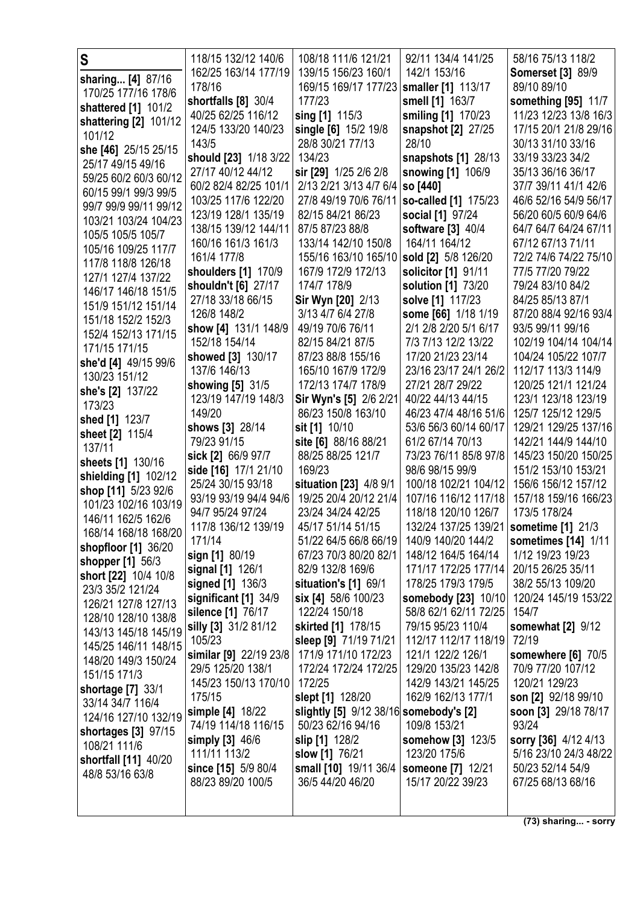# S

**sharing... [4]** 87/16 170/25 177/16 178/6
**shattered [1]** 101/2
**shattering [2]** 101/12 101/12
**she [46]** 25/15 25/15 25/17 49/15 49/16 59/25 60/2 60/3 60/12 60/15 99/1 99/3 99/5 99/7 99/9 99/11 99/12 103/21 103/24 104/23 105/5 105/5 105/7 105/16 109/25 117/7 117/8 118/8 126/18 127/1 127/4 137/22 146/17 146/18 151/5 151/9 151/12 151/14 151/18 152/2 152/3 152/4 152/13 171/15 171/15 171/15
**she'd [4]** 49/15 99/6 130/23 151/12
**she's [2]** 137/22 173/23
**shed [1]** 123/7
**sheet [2]** 115/4 137/11
**sheets [1]** 130/16
**shielding [1]** 102/12
**shop [11]** 5/23 92/6 101/23 102/16 103/19 146/11 162/5 162/6 168/14 168/18 168/20
**shopfloor [1]** 36/20
**shopper [1]** 56/3
**short [22]** 10/4 10/8 23/3 35/2 121/24 126/21 127/8 127/13 128/10 128/10 138/8 143/13 145/18 145/19 145/25 146/11 148/15 148/20 149/3 150/24 151/15 171/3
**shortage [7]** 33/1 33/14 34/7 116/4 124/16 127/10 132/19
**shortages [3]** 97/15 108/21 111/6
**shortfall [11]** 40/20 48/8 53/16 63/8 118/15 132/12 140/6 162/25 163/14 177/19 178/16
**shortfalls [8]** 30/4 40/25 62/25 116/12 124/5 133/20 140/23 143/5
**should [23]** 1/18 3/22 27/17 40/12 44/12 60/2 82/4 82/25 101/1 103/25 117/6 122/20 123/19 128/1 135/19 138/15 139/12 144/11 160/16 161/3 161/3 161/4 177/8
**shoulders [1]** 170/9
**shouldn't [6]** 27/17 27/18 33/18 66/15 126/8 148/2
**show [4]** 131/1 148/9 152/18 154/14
**showed [3]** 130/17 137/6 146/13
**showing [5]** 31/5 123/19 147/19 148/3 149/20
**shows [3]** 28/14 79/23 91/15
**sick [2]** 66/9 97/7
**side [16]** 17/1 21/10 25/24 30/15 93/18 93/19 93/19 94/4 94/6 94/7 95/24 97/24 117/8 136/12 139/19 171/14
**sign [1]** 80/19
**signal [1]** 126/1
**signed [1]** 136/3
**significant [1]** 34/9
**silence [1]** 76/17
**silly [3]** 31/2 81/12 105/23
**similar [9]** 22/19 23/8 29/5 125/20 138/1 145/23 150/13 170/10 175/15
**simple [4]** 18/22 74/19 114/18 116/15
**simply [3]** 46/6 111/11 113/2
**since [15]** 5/9 80/4 88/23 89/20 100/5 108/18 111/6 121/21 139/15 156/23 160/1 169/15 169/17 177/23 177/23
**sing [1]** 115/3
**single [6]** 15/2 19/8 28/8 30/21 77/13 134/23
**sir [29]** 1/25 2/6 2/8 2/13 2/21 3/13 4/7 6/4 27/8 49/19 70/6 76/11 82/15 84/21 86/23 87/5 87/23 88/8 133/14 142/10 150/8 155/16 163/10 165/10 167/9 172/9 172/13 174/7 178/9
**Sir Wyn [20]** 2/13 3/13 4/7 6/4 27/8 49/19 70/6 76/11 82/15 84/21 87/5 87/23 88/8 155/16 165/10 167/9 172/9 172/13 174/7 178/9
**Sir Wyn's [5]** 2/6 2/21 86/23 150/8 163/10
**sit [1]** 10/10
**site [6]** 88/16 88/21 88/25 88/25 121/7 169/23
**situation [23]** 4/8 9/1 19/25 20/4 20/12 21/4 23/24 34/24 42/25 45/17 51/14 51/15 51/22 64/5 66/8 66/19 67/23 70/3 80/20 82/1 82/9 132/8 169/6
**situation's [1]** 69/1
**six [4]** 58/6 100/23 122/24 150/18
**skirted [1]** 178/15
**sleep [9]** 71/19 71/21 171/9 171/10 172/3 172/24 172/24 172/25 172/25
**slept [1]** 128/20
**slightly [5]** 9/12 38/16 50/23 62/16 94/16
**slip [1]** 128/2
**slow [1]** 76/21
**small [10]** 19/11 36/4 36/5 44/20 46/20 92/11 134/4 141/25 142/1 153/16
**smaller [1]** 113/17
**smell [1]** 163/7
**smiling [1]** 170/23
**snapshot [2]** 27/25 28/10
**snapshots [1]** 28/13
**snowing [1]** 106/9
**so [440]**
**so-called [1]** 175/23
**social [1]** 97/24
**software [3]** 40/4 164/11 164/12
**sold [2]** 5/8 126/20
**solicitor [1]** 91/11
**solution [1]** 73/20
**solve [1]** 117/23
**some [66]** 1/18 1/19 2/1 2/8 2/20 5/1 6/17 7/3 7/13 12/2 13/22 17/20 21/23 23/14 23/16 23/17 24/1 26/2 27/21 28/7 29/22 40/22 44/13 44/15 46/23 47/4 48/16 51/6 53/6 56/3 60/14 60/17 61/2 67/14 70/13 73/23 76/11 85/8 97/8 98/6 98/15 99/9 100/18 102/21 104/12 107/16 116/12 117/18 118/18 120/10 126/7 132/24 137/25 139/21 140/9 140/20 144/2 148/12 164/5 164/14 171/17 172/25 177/14 178/25 179/3 179/5
**somebody [23]** 10/10 58/8 62/1 62/11 72/25 79/15 95/23 110/4 112/17 112/17 118/19 121/1 122/2 126/1 129/20 135/23 142/8 142/9 143/21 145/25 162/9 162/13 177/1
**somebody's [2]** 109/8 153/21
**somehow [3]** 123/5 123/20 175/6
**someone [7]** 12/21 15/17 20/22 39/23 58/16 75/13 118/2
**Somerset [3]** 89/9 89/10 89/10
**something [95]** 11/7 11/23 12/23 13/8 16/3 17/15 20/1 21/8 29/16 30/13 31/10 33/16 33/19 33/23 34/2 35/13 36/16 36/17 37/7 39/11 41/1 42/6 46/6 52/16 54/9 56/17 56/20 60/5 60/9 64/5 64/7 64/7 64/24 67/11 67/12 67/13 71/11 72/2 74/6 74/22 75/10 77/5 77/20 79/22 79/24 83/10 84/2 84/25 85/13 87/1 87/20 88/4 92/16 93/4 93/5 99/11 99/16 102/19 104/14 104/14 104/24 105/22 107/7 112/17 113/1 114/9 120/25 121/1 121/24 123/1 123/18 123/19 125/7 125/12 129/5 129/21 129/25 137/16 142/21 144/9 144/10 145/23 150/20 150/25 151/2 153/10 153/21 156/6 156/12 157/12 157/18 159/16 166/23 173/5 178/24
**sometime [1]** 21/3
**sometimes [14]** 1/11 1/12 19/23 19/23 20/15 26/25 35/11 38/2 55/13 109/20 120/24 145/19 153/22 154/7
**somewhat [2]** 9/12 72/19
**somewhere [6]** 70/5 70/9 77/20 107/12 120/21 129/23
**son [2]** 92/18 99/10
**soon [3]** 29/18 78/17 93/24
**sorry [36]** 4/12 4/13 5/16 23/10 24/3 48/22 50/23 52/14 54/9 67/25 68/13 68/16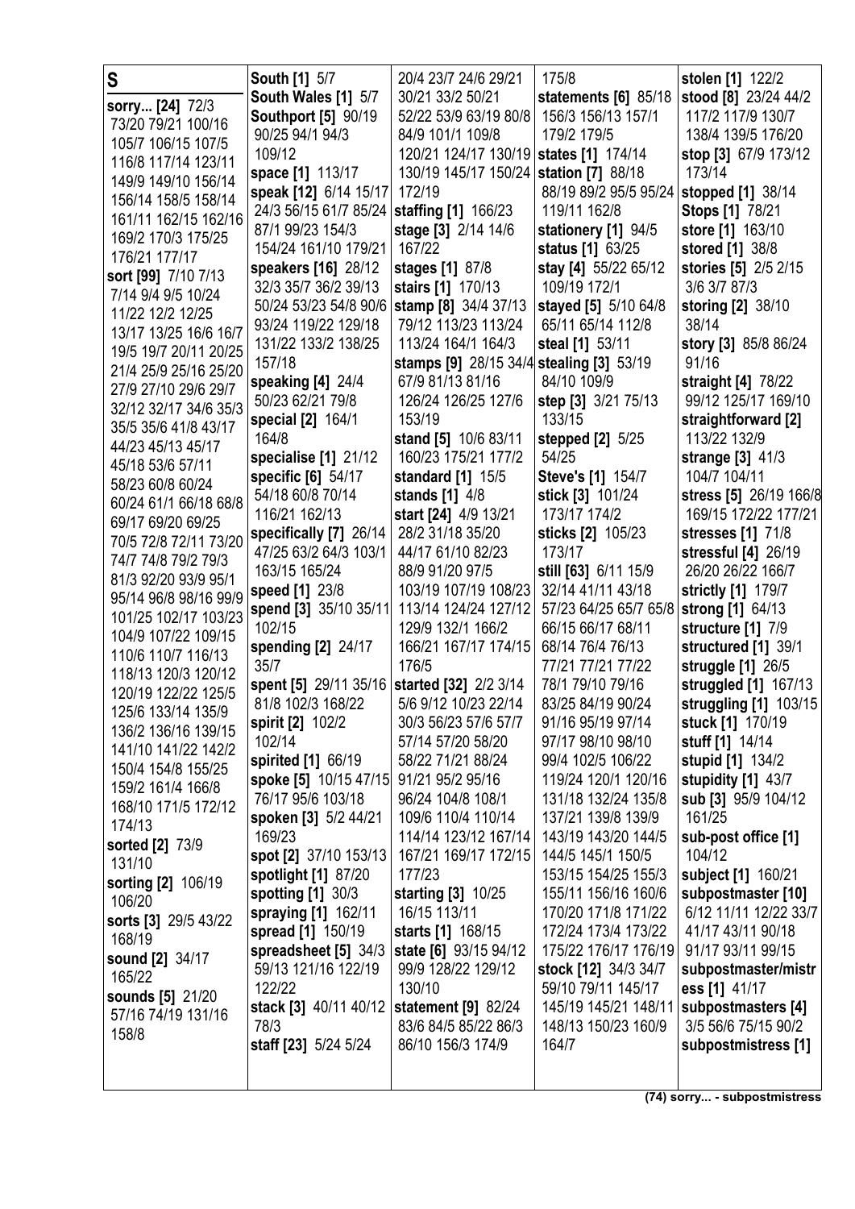# S

**sorry... [24]** 72/3 73/20 79/21 100/16 105/7 106/15 107/5 116/8 117/14 123/11 149/9 149/10 156/14 156/14 158/5 158/14 161/11 162/15 162/16 169/2 170/3 175/25 176/21 177/17

**sort [99]** 7/10 7/13 7/14 9/4 9/5 10/24 11/22 12/2 12/25 13/17 13/25 16/6 16/7 19/5 19/7 20/11 20/25 21/4 25/9 25/16 25/20 27/9 27/10 29/6 29/7 32/12 32/17 34/6 35/3 35/5 35/6 41/8 43/17 44/23 45/13 45/17 45/18 53/6 57/11 58/23 60/8 60/24 60/24 61/1 66/18 68/8 69/17 69/20 69/25 70/5 72/8 72/11 73/20 74/7 74/8 79/2 79/3 81/3 92/20 93/9 95/1 95/14 96/8 98/16 99/9 101/25 102/17 103/23 104/9 107/22 109/15 110/6 110/7 116/13 118/13 120/3 120/12 120/19 122/22 125/5 125/6 133/14 135/9 136/2 136/16 139/15 141/10 141/22 142/2 150/4 154/8 155/25 159/2 161/4 166/8 168/10 171/5 172/12 174/13

**sorted [2]** 73/9 131/10

**sorting [2]** 106/19 106/20

**sorts [3]** 29/5 43/22 168/19

**sound [2]** 34/17 165/22

**sounds [5]** 21/20 57/16 74/19 131/16 158/8

**South [1]** 5/7

**South Wales [1]** 5/7

**Southport [5]** 90/19 90/25 94/1 94/3 109/12

**space [1]** 113/17

**speak [12]** 6/14 15/17 24/3 56/15 61/7 85/24 87/1 99/23 154/3 154/24 161/10 179/21

**speakers [16]** 28/12 32/3 35/7 36/2 39/13 50/24 53/23 54/8 90/6 93/24 119/22 129/18 131/22 133/2 138/25 157/18

**speaking [4]** 24/4 50/23 62/21 79/8

**special [2]** 164/1 164/8

**specialise [1]** 21/12

**specific [6]** 54/17 54/18 60/8 70/14 116/21 162/13

**specifically [7]** 26/14 47/25 63/2 64/3 103/1 163/15 165/24

**speed [1]** 23/8

**spend [3]** 35/10 35/11 102/15

**spending [2]** 24/17 35/7

**spent [5]** 29/11 35/16 81/8 102/3 168/22

**spirit [2]** 102/2 102/14

**spirited [1]** 66/19

**spoke [5]** 10/15 47/15 76/17 95/6 103/18

**spoken [3]** 5/2 44/21 169/23

**spot [2]** 37/10 153/13

**spotlight [1]** 87/20

**spotting [1]** 30/3

**spraying [1]** 162/11

**spread [1]** 150/19

**spreadsheet [5]** 34/3 59/13 121/16 122/19 122/22

**stack [3]** 40/11 40/12 78/3

**staff [23]** 5/24 5/24 20/4 23/7 24/6 29/21 30/21 33/2 50/21 52/22 53/9 63/19 80/8 84/9 101/1 109/8 120/21 124/17 130/19 130/19 145/17 150/24 172/19

**staffing [1]** 166/23

**stage [3]** 2/14 14/6 167/22

**stages [1]** 87/8

**stairs [1]** 170/13

**stamp [8]** 34/4 37/13 79/12 113/23 113/24 113/24 164/1 164/3

**stamps [9]** 28/15 34/4 67/9 81/13 81/16 126/24 126/25 127/6 153/19

**stand [5]** 10/6 83/11 160/23 175/21 177/2

**standard [1]** 15/5

**stands [1]** 4/8

**start [24]** 4/9 13/21 28/2 31/18 35/20 44/17 61/10 82/23 88/9 91/20 97/5 103/19 107/19 108/23 113/14 124/24 127/12 129/9 132/1 166/2 166/21 167/17 174/15 176/5

**started [32]** 2/2 3/14 5/6 9/12 10/23 22/14 30/3 56/23 57/6 57/7 57/14 57/20 58/20 58/22 71/21 88/24 91/21 95/2 95/16 96/24 104/8 108/1 109/6 110/4 110/14 114/14 123/12 167/14 167/21 169/17 172/15 177/23

**starting [3]** 10/25 16/15 113/11

**starts [1]** 168/15

**state [6]** 93/15 94/12 99/9 128/22 129/12 130/10

**statement [9]** 82/24 83/6 84/5 85/22 86/3 86/10 156/3 174/9 175/8

**statements [6]** 85/18 156/3 156/13 157/1 179/2 179/5

**states [1]** 174/14

**station [7]** 88/18 88/19 89/2 95/5 95/24 119/11 162/8

**stationery [1]** 94/5

**status [1]** 63/25

**stay [4]** 55/22 65/12 109/19 172/1

**stayed [5]** 5/10 64/8 65/11 65/14 112/8

**steal [1]** 53/11

**stealing [3]** 53/19 84/10 109/9

**step [3]** 3/21 75/13 133/15

**stepped [2]** 5/25 54/25

**Steve's [1]** 154/7

**stick [3]** 101/24 173/17 174/2

**sticks [2]** 105/23 173/17

**still [63]** 6/11 15/9 32/14 41/11 43/18 57/23 64/25 65/7 65/8 66/15 66/17 68/11 68/14 76/4 76/13 77/21 77/21 77/22 78/1 79/10 79/16 83/25 84/19 90/24 91/16 95/19 97/14 97/17 98/10 98/10 99/4 102/5 106/22 119/24 120/1 120/16 131/18 132/24 135/8 137/21 139/8 139/9 143/19 143/20 144/5 144/5 145/1 150/5 153/15 154/25 155/3 155/11 156/16 160/6 170/20 171/8 171/22 172/24 173/4 173/22 175/22 176/17 176/19

**stock [12]** 34/3 34/7 59/10 79/11 145/17 145/19 145/21 148/11 148/13 150/23 160/9 164/7

**stolen [1]** 122/2

**stood [8]** 23/24 44/2 117/2 117/9 130/7 138/4 139/5 176/20

**stop [3]** 67/9 173/12 173/14

**stopped [1]** 38/14

**Stops [1]** 78/21

**store [1]** 163/10

**stored [1]** 38/8

**stories [5]** 2/5 2/15 3/6 3/7 87/3

**storing [2]** 38/10 38/14

**story [3]** 85/8 86/24 91/16

**straight [4]** 78/22 99/12 125/17 169/10

**straightforward [2]** 113/22 132/9

**strange [3]** 41/3 104/7 104/11

**stress [5]** 26/19 166/8 169/15 172/22 177/21

**stresses [1]** 71/8

**stressful [4]** 26/19 26/20 26/22 166/7

**strictly [1]** 179/7

**strong [1]** 64/13

**structure [1]** 7/9

**structured [1]** 39/1

**struggle [1]** 26/5

**struggled [1]** 167/13

**struggling [1]** 103/15

**stuck [1]** 170/19

**stuff [1]** 14/14

**stupid [1]** 134/2

**stupidity [1]** 43/7

**sub [3]** 95/9 104/12 161/25

**sub-post office [1]** 104/12

**subject [1]** 160/21

**subpostmaster [10]** 6/12 11/11 12/22 33/7 41/17 43/11 90/18 91/17 93/11 99/15

**subpostmaster/mistress [1]** 41/17

**subpostmasters [4]** 3/5 56/6 75/15 90/2

**subpostmistress [1]**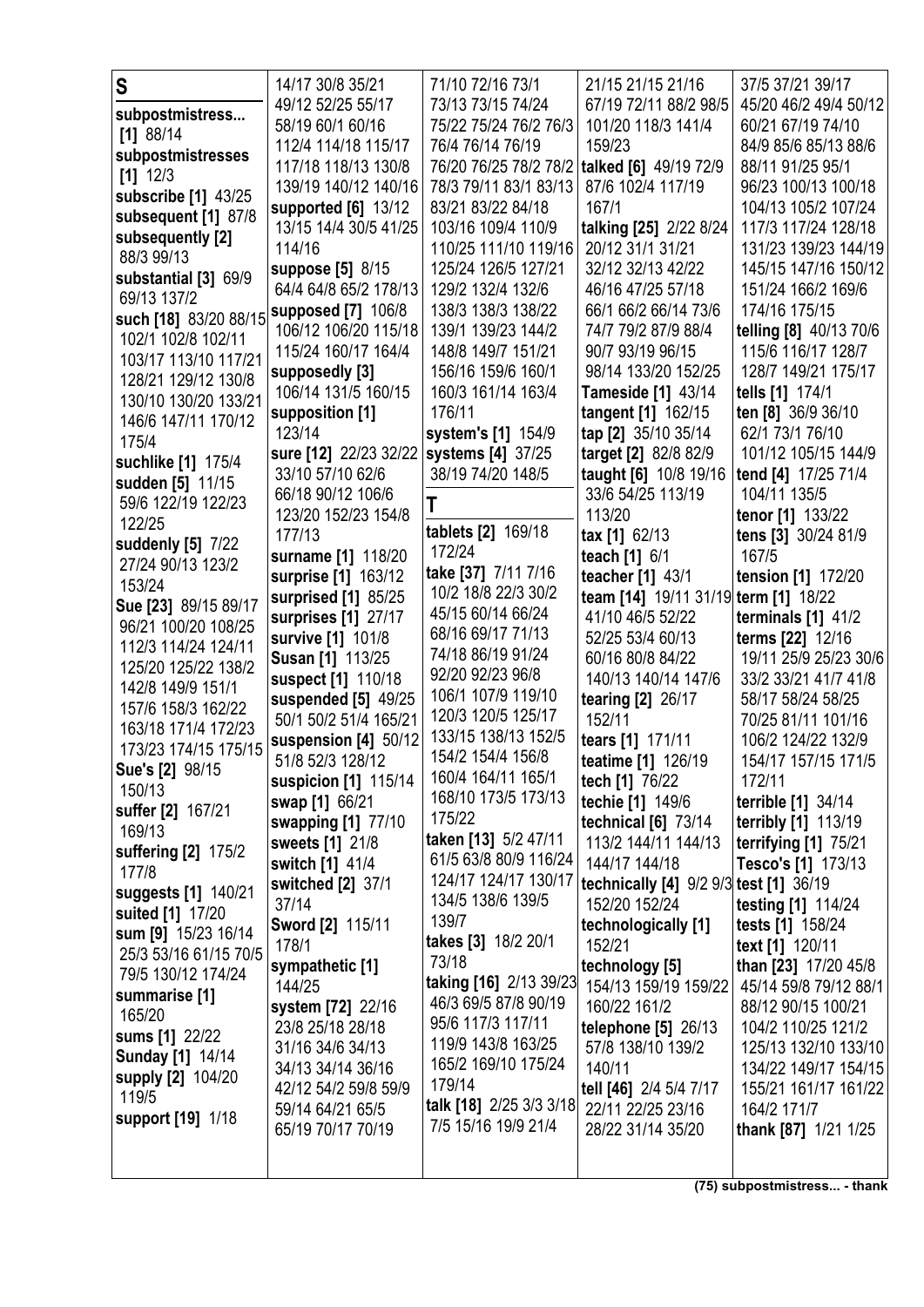**S**

**subpostmistress...** [1] 88/14
**subpostmistresses** [1] 12/3
**subscribe [1]** 43/25
**subsequent [1]** 87/8
**subsequently [2]** 88/3 99/13
**substantial [3]** 69/9 69/13 137/2
**such [18]** 83/20 88/15 102/1 102/8 102/11 103/17 113/10 117/21 128/21 129/12 130/8 130/10 130/20 133/21 146/6 147/11 170/12 175/4
**suchlike [1]** 175/4
**sudden [5]** 11/15 59/6 122/19 122/23 122/25
**suddenly [5]** 7/22 27/24 90/13 123/2 153/24
**Sue [23]** 89/15 89/17 96/21 100/20 108/25 112/3 114/24 124/11 125/20 125/22 138/2 142/8 149/9 151/1 157/6 158/3 162/22 163/18 171/4 172/23 173/23 174/15 175/15
**Sue's [2]** 98/15 150/13
**suffer [2]** 167/21 169/13
**suffering [2]** 175/2 177/8
**suggests [1]** 140/21
**suited [1]** 17/20
**sum [9]** 15/23 16/14 25/3 53/16 61/15 70/5 79/5 130/12 174/24
**summarise [1]** 165/20
**sums [1]** 22/22
**Sunday [1]** 14/14
**supply [2]** 104/20 119/5
**support [19]** 1/18 14/17 30/8 35/21 49/12 52/25 55/17 58/19 60/1 60/16 112/4 114/18 115/17 117/18 118/13 130/8 139/19 140/12 140/16
**supported [6]** 13/12 13/15 14/4 30/5 41/25 114/16
**suppose [5]** 8/15 64/4 64/8 65/2 178/13
**supposed [7]** 106/8 106/12 106/20 115/18 115/24 160/17 164/4
**supposedly [3]** 106/14 131/5 160/15
**supposition [1]** 123/14
**sure [12]** 22/23 32/22 33/10 57/10 62/6 66/18 90/12 106/6 123/20 152/23 154/8 177/13
**surname [1]** 118/20
**surprise [1]** 163/12
**surprised [1]** 85/25
**surprises [1]** 27/17
**survive [1]** 101/8
**Susan [1]** 113/25
**suspect [1]** 110/18
**suspended [5]** 49/25 50/1 50/2 51/4 165/21
**suspension [4]** 50/12 51/8 52/3 128/12
**suspicion [1]** 115/14
**swap [1]** 66/21
**swapping [1]** 77/10
**sweets [1]** 21/8
**switch [1]** 41/4
**switched [2]** 37/1 37/14
**Sword [2]** 115/11 178/1
**sympathetic [1]** 144/25
**system [72]** 22/16 23/8 25/18 28/18 31/16 34/6 34/13 34/13 34/14 36/16 42/12 54/2 59/8 59/9 59/14 64/21 65/5 65/19 70/17 70/19 71/10 72/16 73/1 73/13 73/15 74/24 75/22 75/24 76/2 76/3 76/4 76/14 76/19 76/20 76/25 78/2 78/2 78/3 79/11 83/1 83/13 83/21 83/22 84/18 103/16 109/4 110/9 110/25 111/10 119/16 125/24 126/5 127/21 129/2 132/4 132/6 138/3 138/3 138/22 139/1 139/23 144/2 148/8 149/7 151/21 156/16 159/6 160/1 160/3 161/14 163/4 176/11
**system's [1]** 154/9
**systems [4]** 37/25 38/19 74/20 148/5

**T**

**tablets [2]** 169/18 172/24
**take [37]** 7/11 7/16 10/2 18/8 22/3 30/2 45/15 60/14 66/24 68/16 69/17 71/13 74/18 86/19 91/24 92/20 92/23 96/8 106/1 107/9 119/10 120/3 120/5 125/17 133/15 138/13 152/5 154/2 154/4 156/8 160/4 164/11 165/1 168/10 173/5 173/13 175/22
**taken [13]** 5/2 47/11 61/5 63/8 80/9 116/24 124/17 124/17 130/17 134/5 138/6 139/5 139/7
**takes [3]** 18/2 20/1 73/18
**taking [16]** 2/13 39/23 46/3 69/5 87/8 90/19 95/6 117/3 117/11 119/9 143/8 163/25 165/2 169/10 175/24 179/14
**talk [18]** 2/25 3/3 3/18 7/5 15/16 19/9 21/4 21/15 21/15 21/16 67/19 72/11 88/2 98/5 101/20 118/3 141/4 159/23
**talked [6]** 49/19 72/9 87/6 102/4 117/19 167/1
**talking [25]** 2/22 8/24 20/12 31/1 31/21 32/12 32/13 42/22 46/16 47/25 57/18 66/1 66/2 66/14 73/6 74/7 79/2 87/9 88/4 90/7 93/19 96/15 98/14 133/20 152/25
**Tameside [1]** 43/14
**tangent [1]** 162/15
**tap [2]** 35/10 35/14
**target [2]** 82/8 82/9
**taught [6]** 10/8 19/16 33/6 54/25 113/19 113/20
**tax [1]** 62/13
**teach [1]** 6/1
**teacher [1]** 43/1
**team [14]** 19/11 31/19 41/10 46/5 52/22 52/25 53/4 60/13 60/16 80/8 84/22 140/13 140/14 147/6
**tearing [2]** 26/17 152/11
**tears [1]** 171/11
**teatime [1]** 126/19
**tech [1]** 76/22
**techie [1]** 149/6
**technical [6]** 73/14 113/2 144/11 144/13 144/17 144/18
**technically [4]** 9/2 9/3 152/20 152/24
**technologically [1]** 152/21
**technology [5]** 154/13 159/19 159/22 160/22 161/2
**telephone [5]** 26/13 57/8 138/10 139/2 140/11
**tell [46]** 2/4 5/4 7/17 22/11 22/25 23/16 28/22 31/14 35/20 37/5 37/21 39/17 45/20 46/2 49/4 50/12 60/21 67/19 74/10 84/9 85/6 85/13 88/6 88/11 91/25 95/1 96/23 100/13 100/18 104/13 105/2 107/24 117/3 117/24 128/18 131/23 139/23 144/19 145/15 147/16 150/12 151/24 166/2 169/6 174/16 175/15
**telling [8]** 40/13 70/6 115/6 116/17 128/7 128/7 149/21 175/17
**tells [1]** 174/1
**ten [8]** 36/9 36/10 62/1 73/1 76/10 101/12 105/15 144/9
**tend [4]** 17/25 71/4 104/11 135/5
**tenor [1]** 133/22
**tens [3]** 30/24 81/9 167/5
**tension [1]** 172/20
**term [1]** 18/22
**terminals [1]** 41/2
**terms [22]** 12/16 19/11 25/9 25/23 30/6 33/2 33/21 41/7 41/8 58/17 58/24 58/25 70/25 81/11 101/16 106/2 124/22 132/9 154/17 157/15 171/5 172/11
**terrible [1]** 34/14
**terribly [1]** 113/19
**terrifying [1]** 75/21
**Tesco's [1]** 173/13
**test [1]** 36/19
**testing [1]** 114/24
**tests [1]** 158/24
**text [1]** 120/11
**than [23]** 17/20 45/8 45/14 59/8 79/12 88/1 88/12 90/15 100/21 104/2 110/25 121/2 125/13 132/10 133/10 134/22 149/17 154/15 155/21 161/17 161/22 164/2 171/7
**thank [87]** 1/21 1/25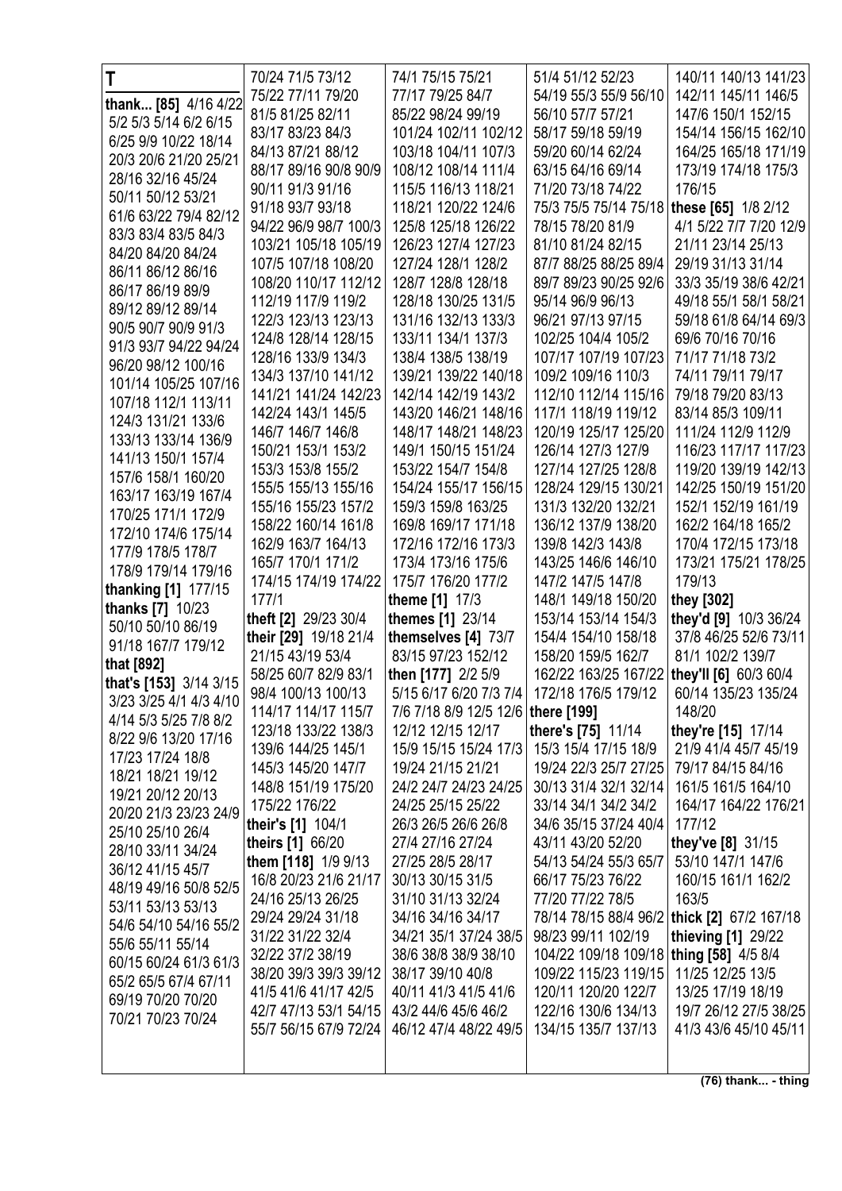**T**

**thank... [85]** 4/16 4/22 5/2 5/3 5/14 6/2 6/15 6/25 9/9 10/22 18/14 20/3 20/6 21/20 25/21 28/16 32/16 45/24 50/11 50/12 53/21 61/6 63/22 79/4 82/12 83/3 83/4 83/5 84/3 84/20 84/20 84/24 86/11 86/12 86/16 86/17 86/19 89/9 89/12 89/12 89/14 90/5 90/7 90/9 91/3 91/3 93/7 94/22 94/24 96/20 98/12 100/16 101/14 105/25 107/16 107/18 112/1 113/11 124/3 131/21 133/6 133/13 133/14 136/9 141/13 150/1 157/4 157/6 158/1 160/20 163/17 163/19 167/4 170/25 171/1 172/9 172/10 174/6 175/14 177/9 178/5 178/7 178/9 179/14 179/16
**thanking [1]** 177/15
**thanks [7]** 10/23 50/10 50/10 86/19 91/18 167/7 179/12
**that [892]**
**that's [153]** 3/14 3/15 3/23 3/25 4/1 4/3 4/10 4/14 5/3 5/25 7/8 8/2 8/22 9/6 13/20 17/16 17/23 17/24 18/8 18/21 18/21 19/12 19/21 20/12 20/13 20/20 21/3 23/23 24/9 25/10 25/10 26/4 28/10 33/11 34/24 36/12 41/15 45/7 48/19 49/16 50/8 52/5 53/11 53/13 53/13 54/6 54/10 54/16 55/2 55/6 55/11 55/14 60/15 60/24 61/3 61/3 65/2 65/5 67/4 67/11 69/19 70/20 70/20 70/21 70/23 70/24 70/24 71/5 73/12 75/22 77/11 79/20 81/5 81/25 82/11 83/17 83/23 84/3 84/13 87/21 88/12 88/17 89/16 90/8 90/9 90/11 91/3 91/16 91/18 93/7 93/18 94/22 96/9 98/7 100/3 103/21 105/18 105/19 107/5 107/18 108/20 108/20 110/17 112/12 112/19 117/9 119/2 122/3 123/13 123/13 124/8 128/14 128/15 128/16 133/9 134/3 134/3 137/10 141/12 141/21 141/24 142/23 142/24 143/1 145/5 146/7 146/7 146/8 150/21 153/1 153/2 153/3 153/8 155/2 155/5 155/13 155/16 155/16 155/23 157/2 158/22 160/14 161/8 162/9 163/7 164/13 165/7 170/1 171/2 174/15 174/19 174/22 177/1
**theft [2]** 29/23 30/4
**their [29]** 19/18 21/4 21/15 43/19 53/4 58/25 60/7 82/9 83/1 98/4 100/13 100/13 114/17 114/17 115/7 123/18 133/22 138/3 139/6 144/25 145/1 145/3 145/20 147/7 148/8 151/19 175/20 175/22 176/22
**their's [1]** 104/1
**theirs [1]** 66/20
**them [118]** 1/9 9/13 16/8 20/23 21/6 21/17 24/16 25/13 26/25 29/24 29/24 31/18 31/22 31/22 32/4 32/22 37/2 38/19 38/20 39/3 39/3 39/12 41/5 41/6 41/17 42/5 42/7 47/13 53/1 54/15 55/7 56/15 67/9 72/24 74/1 75/15 75/21 77/17 79/25 84/7 85/22 98/24 99/19 101/24 102/11 102/12 103/18 104/11 107/3 108/12 108/14 111/4 115/5 116/13 118/21 118/21 120/22 124/6 125/8 125/18 126/22 126/23 127/4 127/23 127/24 128/1 128/2 128/7 128/8 128/18 128/18 130/25 131/5 131/16 132/13 133/3 133/11 134/1 137/3 138/4 138/5 138/19 139/21 139/22 140/18 142/14 142/19 143/2 143/20 146/21 148/16 148/17 148/21 148/23 149/1 150/15 151/24 153/22 154/7 154/8 154/24 155/17 156/15 159/3 159/8 163/25 169/8 169/17 171/18 172/16 172/16 173/3 173/4 173/16 175/6 175/7 176/20 177/2
**theme [1]** 17/3
**themes [1]** 23/14
**themselves [4]** 73/7 83/15 97/23 152/12
**then [177]** 2/2 5/9 5/15 6/17 6/20 7/3 7/4 7/6 7/18 8/9 12/5 12/6 12/12 12/15 12/17 15/9 15/15 15/24 17/3 19/24 21/15 21/21 24/2 24/7 24/23 24/25 24/25 25/15 25/22 26/3 26/5 26/6 26/8 27/4 27/16 27/24 27/25 28/5 28/17 30/13 30/15 31/5 31/10 31/13 32/24 34/16 34/16 34/17 34/21 35/1 37/24 38/5 38/6 38/8 38/9 38/10 38/17 39/10 40/8 40/11 41/3 41/5 41/6 43/2 44/6 45/6 46/2 46/12 47/4 48/22 49/5 51/4 51/12 52/23 54/19 55/3 55/9 56/10 56/10 57/7 57/21 58/17 59/18 59/18 59/20 60/14 62/24 63/15 64/16 69/14 71/20 73/18 74/22 75/3 75/5 75/14 75/18 78/15 78/20 81/9 81/10 81/24 82/15 87/7 88/25 88/25 89/4 89/7 89/23 90/25 92/6 95/14 96/9 96/13 96/21 97/13 97/15 102/25 104/4 105/2 107/17 107/19 107/23 109/2 109/16 110/3 112/10 112/14 115/16 117/1 118/19 119/12 120/19 125/17 125/20 126/14 127/3 127/9 127/14 127/25 128/8 128/24 129/15 130/21 131/3 132/20 132/21 136/12 137/9 138/20 139/8 142/3 143/8 143/25 146/6 146/10 147/2 147/5 147/8 148/1 149/18 150/20 153/14 153/14 154/3 154/4 154/10 158/18 158/20 159/5 162/7 162/22 163/25 167/22 172/18 176/5 179/12
**there [199]**
**there's [75]** 11/14 15/3 15/4 17/15 18/9 19/24 22/3 25/7 27/25 30/13 31/4 32/1 32/14 33/14 34/1 34/2 34/2 34/6 35/15 37/24 40/4 43/11 43/20 52/20 54/13 54/24 55/3 65/7 66/17 75/23 76/22 77/20 77/22 78/5 78/14 78/15 88/4 96/2 98/23 99/11 102/19 104/22 109/18 109/18 109/22 115/23 119/15 120/11 120/20 122/7 122/16 130/6 134/13 134/15 135/7 137/13 140/11 140/13 141/23 142/11 145/11 146/5 147/6 150/1 152/15 154/14 156/15 162/10 164/25 165/18 171/19 173/19 174/18 175/3 176/15
**these [65]** 1/8 2/12 4/1 5/22 7/7 7/20 12/9 21/11 23/14 25/13 29/19 31/13 31/14 33/3 35/19 38/6 42/21 49/18 55/1 58/1 58/21 59/18 61/8 64/14 69/3 69/6 70/16 70/16 71/17 71/18 73/2 74/11 79/11 79/17 79/18 79/20 83/13 83/14 85/3 109/11 111/24 112/9 112/9 116/23 117/17 117/23 119/20 139/19 142/13 142/25 150/19 151/20 152/1 152/19 161/19 162/2 164/18 165/2 170/4 172/15 173/18 173/21 175/21 178/25 179/13
**they [302]**
**they'd [9]** 10/3 36/24 37/8 46/25 52/6 73/11 81/1 102/2 139/7
**they'll [6]** 60/3 60/4 60/14 135/23 135/24 148/20
**they're [15]** 17/14 21/9 41/4 45/7 45/19 79/17 84/15 84/16 161/5 161/5 164/10 164/17 164/22 176/21 177/12
**they've [8]** 31/15 53/10 147/1 147/6 160/15 161/1 162/2 163/5
**thick [2]** 67/2 167/18
**thieving [1]** 29/22
**thing [58]** 4/5 8/4 11/25 12/25 13/5 13/25 17/19 18/19 19/7 26/12 27/5 38/25 41/3 43/6 45/10 45/11

(76) thank... - thing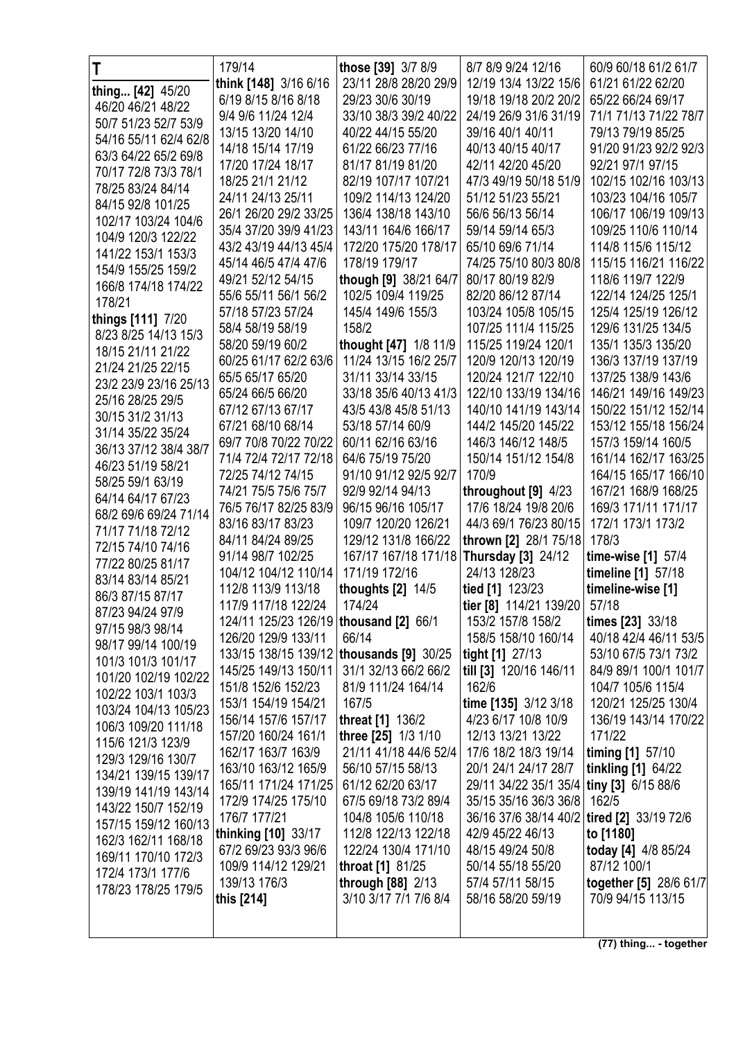# T

**thing... [42]** 45/20 46/20 46/21 48/22 50/7 51/23 52/7 53/9 54/16 55/11 62/4 62/8 63/3 64/22 65/2 69/8 70/17 72/8 73/3 78/1 78/25 83/24 84/14 84/15 92/8 101/25 102/17 103/24 104/6 104/9 120/3 122/22 141/22 153/1 153/3 154/9 155/25 159/2 166/8 174/18 174/22 178/21

**things [111]** 7/20 8/23 8/25 14/13 15/3 18/15 21/11 21/22 21/24 21/25 22/15 23/2 23/9 23/16 25/13 25/16 28/25 29/5 30/15 31/2 31/13 31/14 35/22 35/24 36/13 37/12 38/4 38/7 46/23 51/19 58/21 58/25 59/1 63/19 64/14 64/17 67/23 68/2 69/6 69/24 71/14 71/17 71/18 72/12 72/15 74/10 74/16 77/22 80/25 81/17 83/14 83/14 85/21 86/3 87/15 87/17 87/23 94/24 97/9 97/15 98/3 98/14 98/17 99/14 100/19 101/3 101/3 101/17 101/20 102/19 102/22 102/22 103/1 103/3 103/24 104/13 105/23 106/3 109/20 111/18 115/6 121/3 123/9 129/3 129/16 130/7 134/21 139/15 139/17 139/19 141/19 143/14 143/22 150/7 152/19 157/15 159/12 160/13 162/3 162/11 168/18 169/11 170/10 172/3 172/4 173/1 177/6 178/23 178/25 179/5 179/14

**think [148]** 3/16 6/16 6/19 8/15 8/16 8/18 9/4 9/6 11/24 12/4 13/15 13/20 14/10 14/18 15/14 17/19 17/20 17/24 18/17 18/25 21/1 21/12 24/11 24/13 25/11 26/1 26/20 29/2 33/25 35/4 37/20 39/9 41/23 43/2 43/19 44/13 45/4 45/14 46/5 47/4 47/6 49/21 52/12 54/15 55/6 55/11 56/1 56/2 57/18 57/23 57/24 58/4 58/19 58/19 58/20 59/19 60/2 60/25 61/17 62/2 63/6 65/5 65/17 65/20 65/24 66/5 66/20 67/12 67/13 67/17 67/21 68/10 68/14 69/7 70/8 70/22 70/22 71/4 72/4 72/17 72/18 72/25 74/12 74/15 74/21 75/5 75/6 75/7 76/5 76/17 82/25 83/9 83/16 83/17 83/23 84/11 84/24 89/25 91/14 98/7 102/25 104/12 104/12 110/14 112/8 113/9 113/18 117/9 117/18 122/24 124/11 125/23 126/19 126/20 129/9 133/11 133/15 138/15 139/12 145/25 149/13 150/11 151/8 152/6 152/23 153/1 154/19 154/21 156/14 157/6 157/17 157/20 160/24 161/1 162/17 163/7 163/9 163/10 163/12 165/9 165/11 171/24 171/25 172/9 174/25 175/10 176/7 177/21

**thinking [10]** 33/17 67/2 69/23 93/3 96/6 109/9 114/12 129/21 139/13 176/3

**this [214]**

**those [39]** 3/7 8/9 23/11 28/8 28/20 29/9 29/23 30/6 30/19 33/10 38/3 39/2 40/22 40/22 44/15 55/20 61/22 66/23 77/16 81/17 81/19 81/20 82/19 107/17 107/21 109/2 114/13 124/20 136/4 138/18 143/10 143/11 164/6 166/17 172/20 175/20 178/17 178/19 179/17

**though [9]** 38/21 64/7 102/5 109/4 119/25 145/4 149/6 155/3 158/2

**thought [47]** 1/8 11/9 11/24 13/15 16/2 25/7 31/11 33/14 33/15 33/18 35/6 40/13 41/3 43/5 43/8 45/8 51/13 53/18 57/14 60/9 60/11 62/16 63/16 64/6 75/19 75/20 91/10 91/12 92/5 92/7 92/9 92/14 94/13 96/15 96/16 105/17 109/7 120/20 126/21 129/12 131/8 166/22 167/17 167/18 171/18 171/19 172/16

**thoughts [2]** 14/5 174/24

**thousand [2]** 66/1 66/14

**thousands [9]** 30/25 31/1 32/13 66/2 66/2 81/9 111/24 164/14 167/5

**threat [1]** 136/2

**three [25]** 1/3 1/10 21/11 41/18 44/6 52/4 56/10 57/15 58/13 61/12 62/20 63/17 67/5 69/18 73/2 89/4 104/8 105/6 110/18 112/8 122/13 122/18 122/24 130/4 171/10

**throat [1]** 81/25

**through [88]** 2/13 3/10 3/17 7/1 7/6 8/4 8/7 8/9 9/24 12/16 12/19 13/4 13/22 15/6 19/18 19/18 20/2 20/2 24/19 26/9 31/6 31/19 39/16 40/1 40/11 40/13 40/15 40/17 42/11 42/20 45/20 47/3 49/19 50/18 51/9 51/12 51/23 55/21 56/6 56/13 56/14 59/14 59/14 65/3 65/10 69/6 71/14 74/25 75/10 80/3 80/8 80/17 80/19 82/9 82/20 86/12 87/14 103/24 105/8 105/15 107/25 111/4 115/25 115/25 119/24 120/1 120/9 120/13 120/19 120/24 121/7 122/10 122/10 133/19 134/16 140/10 141/19 143/14 144/2 145/20 145/22 146/3 146/12 148/5 150/14 151/12 154/8 170/9

**throughout [9]** 4/23 17/6 18/24 19/8 20/6 44/3 69/1 76/23 80/15

**thrown [2]** 28/1 75/18

**Thursday [3]** 24/12 24/13 128/23

**tied [1]** 123/23

**tier [8]** 114/21 139/20 153/2 157/8 158/2 158/5 158/10 160/14

**tight [1]** 27/13

**till [3]** 120/16 146/11 162/6

**time [135]** 3/12 3/18 4/23 6/17 10/8 10/9 12/13 13/21 13/22 17/6 18/2 18/3 19/14 20/1 24/1 24/17 28/7 29/11 34/22 35/1 35/4 35/15 35/16 36/3 36/8 36/16 37/6 38/14 40/2 42/9 45/22 46/13 48/15 49/24 50/8 50/14 55/18 55/20 57/4 57/11 58/15 58/16 58/20 59/19 60/9 60/18 61/2 61/7 61/21 61/22 62/20 65/22 66/24 69/17 71/1 71/13 71/22 78/7 79/13 79/19 85/25 91/20 91/23 92/2 92/3 92/21 97/1 97/15 102/15 102/16 103/13 103/23 104/16 105/7 106/17 106/19 109/13 109/25 110/6 110/14 114/8 115/6 115/12 115/15 116/21 116/22 118/6 119/7 122/9 122/14 124/25 125/1 125/4 125/19 126/12 129/6 131/25 134/5 135/1 135/3 135/20 136/3 137/19 137/19 137/25 138/9 143/6 146/21 149/16 149/23 150/22 151/12 152/14 153/12 155/18 156/24 157/3 159/14 160/5 161/14 162/17 163/25 164/15 165/17 166/10 167/21 168/9 168/25 169/3 171/11 171/17 172/1 173/1 173/2 178/3

**time-wise [1]** 57/4

**timeline [1]** 57/18

**timeline-wise [1]** 57/18

**times [23]** 33/18 40/18 42/4 46/11 53/5 53/10 67/5 73/1 73/2 84/9 89/1 100/1 101/7 104/7 105/6 115/4 120/21 125/25 130/4 136/19 143/14 170/22 171/22

**timing [1]** 57/10

**tinkling [1]** 64/22

**tiny [3]** 6/15 88/6 162/5

**tired [2]** 33/19 72/6

**to [1180]**

**today [4]** 4/8 85/24 87/12 100/1

**together [5]** 28/6 61/7 70/9 94/15 113/15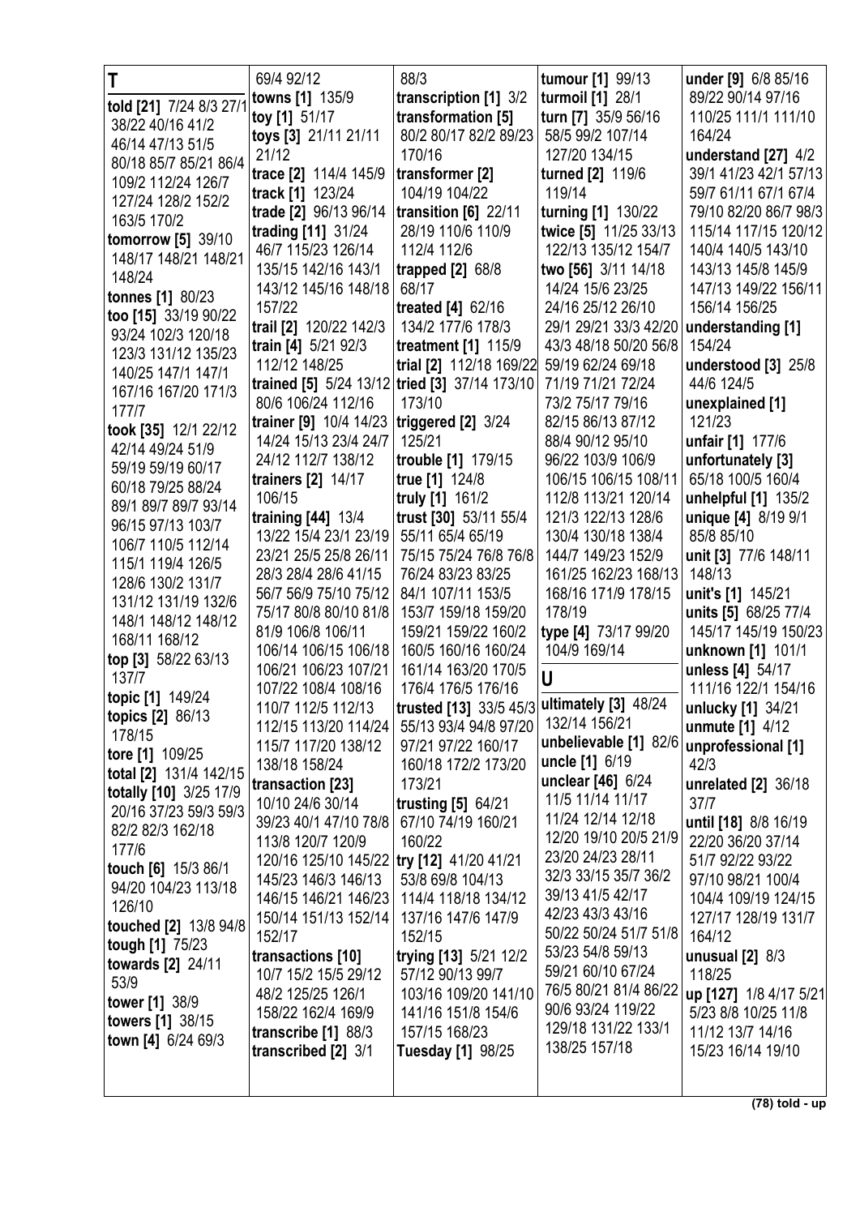# T

**told [21]** 7/24 8/3 27/1 38/22 40/16 41/2 46/14 47/13 51/5 80/18 85/7 85/21 86/4 109/2 112/24 126/7 127/24 128/2 152/2 163/5 170/2

**tomorrow [5]** 39/10 148/17 148/21 148/21 148/24

**tonnes [1]** 80/23

**too [15]** 33/19 90/22 93/24 102/3 120/18 123/3 131/12 135/23 140/25 147/1 147/1 167/16 167/20 171/3 177/7

**took [35]** 12/1 22/12 42/14 49/24 51/9 59/19 59/19 60/17 60/18 79/25 88/24 89/1 89/7 89/7 93/14 96/15 97/13 103/7 106/7 110/5 112/14 115/1 119/4 126/5 128/6 130/2 131/7 131/12 131/19 132/6 148/1 148/12 148/12 168/11 168/12

**top [3]** 58/22 63/13 137/7

**topic [1]** 149/24

**topics [2]** 86/13 178/15

**tore [1]** 109/25

**total [2]** 131/4 142/15

**totally [10]** 3/25 17/9 20/16 37/23 59/3 59/3 82/2 82/3 162/18 177/6

**touch [6]** 15/3 86/1 94/20 104/23 113/18 126/10

**touched [2]** 13/8 94/8

**tough [1]** 75/23

**towards [2]** 24/11 53/9

**tower [1]** 38/9

**towers [1]** 38/15

**town [4]** 6/24 69/3 69/4 92/12

**towns [1]** 135/9

**toy [1]** 51/17

**toys [3]** 21/11 21/11 21/12

**trace [2]** 114/4 145/9

**track [1]** 123/24

**trade [2]** 96/13 96/14

**trading [11]** 31/24 46/7 115/23 126/14 135/15 142/16 143/1 143/12 145/16 148/18 157/22

**trail [2]** 120/22 142/3

**train [4]** 5/21 92/3 112/12 148/25

**trained [5]** 5/24 13/12 80/6 106/24 112/16

**trainer [9]** 10/4 14/23 14/24 15/13 23/4 24/7 24/12 112/7 138/12

**trainers [2]** 14/17 106/15

**training [44]** 13/4 13/22 15/4 23/1 23/19 23/21 25/5 25/8 26/11 28/3 28/4 28/6 41/15 56/7 56/9 75/10 75/12 75/17 80/8 80/10 81/8 81/9 106/8 106/11 106/14 106/15 106/18 106/21 106/23 107/21 107/22 108/4 108/16 110/7 112/5 112/13 112/15 113/20 114/24 115/7 117/20 138/12 138/18 158/24

**transaction [23]** 10/10 24/6 30/14 39/23 40/1 47/10 78/8 113/8 120/7 120/9 120/16 125/10 145/22 145/23 146/3 146/13 146/15 146/21 146/23 150/14 151/13 152/14 152/17

**transactions [10]** 10/7 15/2 15/5 29/12 48/2 125/25 126/1 158/22 162/4 169/9

**transcribe [1]** 88/3

**transcribed [2]** 3/1 88/3

**transcription [1]** 3/2

**transformation [5]** 80/2 80/17 82/2 89/23 170/16

**transformer [2]** 104/19 104/22

**transition [6]** 22/11 28/19 110/6 110/9 112/4 112/6

**trapped [2]** 68/8 68/17

**treated [4]** 62/16 134/2 177/6 178/3

**treatment [1]** 115/9

**trial [2]** 112/18 169/22

**tried [3]** 37/14 173/10 173/10

**triggered [2]** 3/24 125/21

**trouble [1]** 179/15

**true [1]** 124/8

**truly [1]** 161/2

**trust [30]** 53/11 55/4 55/11 65/4 65/19 75/15 75/24 76/8 76/8 76/24 83/23 83/25 84/1 107/11 153/5 153/7 159/18 159/20 159/21 159/22 160/2 160/5 160/16 160/24 161/14 163/20 170/5 176/4 176/5 176/16

**trusted [13]** 33/5 45/3 55/13 93/4 94/8 97/20 97/21 97/22 160/17 160/18 172/2 173/20 173/21

**trusting [5]** 64/21 67/10 74/19 160/21 160/22

**try [12]** 41/20 41/21 53/8 69/8 104/13 114/4 118/18 134/12 137/16 147/6 147/9 152/15

**trying [13]** 5/21 12/2 57/12 90/13 99/7 103/16 109/20 141/10 141/16 151/8 154/6 157/15 168/23

**Tuesday [1]** 98/25

**tumour [1]** 99/13

**turmoil [1]** 28/1

**turn [7]** 35/9 56/16 58/5 99/2 107/14 127/20 134/15

**turned [2]** 119/6 119/14

**turning [1]** 130/22

**twice [5]** 11/25 33/13 122/13 135/12 154/7

**two [56]** 3/11 14/18 14/24 15/6 23/25 24/16 25/12 26/10 29/1 29/21 33/3 42/20 43/3 48/18 50/20 56/8 59/19 62/24 69/18 71/19 71/21 72/24 73/2 75/17 79/16 82/15 86/13 87/12 88/4 90/12 95/10 96/22 103/9 106/9 106/15 106/15 108/11 112/8 113/21 120/14 121/3 122/13 128/6 130/4 130/18 138/4 144/7 149/23 152/9 161/25 162/23 168/13 168/16 171/9 178/15 178/19

**type [4]** 73/17 99/20 104/9 169/14

# U

**ultimately [3]** 48/24 132/14 156/21

**unbelievable [1]** 82/6

**uncle [1]** 6/19

**unclear [46]** 6/24 11/5 11/14 11/17 11/24 12/14 12/18 12/20 19/10 20/5 21/9 23/20 24/23 28/11 32/3 33/15 35/7 36/2 39/13 41/5 42/17 42/23 43/3 43/16 50/22 50/24 51/7 51/8 53/23 54/8 59/13 59/21 60/10 67/24 76/5 80/21 81/4 86/22 90/6 93/24 119/22 129/18 131/22 133/1 138/25 157/18

**under [9]** 6/8 85/16 89/22 90/14 97/16 110/25 111/1 111/10 164/24

**understand [27]** 4/2 39/1 41/23 42/1 57/13 59/7 61/11 67/1 67/4 79/10 82/20 86/7 98/3 115/14 117/15 120/12 140/4 140/5 143/10 143/13 145/8 145/9 147/13 149/22 156/11 156/14 156/25

**understanding [1]** 154/24

**understood [3]** 25/8 44/6 124/5

**unexplained [1]** 121/23

**unfair [1]** 177/6

**unfortunately [3]** 65/18 100/5 160/4

**unhelpful [1]** 135/2

**unique [4]** 8/19 9/1 85/8 85/10

**unit [3]** 77/6 148/11 148/13

**unit's [1]** 145/21

**units [5]** 68/25 77/4 145/17 145/19 150/23

**unknown [1]** 101/1

**unless [4]** 54/17 111/16 122/1 154/16

**unlucky [1]** 34/21

**unmute [1]** 4/12

**unprofessional [1]** 42/3

**unrelated [2]** 36/18 37/7

**until [18]** 8/8 16/19 22/20 36/20 37/14 51/7 92/22 93/22 97/10 98/21 100/4 104/4 109/19 124/15 127/17 128/19 131/7 164/12

**unusual [2]** 8/3 118/25

**up [127]** 1/8 4/17 5/21 5/23 8/8 10/25 11/8 11/12 13/7 14/16 15/23 16/14 19/10

(78) told - up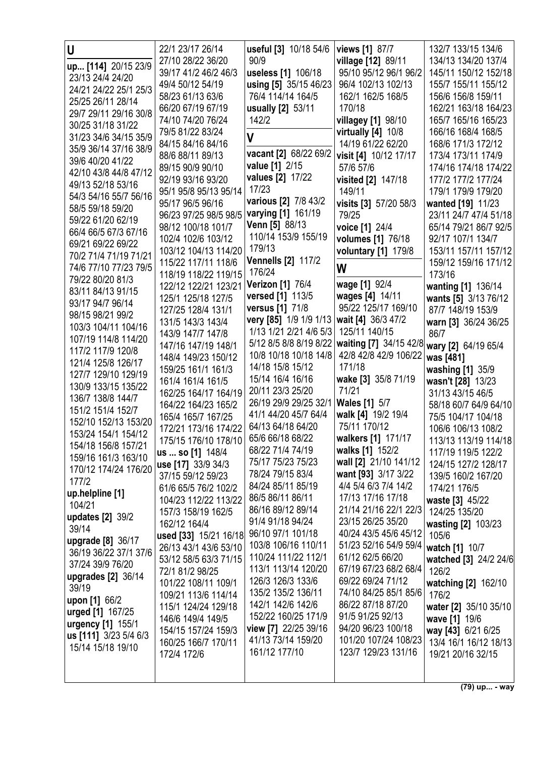## U

**up... [114]** 20/15 23/9 23/13 24/4 24/20 24/21 24/22 25/1 25/3 25/25 26/11 28/14 29/7 29/11 29/16 30/8 30/25 31/18 31/22 31/23 34/6 34/15 35/9 35/9 36/14 37/16 38/9 39/6 40/20 41/22 42/10 43/8 44/8 47/12 49/13 52/18 53/16 54/3 54/16 55/7 56/16 58/5 59/18 59/20 59/22 61/20 62/19 66/4 66/5 67/3 67/16 69/21 69/22 69/22 70/2 71/4 71/19 71/21 74/6 77/10 77/23 79/5 79/22 80/20 81/3 83/11 84/13 91/15 93/17 94/7 96/14 98/15 98/21 99/2 103/3 104/11 104/16 107/19 114/8 114/20 117/2 117/9 120/8 121/4 125/8 126/17 127/7 129/10 129/19 130/9 133/15 135/22 136/7 138/8 144/7 151/2 151/4 152/7 152/10 152/13 153/20 153/24 154/1 154/12 154/18 156/8 157/21 159/16 161/3 163/10 170/12 174/24 176/20 177/2

**up.helpline [1]** 104/21

**updates [2]** 39/2 39/14

**upgrade [8]** 36/17 36/19 36/22 37/1 37/6 37/24 39/9 76/20

**upgrades [2]** 36/14 39/19

**upon [1]** 66/2

**urged [1]** 167/25

**urgency [1]** 155/1

**us [111]** 3/23 5/4 6/3 15/14 15/18 19/10 22/1 23/17 26/14 27/10 28/22 36/20 39/17 41/2 46/2 46/3 49/4 50/12 54/19 58/23 61/13 63/6 66/20 67/19 67/19 74/10 74/20 76/24 79/5 81/22 83/24 84/15 84/16 84/16 88/6 88/11 89/13 89/15 90/9 90/10 92/19 93/16 93/20 95/1 95/8 95/13 95/14 95/17 96/5 96/16 96/23 97/25 98/5 98/5 98/12 100/18 101/7 102/4 102/6 103/12 103/12 104/13 114/20 115/22 117/11 118/6 118/19 118/22 119/15 122/12 122/21 123/21 125/1 125/18 127/5 127/25 128/4 131/1 131/5 143/3 143/4 143/9 147/7 147/8 147/16 147/19 148/1 148/4 149/23 150/12 159/25 161/1 161/3 161/4 161/4 161/5 162/25 164/17 164/19 164/22 164/23 165/2 165/4 165/7 167/25 172/21 173/16 174/22 175/15 176/10 178/10

**us ... so [1]** 148/4

**use [17]** 33/9 34/3 37/15 59/12 59/23 61/6 65/5 76/2 102/2 104/23 112/22 113/22 157/3 158/19 162/5 162/12 164/4

**used [33]** 15/21 16/18 26/13 43/1 43/6 53/10 53/12 58/5 63/3 71/15 72/1 81/2 98/25 101/22 108/11 109/1 109/21 113/6 114/14 115/1 124/24 129/18 146/6 149/4 149/5 154/15 157/24 159/3 160/25 166/7 170/11 172/4 172/6

**useful [3]** 10/18 54/6 90/9

**useless [1]** 106/18

**using [5]** 35/15 46/23 76/4 114/14 164/5

**usually [2]** 53/11 142/2

## V

**vacant [2]** 68/22 69/2

**value [1]** 2/15

**values [2]** 17/22 17/23

**various [2]** 7/8 43/2

**varying [1]** 161/19

**Venn [5]** 88/13 110/14 153/9 155/19 179/13

**Vennells [2]** 117/2 176/24

**Verizon [1]** 76/4

**versed [1]** 113/5

**versus [1]** 71/8

**very [85]** 1/9 1/9 1/13 1/13 1/21 2/21 4/6 5/3 5/12 8/5 8/8 8/19 8/22 10/8 10/18 10/18 14/8 14/18 15/8 15/12 15/14 16/4 16/16 20/11 23/3 25/20 26/19 29/9 29/25 32/1 41/1 44/20 45/7 64/4 64/13 64/18 64/20 65/6 66/18 68/22 68/22 71/4 74/19 75/17 75/23 75/23 78/24 79/15 83/4 84/24 85/11 85/19 86/5 86/11 86/11 86/16 89/12 89/14 91/4 91/18 94/24 96/10 97/1 101/18 103/8 106/16 110/11 110/24 111/22 112/1 113/1 113/14 120/20 126/3 126/3 133/6 135/2 135/2 136/11 142/1 142/6 142/6 152/22 160/25 171/9

**view [7]** 22/25 39/16 41/13 73/14 159/20 161/12 177/10

**views [1]** 87/7

**village [12]** 89/11 95/10 95/12 96/1 96/2 96/4 102/13 102/13 162/1 162/5 168/5 170/18

**villagey [1]** 98/10

**virtually [4]** 10/8 14/19 61/22 62/20

**visit [4]** 10/12 17/17 57/6 57/6

**visited [2]** 147/18 149/11

**visits [3]** 57/20 58/3 79/25

**voice [1]** 24/4

**volumes [1]** 76/18

**voluntary [1]** 179/8

## W

**wage [1]** 92/4

**wages [4]** 14/11 95/22 125/17 169/10

**wait [4]** 36/3 47/2 125/11 140/15

**waiting [7]** 34/15 42/8 42/8 42/8 42/9 106/22 171/18

**wake [3]** 35/8 71/19 71/21

**Wales [1]** 5/7

**walk [4]** 19/2 19/4 75/11 170/12

**walkers [1]** 171/17

**walks [1]** 152/2

**wall [2]** 21/10 141/12

**want [93]** 3/17 3/22 4/4 5/4 6/3 7/4 14/2 17/13 17/16 17/18 21/14 21/16 22/1 22/3 23/15 26/25 35/20 40/24 43/5 45/6 45/12 51/23 52/16 54/9 59/4 61/12 62/5 66/20 67/19 67/23 68/2 68/4 69/22 69/24 71/12 74/10 84/25 85/1 85/6 86/22 87/18 87/20 91/5 91/25 92/13 94/20 96/23 100/18 101/20 107/24 108/23 123/7 129/23 131/16 132/7 133/15 134/6 134/13 134/20 137/4 145/11 150/12 152/18 155/7 155/11 155/12 156/6 156/8 159/11 162/21 163/18 164/23 165/7 165/16 165/23 166/16 168/4 168/5 168/6 171/3 172/12 173/4 173/11 174/9 174/16 174/18 174/22 177/2 177/2 177/24 179/1 179/9 179/20

**wanted [19]** 11/23 23/11 24/7 47/4 51/18 65/14 79/21 86/7 92/5 92/17 107/1 134/7 153/11 157/11 157/12 159/12 159/16 171/12 173/16

**wanting [1]** 136/14

**wants [5]** 3/13 76/12 87/7 148/19 153/9

**warn [3]** 36/24 36/25 86/7

**wary [2]** 64/19 65/4

**was [481]**

**washing [1]** 35/9

**wasn't [28]** 13/23 31/13 43/15 46/5 58/18 60/7 64/9 64/10 75/5 104/17 104/18 106/6 106/13 108/2 113/13 113/19 114/18 117/19 119/5 122/2 124/15 127/2 128/17 139/5 160/2 167/20 174/21 176/5

**waste [3]** 45/22 124/25 135/20

**wasting [2]** 103/23 105/6

**watch [1]** 10/7

**watched [3]** 24/2 24/6 126/2

**watching [2]** 162/10 176/2

**water [2]** 35/10 35/10

**wave [1]** 19/6

**way [43]** 6/21 6/25 13/4 16/1 16/12 18/13 19/21 20/16 32/15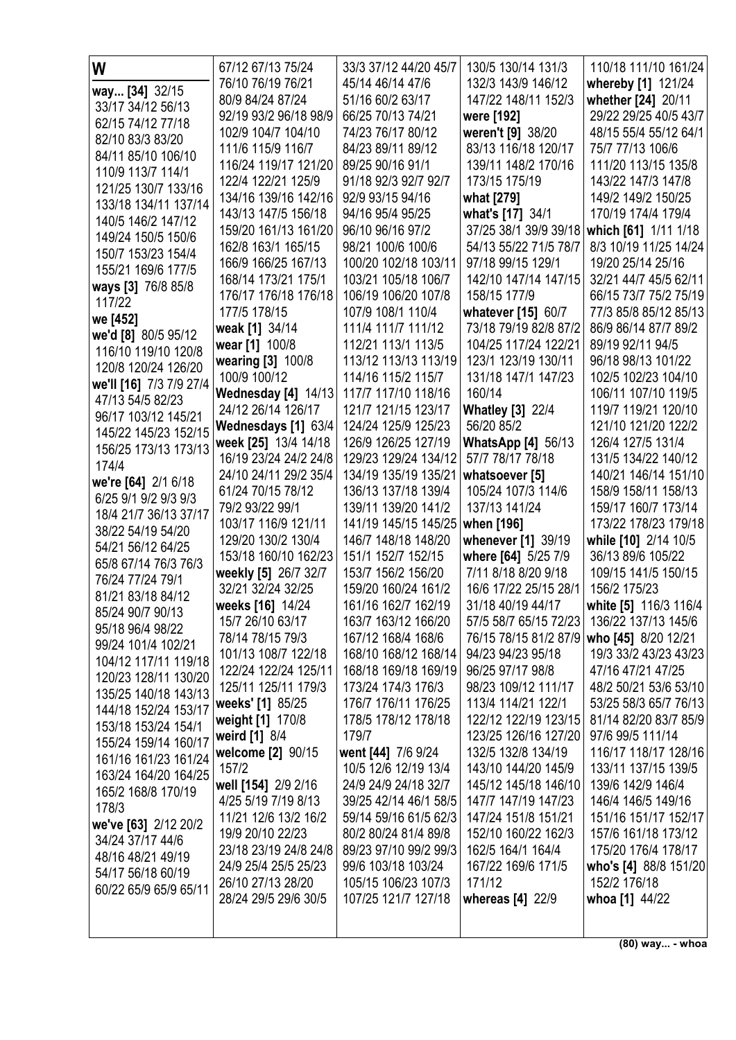# W

**way... [34]** 32/15 33/17 34/12 56/13 62/15 74/12 77/18 82/10 83/3 83/20 84/11 85/10 106/10 110/9 113/7 114/1 121/25 130/7 133/16 133/18 134/11 137/14 140/5 146/2 147/12 149/24 150/5 150/6 150/7 153/23 154/4 155/21 169/6 177/5

**ways [3]** 76/8 85/8 117/22

**we [452]**

**we'd [8]** 80/5 95/12 116/10 119/10 120/8 120/8 120/24 126/20

**we'll [16]** 7/3 7/9 27/4 47/13 54/5 82/23 96/17 103/12 145/21 145/22 145/23 152/15 156/25 173/13 173/13 174/4

**we're [64]** 2/1 6/18 6/25 9/1 9/2 9/3 9/3 18/4 21/7 36/13 37/17 38/22 54/19 54/20 54/21 56/12 64/25 65/8 67/14 76/3 76/3 76/24 77/24 79/1 81/21 83/18 84/12 85/24 90/7 90/13 95/18 96/4 98/22 99/24 101/4 102/21 104/12 117/11 119/18 120/23 128/11 130/20 135/25 140/18 143/13 144/18 152/24 153/17 153/18 153/24 154/1 155/24 159/14 160/17 161/16 161/23 161/24 163/24 164/20 164/25 165/2 168/8 170/19 178/3

**we've [63]** 2/12 20/2 34/24 37/17 44/6 48/16 48/21 49/19 54/17 56/18 60/19 60/22 65/9 65/9 65/11 67/12 67/13 75/24 76/10 76/19 76/21 80/9 84/24 87/24 92/19 93/2 96/18 98/9 102/9 104/7 104/10 111/6 115/9 116/7 116/24 119/17 121/20 122/4 122/21 125/9 134/16 139/16 142/16 143/13 147/5 156/18 159/20 161/13 161/20 162/8 163/1 165/15 166/9 166/25 167/13 168/14 173/21 175/1 176/17 176/18 176/18 177/5 178/15

**weak [1]** 34/14

**wear [1]** 100/8

**wearing [3]** 100/8 100/9 100/12

**Wednesday [4]** 14/13 24/12 26/14 126/17

**Wednesdays [1]** 63/4

**week [25]** 13/4 14/18 16/19 23/24 24/2 24/8 24/10 24/11 29/2 35/4 61/24 70/15 78/12 79/2 93/22 99/1 103/17 116/9 121/11 129/20 130/2 130/4 153/18 160/10 162/23

**weekly [5]** 26/7 32/7 32/21 32/24 32/25

**weeks [16]** 14/24 15/7 26/10 63/17 78/14 78/15 79/3 101/13 108/7 122/18 122/24 122/24 125/11 125/11 125/11 179/3

**weeks' [1]** 85/25

**weight [1]** 170/8

**weird [1]** 8/4

**welcome [2]** 90/15 157/2

**well [154]** 2/9 2/16 4/25 5/19 7/19 8/13 11/21 12/6 13/2 16/2 19/9 20/10 22/23 23/18 23/19 24/8 24/8 24/9 25/4 25/5 25/23 26/10 27/13 28/20 28/24 29/5 29/6 30/5 33/3 37/12 44/20 45/7 45/14 46/14 47/6 51/16 60/2 63/17 66/25 70/13 74/21 74/23 76/17 80/12 84/23 89/11 89/12 89/25 90/16 91/1 91/18 92/3 92/7 92/7 92/9 93/15 94/16 94/16 95/4 95/25 96/10 96/16 97/2 98/21 100/6 100/6 100/20 102/18 103/11 103/21 105/18 106/7 106/19 106/20 107/8 107/9 108/1 110/4 111/4 111/7 111/12 112/21 113/1 113/5 113/12 113/13 113/19 114/16 115/2 115/7 117/7 117/10 118/16 121/7 121/15 123/17 124/24 125/9 125/23 126/9 126/25 127/19 129/23 129/24 134/12 134/19 135/19 135/21 136/13 137/18 139/4 139/11 139/20 141/2 141/19 145/15 145/25 146/7 148/18 148/20 151/1 152/7 152/15 153/7 156/2 156/20 159/20 160/24 161/2 161/16 162/7 162/19 163/7 163/12 166/20 167/12 168/4 168/6 168/10 168/12 168/14 168/18 169/18 169/19 173/24 174/3 176/3 176/7 176/11 176/25 178/5 178/12 178/18 179/7

**went [44]** 7/6 9/24 10/5 12/6 12/19 13/4 24/9 24/9 24/18 32/7 39/25 42/14 46/1 58/5 59/14 59/16 61/5 62/3 80/2 80/24 81/4 89/8 89/23 97/10 99/2 99/3 99/6 103/18 103/24 105/15 106/23 107/3 107/25 121/7 127/18 130/5 130/14 131/3 132/3 143/9 146/12 147/22 148/11 152/3

**were [192]**

**weren't [9]** 38/20 83/13 116/18 120/17 139/11 148/2 170/16 173/15 175/19

**what [279]**

**what's [17]** 34/1 37/25 38/1 39/9 39/18 54/13 55/22 71/5 78/7 97/18 99/15 129/1 142/10 147/14 147/15 158/15 177/9

**whatever [15]** 60/7 73/18 79/19 82/8 87/2 104/25 117/24 122/21 123/1 123/19 130/11 131/18 147/1 147/23 160/14

**Whatley [3]** 22/4 56/20 85/2

**WhatsApp [4]** 56/13 57/7 78/17 78/18

**whatsoever [5]** 105/24 107/3 114/6 137/13 141/24

**when [196]**

**whenever [1]** 39/19

**where [64]** 5/25 7/9 7/11 8/18 8/20 9/18 16/6 17/22 25/15 28/1 31/18 40/19 44/17 57/5 58/7 65/15 72/23 76/15 78/15 81/2 87/9 94/23 94/23 95/18 96/25 97/17 98/8 98/23 109/12 111/17 113/4 114/21 122/1 122/12 122/19 123/15 123/25 126/16 127/20 132/5 132/8 134/19 143/10 144/20 145/9 145/12 145/18 146/10 147/7 147/19 147/23 147/24 151/8 151/21 152/10 160/22 162/3 162/5 164/1 164/4 167/22 169/6 171/5 171/12

**whereas [4]** 22/9 110/18 111/10 161/24

**whereby [1]** 121/24

**whether [24]** 20/11 29/22 29/25 40/5 43/7 48/15 55/4 55/12 64/1 75/7 77/13 106/6 111/20 113/15 135/8 143/22 147/3 147/8 149/2 149/2 150/25 170/19 174/4 179/4

**which [61]** 1/11 1/18 8/3 10/19 11/25 14/24 19/20 25/14 25/16 32/21 44/7 45/5 62/11 66/15 73/7 75/2 75/19 77/3 85/8 85/12 85/13 86/9 86/14 87/7 89/2 89/19 92/11 94/5 96/18 98/13 101/22 102/5 102/23 104/10 106/11 107/10 119/5 119/7 119/21 120/10 121/10 121/20 122/2 126/4 127/5 131/4 131/5 134/22 140/12 140/21 146/14 151/10 158/9 158/11 158/13 159/17 160/7 173/14 173/22 178/23 179/18

**while [10]** 2/14 10/5 36/13 89/6 105/22 109/15 141/5 150/15 156/2 175/23

**white [5]** 116/3 116/4 136/22 137/13 145/6

**who [45]** 8/20 12/21 19/3 33/2 43/23 43/23 47/16 47/21 47/25 48/2 50/21 53/6 53/10 53/25 58/3 65/7 76/13 81/14 82/20 83/7 85/9 97/6 99/5 111/14 116/17 118/17 128/16 133/11 137/15 139/5 139/6 142/9 146/4 146/4 146/5 149/16 151/16 151/17 152/17 157/6 161/18 173/12 175/20 176/4 178/17

**who's [4]** 88/8 151/20 152/2 176/18

**whoa [1]** 44/22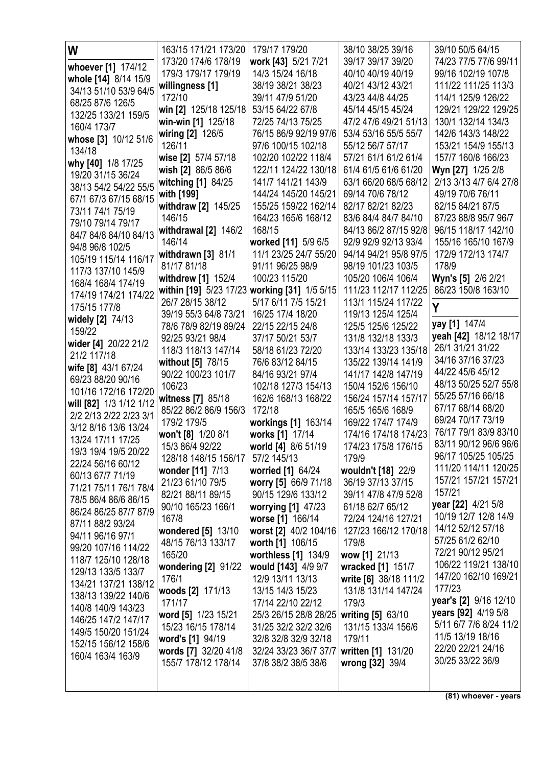## W

**whoever [1]** 174/12
**whole [14]** 8/14 15/9 34/13 51/10 53/9 64/5 68/25 87/6 126/5 132/25 133/21 159/5 160/4 173/7
**whose [3]** 10/12 51/6 134/18
**why [40]** 1/8 17/25 19/20 31/15 36/24 38/13 54/2 54/22 55/5 67/1 67/3 67/15 68/15 73/11 74/1 75/19 79/10 79/14 79/17 84/7 84/8 84/10 84/13 94/8 96/8 102/5 105/19 115/14 116/17 117/3 137/10 145/9 168/4 168/4 174/19 174/19 174/21 174/22 175/15 177/8
**widely [2]** 74/13 159/22
**wider [4]** 20/22 21/2 21/2 117/18
**wife [8]** 43/1 67/24 69/23 88/20 90/16 101/16 172/16 172/20
**will [82]** 1/3 1/12 1/12 2/2 2/13 2/22 2/23 3/1 3/12 8/16 13/6 13/24 13/24 17/11 17/25 19/3 19/4 19/5 20/22 22/24 56/16 60/12 60/13 67/7 71/19 71/21 75/11 76/1 78/4 78/5 86/4 86/6 86/15 86/24 86/25 87/7 87/9 87/11 88/2 93/24 94/11 96/16 97/1 99/20 107/16 114/22 118/7 125/10 128/18 129/13 133/5 133/7 134/21 137/21 138/12 138/13 139/22 140/6 140/8 140/9 143/23 146/25 147/2 147/17 149/5 150/20 151/24 152/15 156/12 158/6 160/4 163/4 163/9 163/15 171/21 173/20 173/20 174/6 178/19 179/3 179/17 179/19 179/17 179/20
**willingness [1]** 172/10
**win [2]** 125/18 125/18
**win-win [1]** 125/18
**wiring [2]** 126/5 126/11
**wise [2]** 57/4 57/18
**wish [2]** 86/5 86/6
**witching [1]** 84/25
**with [199]**
**withdraw [2]** 145/25 146/15
**withdrawal [2]** 146/2 146/14
**withdrawn [3]** 81/1 81/17 81/18
**withdrew [1]** 152/4
**within [19]** 5/23 17/23 26/7 28/15 38/12 39/19 55/3 64/8 73/21 78/6 78/9 82/19 89/24 92/25 93/21 98/4 118/3 118/13 147/14
**without [5]** 78/15 90/22 100/23 101/7 106/23
**witness [7]** 85/18 85/22 86/2 86/9 156/3 179/2 179/5
**won't [8]** 1/20 8/1 15/3 86/4 92/22 128/18 148/15 156/17
**wonder [11]** 7/13 21/23 61/10 79/5 82/21 88/11 89/15 90/10 165/23 166/1 167/8
**wondered [5]** 13/10 48/15 76/13 133/17 165/20
**wondering [2]** 91/22 176/1
**woods [2]** 171/13 171/17
**word [5]** 1/23 15/21 15/23 16/15 178/14
**word's [1]** 94/19
**words [7]** 32/20 41/8 155/7 178/12 178/14
**work [43]** 5/21 7/21 14/3 15/24 16/18 38/19 38/21 38/23 39/11 47/9 51/20 53/15 64/22 67/8 72/25 74/13 75/25 76/15 86/9 92/19 97/6 97/6 100/15 102/18 102/20 102/22 118/4 122/11 124/22 130/18 141/7 141/21 143/9 144/24 145/20 145/21 155/25 159/22 162/14 164/23 165/6 168/12 168/15
**worked [11]** 5/9 6/5 11/1 23/25 24/7 55/20 91/11 96/25 98/9 100/23 115/20
**working [31]** 1/5 5/15 5/17 6/11 7/5 15/21 16/25 17/4 18/20 22/15 22/15 24/8 37/17 50/21 53/7 58/18 61/23 72/20 76/6 83/12 84/15 84/16 93/21 97/4 102/18 127/3 154/13 162/6 168/13 168/22 172/18
**workings [1]** 163/14
**works [1]** 17/14
**world [4]** 8/6 51/19 57/2 145/13
**worried [1]** 64/24
**worry [5]** 66/9 71/18 90/15 129/6 133/12
**worrying [1]** 47/23
**worse [1]** 166/14
**worst [2]** 40/2 104/16
**worth [1]** 106/15
**worthless [1]** 134/9
**would [143]** 4/9 9/7 12/9 13/11 13/13 13/15 14/3 15/23 17/14 22/10 22/12 25/3 26/15 28/8 28/25 31/25 32/2 32/2 32/6 32/8 32/8 32/9 32/18 32/24 33/23 36/7 37/7 37/8 38/2 38/5 38/6 38/10 38/25 39/16 39/17 39/17 39/20 40/10 40/19 40/19 40/21 43/12 43/21 43/23 44/8 44/25 45/14 45/15 45/24 47/2 47/6 49/21 51/13 53/4 53/16 55/5 55/7 55/12 56/7 57/17 57/21 61/1 61/2 61/4 61/4 61/5 61/6 61/20 63/1 66/20 68/5 68/12 69/14 70/6 78/12 82/17 82/21 82/23 83/6 84/4 84/7 84/10 84/13 86/2 87/15 92/8 92/9 92/9 92/13 93/4 94/14 94/21 95/8 97/5 98/19 101/23 103/5 105/20 106/4 106/4 111/23 112/17 112/25 113/1 115/24 117/22 119/13 125/4 125/4 125/5 125/6 125/22 131/8 132/18 133/3 133/14 133/23 135/18 135/22 139/14 141/9 141/17 142/8 147/19 150/4 152/6 156/10 156/24 157/14 157/17 165/5 165/6 168/9 169/22 174/7 174/9 174/16 174/18 174/23 174/23 175/8 176/15 179/9
**wouldn't [18]** 22/9 36/19 37/13 37/15 39/11 47/8 47/9 52/8 61/18 62/7 65/12 72/24 124/16 127/21 127/23 166/12 170/18 179/8
**wow [1]** 21/13
**wracked [1]** 151/7
**write [6]** 38/18 111/2 131/8 131/14 147/24 179/3
**writing [5]** 63/10 131/15 133/4 156/6 179/11
**written [1]** 131/20
**wrong [32]** 39/4 39/10 50/5 64/15 74/23 77/5 77/6 99/11 99/16 102/19 107/8 111/22 111/25 113/3 114/1 125/9 126/22 129/21 129/22 129/25 130/1 132/14 134/3 142/6 143/3 148/22 153/21 154/9 155/13 157/7 160/8 166/23
**Wyn [27]** 1/25 2/8 2/13 3/13 4/7 6/4 27/8 49/19 70/6 76/11 82/15 84/21 87/5 87/23 88/8 95/7 96/7 96/15 118/17 142/10 155/16 165/10 167/9 172/9 172/13 174/7 178/9
**Wyn's [5]** 2/6 2/21 86/23 150/8 163/10

## Y

**yay [1]** 147/4
**yeah [42]** 18/12 18/17 26/1 31/21 31/22 34/16 37/16 37/23 44/22 45/6 45/12 48/13 50/25 52/7 55/8 55/25 57/16 66/18 67/17 68/14 68/20 69/24 70/17 73/19 76/17 79/1 83/9 83/10 83/11 90/12 96/6 96/6 96/17 105/25 105/25 111/20 114/11 120/25 157/21 157/21 157/21 157/21
**year [22]** 4/21 5/8 10/19 12/7 12/8 14/9 14/12 52/12 57/18 57/25 61/2 62/10 72/21 90/12 95/21 106/22 119/21 138/10 147/20 162/10 169/21 177/23
**year's [2]** 9/16 12/10
**years [92]** 4/19 5/8 5/11 6/7 7/6 8/24 11/2 11/5 13/19 18/16 22/20 22/21 24/16 30/25 33/22 36/9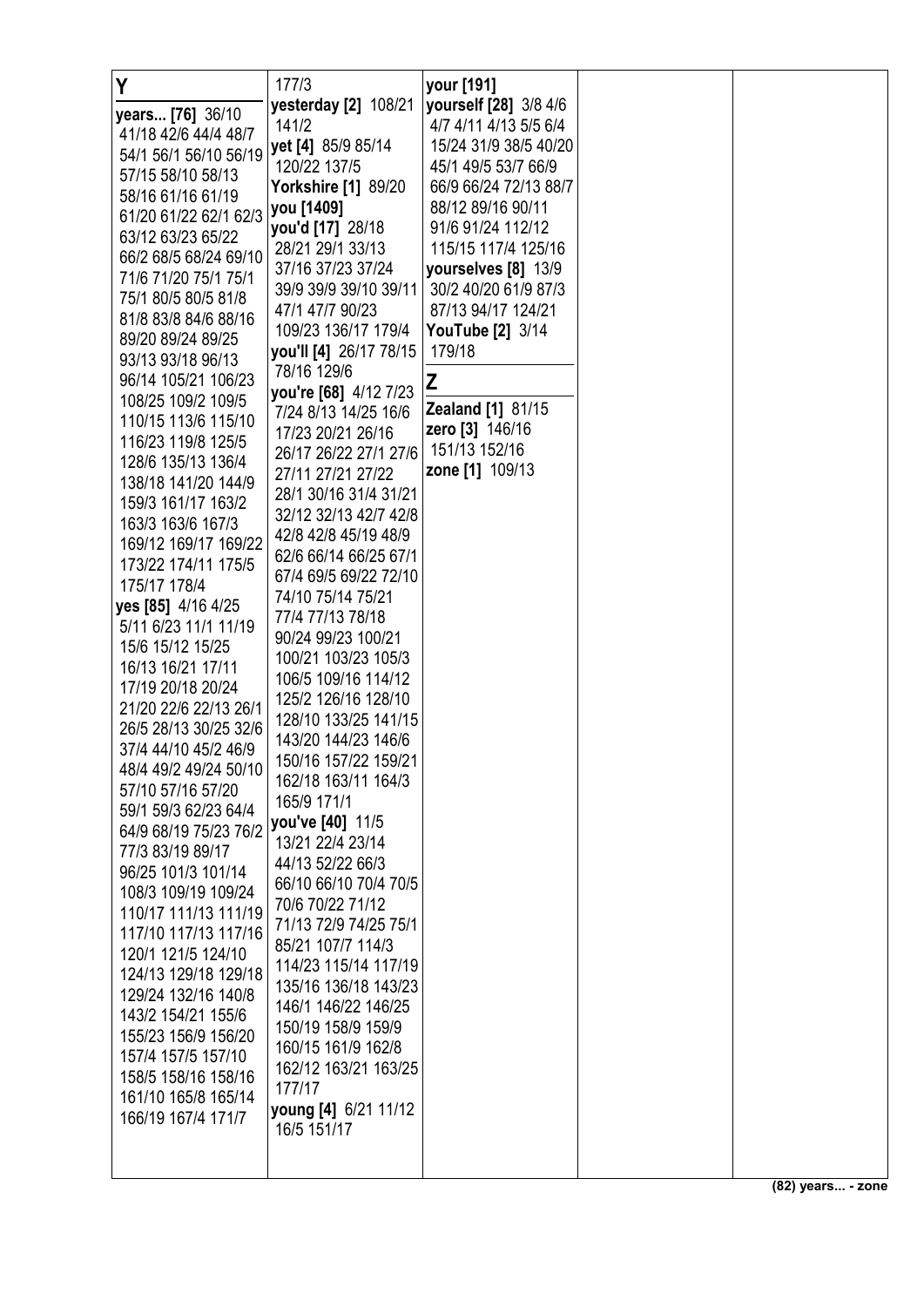## Y

**years... [76]** 36/10 41/18 42/6 44/4 48/7 54/1 56/1 56/10 56/19 57/15 58/10 58/13 58/16 61/16 61/19 61/20 61/22 62/1 62/3 63/12 63/23 65/22 66/2 68/5 68/24 69/10 71/6 71/20 75/1 75/1 75/1 80/5 80/5 81/8 81/8 83/8 84/6 88/16 89/20 89/24 89/25 93/13 93/18 96/13 96/14 105/21 106/23 108/25 109/2 109/5 110/15 113/6 115/10 116/23 119/8 125/5 128/6 135/13 136/4 138/18 141/20 144/9 159/3 161/17 163/2 163/3 163/6 167/3 169/12 169/17 169/22 173/22 174/11 175/5 175/17 178/4

**yes [85]** 4/16 4/25 5/11 6/23 11/1 11/19 15/6 15/12 15/25 16/13 16/21 17/11 17/19 20/18 20/24 21/20 22/6 22/13 26/1 26/5 28/13 30/25 32/6 37/4 44/10 45/2 46/9 48/4 49/2 49/24 50/10 57/10 57/16 57/20 59/1 59/3 62/23 64/4 64/9 68/19 75/23 76/2 77/3 83/19 89/17 96/25 101/3 101/14 108/3 109/19 109/24 110/17 111/13 111/19 117/10 117/13 117/16 120/1 121/5 124/10 124/13 129/18 129/18 129/24 132/16 140/8 143/2 154/21 155/6 155/23 156/9 156/20 157/4 157/5 157/10 158/5 158/16 158/16 161/10 165/8 165/14 166/19 167/4 171/7 177/3

**yesterday [2]** 108/21 141/2

**yet [4]** 85/9 85/14 120/22 137/5

**Yorkshire [1]** 89/20

**you [1409]**

**you'd [17]** 28/18 28/21 29/1 33/13 37/16 37/23 37/24 39/9 39/9 39/10 39/11 47/1 47/7 90/23 109/23 136/17 179/4

**you'll [4]** 26/17 78/15 78/16 129/6

**you're [68]** 4/12 7/23 7/24 8/13 14/25 16/6 17/23 20/21 26/16 26/17 26/22 27/1 27/6 27/11 27/21 27/22 28/1 30/16 31/4 31/21 32/12 32/13 42/7 42/8 42/8 42/8 45/19 48/9 62/6 66/14 66/25 67/1 67/4 69/5 69/22 72/10 74/10 75/14 75/21 77/4 77/13 78/18 90/24 99/23 100/21 100/21 103/23 105/3 106/5 109/16 114/12 125/2 126/16 128/10 128/10 133/25 141/15 143/20 144/23 146/6 150/16 157/22 159/21 162/18 163/11 164/3 165/9 171/1

**you've [40]** 11/5 13/21 22/4 23/14 44/13 52/22 66/3 66/10 66/10 70/4 70/5 70/6 70/22 71/12 71/13 72/9 74/25 75/1 85/21 107/7 114/3 114/23 115/14 117/19 135/16 136/18 143/23 146/1 146/22 146/25 150/19 158/9 159/9 160/15 161/9 162/8 162/12 163/21 163/25 177/17

**young [4]** 6/21 11/12 16/5 151/17

**your [191]**

**yourself [28]** 3/8 4/6 4/7 4/11 4/13 5/5 6/4 15/24 31/9 38/5 40/20 45/1 49/5 53/7 66/9 66/9 66/24 72/13 88/7 88/12 89/16 90/11 91/6 91/24 112/12 115/15 117/4 125/16

**yourselves [8]** 13/9 30/2 40/20 61/9 87/3 87/13 94/17 124/21

**YouTube [2]** 3/14 179/18

## Z

**Zealand [1]** 81/15

**zero [3]** 146/16 151/13 152/16

**zone [1]** 109/13